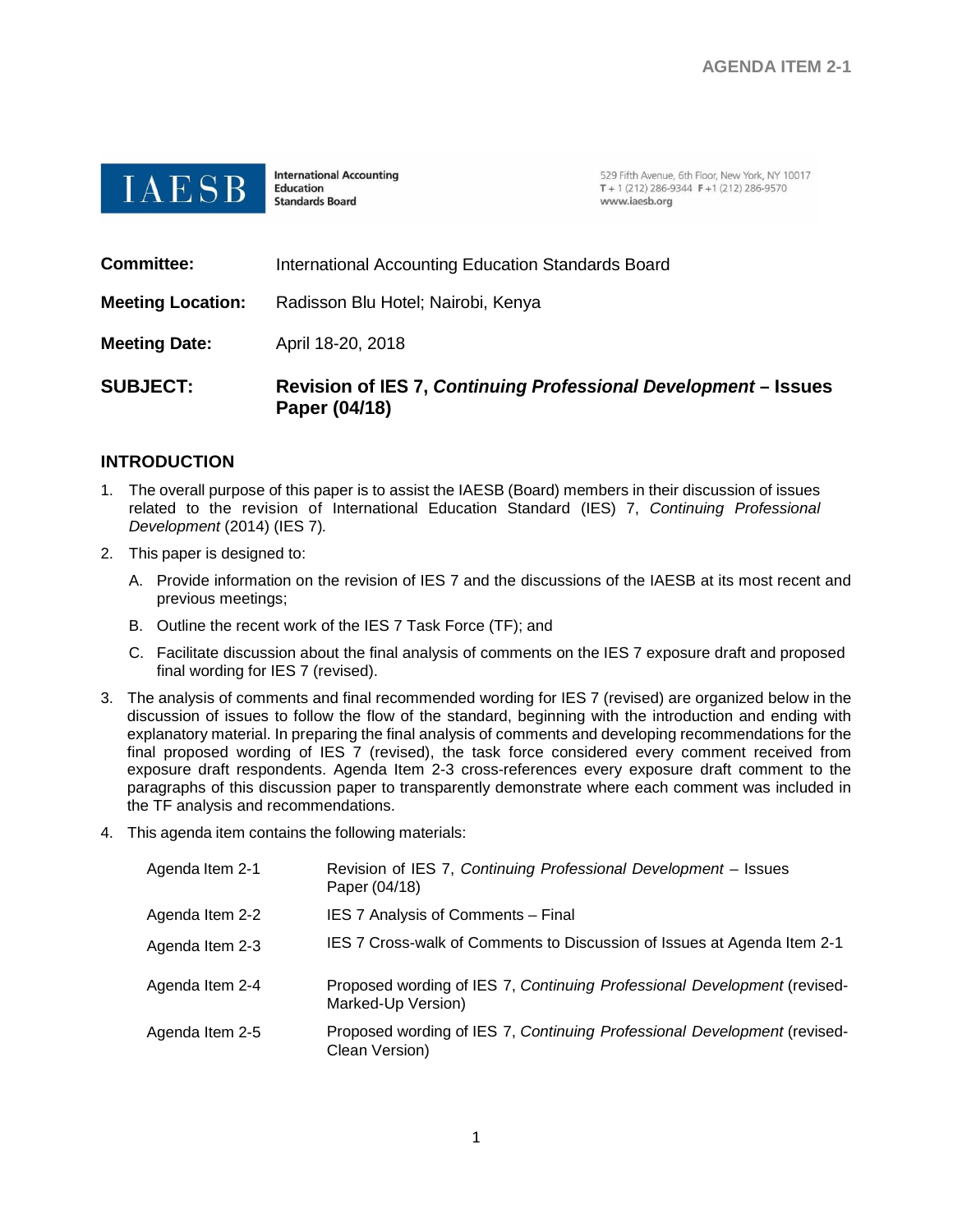AGENDA ITEM 2-1

**IAESB** International Accounting Education Standards Board

529 Fifth Avenue, 6th Floor, New York, NY 10017
T + 1 (212) 286-9344 F +1 (212) 286-9570
www.iaesb.org

| | |
|---|---|
| **Committee:** | International Accounting Education Standards Board |
| **Meeting Location:** | Radisson Blu Hotel; Nairobi, Kenya |
| **Meeting Date:** | April 18-20, 2018 |
| **SUBJECT:** | **Revision of IES 7, *Continuing Professional Development* – Issues Paper (04/18)** |

## INTRODUCTION

1. The overall purpose of this paper is to assist the IAESB (Board) members in their discussion of issues related to the revision of International Education Standard (IES) 7, *Continuing Professional Development* (2014) (IES 7).
2. This paper is designed to:
   A. Provide information on the revision of IES 7 and the discussions of the IAESB at its most recent and previous meetings;
   B. Outline the recent work of the IES 7 Task Force (TF); and
   C. Facilitate discussion about the final analysis of comments on the IES 7 exposure draft and proposed final wording for IES 7 (revised).
3. The analysis of comments and final recommended wording for IES 7 (revised) are organized below in the discussion of issues to follow the flow of the standard, beginning with the introduction and ending with explanatory material. In preparing the final analysis of comments and developing recommendations for the final proposed wording of IES 7 (revised), the task force considered every comment received from exposure draft respondents. Agenda Item 2-3 cross-references every exposure draft comment to the paragraphs of this discussion paper to transparently demonstrate where each comment was included in the TF analysis and recommendations.
4. This agenda item contains the following materials:

| | |
|---|---|
| Agenda Item 2-1 | Revision of IES 7, *Continuing Professional Development* – Issues Paper (04/18) |
| Agenda Item 2-2 | IES 7 Analysis of Comments – Final |
| Agenda Item 2-3 | IES 7 Cross-walk of Comments to Discussion of Issues at Agenda Item 2-1 |
| Agenda Item 2-4 | Proposed wording of IES 7, *Continuing Professional Development* (revised-Marked-Up Version) |
| Agenda Item 2-5 | Proposed wording of IES 7, *Continuing Professional Development* (revised-Clean Version) |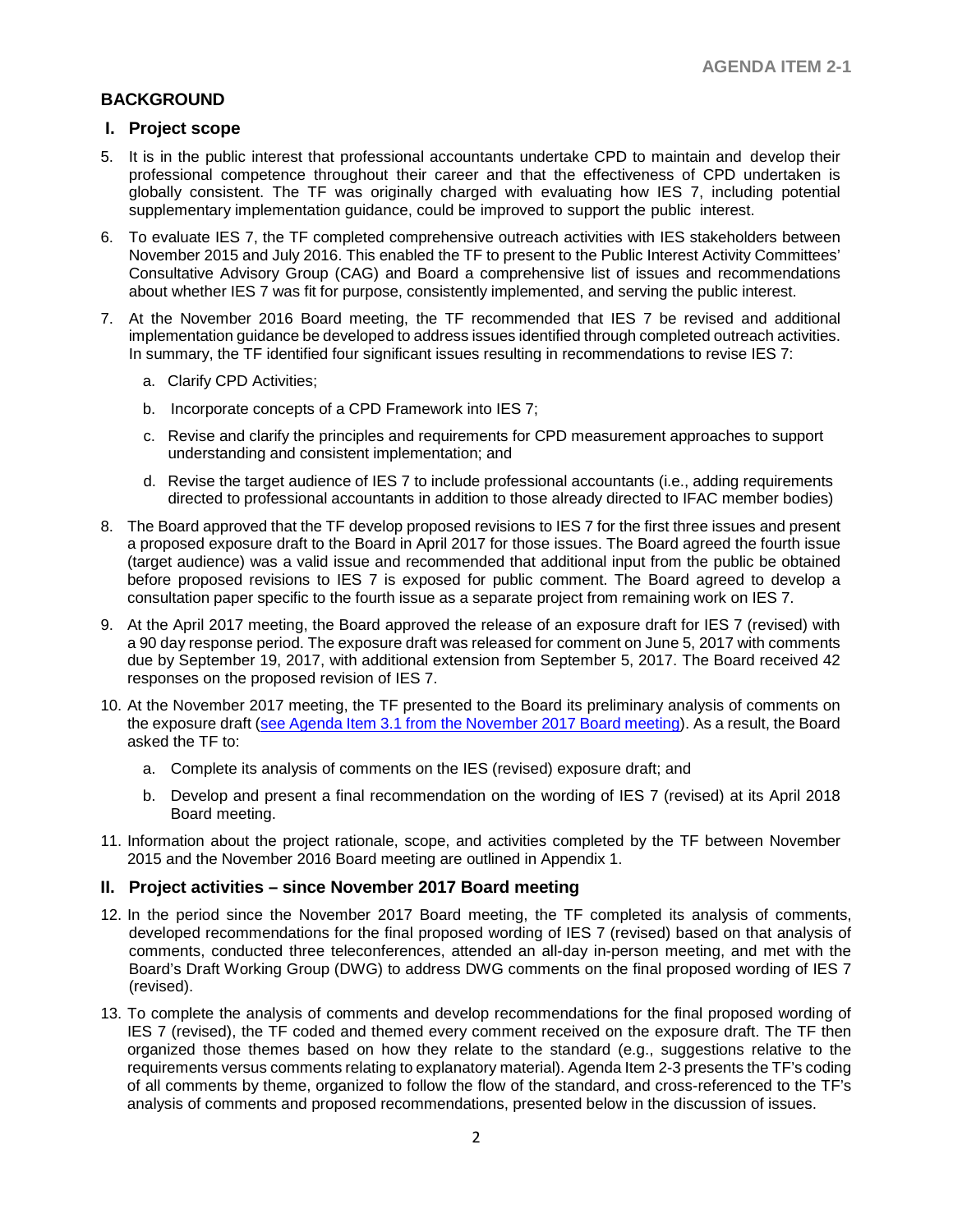## BACKGROUND

### I. Project scope

5. It is in the public interest that professional accountants undertake CPD to maintain and develop their professional competence throughout their career and that the effectiveness of CPD undertaken is globally consistent. The TF was originally charged with evaluating how IES 7, including potential supplementary implementation guidance, could be improved to support the public interest.

6. To evaluate IES 7, the TF completed comprehensive outreach activities with IES stakeholders between November 2015 and July 2016. This enabled the TF to present to the Public Interest Activity Committees' Consultative Advisory Group (CAG) and Board a comprehensive list of issues and recommendations about whether IES 7 was fit for purpose, consistently implemented, and serving the public interest.

7. At the November 2016 Board meeting, the TF recommended that IES 7 be revised and additional implementation guidance be developed to address issues identified through completed outreach activities. In summary, the TF identified four significant issues resulting in recommendations to revise IES 7:

   a. Clarify CPD Activities;

   b. Incorporate concepts of a CPD Framework into IES 7;

   c. Revise and clarify the principles and requirements for CPD measurement approaches to support understanding and consistent implementation; and

   d. Revise the target audience of IES 7 to include professional accountants (i.e., adding requirements directed to professional accountants in addition to those already directed to IFAC member bodies)

8. The Board approved that the TF develop proposed revisions to IES 7 for the first three issues and present a proposed exposure draft to the Board in April 2017 for those issues. The Board agreed the fourth issue (target audience) was a valid issue and recommended that additional input from the public be obtained before proposed revisions to IES 7 is exposed for public comment. The Board agreed to develop a consultation paper specific to the fourth issue as a separate project from remaining work on IES 7.

9. At the April 2017 meeting, the Board approved the release of an exposure draft for IES 7 (revised) with a 90 day response period. The exposure draft was released for comment on June 5, 2017 with comments due by September 19, 2017, with additional extension from September 5, 2017. The Board received 42 responses on the proposed revision of IES 7.

10. At the November 2017 meeting, the TF presented to the Board its preliminary analysis of comments on the exposure draft (see Agenda Item 3.1 from the November 2017 Board meeting). As a result, the Board asked the TF to:

    a. Complete its analysis of comments on the IES (revised) exposure draft; and

    b. Develop and present a final recommendation on the wording of IES 7 (revised) at its April 2018 Board meeting.

11. Information about the project rationale, scope, and activities completed by the TF between November 2015 and the November 2016 Board meeting are outlined in Appendix 1.

### II. Project activities – since November 2017 Board meeting

12. In the period since the November 2017 Board meeting, the TF completed its analysis of comments, developed recommendations for the final proposed wording of IES 7 (revised) based on that analysis of comments, conducted three teleconferences, attended an all-day in-person meeting, and met with the Board's Draft Working Group (DWG) to address DWG comments on the final proposed wording of IES 7 (revised).

13. To complete the analysis of comments and develop recommendations for the final proposed wording of IES 7 (revised), the TF coded and themed every comment received on the exposure draft. The TF then organized those themes based on how they relate to the standard (e.g., suggestions relative to the requirements versus comments relating to explanatory material). Agenda Item 2-3 presents the TF's coding of all comments by theme, organized to follow the flow of the standard, and cross-referenced to the TF's analysis of comments and proposed recommendations, presented below in the discussion of issues.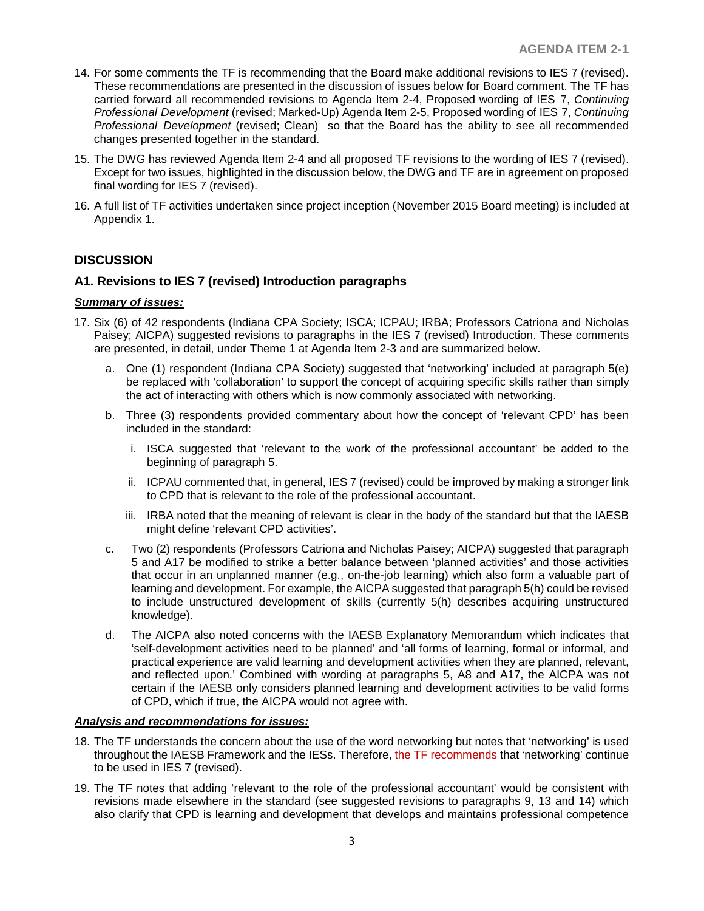14. For some comments the TF is recommending that the Board make additional revisions to IES 7 (revised). These recommendations are presented in the discussion of issues below for Board comment. The TF has carried forward all recommended revisions to Agenda Item 2-4, Proposed wording of IES 7, *Continuing Professional Development* (revised; Marked-Up) Agenda Item 2-5, Proposed wording of IES 7, *Continuing Professional Development* (revised; Clean) so that the Board has the ability to see all recommended changes presented together in the standard.

15. The DWG has reviewed Agenda Item 2-4 and all proposed TF revisions to the wording of IES 7 (revised). Except for two issues, highlighted in the discussion below, the DWG and TF are in agreement on proposed final wording for IES 7 (revised).

16. A full list of TF activities undertaken since project inception (November 2015 Board meeting) is included at Appendix 1.

## DISCUSSION

### A1. Revisions to IES 7 (revised) Introduction paragraphs

***Summary of issues:***

17. Six (6) of 42 respondents (Indiana CPA Society; ISCA; ICPAU; IRBA; Professors Catriona and Nicholas Paisey; AICPA) suggested revisions to paragraphs in the IES 7 (revised) Introduction. These comments are presented, in detail, under Theme 1 at Agenda Item 2-3 and are summarized below.

    a. One (1) respondent (Indiana CPA Society) suggested that 'networking' included at paragraph 5(e) be replaced with 'collaboration' to support the concept of acquiring specific skills rather than simply the act of interacting with others which is now commonly associated with networking.

    b. Three (3) respondents provided commentary about how the concept of 'relevant CPD' has been included in the standard:

        i. ISCA suggested that 'relevant to the work of the professional accountant' be added to the beginning of paragraph 5.

        ii. ICPAU commented that, in general, IES 7 (revised) could be improved by making a stronger link to CPD that is relevant to the role of the professional accountant.

        iii. IRBA noted that the meaning of relevant is clear in the body of the standard but that the IAESB might define 'relevant CPD activities'.

    c. Two (2) respondents (Professors Catriona and Nicholas Paisey; AICPA) suggested that paragraph 5 and A17 be modified to strike a better balance between 'planned activities' and those activities that occur in an unplanned manner (e.g., on-the-job learning) which also form a valuable part of learning and development. For example, the AICPA suggested that paragraph 5(h) could be revised to include unstructured development of skills (currently 5(h) describes acquiring unstructured knowledge).

    d. The AICPA also noted concerns with the IAESB Explanatory Memorandum which indicates that 'self-development activities need to be planned' and 'all forms of learning, formal or informal, and practical experience are valid learning and development activities when they are planned, relevant, and reflected upon.' Combined with wording at paragraphs 5, A8 and A17, the AICPA was not certain if the IAESB only considers planned learning and development activities to be valid forms of CPD, which if true, the AICPA would not agree with.

***Analysis and recommendations for issues:***

18. The TF understands the concern about the use of the word networking but notes that 'networking' is used throughout the IAESB Framework and the IESs. Therefore, the TF recommends that 'networking' continue to be used in IES 7 (revised).

19. The TF notes that adding 'relevant to the role of the professional accountant' would be consistent with revisions made elsewhere in the standard (see suggested revisions to paragraphs 9, 13 and 14) which also clarify that CPD is learning and development that develops and maintains professional competence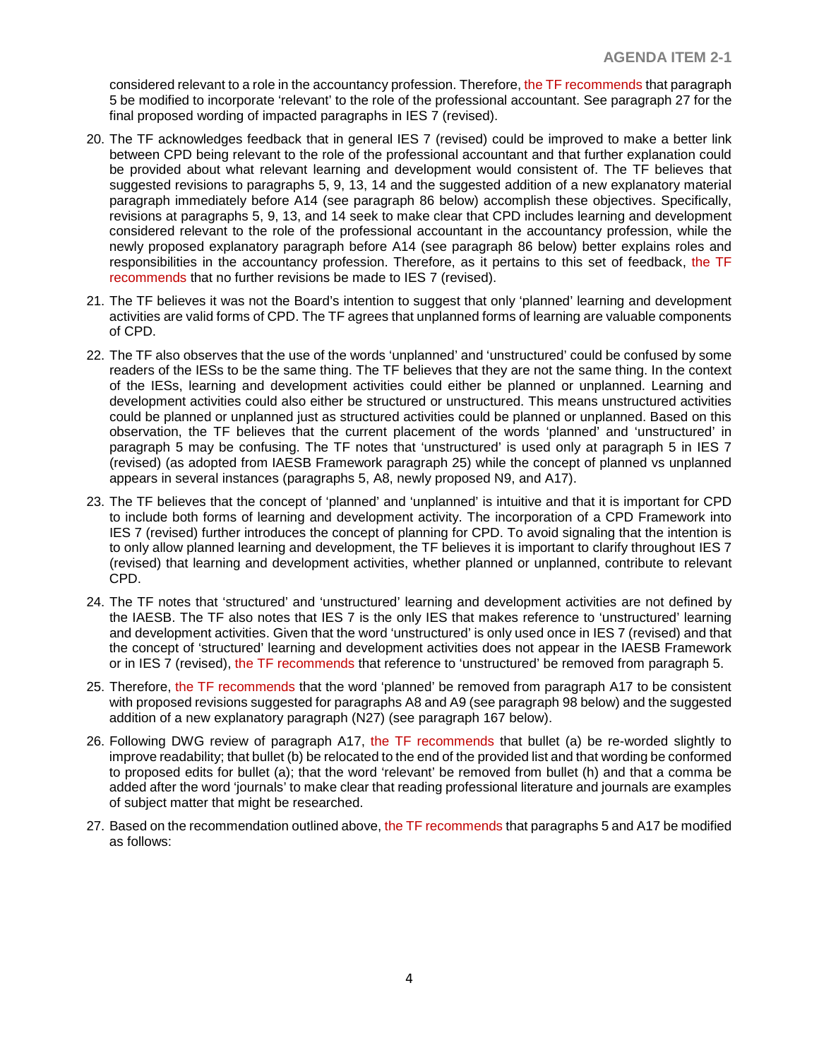considered relevant to a role in the accountancy profession. Therefore, the TF recommends that paragraph 5 be modified to incorporate 'relevant' to the role of the professional accountant. See paragraph 27 for the final proposed wording of impacted paragraphs in IES 7 (revised).

20. The TF acknowledges feedback that in general IES 7 (revised) could be improved to make a better link between CPD being relevant to the role of the professional accountant and that further explanation could be provided about what relevant learning and development would consistent of. The TF believes that suggested revisions to paragraphs 5, 9, 13, 14 and the suggested addition of a new explanatory material paragraph immediately before A14 (see paragraph 86 below) accomplish these objectives. Specifically, revisions at paragraphs 5, 9, 13, and 14 seek to make clear that CPD includes learning and development considered relevant to the role of the professional accountant in the accountancy profession, while the newly proposed explanatory paragraph before A14 (see paragraph 86 below) better explains roles and responsibilities in the accountancy profession. Therefore, as it pertains to this set of feedback, the TF recommends that no further revisions be made to IES 7 (revised).

21. The TF believes it was not the Board's intention to suggest that only 'planned' learning and development activities are valid forms of CPD. The TF agrees that unplanned forms of learning are valuable components of CPD.

22. The TF also observes that the use of the words 'unplanned' and 'unstructured' could be confused by some readers of the IESs to be the same thing. The TF believes that they are not the same thing. In the context of the IESs, learning and development activities could either be planned or unplanned. Learning and development activities could also either be structured or unstructured. This means unstructured activities could be planned or unplanned just as structured activities could be planned or unplanned. Based on this observation, the TF believes that the current placement of the words 'planned' and 'unstructured' in paragraph 5 may be confusing. The TF notes that 'unstructured' is used only at paragraph 5 in IES 7 (revised) (as adopted from IAESB Framework paragraph 25) while the concept of planned vs unplanned appears in several instances (paragraphs 5, A8, newly proposed N9, and A17).

23. The TF believes that the concept of 'planned' and 'unplanned' is intuitive and that it is important for CPD to include both forms of learning and development activity. The incorporation of a CPD Framework into IES 7 (revised) further introduces the concept of planning for CPD. To avoid signaling that the intention is to only allow planned learning and development, the TF believes it is important to clarify throughout IES 7 (revised) that learning and development activities, whether planned or unplanned, contribute to relevant CPD.

24. The TF notes that 'structured' and 'unstructured' learning and development activities are not defined by the IAESB. The TF also notes that IES 7 is the only IES that makes reference to 'unstructured' learning and development activities. Given that the word 'unstructured' is only used once in IES 7 (revised) and that the concept of 'structured' learning and development activities does not appear in the IAESB Framework or in IES 7 (revised), the TF recommends that reference to 'unstructured' be removed from paragraph 5.

25. Therefore, the TF recommends that the word 'planned' be removed from paragraph A17 to be consistent with proposed revisions suggested for paragraphs A8 and A9 (see paragraph 98 below) and the suggested addition of a new explanatory paragraph (N27) (see paragraph 167 below).

26. Following DWG review of paragraph A17, the TF recommends that bullet (a) be re-worded slightly to improve readability; that bullet (b) be relocated to the end of the provided list and that wording be conformed to proposed edits for bullet (a); that the word 'relevant' be removed from bullet (h) and that a comma be added after the word 'journals' to make clear that reading professional literature and journals are examples of subject matter that might be researched.

27. Based on the recommendation outlined above, the TF recommends that paragraphs 5 and A17 be modified as follows: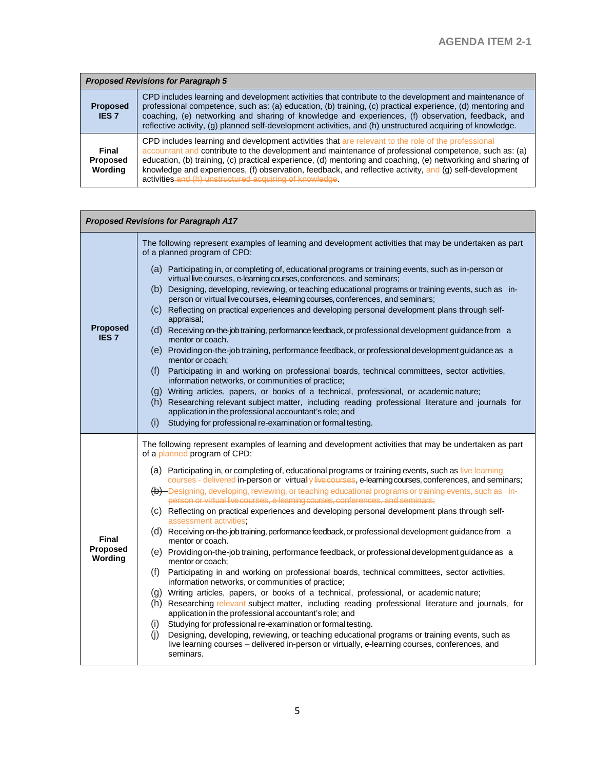| *Proposed Revisions for Paragraph 5* | |
|---|---|
| **Proposed IES 7** | CPD includes learning and development activities that contribute to the development and maintenance of professional competence, such as: (a) education, (b) training, (c) practical experience, (d) mentoring and coaching, (e) networking and sharing of knowledge and experiences, (f) observation, feedback, and reflective activity, (g) planned self-development activities, and (h) unstructured acquiring of knowledge. |
| **Final Proposed Wording** | CPD includes learning and development activities that are relevant to the role of the professional accountant and contribute to the development and maintenance of professional competence, such as: (a) education, (b) training, (c) practical experience, (d) mentoring and coaching, (e) networking and sharing of knowledge and experiences, (f) observation, feedback, and reflective activity, and (g) self-development activities ~~and (h) unstructured acquiring of knowledge~~. |

| *Proposed Revisions for Paragraph A17* | |
|---|---|
| **Proposed IES 7** | The following represent examples of learning and development activities that may be undertaken as part of a planned program of CPD:<br>(a) Participating in, or completing of, educational programs or training events, such as in-person or virtual live courses, e-learning courses, conferences, and seminars;<br>(b) Designing, developing, reviewing, or teaching educational programs or training events, such as in-person or virtual live courses, e-learning courses, conferences, and seminars;<br>(c) Reflecting on practical experiences and developing personal development plans through self-appraisal;<br>(d) Receiving on-the-job training, performance feedback, or professional development guidance from a mentor or coach.<br>(e) Providing on-the-job training, performance feedback, or professional development guidance as a mentor or coach;<br>(f) Participating in and working on professional boards, technical committees, sector activities, information networks, or communities of practice;<br>(g) Writing articles, papers, or books of a technical, professional, or academic nature;<br>(h) Researching relevant subject matter, including reading professional literature and journals for application in the professional accountant's role; and<br>(i) Studying for professional re-examination or formal testing. |
| **Final Proposed Wording** | The following represent examples of learning and development activities that may be undertaken as part of a ~~planned~~ program of CPD:<br>(a) Participating in, or completing of, educational programs or training events, such as live learning courses - delivered in-person or virtually ~~live courses~~, e-learning courses, conferences, and seminars;<br>~~(b) Designing, developing, reviewing, or teaching educational programs or training events, such as in-person or virtual live courses, e-learning courses, conferences, and seminars;~~<br>(c) Reflecting on practical experiences and developing personal development plans through self-assessment activities;<br>(d) Receiving on-the-job training, performance feedback, or professional development guidance from a mentor or coach.<br>(e) Providing on-the-job training, performance feedback, or professional development guidance as a mentor or coach;<br>(f) Participating in and working on professional boards, technical committees, sector activities, information networks, or communities of practice;<br>(g) Writing articles, papers, or books of a technical, professional, or academic nature;<br>(h) Researching ~~relevant~~ subject matter, including reading professional literature and journals, for application in the professional accountant's role; and<br>(i) Studying for professional re-examination or formal testing.<br>(j) Designing, developing, reviewing, or teaching educational programs or training events, such as live learning courses – delivered in-person or virtually, e-learning courses, conferences, and seminars. |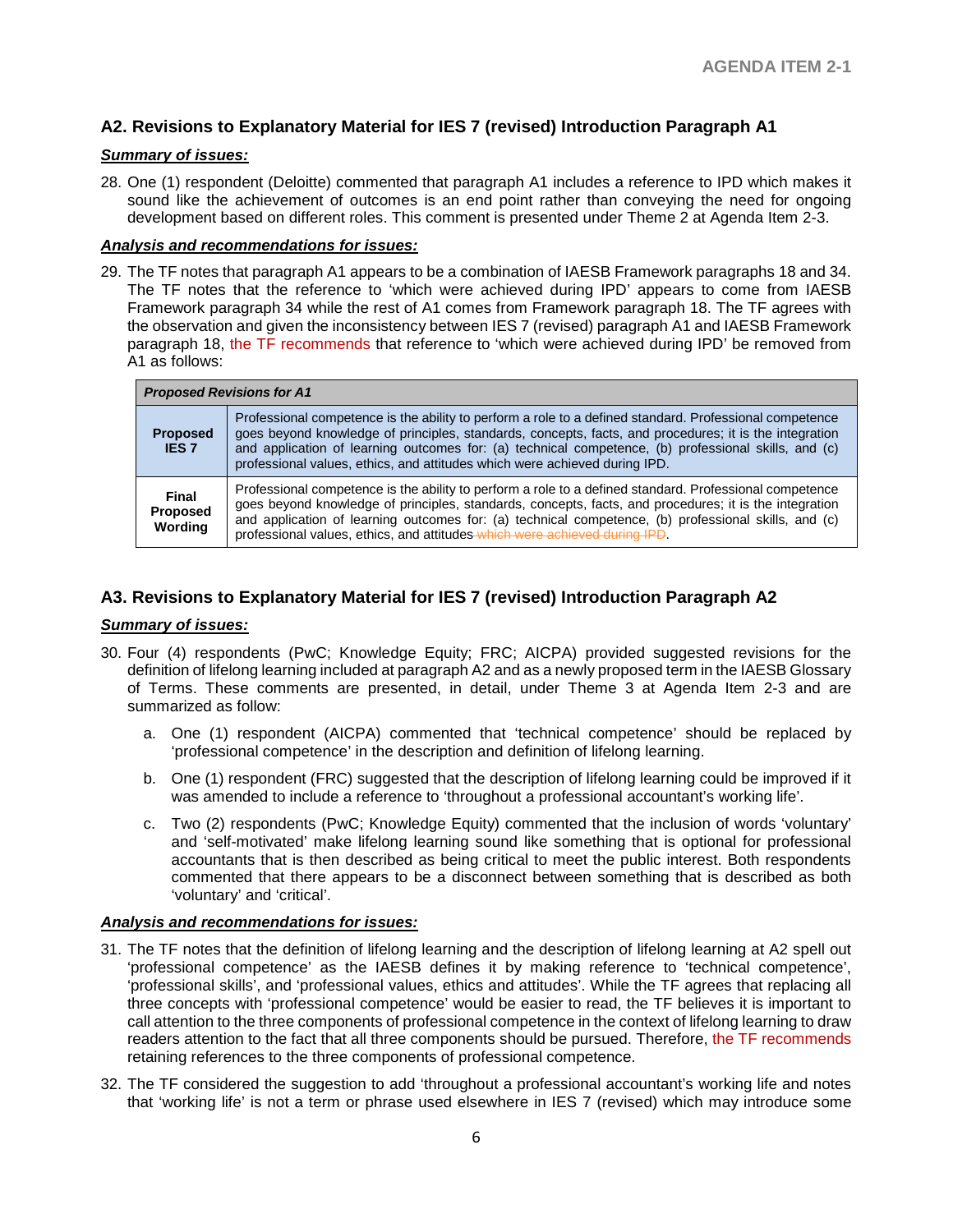### A2. Revisions to Explanatory Material for IES 7 (revised) Introduction Paragraph A1

***Summary of issues:***

28. One (1) respondent (Deloitte) commented that paragraph A1 includes a reference to IPD which makes it sound like the achievement of outcomes is an end point rather than conveying the need for ongoing development based on different roles. This comment is presented under Theme 2 at Agenda Item 2-3.

***Analysis and recommendations for issues:***

29. The TF notes that paragraph A1 appears to be a combination of IAESB Framework paragraphs 18 and 34. The TF notes that the reference to 'which were achieved during IPD' appears to come from IAESB Framework paragraph 34 while the rest of A1 comes from Framework paragraph 18. The TF agrees with the observation and given the inconsistency between IES 7 (revised) paragraph A1 and IAESB Framework paragraph 18, the TF recommends that reference to 'which were achieved during IPD' be removed from A1 as follows:

| ***Proposed Revisions for A1*** | |
|---|---|
| **Proposed IES 7** | Professional competence is the ability to perform a role to a defined standard. Professional competence goes beyond knowledge of principles, standards, concepts, facts, and procedures; it is the integration and application of learning outcomes for: (a) technical competence, (b) professional skills, and (c) professional values, ethics, and attitudes which were achieved during IPD. |
| **Final Proposed Wording** | Professional competence is the ability to perform a role to a defined standard. Professional competence goes beyond knowledge of principles, standards, concepts, facts, and procedures; it is the integration and application of learning outcomes for: (a) technical competence, (b) professional skills, and (c) professional values, ethics, and attitudes ~~which were achieved during IPD~~. |

### A3. Revisions to Explanatory Material for IES 7 (revised) Introduction Paragraph A2

***Summary of issues:***

30. Four (4) respondents (PwC; Knowledge Equity; FRC; AICPA) provided suggested revisions for the definition of lifelong learning included at paragraph A2 and as a newly proposed term in the IAESB Glossary of Terms. These comments are presented, in detail, under Theme 3 at Agenda Item 2-3 and are summarized as follow:

    a. One (1) respondent (AICPA) commented that 'technical competence' should be replaced by 'professional competence' in the description and definition of lifelong learning.

    b. One (1) respondent (FRC) suggested that the description of lifelong learning could be improved if it was amended to include a reference to 'throughout a professional accountant's working life'.

    c. Two (2) respondents (PwC; Knowledge Equity) commented that the inclusion of words 'voluntary' and 'self-motivated' make lifelong learning sound like something that is optional for professional accountants that is then described as being critical to meet the public interest. Both respondents commented that there appears to be a disconnect between something that is described as both 'voluntary' and 'critical'.

***Analysis and recommendations for issues:***

31. The TF notes that the definition of lifelong learning and the description of lifelong learning at A2 spell out 'professional competence' as the IAESB defines it by making reference to 'technical competence', 'professional skills', and 'professional values, ethics and attitudes'. While the TF agrees that replacing all three concepts with 'professional competence' would be easier to read, the TF believes it is important to call attention to the three components of professional competence in the context of lifelong learning to draw readers attention to the fact that all three components should be pursued. Therefore, the TF recommends retaining references to the three components of professional competence.

32. The TF considered the suggestion to add 'throughout a professional accountant's working life and notes that 'working life' is not a term or phrase used elsewhere in IES 7 (revised) which may introduce some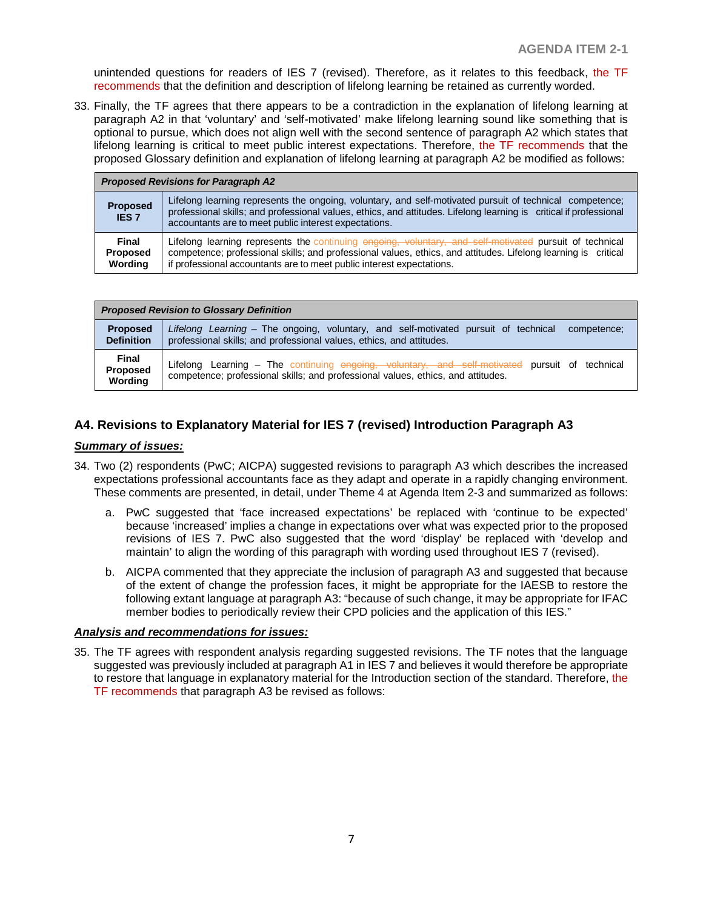unintended questions for readers of IES 7 (revised). Therefore, as it relates to this feedback, the TF recommends that the definition and description of lifelong learning be retained as currently worded.

33. Finally, the TF agrees that there appears to be a contradiction in the explanation of lifelong learning at paragraph A2 in that 'voluntary' and 'self-motivated' make lifelong learning sound like something that is optional to pursue, which does not align well with the second sentence of paragraph A2 which states that lifelong learning is critical to meet public interest expectations. Therefore, the TF recommends that the proposed Glossary definition and explanation of lifelong learning at paragraph A2 be modified as follows:

| ***Proposed Revisions for Paragraph A2*** | |
|---|---|
| **Proposed IES 7** | Lifelong learning represents the ongoing, voluntary, and self-motivated pursuit of technical competence; professional skills; and professional values, ethics, and attitudes. Lifelong learning is critical if professional accountants are to meet public interest expectations. |
| **Final Proposed Wording** | Lifelong learning represents the continuing ~~ongoing, voluntary, and self-motivated~~ pursuit of technical competence; professional skills; and professional values, ethics, and attitudes. Lifelong learning is critical if professional accountants are to meet public interest expectations. |

| ***Proposed Revision to Glossary Definition*** | |
|---|---|
| **Proposed Definition** | *Lifelong Learning* – The ongoing, voluntary, and self-motivated pursuit of technical competence; professional skills; and professional values, ethics, and attitudes. |
| **Final Proposed Wording** | Lifelong Learning – The continuing ~~ongoing, voluntary, and self-motivated~~ pursuit of technical competence; professional skills; and professional values, ethics, and attitudes. |

## A4. Revisions to Explanatory Material for IES 7 (revised) Introduction Paragraph A3

***Summary of issues:***

34. Two (2) respondents (PwC; AICPA) suggested revisions to paragraph A3 which describes the increased expectations professional accountants face as they adapt and operate in a rapidly changing environment. These comments are presented, in detail, under Theme 4 at Agenda Item 2-3 and summarized as follows:

    a. PwC suggested that 'face increased expectations' be replaced with 'continue to be expected' because 'increased' implies a change in expectations over what was expected prior to the proposed revisions of IES 7. PwC also suggested that the word 'display' be replaced with 'develop and maintain' to align the wording of this paragraph with wording used throughout IES 7 (revised).

    b. AICPA commented that they appreciate the inclusion of paragraph A3 and suggested that because of the extent of change the profession faces, it might be appropriate for the IAESB to restore the following extant language at paragraph A3: "because of such change, it may be appropriate for IFAC member bodies to periodically review their CPD policies and the application of this IES."

***Analysis and recommendations for issues:***

35. The TF agrees with respondent analysis regarding suggested revisions. The TF notes that the language suggested was previously included at paragraph A1 in IES 7 and believes it would therefore be appropriate to restore that language in explanatory material for the Introduction section of the standard. Therefore, the TF recommends that paragraph A3 be revised as follows: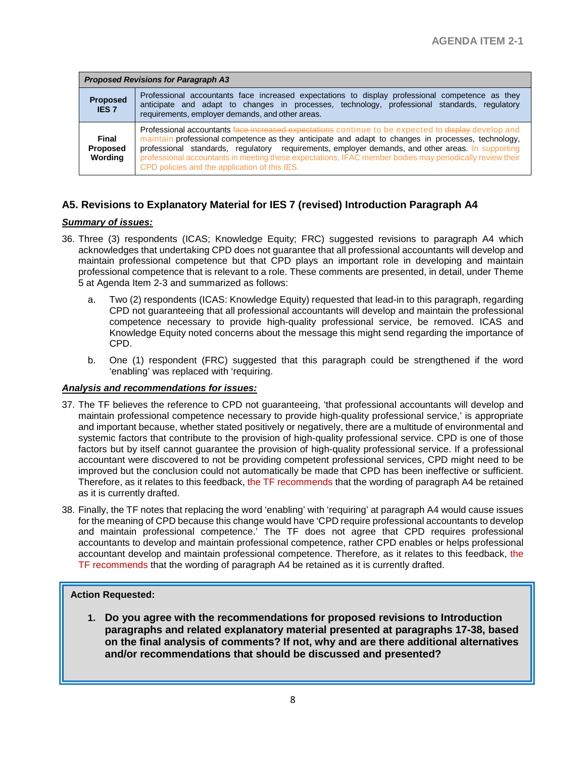| Proposed Revisions for Paragraph A3 | |
|---|---|
| **Proposed IES 7** | Professional accountants face increased expectations to display professional competence as they anticipate and adapt to changes in processes, technology, professional standards, regulatory requirements, employer demands, and other areas. |
| **Final Proposed Wording** | Professional accountants ~~face increased expectations~~ continue to be expected to ~~display~~ develop and maintain professional competence as they anticipate and adapt to changes in processes, technology, professional standards, regulatory requirements, employer demands, and other areas. In supporting professional accountants in meeting these expectations, IFAC member bodies may periodically review their CPD policies and the application of this IES. |

## A5. Revisions to Explanatory Material for IES 7 (revised) Introduction Paragraph A4

***Summary of issues:***

36. Three (3) respondents (ICAS; Knowledge Equity; FRC) suggested revisions to paragraph A4 which acknowledges that undertaking CPD does not guarantee that all professional accountants will develop and maintain professional competence but that CPD plays an important role in developing and maintain professional competence that is relevant to a role. These comments are presented, in detail, under Theme 5 at Agenda Item 2-3 and summarized as follows:

    a. Two (2) respondents (ICAS: Knowledge Equity) requested that lead-in to this paragraph, regarding CPD not guaranteeing that all professional accountants will develop and maintain the professional competence necessary to provide high-quality professional service, be removed. ICAS and Knowledge Equity noted concerns about the message this might send regarding the importance of CPD.

    b. One (1) respondent (FRC) suggested that this paragraph could be strengthened if the word 'enabling' was replaced with 'requiring.

***Analysis and recommendations for issues:***

37. The TF believes the reference to CPD not guaranteeing, 'that professional accountants will develop and maintain professional competence necessary to provide high-quality professional service,' is appropriate and important because, whether stated positively or negatively, there are a multitude of environmental and systemic factors that contribute to the provision of high-quality professional service. CPD is one of those factors but by itself cannot guarantee the provision of high-quality professional service. If a professional accountant were discovered to not be providing competent professional services, CPD might need to be improved but the conclusion could not automatically be made that CPD has been ineffective or sufficient. Therefore, as it relates to this feedback, the TF recommends that the wording of paragraph A4 be retained as it is currently drafted.

38. Finally, the TF notes that replacing the word 'enabling' with 'requiring' at paragraph A4 would cause issues for the meaning of CPD because this change would have 'CPD require professional accountants to develop and maintain professional competence.' The TF does not agree that CPD requires professional accountants to develop and maintain professional competence, rather CPD enables or helps professional accountant develop and maintain professional competence. Therefore, as it relates to this feedback, the TF recommends that the wording of paragraph A4 be retained as it is currently drafted.

**Action Requested:**

1. **Do you agree with the recommendations for proposed revisions to Introduction paragraphs and related explanatory material presented at paragraphs 17-38, based on the final analysis of comments? If not, why and are there additional alternatives and/or recommendations that should be discussed and presented?**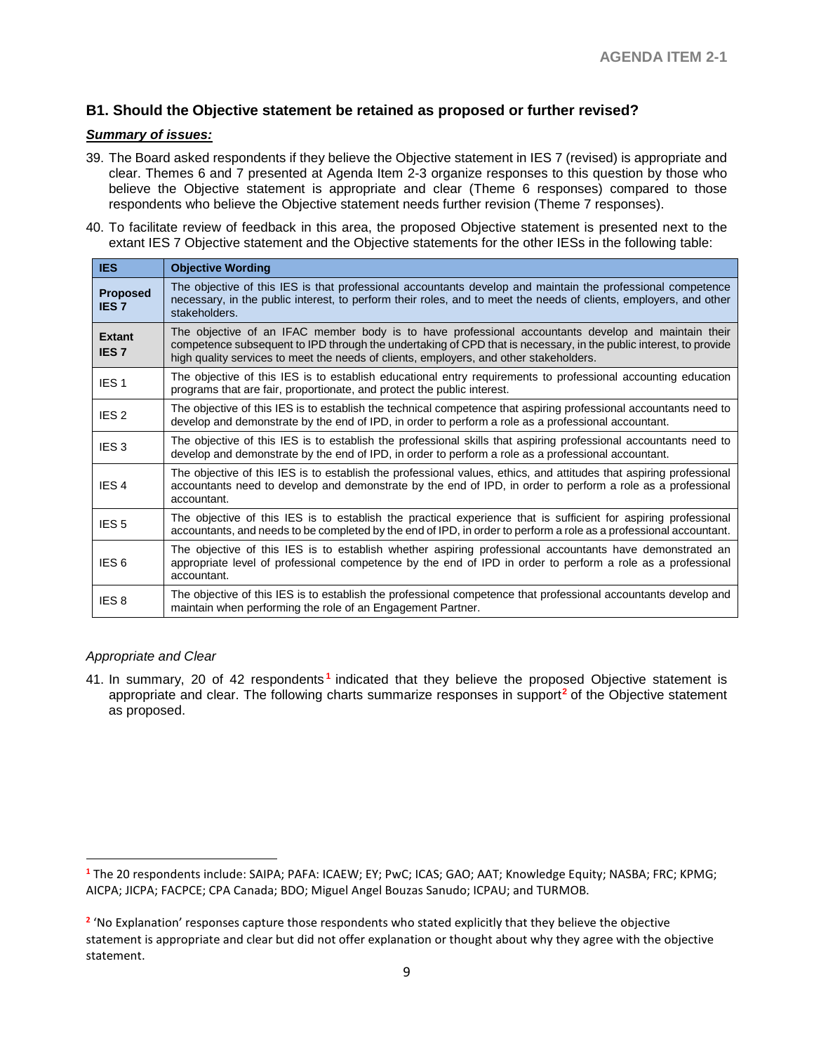### B1. Should the Objective statement be retained as proposed or further revised?

***Summary of issues:***

39. The Board asked respondents if they believe the Objective statement in IES 7 (revised) is appropriate and clear. Themes 6 and 7 presented at Agenda Item 2-3 organize responses to this question by those who believe the Objective statement is appropriate and clear (Theme 6 responses) compared to those respondents who believe the Objective statement needs further revision (Theme 7 responses).

40. To facilitate review of feedback in this area, the proposed Objective statement is presented next to the extant IES 7 Objective statement and the Objective statements for the other IESs in the following table:

| IES | Objective Wording |
|---|---|
| **Proposed IES 7** | The objective of this IES is that professional accountants develop and maintain the professional competence necessary, in the public interest, to perform their roles, and to meet the needs of clients, employers, and other stakeholders. |
| **Extant IES 7** | The objective of an IFAC member body is to have professional accountants develop and maintain their competence subsequent to IPD through the undertaking of CPD that is necessary, in the public interest, to provide high quality services to meet the needs of clients, employers, and other stakeholders. |
| IES 1 | The objective of this IES is to establish educational entry requirements to professional accounting education programs that are fair, proportionate, and protect the public interest. |
| IES 2 | The objective of this IES is to establish the technical competence that aspiring professional accountants need to develop and demonstrate by the end of IPD, in order to perform a role as a professional accountant. |
| IES 3 | The objective of this IES is to establish the professional skills that aspiring professional accountants need to develop and demonstrate by the end of IPD, in order to perform a role as a professional accountant. |
| IES 4 | The objective of this IES is to establish the professional values, ethics, and attitudes that aspiring professional accountants need to develop and demonstrate by the end of IPD, in order to perform a role as a professional accountant. |
| IES 5 | The objective of this IES is to establish the practical experience that is sufficient for aspiring professional accountants, and needs to be completed by the end of IPD, in order to perform a role as a professional accountant. |
| IES 6 | The objective of this IES is to establish whether aspiring professional accountants have demonstrated an appropriate level of professional competence by the end of IPD in order to perform a role as a professional accountant. |
| IES 8 | The objective of this IES is to establish the professional competence that professional accountants develop and maintain when performing the role of an Engagement Partner. |

*Appropriate and Clear*

41. In summary, 20 of 42 respondents[1] indicated that they believe the proposed Objective statement is appropriate and clear. The following charts summarize responses in support[2] of the Objective statement as proposed.

[1] The 20 respondents include: SAIPA; PAFA: ICAEW; EY; PwC; ICAS; GAO; AAT; Knowledge Equity; NASBA; FRC; KPMG; AICPA; JICPA; FACPCE; CPA Canada; BDO; Miguel Angel Bouzas Sanudo; ICPAU; and TURMOB.

[2] 'No Explanation' responses capture those respondents who stated explicitly that they believe the objective statement is appropriate and clear but did not offer explanation or thought about why they agree with the objective statement.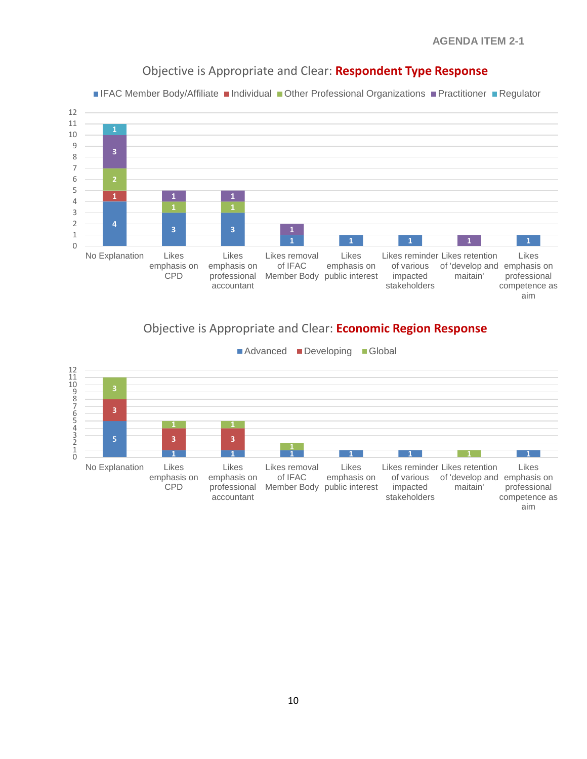## Objective is Appropriate and Clear: Respondent Type Response

| Category | IFAC Member Body/Affiliate | Individual | Other Professional Organizations | Practitioner | Regulator |
|---|---|---|---|---|---|
| No Explanation | 4 | 1 | 2 | 3 | 1 |
| Likes emphasis on CPD | 3 | | 1 | 1 | |
| Likes emphasis on professional accountant | 3 | | 1 | 1 | |
| Likes removal of IFAC Member Body | 1 | | | 1 | |
| Likes emphasis on public interest | 1 | | | | |
| Likes reminder of various impacted stakeholders | 1 | | | | |
| Likes retention of 'develop and maitain' | | | | 1 | |
| Likes emphasis on professional competence as aim | 1 | | | | |

## Objective is Appropriate and Clear: Economic Region Response

| Category | Advanced | Developing | Global |
|---|---|---|---|
| No Explanation | 5 | 3 | 3 |
| Likes emphasis on CPD | 1 | 3 | 1 |
| Likes emphasis on professional accountant | 1 | 3 | 1 |
| Likes removal of IFAC Member Body | 1 | | 1 |
| Likes emphasis on public interest | 1 | | |
| Likes reminder of various impacted stakeholders | 1 | | |
| Likes retention of 'develop and maitain' | | | 1 |
| Likes emphasis on professional competence as aim | 1 | | |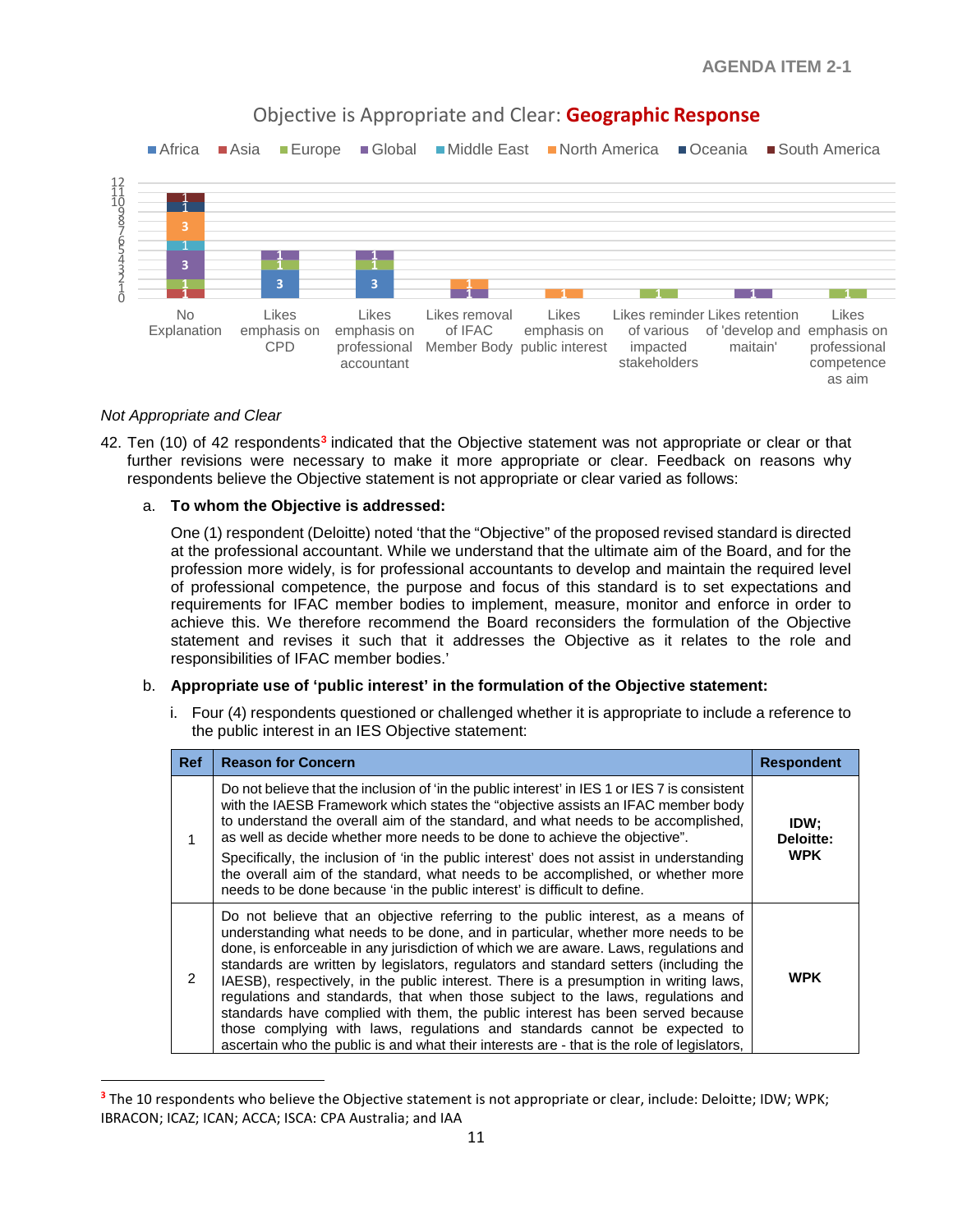**Objective is Appropriate and Clear: Geographic Response**

| Response | Africa | Asia | Europe | Global | Middle East | North America | Oceania | South America |
|---|---|---|---|---|---|---|---|---|
| No Explanation | | 1 | 1 | 3 | 1 | 3 | 1 | 1 |
| Likes emphasis on CPD | 3 | | 1 | 1 | | | | |
| Likes emphasis on professional accountant | 3 | | 1 | 1 | | | | |
| Likes removal of IFAC Member Body | | | | 1 | | 1 | | |
| Likes emphasis on public interest | | | | | | 1 | | |
| Likes reminder of various impacted stakeholders | | | 1 | | | | | |
| Likes retention of 'develop and maitain' | | | | 1 | | | | |
| Likes emphasis on professional competence as aim | | | 1 | | | | | |

*Not Appropriate and Clear*

42. Ten (10) of 42 respondents[3] indicated that the Objective statement was not appropriate or clear or that further revisions were necessary to make it more appropriate or clear. Feedback on reasons why respondents believe the Objective statement is not appropriate or clear varied as follows:

    a. **To whom the Objective is addressed:**

    One (1) respondent (Deloitte) noted 'that the "Objective" of the proposed revised standard is directed at the professional accountant. While we understand that the ultimate aim of the Board, and for the profession more widely, is for professional accountants to develop and maintain the required level of professional competence, the purpose and focus of this standard is to set expectations and requirements for IFAC member bodies to implement, measure, monitor and enforce in order to achieve this. We therefore recommend the Board reconsiders the formulation of the Objective statement and revises it such that it addresses the Objective as it relates to the role and responsibilities of IFAC member bodies.'

    b. **Appropriate use of 'public interest' in the formulation of the Objective statement:**

    i. Four (4) respondents questioned or challenged whether it is appropriate to include a reference to the public interest in an IES Objective statement:

| Ref | Reason for Concern | Respondent |
|---|---|---|
| 1 | Do not believe that the inclusion of 'in the public interest' in IES 1 or IES 7 is consistent with the IAESB Framework which states the "objective assists an IFAC member body to understand the overall aim of the standard, and what needs to be accomplished, as well as decide whether more needs to be done to achieve the objective".<br>Specifically, the inclusion of 'in the public interest' does not assist in understanding the overall aim of the standard, what needs to be accomplished, or whether more needs to be done because 'in the public interest' is difficult to define. | **IDW; Deloitte: WPK** |
| 2 | Do not believe that an objective referring to the public interest, as a means of understanding what needs to be done, and in particular, whether more needs to be done, is enforceable in any jurisdiction of which we are aware. Laws, regulations and standards are written by legislators, regulators and standard setters (including the IAESB), respectively, in the public interest. There is a presumption in writing laws, regulations and standards, that when those subject to the laws, regulations and standards have complied with them, the public interest has been served because those complying with laws, regulations and standards cannot be expected to ascertain who the public is and what their interests are - that is the role of legislators, | **WPK** |

[3] The 10 respondents who believe the Objective statement is not appropriate or clear, include: Deloitte; IDW; WPK; IBRACON; ICAZ; ICAN; ACCA; ISCA: CPA Australia; and IAA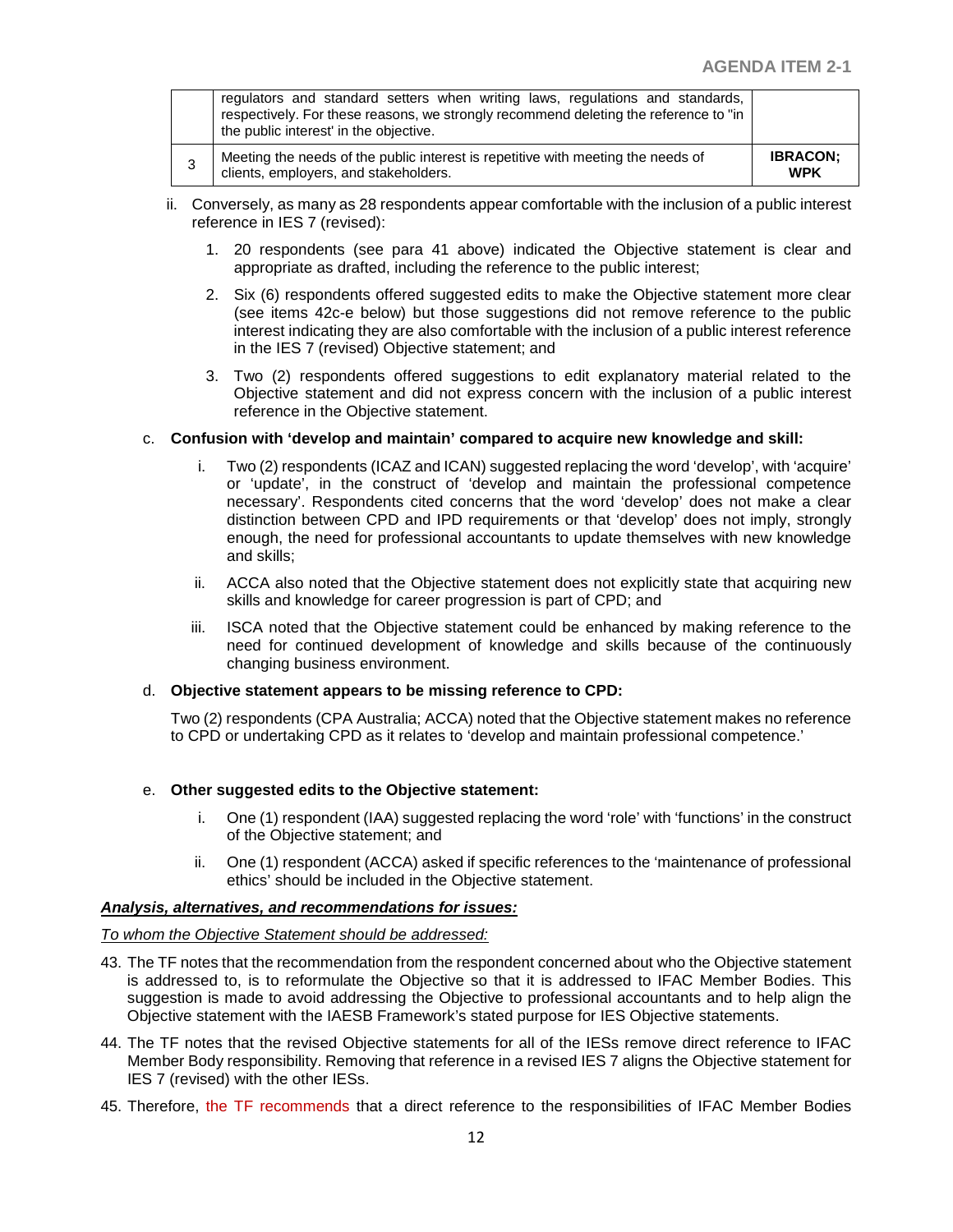| | regulators and standard setters when writing laws, regulations and standards, respectively. For these reasons, we strongly recommend deleting the reference to "in the public interest' in the objective. | |
|---|---|---|
| 3 | Meeting the needs of the public interest is repetitive with meeting the needs of clients, employers, and stakeholders. | **IBRACON; WPK** |

ii. Conversely, as many as 28 respondents appear comfortable with the inclusion of a public interest reference in IES 7 (revised):

1. 20 respondents (see para 41 above) indicated the Objective statement is clear and appropriate as drafted, including the reference to the public interest;

2. Six (6) respondents offered suggested edits to make the Objective statement more clear (see items 42c-e below) but those suggestions did not remove reference to the public interest indicating they are also comfortable with the inclusion of a public interest reference in the IES 7 (revised) Objective statement; and

3. Two (2) respondents offered suggestions to edit explanatory material related to the Objective statement and did not express concern with the inclusion of a public interest reference in the Objective statement.

c. **Confusion with 'develop and maintain' compared to acquire new knowledge and skill:**

i. Two (2) respondents (ICAZ and ICAN) suggested replacing the word 'develop', with 'acquire' or 'update', in the construct of 'develop and maintain the professional competence necessary'. Respondents cited concerns that the word 'develop' does not make a clear distinction between CPD and IPD requirements or that 'develop' does not imply, strongly enough, the need for professional accountants to update themselves with new knowledge and skills;

ii. ACCA also noted that the Objective statement does not explicitly state that acquiring new skills and knowledge for career progression is part of CPD; and

iii. ISCA noted that the Objective statement could be enhanced by making reference to the need for continued development of knowledge and skills because of the continuously changing business environment.

d. **Objective statement appears to be missing reference to CPD:**

Two (2) respondents (CPA Australia; ACCA) noted that the Objective statement makes no reference to CPD or undertaking CPD as it relates to 'develop and maintain professional competence.'

e. **Other suggested edits to the Objective statement:**

i. One (1) respondent (IAA) suggested replacing the word 'role' with 'functions' in the construct of the Objective statement; and

ii. One (1) respondent (ACCA) asked if specific references to the 'maintenance of professional ethics' should be included in the Objective statement.

***Analysis, alternatives, and recommendations for issues:***

*To whom the Objective Statement should be addressed:*

43. The TF notes that the recommendation from the respondent concerned about who the Objective statement is addressed to, is to reformulate the Objective so that it is addressed to IFAC Member Bodies. This suggestion is made to avoid addressing the Objective to professional accountants and to help align the Objective statement with the IAESB Framework's stated purpose for IES Objective statements.

44. The TF notes that the revised Objective statements for all of the IESs remove direct reference to IFAC Member Body responsibility. Removing that reference in a revised IES 7 aligns the Objective statement for IES 7 (revised) with the other IESs.

45. Therefore, the TF recommends that a direct reference to the responsibilities of IFAC Member Bodies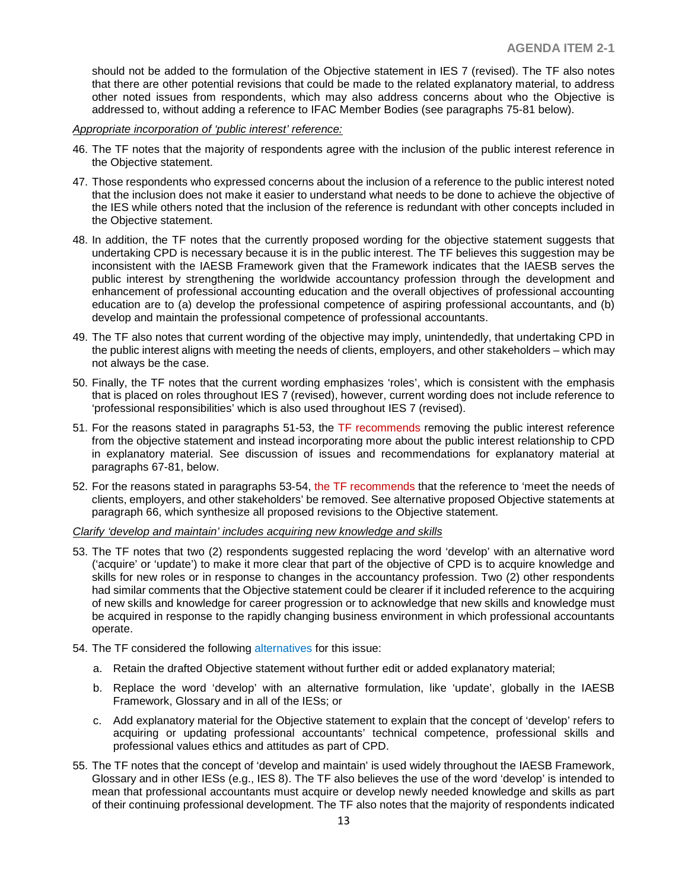should not be added to the formulation of the Objective statement in IES 7 (revised). The TF also notes that there are other potential revisions that could be made to the related explanatory material, to address other noted issues from respondents, which may also address concerns about who the Objective is addressed to, without adding a reference to IFAC Member Bodies (see paragraphs 75-81 below).

*Appropriate incorporation of 'public interest' reference:*

46. The TF notes that the majority of respondents agree with the inclusion of the public interest reference in the Objective statement.

47. Those respondents who expressed concerns about the inclusion of a reference to the public interest noted that the inclusion does not make it easier to understand what needs to be done to achieve the objective of the IES while others noted that the inclusion of the reference is redundant with other concepts included in the Objective statement.

48. In addition, the TF notes that the currently proposed wording for the objective statement suggests that undertaking CPD is necessary because it is in the public interest. The TF believes this suggestion may be inconsistent with the IAESB Framework given that the Framework indicates that the IAESB serves the public interest by strengthening the worldwide accountancy profession through the development and enhancement of professional accounting education and the overall objectives of professional accounting education are to (a) develop the professional competence of aspiring professional accountants, and (b) develop and maintain the professional competence of professional accountants.

49. The TF also notes that current wording of the objective may imply, unintendedly, that undertaking CPD in the public interest aligns with meeting the needs of clients, employers, and other stakeholders – which may not always be the case.

50. Finally, the TF notes that the current wording emphasizes 'roles', which is consistent with the emphasis that is placed on roles throughout IES 7 (revised), however, current wording does not include reference to 'professional responsibilities' which is also used throughout IES 7 (revised).

51. For the reasons stated in paragraphs 51-53, the TF recommends removing the public interest reference from the objective statement and instead incorporating more about the public interest relationship to CPD in explanatory material. See discussion of issues and recommendations for explanatory material at paragraphs 67-81, below.

52. For the reasons stated in paragraphs 53-54, the TF recommends that the reference to 'meet the needs of clients, employers, and other stakeholders' be removed. See alternative proposed Objective statements at paragraph 66, which synthesize all proposed revisions to the Objective statement.

*Clarify 'develop and maintain' includes acquiring new knowledge and skills*

53. The TF notes that two (2) respondents suggested replacing the word 'develop' with an alternative word ('acquire' or 'update') to make it more clear that part of the objective of CPD is to acquire knowledge and skills for new roles or in response to changes in the accountancy profession. Two (2) other respondents had similar comments that the Objective statement could be clearer if it included reference to the acquiring of new skills and knowledge for career progression or to acknowledge that new skills and knowledge must be acquired in response to the rapidly changing business environment in which professional accountants operate.

54. The TF considered the following alternatives for this issue:

    a. Retain the drafted Objective statement without further edit or added explanatory material;

    b. Replace the word 'develop' with an alternative formulation, like 'update', globally in the IAESB Framework, Glossary and in all of the IESs; or

    c. Add explanatory material for the Objective statement to explain that the concept of 'develop' refers to acquiring or updating professional accountants' technical competence, professional skills and professional values ethics and attitudes as part of CPD.

55. The TF notes that the concept of 'develop and maintain' is used widely throughout the IAESB Framework, Glossary and in other IESs (e.g., IES 8). The TF also believes the use of the word 'develop' is intended to mean that professional accountants must acquire or develop newly needed knowledge and skills as part of their continuing professional development. The TF also notes that the majority of respondents indicated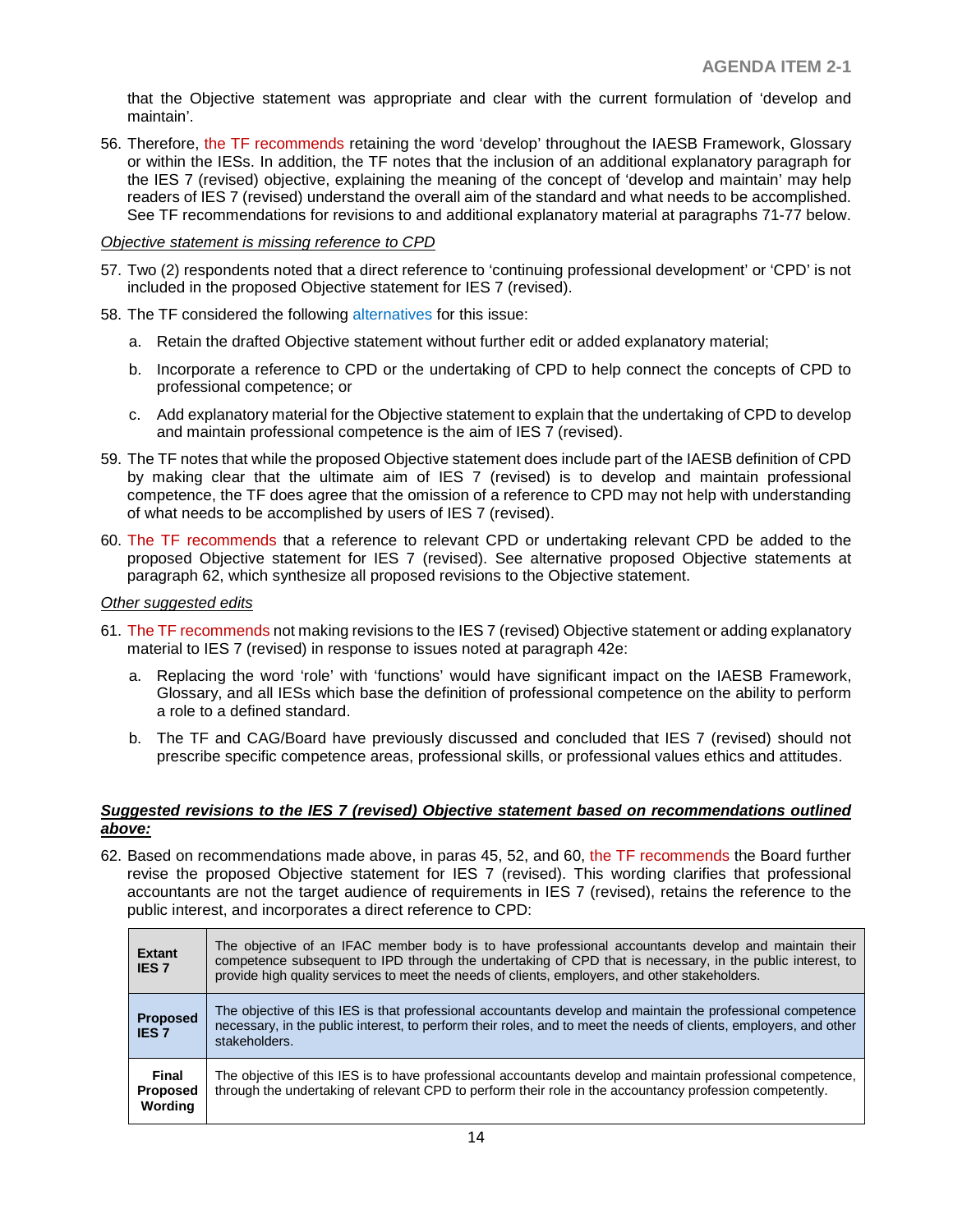that the Objective statement was appropriate and clear with the current formulation of 'develop and maintain'.

56. Therefore, the TF recommends retaining the word 'develop' throughout the IAESB Framework, Glossary or within the IESs. In addition, the TF notes that the inclusion of an additional explanatory paragraph for the IES 7 (revised) objective, explaining the meaning of the concept of 'develop and maintain' may help readers of IES 7 (revised) understand the overall aim of the standard and what needs to be accomplished. See TF recommendations for revisions to and additional explanatory material at paragraphs 71-77 below.

*Objective statement is missing reference to CPD*

57. Two (2) respondents noted that a direct reference to 'continuing professional development' or 'CPD' is not included in the proposed Objective statement for IES 7 (revised).

58. The TF considered the following alternatives for this issue:

    a. Retain the drafted Objective statement without further edit or added explanatory material;

    b. Incorporate a reference to CPD or the undertaking of CPD to help connect the concepts of CPD to professional competence; or

    c. Add explanatory material for the Objective statement to explain that the undertaking of CPD to develop and maintain professional competence is the aim of IES 7 (revised).

59. The TF notes that while the proposed Objective statement does include part of the IAESB definition of CPD by making clear that the ultimate aim of IES 7 (revised) is to develop and maintain professional competence, the TF does agree that the omission of a reference to CPD may not help with understanding of what needs to be accomplished by users of IES 7 (revised).

60. The TF recommends that a reference to relevant CPD or undertaking relevant CPD be added to the proposed Objective statement for IES 7 (revised). See alternative proposed Objective statements at paragraph 62, which synthesize all proposed revisions to the Objective statement.

*Other suggested edits*

61. The TF recommends not making revisions to the IES 7 (revised) Objective statement or adding explanatory material to IES 7 (revised) in response to issues noted at paragraph 42e:

    a. Replacing the word 'role' with 'functions' would have significant impact on the IAESB Framework, Glossary, and all IESs which base the definition of professional competence on the ability to perform a role to a defined standard.

    b. The TF and CAG/Board have previously discussed and concluded that IES 7 (revised) should not prescribe specific competence areas, professional skills, or professional values ethics and attitudes.

***Suggested revisions to the IES 7 (revised) Objective statement based on recommendations outlined above:***

62. Based on recommendations made above, in paras 45, 52, and 60, the TF recommends the Board further revise the proposed Objective statement for IES 7 (revised). This wording clarifies that professional accountants are not the target audience of requirements in IES 7 (revised), retains the reference to the public interest, and incorporates a direct reference to CPD:

| | |
|---|---|
| **Extant IES 7** | The objective of an IFAC member body is to have professional accountants develop and maintain their competence subsequent to IPD through the undertaking of CPD that is necessary, in the public interest, to provide high quality services to meet the needs of clients, employers, and other stakeholders. |
| **Proposed IES 7** | The objective of this IES is that professional accountants develop and maintain the professional competence necessary, in the public interest, to perform their roles, and to meet the needs of clients, employers, and other stakeholders. |
| **Final Proposed Wording** | The objective of this IES is to have professional accountants develop and maintain professional competence, through the undertaking of relevant CPD to perform their role in the accountancy profession competently. |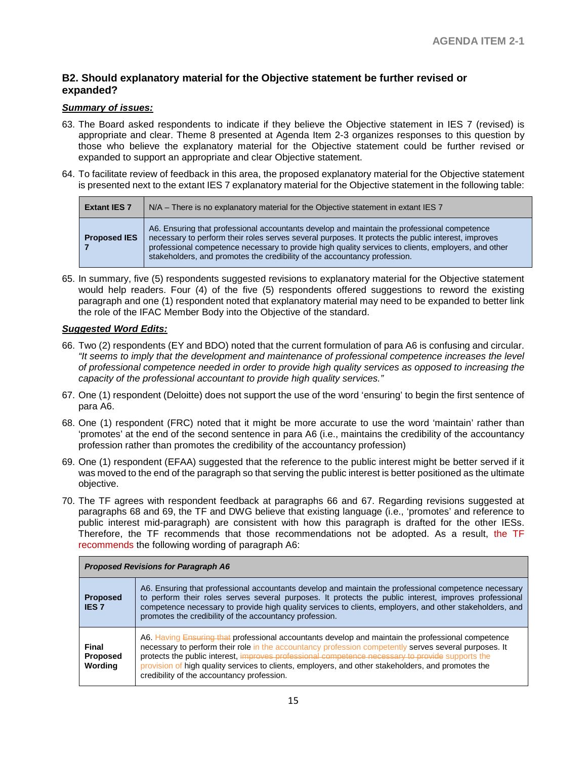### B2. Should explanatory material for the Objective statement be further revised or expanded?

***Summary of issues:***

63. The Board asked respondents to indicate if they believe the Objective statement in IES 7 (revised) is appropriate and clear. Theme 8 presented at Agenda Item 2-3 organizes responses to this question by those who believe the explanatory material for the Objective statement could be further revised or expanded to support an appropriate and clear Objective statement.

64. To facilitate review of feedback in this area, the proposed explanatory material for the Objective statement is presented next to the extant IES 7 explanatory material for the Objective statement in the following table:

| | |
|---|---|
| **Extant IES 7** | N/A – There is no explanatory material for the Objective statement in extant IES 7 |
| **Proposed IES 7** | A6. Ensuring that professional accountants develop and maintain the professional competence necessary to perform their roles serves several purposes. It protects the public interest, improves professional competence necessary to provide high quality services to clients, employers, and other stakeholders, and promotes the credibility of the accountancy profession. |

65. In summary, five (5) respondents suggested revisions to explanatory material for the Objective statement would help readers. Four (4) of the five (5) respondents offered suggestions to reword the existing paragraph and one (1) respondent noted that explanatory material may need to be expanded to better link the role of the IFAC Member Body into the Objective of the standard.

***Suggested Word Edits:***

66. Two (2) respondents (EY and BDO) noted that the current formulation of para A6 is confusing and circular. *"It seems to imply that the development and maintenance of professional competence increases the level of professional competence needed in order to provide high quality services as opposed to increasing the capacity of the professional accountant to provide high quality services."*

67. One (1) respondent (Deloitte) does not support the use of the word 'ensuring' to begin the first sentence of para A6.

68. One (1) respondent (FRC) noted that it might be more accurate to use the word 'maintain' rather than 'promotes' at the end of the second sentence in para A6 (i.e., maintains the credibility of the accountancy profession rather than promotes the credibility of the accountancy profession)

69. One (1) respondent (EFAA) suggested that the reference to the public interest might be better served if it was moved to the end of the paragraph so that serving the public interest is better positioned as the ultimate objective.

70. The TF agrees with respondent feedback at paragraphs 66 and 67. Regarding revisions suggested at paragraphs 68 and 69, the TF and DWG believe that existing language (i.e., 'promotes' and reference to public interest mid-paragraph) are consistent with how this paragraph is drafted for the other IESs. Therefore, the TF recommends that those recommendations not be adopted. As a result, the TF recommends the following wording of paragraph A6:

| ***Proposed Revisions for Paragraph A6*** | |
|---|---|
| **Proposed IES 7** | A6. Ensuring that professional accountants develop and maintain the professional competence necessary to perform their roles serves several purposes. It protects the public interest, improves professional competence necessary to provide high quality services to clients, employers, and other stakeholders, and promotes the credibility of the accountancy profession. |
| **Final Proposed Wording** | A6. Having ~~Ensuring that~~ professional accountants develop and maintain the professional competence necessary to perform their role in the accountancy profession competently serves several purposes. It protects the public interest, ~~improves professional competence necessary to provide~~ supports the provision of high quality services to clients, employers, and other stakeholders, and promotes the credibility of the accountancy profession. |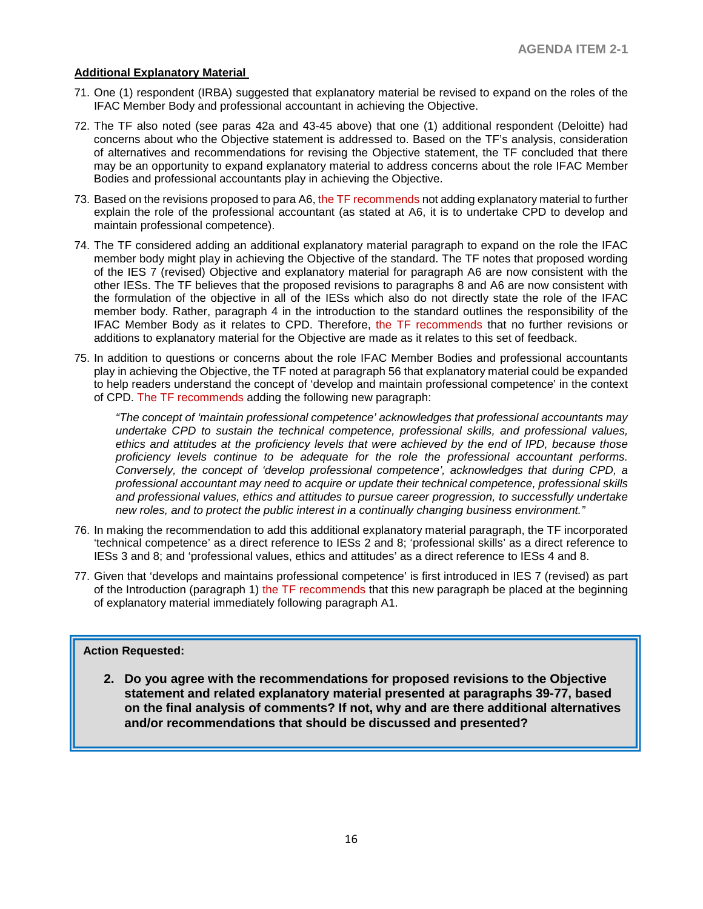**Additional Explanatory Material**

71. One (1) respondent (IRBA) suggested that explanatory material be revised to expand on the roles of the IFAC Member Body and professional accountant in achieving the Objective.

72. The TF also noted (see paras 42a and 43-45 above) that one (1) additional respondent (Deloitte) had concerns about who the Objective statement is addressed to. Based on the TF's analysis, consideration of alternatives and recommendations for revising the Objective statement, the TF concluded that there may be an opportunity to expand explanatory material to address concerns about the role IFAC Member Bodies and professional accountants play in achieving the Objective.

73. Based on the revisions proposed to para A6, the TF recommends not adding explanatory material to further explain the role of the professional accountant (as stated at A6, it is to undertake CPD to develop and maintain professional competence).

74. The TF considered adding an additional explanatory material paragraph to expand on the role the IFAC member body might play in achieving the Objective of the standard. The TF notes that proposed wording of the IES 7 (revised) Objective and explanatory material for paragraph A6 are now consistent with the other IESs. The TF believes that the proposed revisions to paragraphs 8 and A6 are now consistent with the formulation of the objective in all of the IESs which also do not directly state the role of the IFAC member body. Rather, paragraph 4 in the introduction to the standard outlines the responsibility of the IFAC Member Body as it relates to CPD. Therefore, the TF recommends that no further revisions or additions to explanatory material for the Objective are made as it relates to this set of feedback.

75. In addition to questions or concerns about the role IFAC Member Bodies and professional accountants play in achieving the Objective, the TF noted at paragraph 56 that explanatory material could be expanded to help readers understand the concept of 'develop and maintain professional competence' in the context of CPD. The TF recommends adding the following new paragraph:

    *"The concept of 'maintain professional competence' acknowledges that professional accountants may undertake CPD to sustain the technical competence, professional skills, and professional values, ethics and attitudes at the proficiency levels that were achieved by the end of IPD, because those proficiency levels continue to be adequate for the role the professional accountant performs. Conversely, the concept of 'develop professional competence', acknowledges that during CPD, a professional accountant may need to acquire or update their technical competence, professional skills and professional values, ethics and attitudes to pursue career progression, to successfully undertake new roles, and to protect the public interest in a continually changing business environment."*

76. In making the recommendation to add this additional explanatory material paragraph, the TF incorporated 'technical competence' as a direct reference to IESs 2 and 8; 'professional skills' as a direct reference to IESs 3 and 8; and 'professional values, ethics and attitudes' as a direct reference to IESs 4 and 8.

77. Given that 'develops and maintains professional competence' is first introduced in IES 7 (revised) as part of the Introduction (paragraph 1) the TF recommends that this new paragraph be placed at the beginning of explanatory material immediately following paragraph A1.

**Action Requested:**

2. **Do you agree with the recommendations for proposed revisions to the Objective statement and related explanatory material presented at paragraphs 39-77, based on the final analysis of comments? If not, why and are there additional alternatives and/or recommendations that should be discussed and presented?**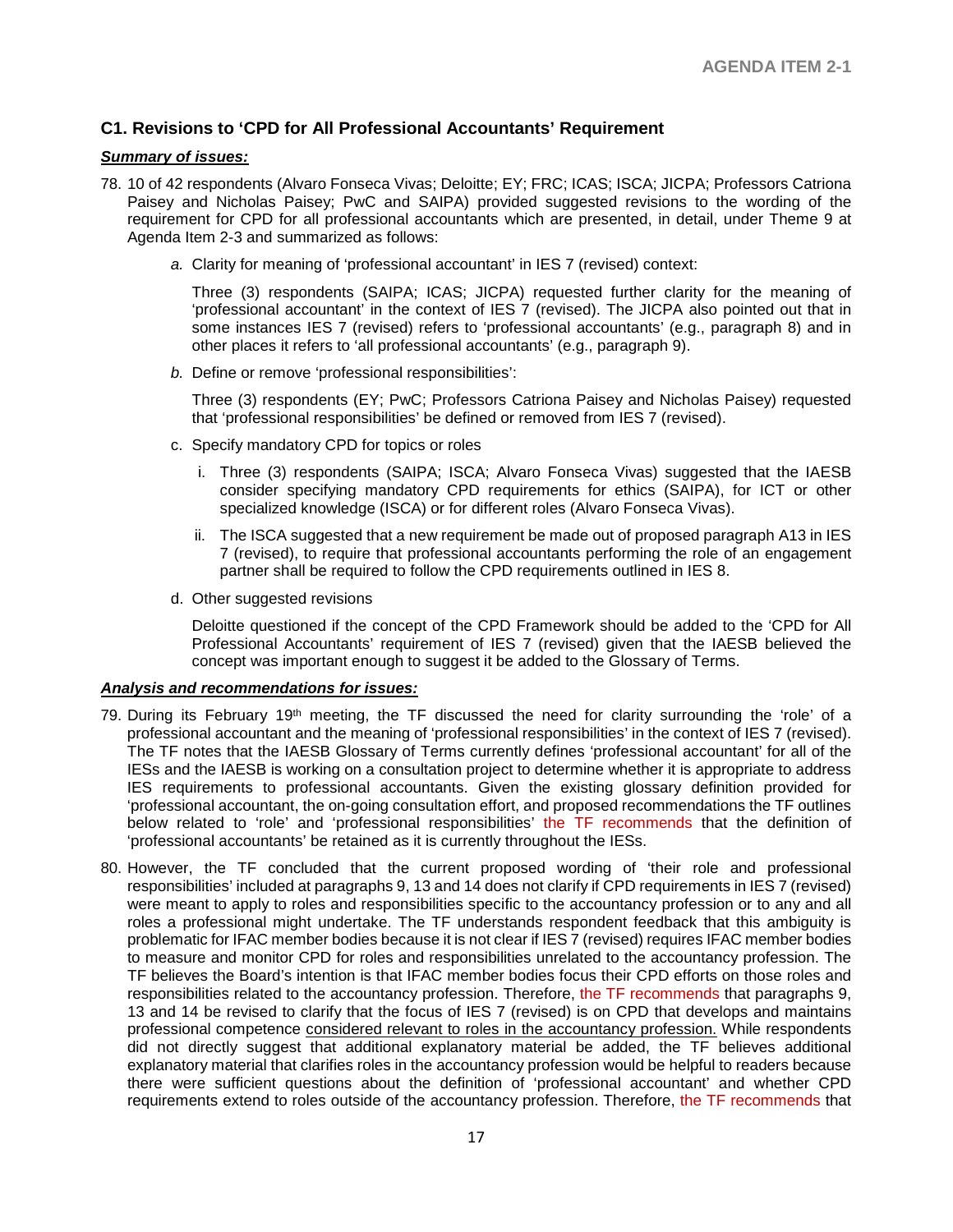### C1. Revisions to 'CPD for All Professional Accountants' Requirement

***Summary of issues:***

78. 10 of 42 respondents (Alvaro Fonseca Vivas; Deloitte; EY; FRC; ICAS; ISCA; JICPA; Professors Catriona Paisey and Nicholas Paisey; PwC and SAIPA) provided suggested revisions to the wording of the requirement for CPD for all professional accountants which are presented, in detail, under Theme 9 at Agenda Item 2-3 and summarized as follows:

    *a.* Clarity for meaning of 'professional accountant' in IES 7 (revised) context:

    Three (3) respondents (SAIPA; ICAS; JICPA) requested further clarity for the meaning of 'professional accountant' in the context of IES 7 (revised). The JICPA also pointed out that in some instances IES 7 (revised) refers to 'professional accountants' (e.g., paragraph 8) and in other places it refers to 'all professional accountants' (e.g., paragraph 9).

    *b.* Define or remove 'professional responsibilities':

    Three (3) respondents (EY; PwC; Professors Catriona Paisey and Nicholas Paisey) requested that 'professional responsibilities' be defined or removed from IES 7 (revised).

    c. Specify mandatory CPD for topics or roles

    i. Three (3) respondents (SAIPA; ISCA; Alvaro Fonseca Vivas) suggested that the IAESB consider specifying mandatory CPD requirements for ethics (SAIPA), for ICT or other specialized knowledge (ISCA) or for different roles (Alvaro Fonseca Vivas).

    ii. The ISCA suggested that a new requirement be made out of proposed paragraph A13 in IES 7 (revised), to require that professional accountants performing the role of an engagement partner shall be required to follow the CPD requirements outlined in IES 8.

    d. Other suggested revisions

    Deloitte questioned if the concept of the CPD Framework should be added to the 'CPD for All Professional Accountants' requirement of IES 7 (revised) given that the IAESB believed the concept was important enough to suggest it be added to the Glossary of Terms.

***Analysis and recommendations for issues:***

79. During its February 19th meeting, the TF discussed the need for clarity surrounding the 'role' of a professional accountant and the meaning of 'professional responsibilities' in the context of IES 7 (revised). The TF notes that the IAESB Glossary of Terms currently defines 'professional accountant' for all of the IESs and the IAESB is working on a consultation project to determine whether it is appropriate to address IES requirements to professional accountants. Given the existing glossary definition provided for 'professional accountant, the on-going consultation effort, and proposed recommendations the TF outlines below related to 'role' and 'professional responsibilities' the TF recommends that the definition of 'professional accountants' be retained as it is currently throughout the IESs.

80. However, the TF concluded that the current proposed wording of 'their role and professional responsibilities' included at paragraphs 9, 13 and 14 does not clarify if CPD requirements in IES 7 (revised) were meant to apply to roles and responsibilities specific to the accountancy profession or to any and all roles a professional might undertake. The TF understands respondent feedback that this ambiguity is problematic for IFAC member bodies because it is not clear if IES 7 (revised) requires IFAC member bodies to measure and monitor CPD for roles and responsibilities unrelated to the accountancy profession. The TF believes the Board's intention is that IFAC member bodies focus their CPD efforts on those roles and responsibilities related to the accountancy profession. Therefore, the TF recommends that paragraphs 9, 13 and 14 be revised to clarify that the focus of IES 7 (revised) is on CPD that develops and maintains professional competence <u>considered relevant to roles in the accountancy profession.</u> While respondents did not directly suggest that additional explanatory material be added, the TF believes additional explanatory material that clarifies roles in the accountancy profession would be helpful to readers because there were sufficient questions about the definition of 'professional accountant' and whether CPD requirements extend to roles outside of the accountancy profession. Therefore, the TF recommends that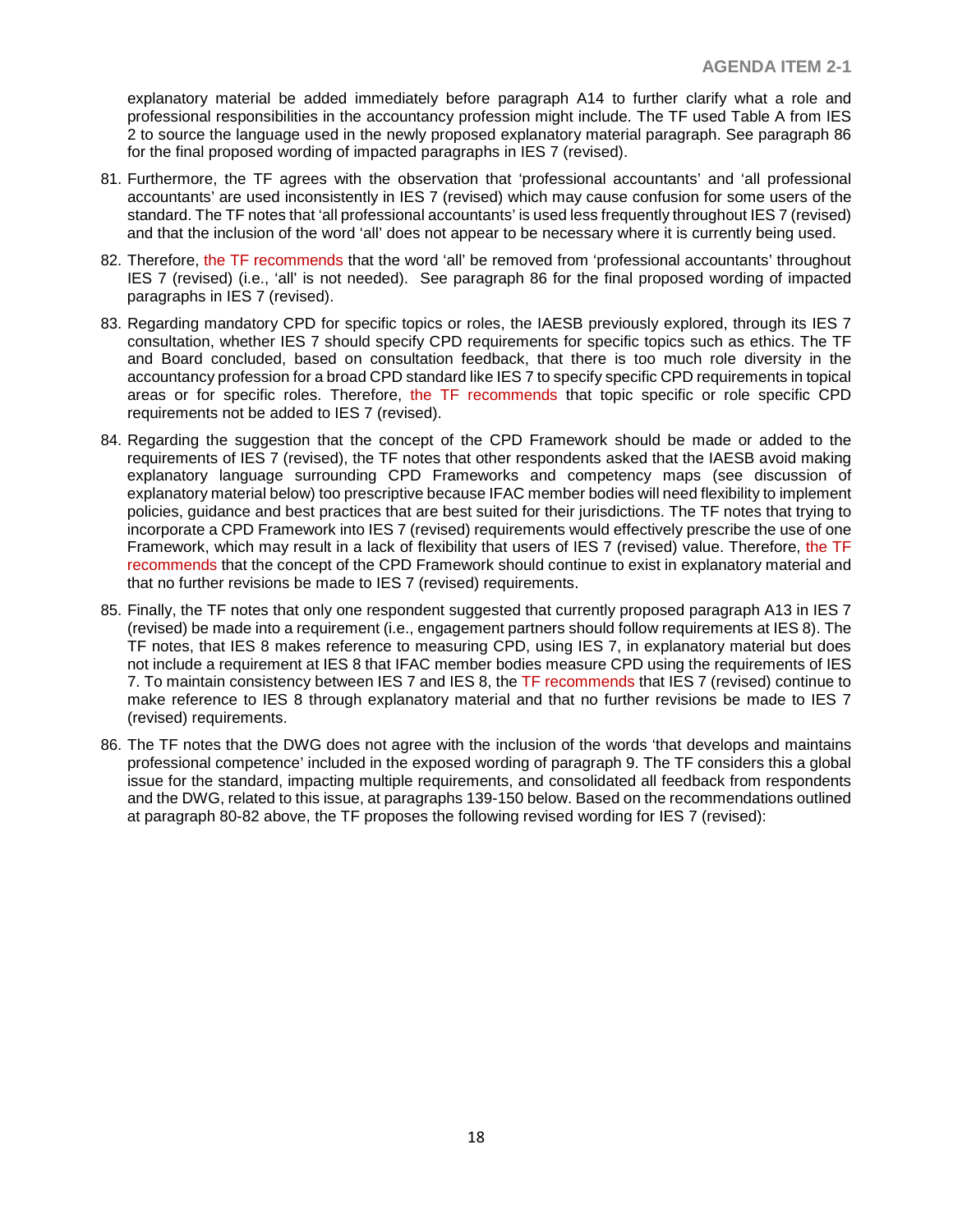explanatory material be added immediately before paragraph A14 to further clarify what a role and professional responsibilities in the accountancy profession might include. The TF used Table A from IES 2 to source the language used in the newly proposed explanatory material paragraph. See paragraph 86 for the final proposed wording of impacted paragraphs in IES 7 (revised).

81. Furthermore, the TF agrees with the observation that 'professional accountants' and 'all professional accountants' are used inconsistently in IES 7 (revised) which may cause confusion for some users of the standard. The TF notes that 'all professional accountants' is used less frequently throughout IES 7 (revised) and that the inclusion of the word 'all' does not appear to be necessary where it is currently being used.

82. Therefore, the TF recommends that the word 'all' be removed from 'professional accountants' throughout IES 7 (revised) (i.e., 'all' is not needed). See paragraph 86 for the final proposed wording of impacted paragraphs in IES 7 (revised).

83. Regarding mandatory CPD for specific topics or roles, the IAESB previously explored, through its IES 7 consultation, whether IES 7 should specify CPD requirements for specific topics such as ethics. The TF and Board concluded, based on consultation feedback, that there is too much role diversity in the accountancy profession for a broad CPD standard like IES 7 to specify specific CPD requirements in topical areas or for specific roles. Therefore, the TF recommends that topic specific or role specific CPD requirements not be added to IES 7 (revised).

84. Regarding the suggestion that the concept of the CPD Framework should be made or added to the requirements of IES 7 (revised), the TF notes that other respondents asked that the IAESB avoid making explanatory language surrounding CPD Frameworks and competency maps (see discussion of explanatory material below) too prescriptive because IFAC member bodies will need flexibility to implement policies, guidance and best practices that are best suited for their jurisdictions. The TF notes that trying to incorporate a CPD Framework into IES 7 (revised) requirements would effectively prescribe the use of one Framework, which may result in a lack of flexibility that users of IES 7 (revised) value. Therefore, the TF recommends that the concept of the CPD Framework should continue to exist in explanatory material and that no further revisions be made to IES 7 (revised) requirements.

85. Finally, the TF notes that only one respondent suggested that currently proposed paragraph A13 in IES 7 (revised) be made into a requirement (i.e., engagement partners should follow requirements at IES 8). The TF notes, that IES 8 makes reference to measuring CPD, using IES 7, in explanatory material but does not include a requirement at IES 8 that IFAC member bodies measure CPD using the requirements of IES 7. To maintain consistency between IES 7 and IES 8, the TF recommends that IES 7 (revised) continue to make reference to IES 8 through explanatory material and that no further revisions be made to IES 7 (revised) requirements.

86. The TF notes that the DWG does not agree with the inclusion of the words 'that develops and maintains professional competence' included in the exposed wording of paragraph 9. The TF considers this a global issue for the standard, impacting multiple requirements, and consolidated all feedback from respondents and the DWG, related to this issue, at paragraphs 139-150 below. Based on the recommendations outlined at paragraph 80-82 above, the TF proposes the following revised wording for IES 7 (revised):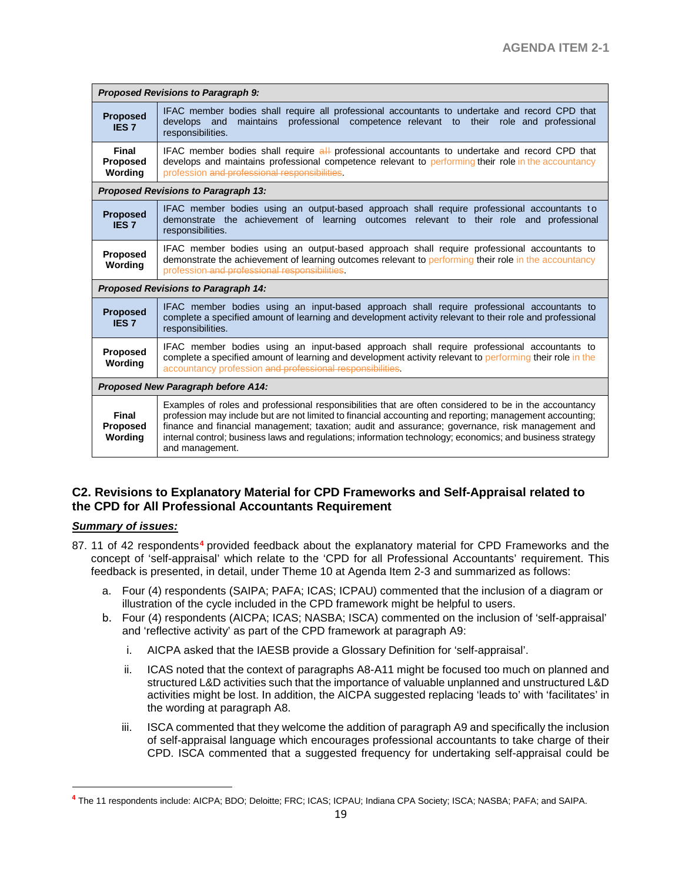| Proposed Revisions to Paragraph 9: | |
|---|---|
| **Proposed IES 7** | IFAC member bodies shall require all professional accountants to undertake and record CPD that develops and maintains professional competence relevant to their role and professional responsibilities. |
| **Final Proposed Wording** | IFAC member bodies shall require ~~all~~ professional accountants to undertake and record CPD that develops and maintains professional competence relevant to performing their role in the accountancy profession ~~and professional responsibilities~~. |
| ***Proposed Revisions to Paragraph 13:*** | |
| **Proposed IES 7** | IFAC member bodies using an output-based approach shall require professional accountants to demonstrate the achievement of learning outcomes relevant to their role and professional responsibilities. |
| **Proposed Wording** | IFAC member bodies using an output-based approach shall require professional accountants to demonstrate the achievement of learning outcomes relevant to performing their role in the accountancy profession ~~and professional responsibilities~~. |
| ***Proposed Revisions to Paragraph 14:*** | |
| **Proposed IES 7** | IFAC member bodies using an input-based approach shall require professional accountants to complete a specified amount of learning and development activity relevant to their role and professional responsibilities. |
| **Proposed Wording** | IFAC member bodies using an input-based approach shall require professional accountants to complete a specified amount of learning and development activity relevant to performing their role in the accountancy profession ~~and professional responsibilities~~. |
| ***Proposed New Paragraph before A14:*** | |
| **Final Proposed Wording** | Examples of roles and professional responsibilities that are often considered to be in the accountancy profession may include but are not limited to financial accounting and reporting; management accounting; finance and financial management; taxation; audit and assurance; governance, risk management and internal control; business laws and regulations; information technology; economics; and business strategy and management. |

## C2. Revisions to Explanatory Material for CPD Frameworks and Self-Appraisal related to the CPD for All Professional Accountants Requirement

***Summary of issues:***

87. 11 of 42 respondents[4] provided feedback about the explanatory material for CPD Frameworks and the concept of 'self-appraisal' which relate to the 'CPD for all Professional Accountants' requirement. This feedback is presented, in detail, under Theme 10 at Agenda Item 2-3 and summarized as follows:

    a. Four (4) respondents (SAIPA; PAFA; ICAS; ICPAU) commented that the inclusion of a diagram or illustration of the cycle included in the CPD framework might be helpful to users.

    b. Four (4) respondents (AICPA; ICAS; NASBA; ISCA) commented on the inclusion of 'self-appraisal' and 'reflective activity' as part of the CPD framework at paragraph A9:

        i. AICPA asked that the IAESB provide a Glossary Definition for 'self-appraisal'.

        ii. ICAS noted that the context of paragraphs A8-A11 might be focused too much on planned and structured L&D activities such that the importance of valuable unplanned and unstructured L&D activities might be lost. In addition, the AICPA suggested replacing 'leads to' with 'facilitates' in the wording at paragraph A8.

        iii. ISCA commented that they welcome the addition of paragraph A9 and specifically the inclusion of self-appraisal language which encourages professional accountants to take charge of their CPD. ISCA commented that a suggested frequency for undertaking self-appraisal could be

[4] The 11 respondents include: AICPA; BDO; Deloitte; FRC; ICAS; ICPAU; Indiana CPA Society; ISCA; NASBA; PAFA; and SAIPA.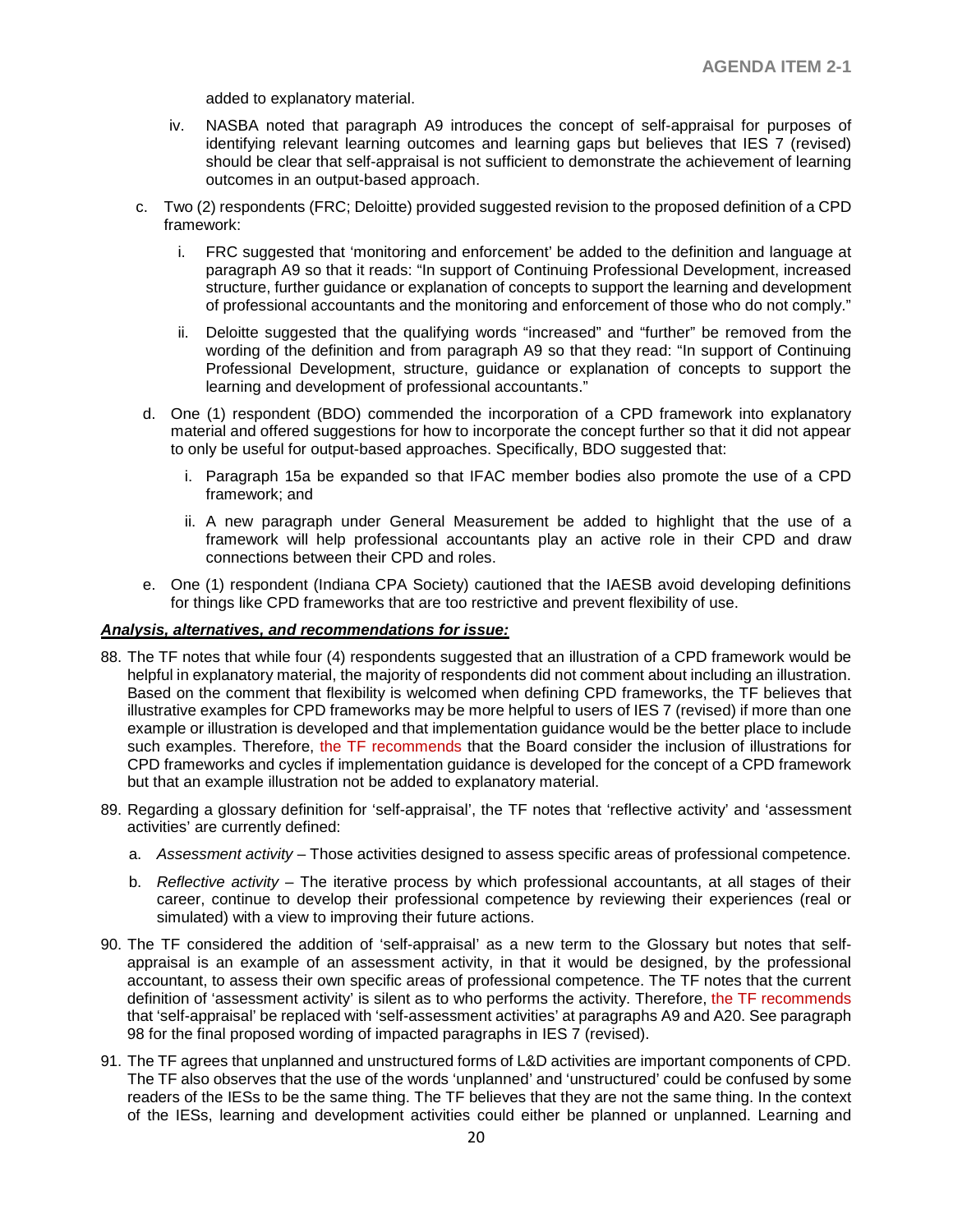added to explanatory material.

iv. NASBA noted that paragraph A9 introduces the concept of self-appraisal for purposes of identifying relevant learning outcomes and learning gaps but believes that IES 7 (revised) should be clear that self-appraisal is not sufficient to demonstrate the achievement of learning outcomes in an output-based approach.

c. Two (2) respondents (FRC; Deloitte) provided suggested revision to the proposed definition of a CPD framework:

   i. FRC suggested that 'monitoring and enforcement' be added to the definition and language at paragraph A9 so that it reads: "In support of Continuing Professional Development, increased structure, further guidance or explanation of concepts to support the learning and development of professional accountants and the monitoring and enforcement of those who do not comply."

   ii. Deloitte suggested that the qualifying words "increased" and "further" be removed from the wording of the definition and from paragraph A9 so that they read: "In support of Continuing Professional Development, structure, guidance or explanation of concepts to support the learning and development of professional accountants."

d. One (1) respondent (BDO) commended the incorporation of a CPD framework into explanatory material and offered suggestions for how to incorporate the concept further so that it did not appear to only be useful for output-based approaches. Specifically, BDO suggested that:

   i. Paragraph 15a be expanded so that IFAC member bodies also promote the use of a CPD framework; and

   ii. A new paragraph under General Measurement be added to highlight that the use of a framework will help professional accountants play an active role in their CPD and draw connections between their CPD and roles.

e. One (1) respondent (Indiana CPA Society) cautioned that the IAESB avoid developing definitions for things like CPD frameworks that are too restrictive and prevent flexibility of use.

***Analysis, alternatives, and recommendations for issue:***

88. The TF notes that while four (4) respondents suggested that an illustration of a CPD framework would be helpful in explanatory material, the majority of respondents did not comment about including an illustration. Based on the comment that flexibility is welcomed when defining CPD frameworks, the TF believes that illustrative examples for CPD frameworks may be more helpful to users of IES 7 (revised) if more than one example or illustration is developed and that implementation guidance would be the better place to include such examples. Therefore, the TF recommends that the Board consider the inclusion of illustrations for CPD frameworks and cycles if implementation guidance is developed for the concept of a CPD framework but that an example illustration not be added to explanatory material.

89. Regarding a glossary definition for 'self-appraisal', the TF notes that 'reflective activity' and 'assessment activities' are currently defined:

    a. *Assessment activity* – Those activities designed to assess specific areas of professional competence.

    b. *Reflective activity* – The iterative process by which professional accountants, at all stages of their career, continue to develop their professional competence by reviewing their experiences (real or simulated) with a view to improving their future actions.

90. The TF considered the addition of 'self-appraisal' as a new term to the Glossary but notes that self-appraisal is an example of an assessment activity, in that it would be designed, by the professional accountant, to assess their own specific areas of professional competence. The TF notes that the current definition of 'assessment activity' is silent as to who performs the activity. Therefore, the TF recommends that 'self-appraisal' be replaced with 'self-assessment activities' at paragraphs A9 and A20. See paragraph 98 for the final proposed wording of impacted paragraphs in IES 7 (revised).

91. The TF agrees that unplanned and unstructured forms of L&D activities are important components of CPD. The TF also observes that the use of the words 'unplanned' and 'unstructured' could be confused by some readers of the IESs to be the same thing. The TF believes that they are not the same thing. In the context of the IESs, learning and development activities could either be planned or unplanned. Learning and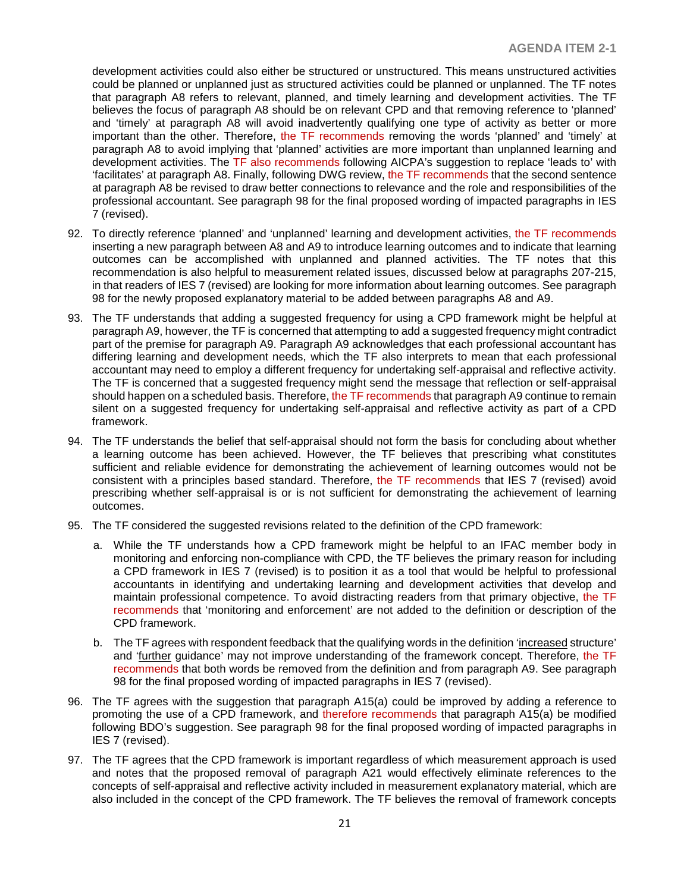development activities could also either be structured or unstructured. This means unstructured activities could be planned or unplanned just as structured activities could be planned or unplanned. The TF notes that paragraph A8 refers to relevant, planned, and timely learning and development activities. The TF believes the focus of paragraph A8 should be on relevant CPD and that removing reference to 'planned' and 'timely' at paragraph A8 will avoid inadvertently qualifying one type of activity as better or more important than the other. Therefore, the TF recommends removing the words 'planned' and 'timely' at paragraph A8 to avoid implying that 'planned' activities are more important than unplanned learning and development activities. The TF also recommends following AICPA's suggestion to replace 'leads to' with 'facilitates' at paragraph A8. Finally, following DWG review, the TF recommends that the second sentence at paragraph A8 be revised to draw better connections to relevance and the role and responsibilities of the professional accountant. See paragraph 98 for the final proposed wording of impacted paragraphs in IES 7 (revised).

92. To directly reference 'planned' and 'unplanned' learning and development activities, the TF recommends inserting a new paragraph between A8 and A9 to introduce learning outcomes and to indicate that learning outcomes can be accomplished with unplanned and planned activities. The TF notes that this recommendation is also helpful to measurement related issues, discussed below at paragraphs 207-215, in that readers of IES 7 (revised) are looking for more information about learning outcomes. See paragraph 98 for the newly proposed explanatory material to be added between paragraphs A8 and A9.

93. The TF understands that adding a suggested frequency for using a CPD framework might be helpful at paragraph A9, however, the TF is concerned that attempting to add a suggested frequency might contradict part of the premise for paragraph A9. Paragraph A9 acknowledges that each professional accountant has differing learning and development needs, which the TF also interprets to mean that each professional accountant may need to employ a different frequency for undertaking self-appraisal and reflective activity. The TF is concerned that a suggested frequency might send the message that reflection or self-appraisal should happen on a scheduled basis. Therefore, the TF recommends that paragraph A9 continue to remain silent on a suggested frequency for undertaking self-appraisal and reflective activity as part of a CPD framework.

94. The TF understands the belief that self-appraisal should not form the basis for concluding about whether a learning outcome has been achieved. However, the TF believes that prescribing what constitutes sufficient and reliable evidence for demonstrating the achievement of learning outcomes would not be consistent with a principles based standard. Therefore, the TF recommends that IES 7 (revised) avoid prescribing whether self-appraisal is or is not sufficient for demonstrating the achievement of learning outcomes.

95. The TF considered the suggested revisions related to the definition of the CPD framework:

    a. While the TF understands how a CPD framework might be helpful to an IFAC member body in monitoring and enforcing non-compliance with CPD, the TF believes the primary reason for including a CPD framework in IES 7 (revised) is to position it as a tool that would be helpful to professional accountants in identifying and undertaking learning and development activities that develop and maintain professional competence. To avoid distracting readers from that primary objective, the TF recommends that 'monitoring and enforcement' are not added to the definition or description of the CPD framework.

    b. The TF agrees with respondent feedback that the qualifying words in the definition '<u>increased</u> structure' and '<u>further</u> guidance' may not improve understanding of the framework concept. Therefore, the TF recommends that both words be removed from the definition and from paragraph A9. See paragraph 98 for the final proposed wording of impacted paragraphs in IES 7 (revised).

96. The TF agrees with the suggestion that paragraph A15(a) could be improved by adding a reference to promoting the use of a CPD framework, and therefore recommends that paragraph A15(a) be modified following BDO's suggestion. See paragraph 98 for the final proposed wording of impacted paragraphs in IES 7 (revised).

97. The TF agrees that the CPD framework is important regardless of which measurement approach is used and notes that the proposed removal of paragraph A21 would effectively eliminate references to the concepts of self-appraisal and reflective activity included in measurement explanatory material, which are also included in the concept of the CPD framework. The TF believes the removal of framework concepts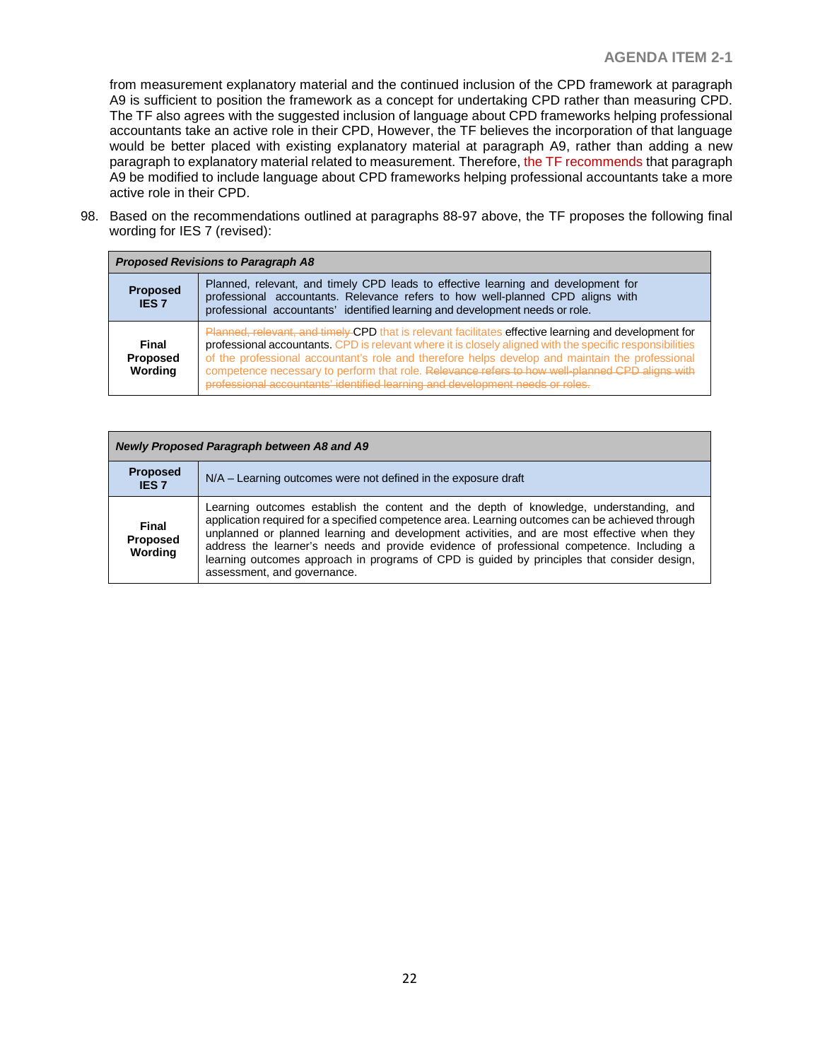from measurement explanatory material and the continued inclusion of the CPD framework at paragraph A9 is sufficient to position the framework as a concept for undertaking CPD rather than measuring CPD. The TF also agrees with the suggested inclusion of language about CPD frameworks helping professional accountants take an active role in their CPD, However, the TF believes the incorporation of that language would be better placed with existing explanatory material at paragraph A9, rather than adding a new paragraph to explanatory material related to measurement. Therefore, the TF recommends that paragraph A9 be modified to include language about CPD frameworks helping professional accountants take a more active role in their CPD.

98. Based on the recommendations outlined at paragraphs 88-97 above, the TF proposes the following final wording for IES 7 (revised):

| ***Proposed Revisions to Paragraph A8*** | |
|---|---|
| **Proposed IES 7** | Planned, relevant, and timely CPD leads to effective learning and development for professional accountants. Relevance refers to how well-planned CPD aligns with professional accountants' identified learning and development needs or role. |
| **Final Proposed Wording** | ~~Planned, relevant, and timely~~ CPD that is relevant facilitates effective learning and development for professional accountants. CPD is relevant where it is closely aligned with the specific responsibilities of the professional accountant's role and therefore helps develop and maintain the professional competence necessary to perform that role. ~~Relevance refers to how well-planned CPD aligns with professional accountants' identified learning and development needs or roles.~~ |

| ***Newly Proposed Paragraph between A8 and A9*** | |
|---|---|
| **Proposed IES 7** | N/A – Learning outcomes were not defined in the exposure draft |
| **Final Proposed Wording** | Learning outcomes establish the content and the depth of knowledge, understanding, and application required for a specified competence area. Learning outcomes can be achieved through unplanned or planned learning and development activities, and are most effective when they address the learner's needs and provide evidence of professional competence. Including a learning outcomes approach in programs of CPD is guided by principles that consider design, assessment, and governance. |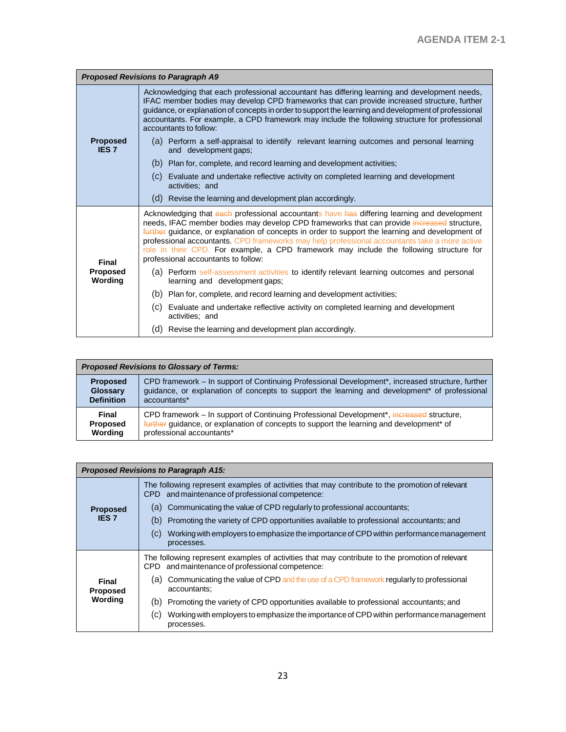| *Proposed Revisions to Paragraph A9* | |
|---|---|
| **Proposed IES 7** | Acknowledging that each professional accountant has differing learning and development needs, IFAC member bodies may develop CPD frameworks that can provide increased structure, further guidance, or explanation of concepts in order to support the learning and development of professional accountants. For example, a CPD framework may include the following structure for professional accountants to follow:<br>(a) Perform a self-appraisal to identify relevant learning outcomes and personal learning and development gaps;<br>(b) Plan for, complete, and record learning and development activities;<br>(c) Evaluate and undertake reflective activity on completed learning and development activities; and<br>(d) Revise the learning and development plan accordingly. |
| **Final Proposed Wording** | Acknowledging that ~~each~~ professional accountants have ~~has~~ differing learning and development needs, IFAC member bodies may develop CPD frameworks that can provide ~~increased~~ structure, ~~further~~ guidance, or explanation of concepts in order to support the learning and development of professional accountants. CPD frameworks may help professional accountants take a more active role in their CPD. For example, a CPD framework may include the following structure for professional accountants to follow:<br>(a) Perform self-assessment activities to identify relevant learning outcomes and personal learning and development gaps;<br>(b) Plan for, complete, and record learning and development activities;<br>(c) Evaluate and undertake reflective activity on completed learning and development activities; and<br>(d) Revise the learning and development plan accordingly. |

| *Proposed Revisions to Glossary of Terms:* | |
|---|---|
| **Proposed Glossary Definition** | CPD framework – In support of Continuing Professional Development*, increased structure, further guidance, or explanation of concepts to support the learning and development* of professional accountants* |
| **Final Proposed Wording** | CPD framework – In support of Continuing Professional Development*, ~~increased~~ structure, ~~further~~ guidance, or explanation of concepts to support the learning and development* of professional accountants* |

| *Proposed Revisions to Paragraph A15:* | |
|---|---|
| **Proposed IES 7** | The following represent examples of activities that may contribute to the promotion of relevant CPD and maintenance of professional competence:<br>(a) Communicating the value of CPD regularly to professional accountants;<br>(b) Promoting the variety of CPD opportunities available to professional accountants; and<br>(c) Working with employers to emphasize the importance of CPD within performance management processes. |
| **Final Proposed Wording** | The following represent examples of activities that may contribute to the promotion of relevant CPD and maintenance of professional competence:<br>(a) Communicating the value of CPD and the use of a CPD framework regularly to professional accountants;<br>(b) Promoting the variety of CPD opportunities available to professional accountants; and<br>(c) Working with employers to emphasize the importance of CPD within performance management processes. |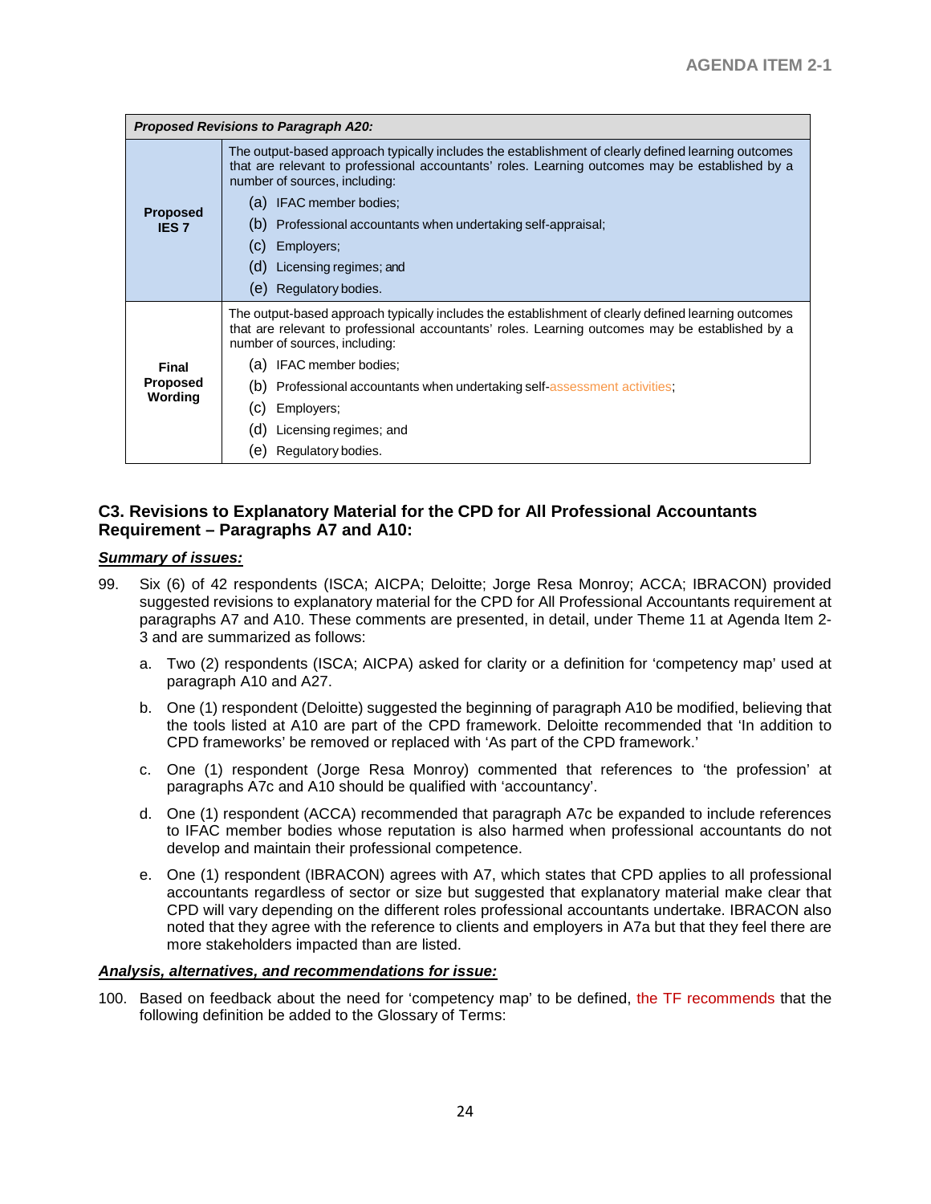| ***Proposed Revisions to Paragraph A20:*** | |
|---|---|
| **Proposed IES 7** | The output-based approach typically includes the establishment of clearly defined learning outcomes that are relevant to professional accountants' roles. Learning outcomes may be established by a number of sources, including:<br>(a) IFAC member bodies;<br>(b) Professional accountants when undertaking self-appraisal;<br>(c) Employers;<br>(d) Licensing regimes; and<br>(e) Regulatory bodies. |
| **Final Proposed Wording** | The output-based approach typically includes the establishment of clearly defined learning outcomes that are relevant to professional accountants' roles. Learning outcomes may be established by a number of sources, including:<br>(a) IFAC member bodies;<br>(b) Professional accountants when undertaking self-assessment activities;<br>(c) Employers;<br>(d) Licensing regimes; and<br>(e) Regulatory bodies. |

## C3. Revisions to Explanatory Material for the CPD for All Professional Accountants Requirement – Paragraphs A7 and A10:

***Summary of issues:***

99. Six (6) of 42 respondents (ISCA; AICPA; Deloitte; Jorge Resa Monroy; ACCA; IBRACON) provided suggested revisions to explanatory material for the CPD for All Professional Accountants requirement at paragraphs A7 and A10. These comments are presented, in detail, under Theme 11 at Agenda Item 2-3 and are summarized as follows:

    a. Two (2) respondents (ISCA; AICPA) asked for clarity or a definition for 'competency map' used at paragraph A10 and A27.

    b. One (1) respondent (Deloitte) suggested the beginning of paragraph A10 be modified, believing that the tools listed at A10 are part of the CPD framework. Deloitte recommended that 'In addition to CPD frameworks' be removed or replaced with 'As part of the CPD framework.'

    c. One (1) respondent (Jorge Resa Monroy) commented that references to 'the profession' at paragraphs A7c and A10 should be qualified with 'accountancy'.

    d. One (1) respondent (ACCA) recommended that paragraph A7c be expanded to include references to IFAC member bodies whose reputation is also harmed when professional accountants do not develop and maintain their professional competence.

    e. One (1) respondent (IBRACON) agrees with A7, which states that CPD applies to all professional accountants regardless of sector or size but suggested that explanatory material make clear that CPD will vary depending on the different roles professional accountants undertake. IBRACON also noted that they agree with the reference to clients and employers in A7a but that they feel there are more stakeholders impacted than are listed.

***Analysis, alternatives, and recommendations for issue:***

100. Based on feedback about the need for 'competency map' to be defined, the TF recommends that the following definition be added to the Glossary of Terms: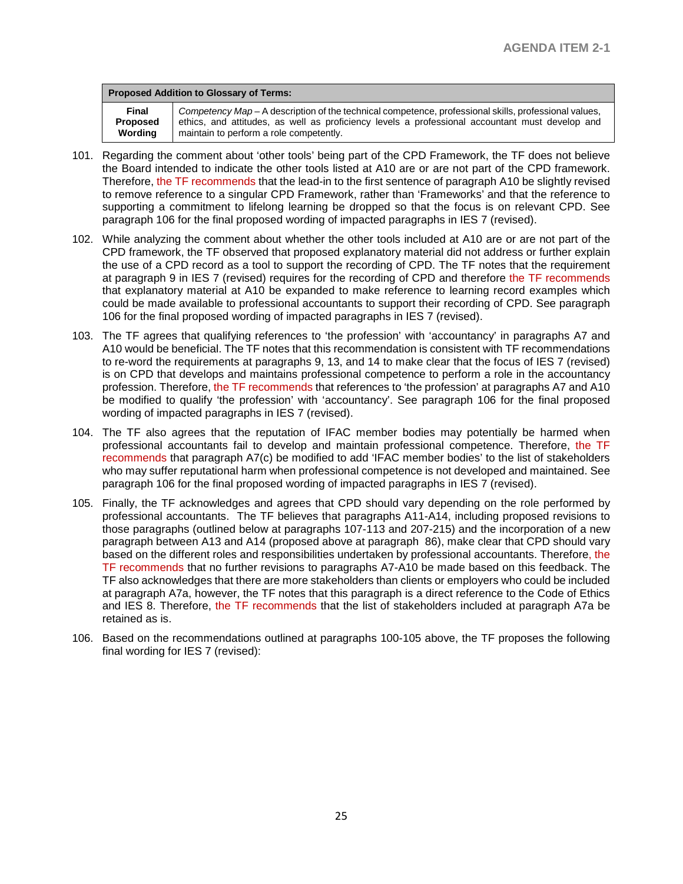| Proposed Addition to Glossary of Terms: | |
|---|---|
| **Final Proposed Wording** | *Competency Map* – A description of the technical competence, professional skills, professional values, ethics, and attitudes, as well as proficiency levels a professional accountant must develop and maintain to perform a role competently. |

101. Regarding the comment about 'other tools' being part of the CPD Framework, the TF does not believe the Board intended to indicate the other tools listed at A10 are or are not part of the CPD framework. Therefore, the TF recommends that the lead-in to the first sentence of paragraph A10 be slightly revised to remove reference to a singular CPD Framework, rather than 'Frameworks' and that the reference to supporting a commitment to lifelong learning be dropped so that the focus is on relevant CPD. See paragraph 106 for the final proposed wording of impacted paragraphs in IES 7 (revised).

102. While analyzing the comment about whether the other tools included at A10 are or are not part of the CPD framework, the TF observed that proposed explanatory material did not address or further explain the use of a CPD record as a tool to support the recording of CPD. The TF notes that the requirement at paragraph 9 in IES 7 (revised) requires for the recording of CPD and therefore the TF recommends that explanatory material at A10 be expanded to make reference to learning record examples which could be made available to professional accountants to support their recording of CPD. See paragraph 106 for the final proposed wording of impacted paragraphs in IES 7 (revised).

103. The TF agrees that qualifying references to 'the profession' with 'accountancy' in paragraphs A7 and A10 would be beneficial. The TF notes that this recommendation is consistent with TF recommendations to re-word the requirements at paragraphs 9, 13, and 14 to make clear that the focus of IES 7 (revised) is on CPD that develops and maintains professional competence to perform a role in the accountancy profession. Therefore, the TF recommends that references to 'the profession' at paragraphs A7 and A10 be modified to qualify 'the profession' with 'accountancy'. See paragraph 106 for the final proposed wording of impacted paragraphs in IES 7 (revised).

104. The TF also agrees that the reputation of IFAC member bodies may potentially be harmed when professional accountants fail to develop and maintain professional competence. Therefore, the TF recommends that paragraph A7(c) be modified to add 'IFAC member bodies' to the list of stakeholders who may suffer reputational harm when professional competence is not developed and maintained. See paragraph 106 for the final proposed wording of impacted paragraphs in IES 7 (revised).

105. Finally, the TF acknowledges and agrees that CPD should vary depending on the role performed by professional accountants. The TF believes that paragraphs A11-A14, including proposed revisions to those paragraphs (outlined below at paragraphs 107-113 and 207-215) and the incorporation of a new paragraph between A13 and A14 (proposed above at paragraph 86), make clear that CPD should vary based on the different roles and responsibilities undertaken by professional accountants. Therefore, the TF recommends that no further revisions to paragraphs A7-A10 be made based on this feedback. The TF also acknowledges that there are more stakeholders than clients or employers who could be included at paragraph A7a, however, the TF notes that this paragraph is a direct reference to the Code of Ethics and IES 8. Therefore, the TF recommends that the list of stakeholders included at paragraph A7a be retained as is.

106. Based on the recommendations outlined at paragraphs 100-105 above, the TF proposes the following final wording for IES 7 (revised):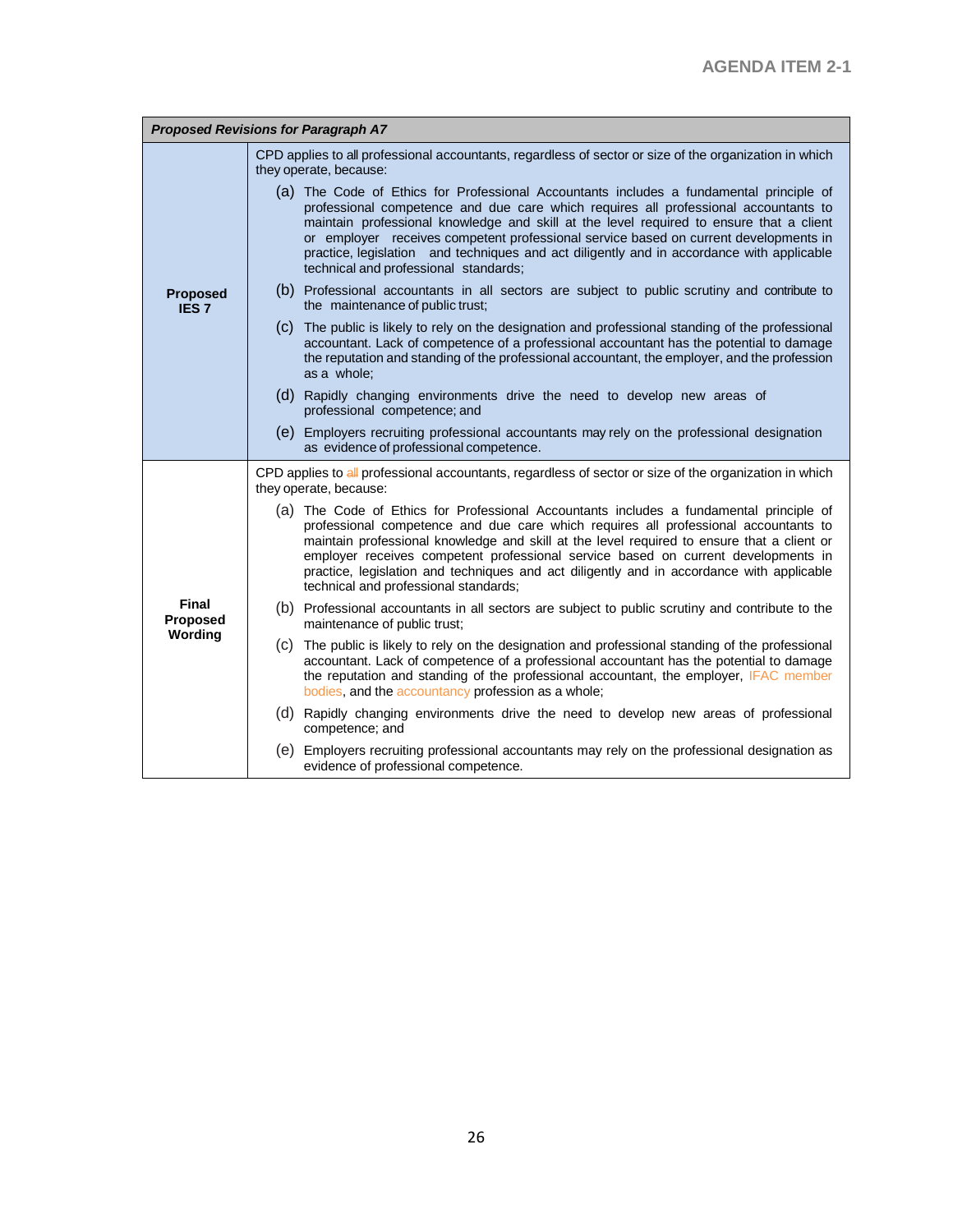| *Proposed Revisions for Paragraph A7* | |
|---|---|
| **Proposed IES 7** | CPD applies to all professional accountants, regardless of sector or size of the organization in which they operate, because:<br>(a) The Code of Ethics for Professional Accountants includes a fundamental principle of professional competence and due care which requires all professional accountants to maintain professional knowledge and skill at the level required to ensure that a client or employer receives competent professional service based on current developments in practice, legislation and techniques and act diligently and in accordance with applicable technical and professional standards;<br>(b) Professional accountants in all sectors are subject to public scrutiny and contribute to the maintenance of public trust;<br>(c) The public is likely to rely on the designation and professional standing of the professional accountant. Lack of competence of a professional accountant has the potential to damage the reputation and standing of the professional accountant, the employer, and the profession as a whole;<br>(d) Rapidly changing environments drive the need to develop new areas of professional competence; and<br>(e) Employers recruiting professional accountants may rely on the professional designation as evidence of professional competence. |
| **Final Proposed Wording** | CPD applies to ~~all~~ professional accountants, regardless of sector or size of the organization in which they operate, because:<br>(a) The Code of Ethics for Professional Accountants includes a fundamental principle of professional competence and due care which requires all professional accountants to maintain professional knowledge and skill at the level required to ensure that a client or employer receives competent professional service based on current developments in practice, legislation and techniques and act diligently and in accordance with applicable technical and professional standards;<br>(b) Professional accountants in all sectors are subject to public scrutiny and contribute to the maintenance of public trust;<br>(c) The public is likely to rely on the designation and professional standing of the professional accountant. Lack of competence of a professional accountant has the potential to damage the reputation and standing of the professional accountant, the employer, IFAC member bodies, and the accountancy profession as a whole;<br>(d) Rapidly changing environments drive the need to develop new areas of professional competence; and<br>(e) Employers recruiting professional accountants may rely on the professional designation as evidence of professional competence. |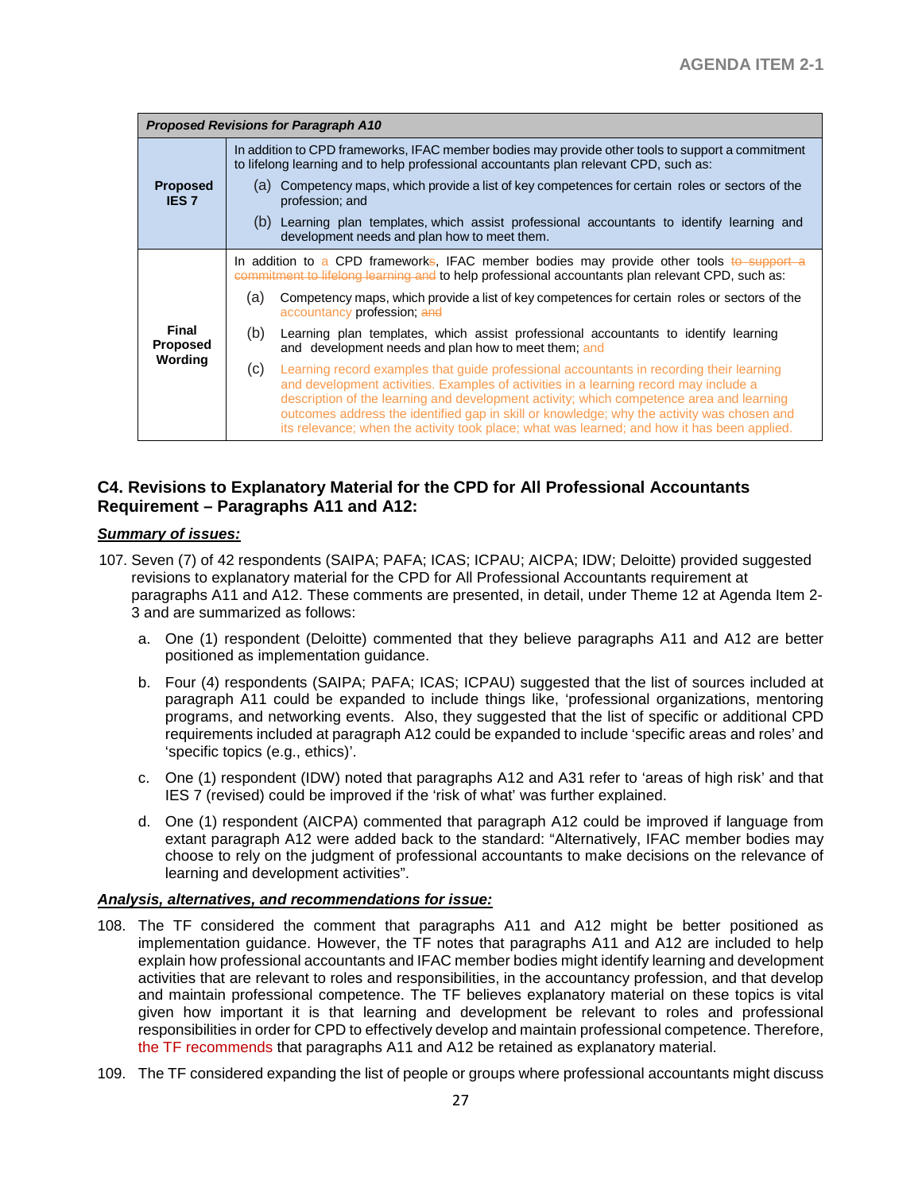| *Proposed Revisions for Paragraph A10* | |
|---|---|
| **Proposed IES 7** | In addition to CPD frameworks, IFAC member bodies may provide other tools to support a commitment to lifelong learning and to help professional accountants plan relevant CPD, such as:<br>(a) Competency maps, which provide a list of key competences for certain roles or sectors of the profession; and<br>(b) Learning plan templates, which assist professional accountants to identify learning and development needs and plan how to meet them. |
| **Final Proposed Wording** | In addition to a CPD frameworks, IFAC member bodies may provide other tools ~~to support a commitment to lifelong learning and~~ to help professional accountants plan relevant CPD, such as:<br>(a) Competency maps, which provide a list of key competences for certain roles or sectors of the accountancy profession; ~~and~~<br>(b) Learning plan templates, which assist professional accountants to identify learning and development needs and plan how to meet them; and<br>(c) Learning record examples that guide professional accountants in recording their learning and development activities. Examples of activities in a learning record may include a description of the learning and development activity; which competence area and learning outcomes address the identified gap in skill or knowledge; why the activity was chosen and its relevance; when the activity took place; what was learned; and how it has been applied. |

## C4. Revisions to Explanatory Material for the CPD for All Professional Accountants Requirement – Paragraphs A11 and A12:

***Summary of issues:***

107. Seven (7) of 42 respondents (SAIPA; PAFA; ICAS; ICPAU; AICPA; IDW; Deloitte) provided suggested revisions to explanatory material for the CPD for All Professional Accountants requirement at paragraphs A11 and A12. These comments are presented, in detail, under Theme 12 at Agenda Item 2-3 and are summarized as follows:

   a. One (1) respondent (Deloitte) commented that they believe paragraphs A11 and A12 are better positioned as implementation guidance.

   b. Four (4) respondents (SAIPA; PAFA; ICAS; ICPAU) suggested that the list of sources included at paragraph A11 could be expanded to include things like, 'professional organizations, mentoring programs, and networking events. Also, they suggested that the list of specific or additional CPD requirements included at paragraph A12 could be expanded to include 'specific areas and roles' and 'specific topics (e.g., ethics)'.

   c. One (1) respondent (IDW) noted that paragraphs A12 and A31 refer to 'areas of high risk' and that IES 7 (revised) could be improved if the 'risk of what' was further explained.

   d. One (1) respondent (AICPA) commented that paragraph A12 could be improved if language from extant paragraph A12 were added back to the standard: "Alternatively, IFAC member bodies may choose to rely on the judgment of professional accountants to make decisions on the relevance of learning and development activities".

***Analysis, alternatives, and recommendations for issue:***

108. The TF considered the comment that paragraphs A11 and A12 might be better positioned as implementation guidance. However, the TF notes that paragraphs A11 and A12 are included to help explain how professional accountants and IFAC member bodies might identify learning and development activities that are relevant to roles and responsibilities, in the accountancy profession, and that develop and maintain professional competence. The TF believes explanatory material on these topics is vital given how important it is that learning and development be relevant to roles and professional responsibilities in order for CPD to effectively develop and maintain professional competence. Therefore, the TF recommends that paragraphs A11 and A12 be retained as explanatory material.

109. The TF considered expanding the list of people or groups where professional accountants might discuss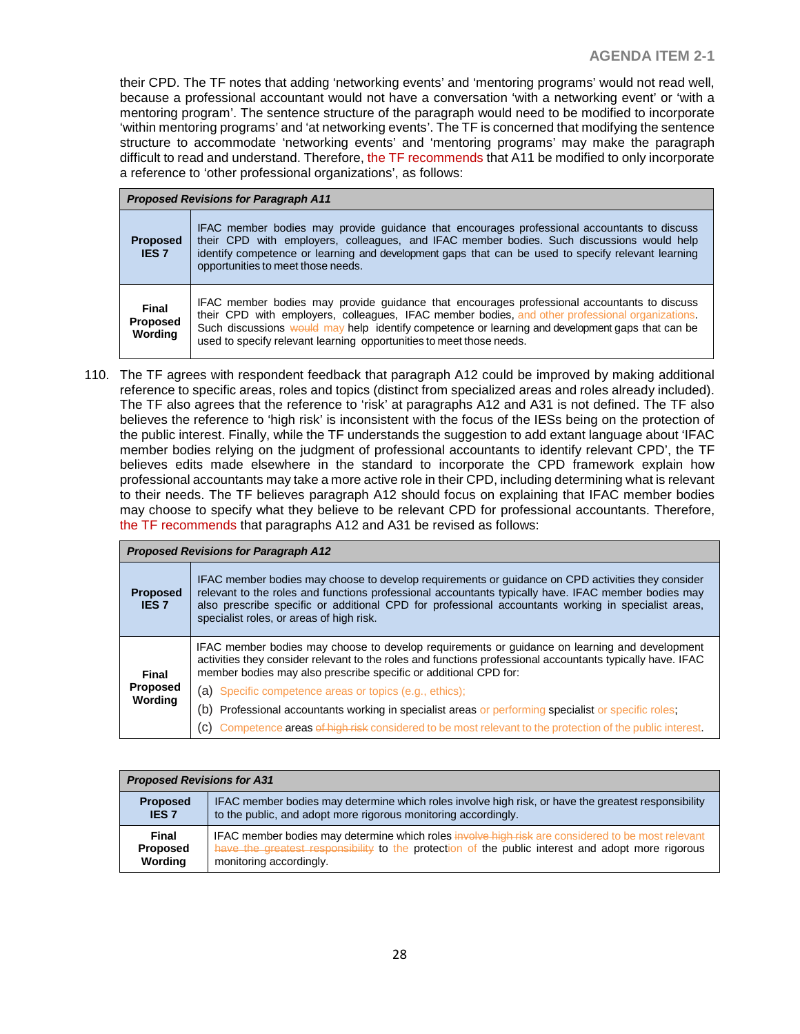their CPD. The TF notes that adding 'networking events' and 'mentoring programs' would not read well, because a professional accountant would not have a conversation 'with a networking event' or 'with a mentoring program'. The sentence structure of the paragraph would need to be modified to incorporate 'within mentoring programs' and 'at networking events'. The TF is concerned that modifying the sentence structure to accommodate 'networking events' and 'mentoring programs' may make the paragraph difficult to read and understand. Therefore, the TF recommends that A11 be modified to only incorporate a reference to 'other professional organizations', as follows:

| *Proposed Revisions for Paragraph A11* | |
|---|---|
| **Proposed IES 7** | IFAC member bodies may provide guidance that encourages professional accountants to discuss their CPD with employers, colleagues, and IFAC member bodies. Such discussions would help identify competence or learning and development gaps that can be used to specify relevant learning opportunities to meet those needs. |
| **Final Proposed Wording** | IFAC member bodies may provide guidance that encourages professional accountants to discuss their CPD with employers, colleagues, IFAC member bodies, and other professional organizations. Such discussions ~~would~~ may help identify competence or learning and development gaps that can be used to specify relevant learning opportunities to meet those needs. |

110. The TF agrees with respondent feedback that paragraph A12 could be improved by making additional reference to specific areas, roles and topics (distinct from specialized areas and roles already included). The TF also agrees that the reference to 'risk' at paragraphs A12 and A31 is not defined. The TF also believes the reference to 'high risk' is inconsistent with the focus of the IESs being on the protection of the public interest. Finally, while the TF understands the suggestion to add extant language about 'IFAC member bodies relying on the judgment of professional accountants to identify relevant CPD', the TF believes edits made elsewhere in the standard to incorporate the CPD framework explain how professional accountants may take a more active role in their CPD, including determining what is relevant to their needs. The TF believes paragraph A12 should focus on explaining that IFAC member bodies may choose to specify what they believe to be relevant CPD for professional accountants. Therefore, the TF recommends that paragraphs A12 and A31 be revised as follows:

| *Proposed Revisions for Paragraph A12* | |
|---|---|
| **Proposed IES 7** | IFAC member bodies may choose to develop requirements or guidance on CPD activities they consider relevant to the roles and functions professional accountants typically have. IFAC member bodies may also prescribe specific or additional CPD for professional accountants working in specialist areas, specialist roles, or areas of high risk. |
| **Final Proposed Wording** | IFAC member bodies may choose to develop requirements or guidance on learning and development activities they consider relevant to the roles and functions professional accountants typically have. IFAC member bodies may also prescribe specific or additional CPD for:<br>(a) Specific competence areas or topics (e.g., ethics);<br>(b) Professional accountants working in specialist areas or performing specialist or specific roles;<br>(c) Competence areas ~~of high risk~~ considered to be most relevant to the protection of the public interest. |

| *Proposed Revisions for A31* | |
|---|---|
| **Proposed IES 7** | IFAC member bodies may determine which roles involve high risk, or have the greatest responsibility to the public, and adopt more rigorous monitoring accordingly. |
| **Final Proposed Wording** | IFAC member bodies may determine which roles ~~involve high risk~~ are considered to be most relevant ~~have the greatest responsibility~~ to the protection of the public interest and adopt more rigorous monitoring accordingly. |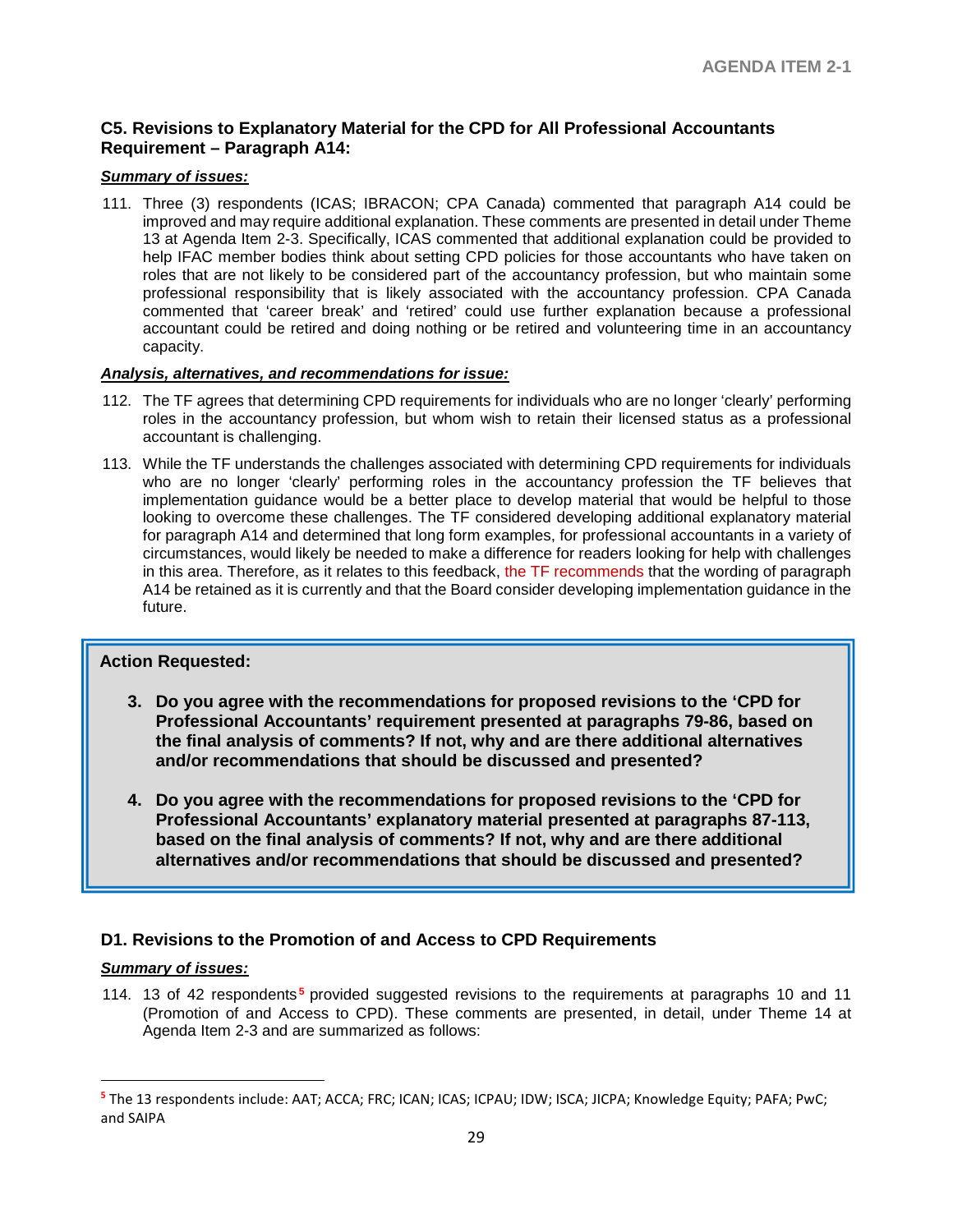### C5. Revisions to Explanatory Material for the CPD for All Professional Accountants Requirement – Paragraph A14:

***Summary of issues:***

111. Three (3) respondents (ICAS; IBRACON; CPA Canada) commented that paragraph A14 could be improved and may require additional explanation. These comments are presented in detail under Theme 13 at Agenda Item 2-3. Specifically, ICAS commented that additional explanation could be provided to help IFAC member bodies think about setting CPD policies for those accountants who have taken on roles that are not likely to be considered part of the accountancy profession, but who maintain some professional responsibility that is likely associated with the accountancy profession. CPA Canada commented that 'career break' and 'retired' could use further explanation because a professional accountant could be retired and doing nothing or be retired and volunteering time in an accountancy capacity.

***Analysis, alternatives, and recommendations for issue:***

112. The TF agrees that determining CPD requirements for individuals who are no longer 'clearly' performing roles in the accountancy profession, but whom wish to retain their licensed status as a professional accountant is challenging.

113. While the TF understands the challenges associated with determining CPD requirements for individuals who are no longer 'clearly' performing roles in the accountancy profession the TF believes that implementation guidance would be a better place to develop material that would be helpful to those looking to overcome these challenges. The TF considered developing additional explanatory material for paragraph A14 and determined that long form examples, for professional accountants in a variety of circumstances, would likely be needed to make a difference for readers looking for help with challenges in this area. Therefore, as it relates to this feedback, the TF recommends that the wording of paragraph A14 be retained as it is currently and that the Board consider developing implementation guidance in the future.

**Action Requested:**

3. **Do you agree with the recommendations for proposed revisions to the 'CPD for Professional Accountants' requirement presented at paragraphs 79-86, based on the final analysis of comments? If not, why and are there additional alternatives and/or recommendations that should be discussed and presented?**

4. **Do you agree with the recommendations for proposed revisions to the 'CPD for Professional Accountants' explanatory material presented at paragraphs 87-113, based on the final analysis of comments? If not, why and are there additional alternatives and/or recommendations that should be discussed and presented?**

### D1. Revisions to the Promotion of and Access to CPD Requirements

***Summary of issues:***

114. 13 of 42 respondents[5] provided suggested revisions to the requirements at paragraphs 10 and 11 (Promotion of and Access to CPD). These comments are presented, in detail, under Theme 14 at Agenda Item 2-3 and are summarized as follows:

[5] The 13 respondents include: AAT; ACCA; FRC; ICAN; ICAS; ICPAU; IDW; ISCA; JICPA; Knowledge Equity; PAFA; PwC; and SAIPA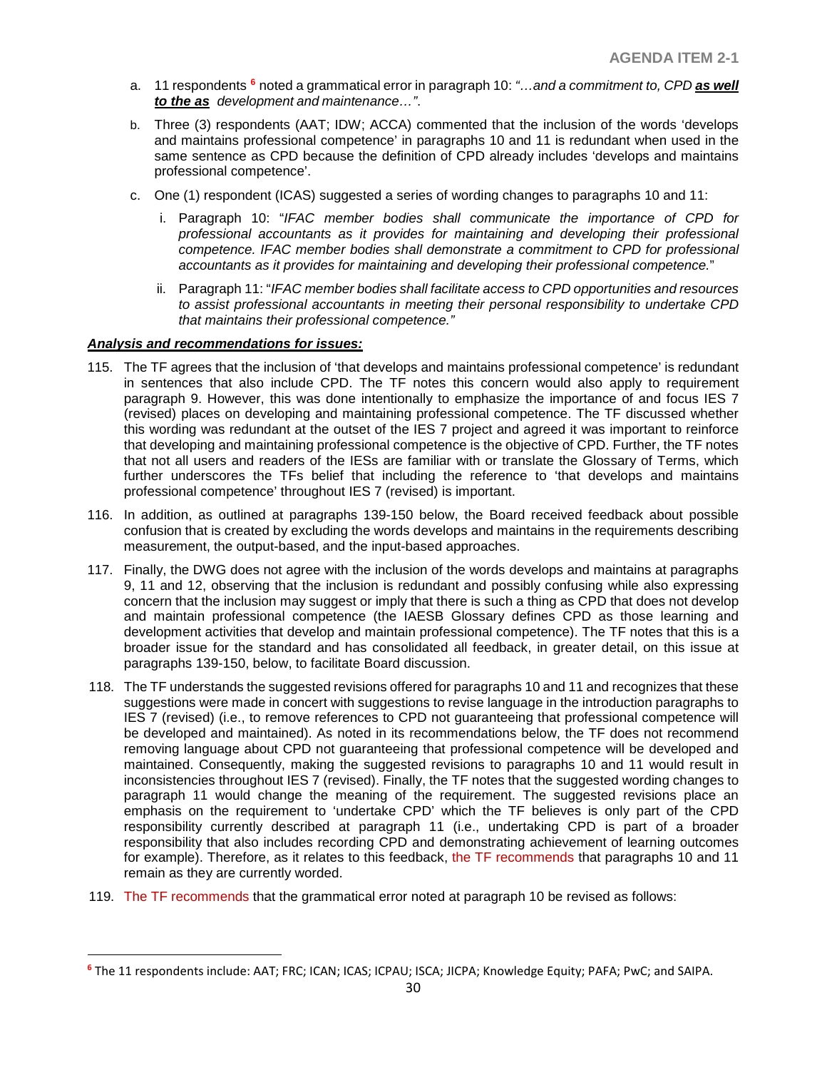a. 11 respondents [6] noted a grammatical error in paragraph 10: *"…and a commitment to, CPD **as well to the as** development and maintenance…"*.

b. Three (3) respondents (AAT; IDW; ACCA) commented that the inclusion of the words 'develops and maintains professional competence' in paragraphs 10 and 11 is redundant when used in the same sentence as CPD because the definition of CPD already includes 'develops and maintains professional competence'.

c. One (1) respondent (ICAS) suggested a series of wording changes to paragraphs 10 and 11:

   i. Paragraph 10: "*IFAC member bodies shall communicate the importance of CPD for professional accountants as it provides for maintaining and developing their professional competence. IFAC member bodies shall demonstrate a commitment to CPD for professional accountants as it provides for maintaining and developing their professional competence.*"

   ii. Paragraph 11: "*IFAC member bodies shall facilitate access to CPD opportunities and resources to assist professional accountants in meeting their personal responsibility to undertake CPD that maintains their professional competence."*

***Analysis and recommendations for issues:***

115. The TF agrees that the inclusion of 'that develops and maintains professional competence' is redundant in sentences that also include CPD. The TF notes this concern would also apply to requirement paragraph 9. However, this was done intentionally to emphasize the importance of and focus IES 7 (revised) places on developing and maintaining professional competence. The TF discussed whether this wording was redundant at the outset of the IES 7 project and agreed it was important to reinforce that developing and maintaining professional competence is the objective of CPD. Further, the TF notes that not all users and readers of the IESs are familiar with or translate the Glossary of Terms, which further underscores the TFs belief that including the reference to 'that develops and maintains professional competence' throughout IES 7 (revised) is important.

116. In addition, as outlined at paragraphs 139-150 below, the Board received feedback about possible confusion that is created by excluding the words develops and maintains in the requirements describing measurement, the output-based, and the input-based approaches.

117. Finally, the DWG does not agree with the inclusion of the words develops and maintains at paragraphs 9, 11 and 12, observing that the inclusion is redundant and possibly confusing while also expressing concern that the inclusion may suggest or imply that there is such a thing as CPD that does not develop and maintain professional competence (the IAESB Glossary defines CPD as those learning and development activities that develop and maintain professional competence). The TF notes that this is a broader issue for the standard and has consolidated all feedback, in greater detail, on this issue at paragraphs 139-150, below, to facilitate Board discussion.

118. The TF understands the suggested revisions offered for paragraphs 10 and 11 and recognizes that these suggestions were made in concert with suggestions to revise language in the introduction paragraphs to IES 7 (revised) (i.e., to remove references to CPD not guaranteeing that professional competence will be developed and maintained). As noted in its recommendations below, the TF does not recommend removing language about CPD not guaranteeing that professional competence will be developed and maintained. Consequently, making the suggested revisions to paragraphs 10 and 11 would result in inconsistencies throughout IES 7 (revised). Finally, the TF notes that the suggested wording changes to paragraph 11 would change the meaning of the requirement. The suggested revisions place an emphasis on the requirement to 'undertake CPD' which the TF believes is only part of the CPD responsibility currently described at paragraph 11 (i.e., undertaking CPD is part of a broader responsibility that also includes recording CPD and demonstrating achievement of learning outcomes for example). Therefore, as it relates to this feedback, the TF recommends that paragraphs 10 and 11 remain as they are currently worded.

119. The TF recommends that the grammatical error noted at paragraph 10 be revised as follows:

---

[6] The 11 respondents include: AAT; FRC; ICAN; ICAS; ICPAU; ISCA; JICPA; Knowledge Equity; PAFA; PwC; and SAIPA.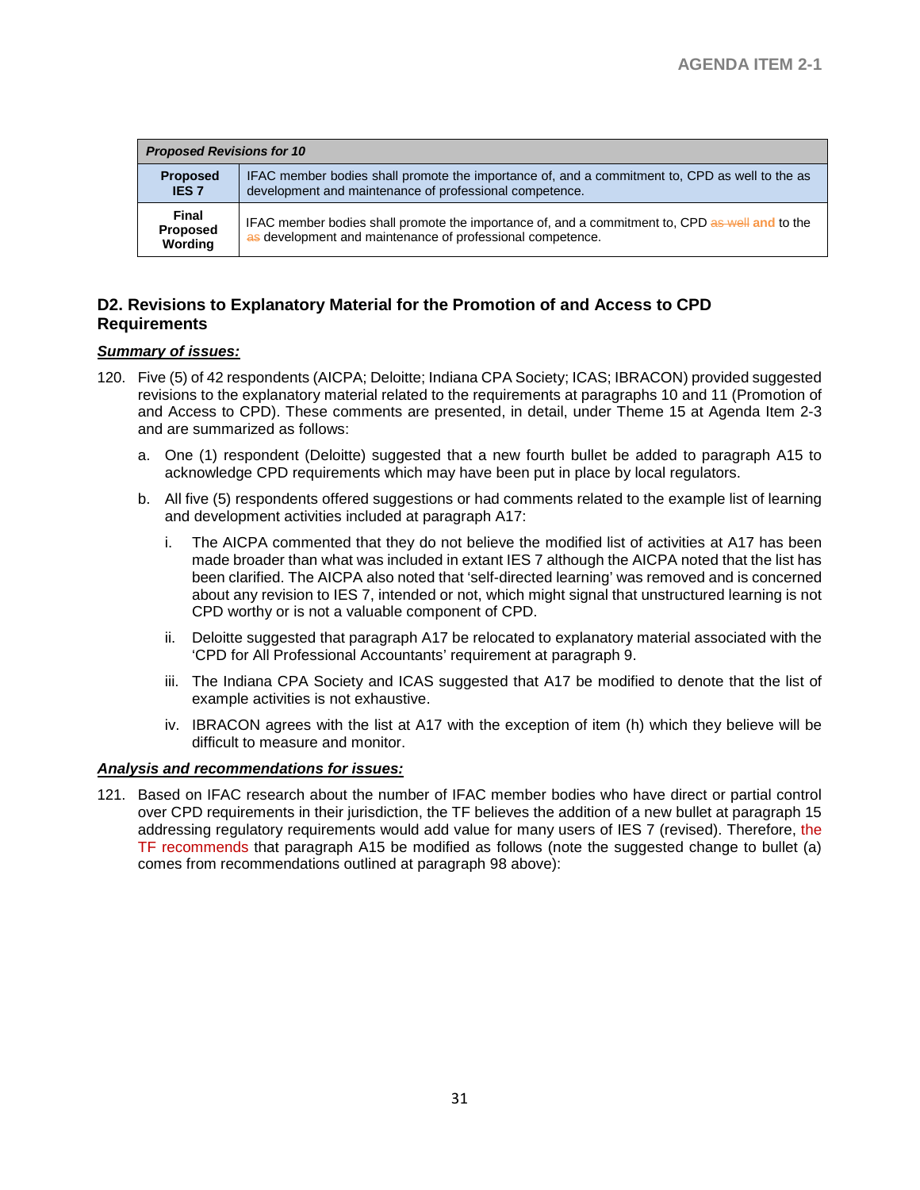| *Proposed Revisions for 10* | |
|---|---|
| **Proposed IES 7** | IFAC member bodies shall promote the importance of, and a commitment to, CPD as well to the as development and maintenance of professional competence. |
| **Final Proposed Wording** | IFAC member bodies shall promote the importance of, and a commitment to, CPD ~~as well~~ **and** to the ~~as~~ development and maintenance of professional competence. |

## D2. Revisions to Explanatory Material for the Promotion of and Access to CPD Requirements

***Summary of issues:***

120. Five (5) of 42 respondents (AICPA; Deloitte; Indiana CPA Society; ICAS; IBRACON) provided suggested revisions to the explanatory material related to the requirements at paragraphs 10 and 11 (Promotion of and Access to CPD). These comments are presented, in detail, under Theme 15 at Agenda Item 2-3 and are summarized as follows:

    a. One (1) respondent (Deloitte) suggested that a new fourth bullet be added to paragraph A15 to acknowledge CPD requirements which may have been put in place by local regulators.

    b. All five (5) respondents offered suggestions or had comments related to the example list of learning and development activities included at paragraph A17:

        i. The AICPA commented that they do not believe the modified list of activities at A17 has been made broader than what was included in extant IES 7 although the AICPA noted that the list has been clarified. The AICPA also noted that 'self-directed learning' was removed and is concerned about any revision to IES 7, intended or not, which might signal that unstructured learning is not CPD worthy or is not a valuable component of CPD.

        ii. Deloitte suggested that paragraph A17 be relocated to explanatory material associated with the 'CPD for All Professional Accountants' requirement at paragraph 9.

        iii. The Indiana CPA Society and ICAS suggested that A17 be modified to denote that the list of example activities is not exhaustive.

        iv. IBRACON agrees with the list at A17 with the exception of item (h) which they believe will be difficult to measure and monitor.

***Analysis and recommendations for issues:***

121. Based on IFAC research about the number of IFAC member bodies who have direct or partial control over CPD requirements in their jurisdiction, the TF believes the addition of a new bullet at paragraph 15 addressing regulatory requirements would add value for many users of IES 7 (revised). Therefore, the TF recommends that paragraph A15 be modified as follows (note the suggested change to bullet (a) comes from recommendations outlined at paragraph 98 above):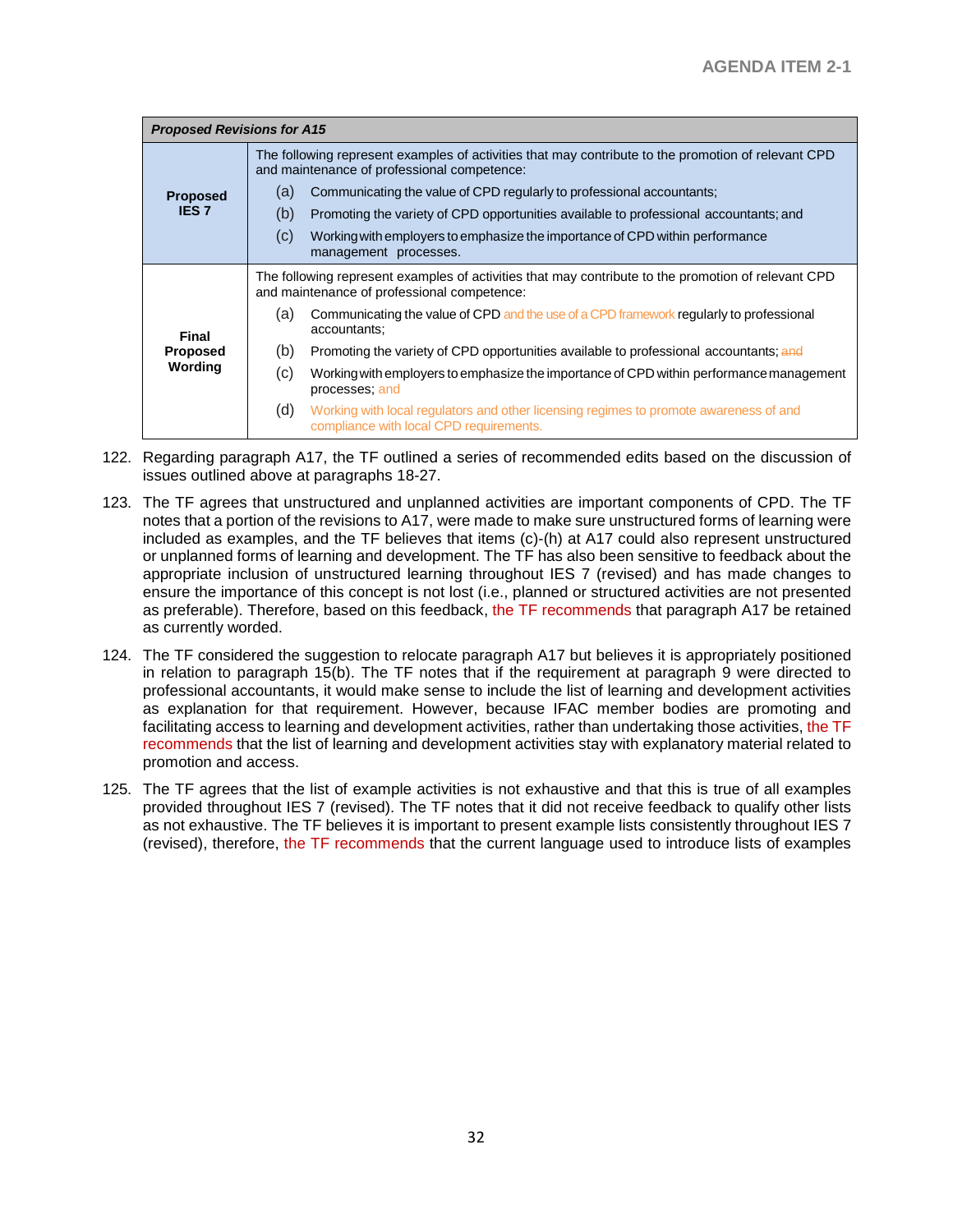| *Proposed Revisions for A15* | |
|---|---|
| **Proposed IES 7** | The following represent examples of activities that may contribute to the promotion of relevant CPD and maintenance of professional competence:<br>(a) Communicating the value of CPD regularly to professional accountants;<br>(b) Promoting the variety of CPD opportunities available to professional accountants; and<br>(c) Working with employers to emphasize the importance of CPD within performance management processes. |
| **Final Proposed Wording** | The following represent examples of activities that may contribute to the promotion of relevant CPD and maintenance of professional competence:<br>(a) Communicating the value of CPD and the use of a CPD framework regularly to professional accountants;<br>(b) Promoting the variety of CPD opportunities available to professional accountants; ~~and~~<br>(c) Working with employers to emphasize the importance of CPD within performance management processes; and<br>(d) Working with local regulators and other licensing regimes to promote awareness of and compliance with local CPD requirements. |

122. Regarding paragraph A17, the TF outlined a series of recommended edits based on the discussion of issues outlined above at paragraphs 18-27.

123. The TF agrees that unstructured and unplanned activities are important components of CPD. The TF notes that a portion of the revisions to A17, were made to make sure unstructured forms of learning were included as examples, and the TF believes that items (c)-(h) at A17 could also represent unstructured or unplanned forms of learning and development. The TF has also been sensitive to feedback about the appropriate inclusion of unstructured learning throughout IES 7 (revised) and has made changes to ensure the importance of this concept is not lost (i.e., planned or structured activities are not presented as preferable). Therefore, based on this feedback, the TF recommends that paragraph A17 be retained as currently worded.

124. The TF considered the suggestion to relocate paragraph A17 but believes it is appropriately positioned in relation to paragraph 15(b). The TF notes that if the requirement at paragraph 9 were directed to professional accountants, it would make sense to include the list of learning and development activities as explanation for that requirement. However, because IFAC member bodies are promoting and facilitating access to learning and development activities, rather than undertaking those activities, the TF recommends that the list of learning and development activities stay with explanatory material related to promotion and access.

125. The TF agrees that the list of example activities is not exhaustive and that this is true of all examples provided throughout IES 7 (revised). The TF notes that it did not receive feedback to qualify other lists as not exhaustive. The TF believes it is important to present example lists consistently throughout IES 7 (revised), therefore, the TF recommends that the current language used to introduce lists of examples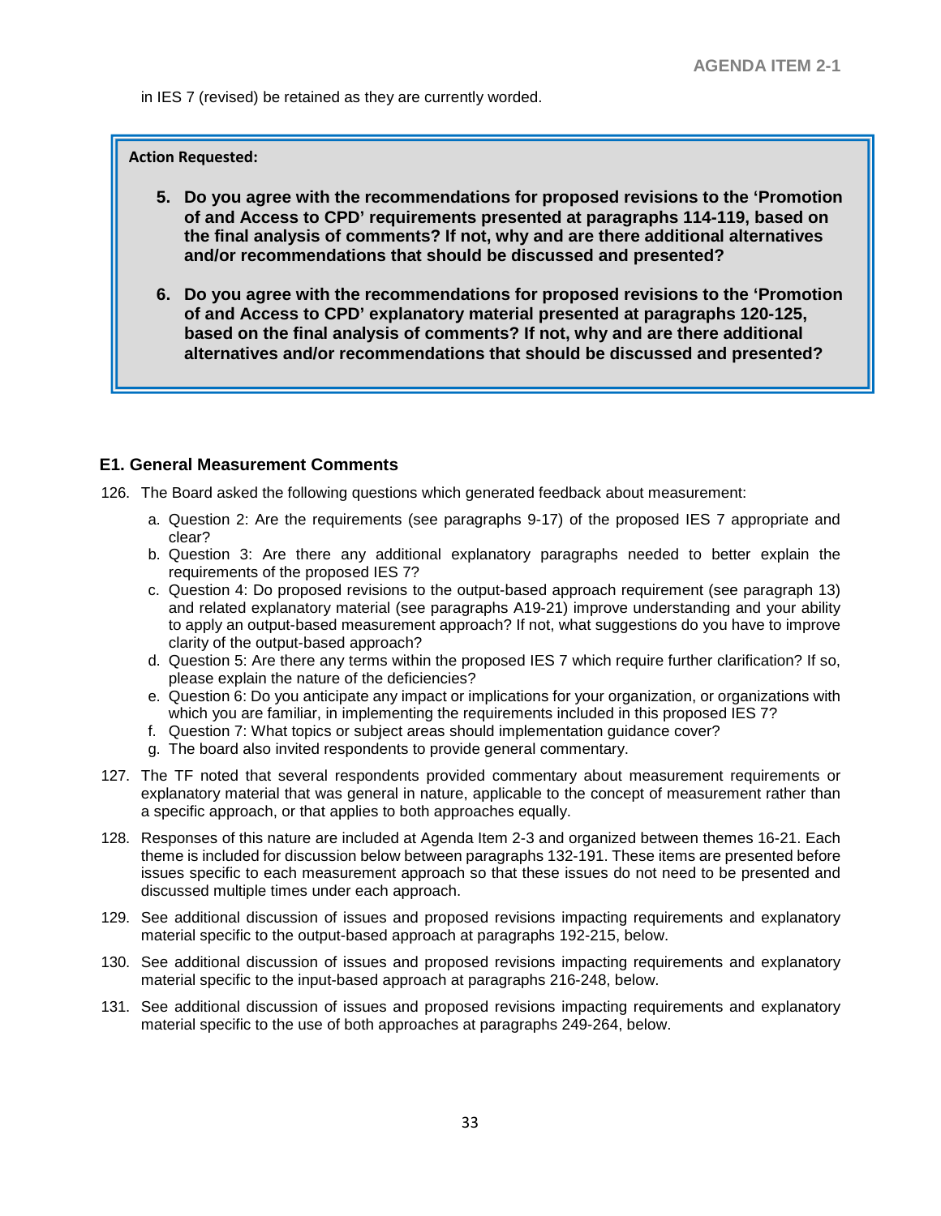in IES 7 (revised) be retained as they are currently worded.

**Action Requested:**

5. **Do you agree with the recommendations for proposed revisions to the 'Promotion of and Access to CPD' requirements presented at paragraphs 114-119, based on the final analysis of comments? If not, why and are there additional alternatives and/or recommendations that should be discussed and presented?**

6. **Do you agree with the recommendations for proposed revisions to the 'Promotion of and Access to CPD' explanatory material presented at paragraphs 120-125, based on the final analysis of comments? If not, why and are there additional alternatives and/or recommendations that should be discussed and presented?**

### E1. General Measurement Comments

126. The Board asked the following questions which generated feedback about measurement:

    a. Question 2: Are the requirements (see paragraphs 9-17) of the proposed IES 7 appropriate and clear?
    b. Question 3: Are there any additional explanatory paragraphs needed to better explain the requirements of the proposed IES 7?
    c. Question 4: Do proposed revisions to the output-based approach requirement (see paragraph 13) and related explanatory material (see paragraphs A19-21) improve understanding and your ability to apply an output-based measurement approach? If not, what suggestions do you have to improve clarity of the output-based approach?
    d. Question 5: Are there any terms within the proposed IES 7 which require further clarification? If so, please explain the nature of the deficiencies?
    e. Question 6: Do you anticipate any impact or implications for your organization, or organizations with which you are familiar, in implementing the requirements included in this proposed IES 7?
    f. Question 7: What topics or subject areas should implementation guidance cover?
    g. The board also invited respondents to provide general commentary.

127. The TF noted that several respondents provided commentary about measurement requirements or explanatory material that was general in nature, applicable to the concept of measurement rather than a specific approach, or that applies to both approaches equally.

128. Responses of this nature are included at Agenda Item 2-3 and organized between themes 16-21. Each theme is included for discussion below between paragraphs 132-191. These items are presented before issues specific to each measurement approach so that these issues do not need to be presented and discussed multiple times under each approach.

129. See additional discussion of issues and proposed revisions impacting requirements and explanatory material specific to the output-based approach at paragraphs 192-215, below.

130. See additional discussion of issues and proposed revisions impacting requirements and explanatory material specific to the input-based approach at paragraphs 216-248, below.

131. See additional discussion of issues and proposed revisions impacting requirements and explanatory material specific to the use of both approaches at paragraphs 249-264, below.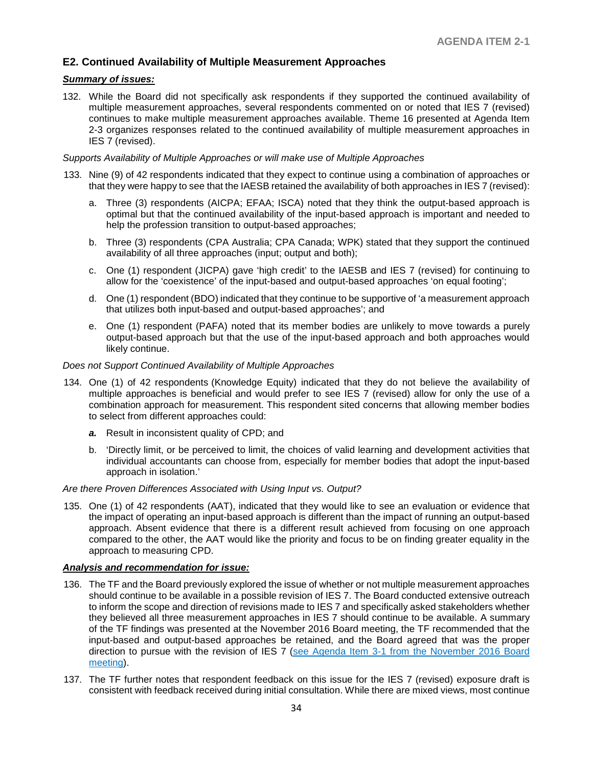## E2. Continued Availability of Multiple Measurement Approaches

***Summary of issues:***

132. While the Board did not specifically ask respondents if they supported the continued availability of multiple measurement approaches, several respondents commented on or noted that IES 7 (revised) continues to make multiple measurement approaches available. Theme 16 presented at Agenda Item 2-3 organizes responses related to the continued availability of multiple measurement approaches in IES 7 (revised).

*Supports Availability of Multiple Approaches or will make use of Multiple Approaches*

133. Nine (9) of 42 respondents indicated that they expect to continue using a combination of approaches or that they were happy to see that the IAESB retained the availability of both approaches in IES 7 (revised):

    a. Three (3) respondents (AICPA; EFAA; ISCA) noted that they think the output-based approach is optimal but that the continued availability of the input-based approach is important and needed to help the profession transition to output-based approaches;

    b. Three (3) respondents (CPA Australia; CPA Canada; WPK) stated that they support the continued availability of all three approaches (input; output and both);

    c. One (1) respondent (JICPA) gave 'high credit' to the IAESB and IES 7 (revised) for continuing to allow for the 'coexistence' of the input-based and output-based approaches 'on equal footing';

    d. One (1) respondent (BDO) indicated that they continue to be supportive of 'a measurement approach that utilizes both input-based and output-based approaches'; and

    e. One (1) respondent (PAFA) noted that its member bodies are unlikely to move towards a purely output-based approach but that the use of the input-based approach and both approaches would likely continue.

*Does not Support Continued Availability of Multiple Approaches*

134. One (1) of 42 respondents (Knowledge Equity) indicated that they do not believe the availability of multiple approaches is beneficial and would prefer to see IES 7 (revised) allow for only the use of a combination approach for measurement. This respondent sited concerns that allowing member bodies to select from different approaches could:

    ***a.*** Result in inconsistent quality of CPD; and

    b. 'Directly limit, or be perceived to limit, the choices of valid learning and development activities that individual accountants can choose from, especially for member bodies that adopt the input-based approach in isolation.'

*Are there Proven Differences Associated with Using Input vs. Output?*

135. One (1) of 42 respondents (AAT), indicated that they would like to see an evaluation or evidence that the impact of operating an input-based approach is different than the impact of running an output-based approach. Absent evidence that there is a different result achieved from focusing on one approach compared to the other, the AAT would like the priority and focus to be on finding greater equality in the approach to measuring CPD.

***Analysis and recommendation for issue:***

136. The TF and the Board previously explored the issue of whether or not multiple measurement approaches should continue to be available in a possible revision of IES 7. The Board conducted extensive outreach to inform the scope and direction of revisions made to IES 7 and specifically asked stakeholders whether they believed all three measurement approaches in IES 7 should continue to be available. A summary of the TF findings was presented at the November 2016 Board meeting, the TF recommended that the input-based and output-based approaches be retained, and the Board agreed that was the proper direction to pursue with the revision of IES 7 (see Agenda Item 3-1 from the November 2016 Board meeting).

137. The TF further notes that respondent feedback on this issue for the IES 7 (revised) exposure draft is consistent with feedback received during initial consultation. While there are mixed views, most continue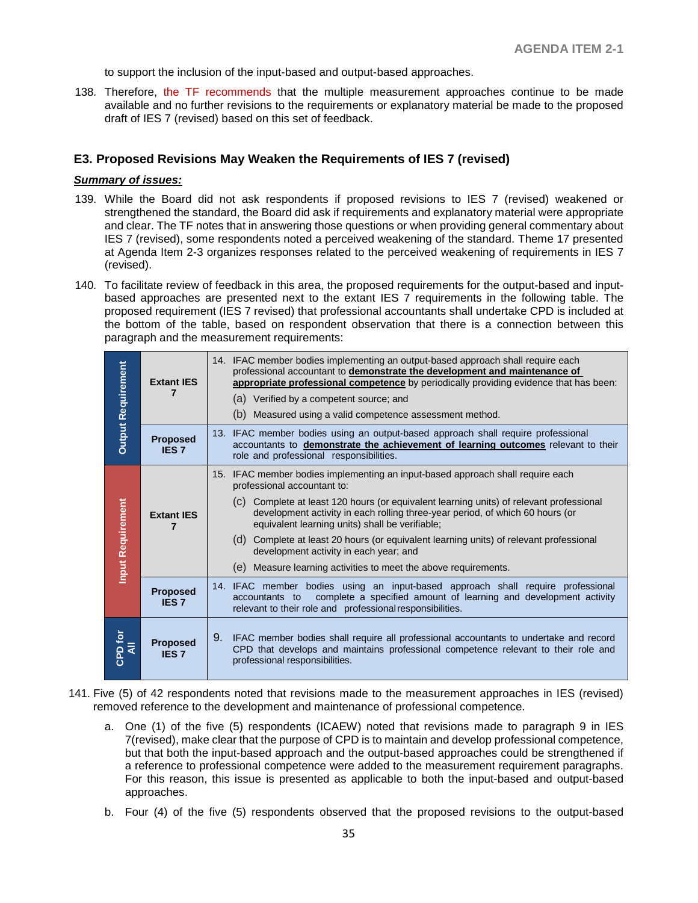to support the inclusion of the input-based and output-based approaches.

138. Therefore, the TF recommends that the multiple measurement approaches continue to be made available and no further revisions to the requirements or explanatory material be made to the proposed draft of IES 7 (revised) based on this set of feedback.

### E3. Proposed Revisions May Weaken the Requirements of IES 7 (revised)

***Summary of issues:***

139. While the Board did not ask respondents if proposed revisions to IES 7 (revised) weakened or strengthened the standard, the Board did ask if requirements and explanatory material were appropriate and clear. The TF notes that in answering those questions or when providing general commentary about IES 7 (revised), some respondents noted a perceived weakening of the standard. Theme 17 presented at Agenda Item 2-3 organizes responses related to the perceived weakening of requirements in IES 7 (revised).

140. To facilitate review of feedback in this area, the proposed requirements for the output-based and input-based approaches are presented next to the extant IES 7 requirements in the following table. The proposed requirement (IES 7 revised) that professional accountants shall undertake CPD is included at the bottom of the table, based on respondent observation that there is a connection between this paragraph and the measurement requirements:

| | | |
|---|---|---|
| **Output Requirement** | **Extant IES 7** | 14. IFAC member bodies implementing an output-based approach shall require each professional accountant to **demonstrate the development and maintenance of appropriate professional competence** by periodically providing evidence that has been:<br>(a) Verified by a competent source; and<br>(b) Measured using a valid competence assessment method. |
| | **Proposed IES 7** | 13. IFAC member bodies using an output-based approach shall require professional accountants to **demonstrate the achievement of learning outcomes** relevant to their role and professional responsibilities. |
| **Input Requirement** | **Extant IES 7** | 15. IFAC member bodies implementing an input-based approach shall require each professional accountant to:<br>(c) Complete at least 120 hours (or equivalent learning units) of relevant professional development activity in each rolling three-year period, of which 60 hours (or equivalent learning units) shall be verifiable;<br>(d) Complete at least 20 hours (or equivalent learning units) of relevant professional development activity in each year; and<br>(e) Measure learning activities to meet the above requirements. |
| | **Proposed IES 7** | 14. IFAC member bodies using an input-based approach shall require professional accountants to complete a specified amount of learning and development activity relevant to their role and professional responsibilities. |
| **CPD for All** | **Proposed IES 7** | 9. IFAC member bodies shall require all professional accountants to undertake and record CPD that develops and maintains professional competence relevant to their role and professional responsibilities. |

141. Five (5) of 42 respondents noted that revisions made to the measurement approaches in IES (revised) removed reference to the development and maintenance of professional competence.

    a. One (1) of the five (5) respondents (ICAEW) noted that revisions made to paragraph 9 in IES 7(revised), make clear that the purpose of CPD is to maintain and develop professional competence, but that both the input-based approach and the output-based approaches could be strengthened if a reference to professional competence were added to the measurement requirement paragraphs. For this reason, this issue is presented as applicable to both the input-based and output-based approaches.

    b. Four (4) of the five (5) respondents observed that the proposed revisions to the output-based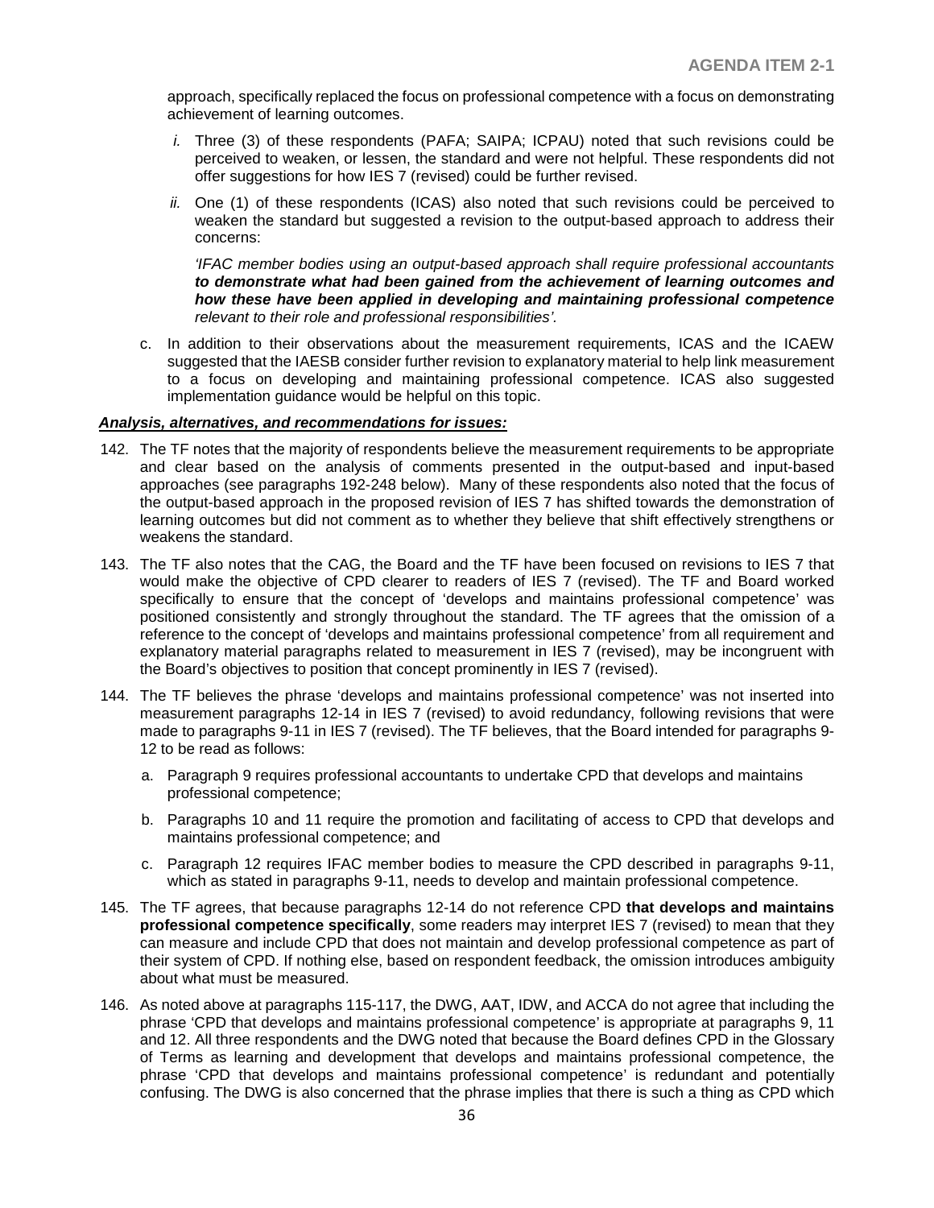approach, specifically replaced the focus on professional competence with a focus on demonstrating achievement of learning outcomes.

   *i.* Three (3) of these respondents (PAFA; SAIPA; ICPAU) noted that such revisions could be perceived to weaken, or lessen, the standard and were not helpful. These respondents did not offer suggestions for how IES 7 (revised) could be further revised.

   *ii.* One (1) of these respondents (ICAS) also noted that such revisions could be perceived to weaken the standard but suggested a revision to the output-based approach to address their concerns:

   *'IFAC member bodies using an output-based approach shall require professional accountants* ***to demonstrate what had been gained from the achievement of learning outcomes and how these have been applied in developing and maintaining professional competence*** *relevant to their role and professional responsibilities'.*

c. In addition to their observations about the measurement requirements, ICAS and the ICAEW suggested that the IAESB consider further revision to explanatory material to help link measurement to a focus on developing and maintaining professional competence. ICAS also suggested implementation guidance would be helpful on this topic.

***Analysis, alternatives, and recommendations for issues:***

142. The TF notes that the majority of respondents believe the measurement requirements to be appropriate and clear based on the analysis of comments presented in the output-based and input-based approaches (see paragraphs 192-248 below). Many of these respondents also noted that the focus of the output-based approach in the proposed revision of IES 7 has shifted towards the demonstration of learning outcomes but did not comment as to whether they believe that shift effectively strengthens or weakens the standard.

143. The TF also notes that the CAG, the Board and the TF have been focused on revisions to IES 7 that would make the objective of CPD clearer to readers of IES 7 (revised). The TF and Board worked specifically to ensure that the concept of 'develops and maintains professional competence' was positioned consistently and strongly throughout the standard. The TF agrees that the omission of a reference to the concept of 'develops and maintains professional competence' from all requirement and explanatory material paragraphs related to measurement in IES 7 (revised), may be incongruent with the Board's objectives to position that concept prominently in IES 7 (revised).

144. The TF believes the phrase 'develops and maintains professional competence' was not inserted into measurement paragraphs 12-14 in IES 7 (revised) to avoid redundancy, following revisions that were made to paragraphs 9-11 in IES 7 (revised). The TF believes, that the Board intended for paragraphs 9-12 to be read as follows:

   a. Paragraph 9 requires professional accountants to undertake CPD that develops and maintains professional competence;

   b. Paragraphs 10 and 11 require the promotion and facilitating of access to CPD that develops and maintains professional competence; and

   c. Paragraph 12 requires IFAC member bodies to measure the CPD described in paragraphs 9-11, which as stated in paragraphs 9-11, needs to develop and maintain professional competence.

145. The TF agrees, that because paragraphs 12-14 do not reference CPD **that develops and maintains professional competence specifically**, some readers may interpret IES 7 (revised) to mean that they can measure and include CPD that does not maintain and develop professional competence as part of their system of CPD. If nothing else, based on respondent feedback, the omission introduces ambiguity about what must be measured.

146. As noted above at paragraphs 115-117, the DWG, AAT, IDW, and ACCA do not agree that including the phrase 'CPD that develops and maintains professional competence' is appropriate at paragraphs 9, 11 and 12. All three respondents and the DWG noted that because the Board defines CPD in the Glossary of Terms as learning and development that develops and maintains professional competence, the phrase 'CPD that develops and maintains professional competence' is redundant and potentially confusing. The DWG is also concerned that the phrase implies that there is such a thing as CPD which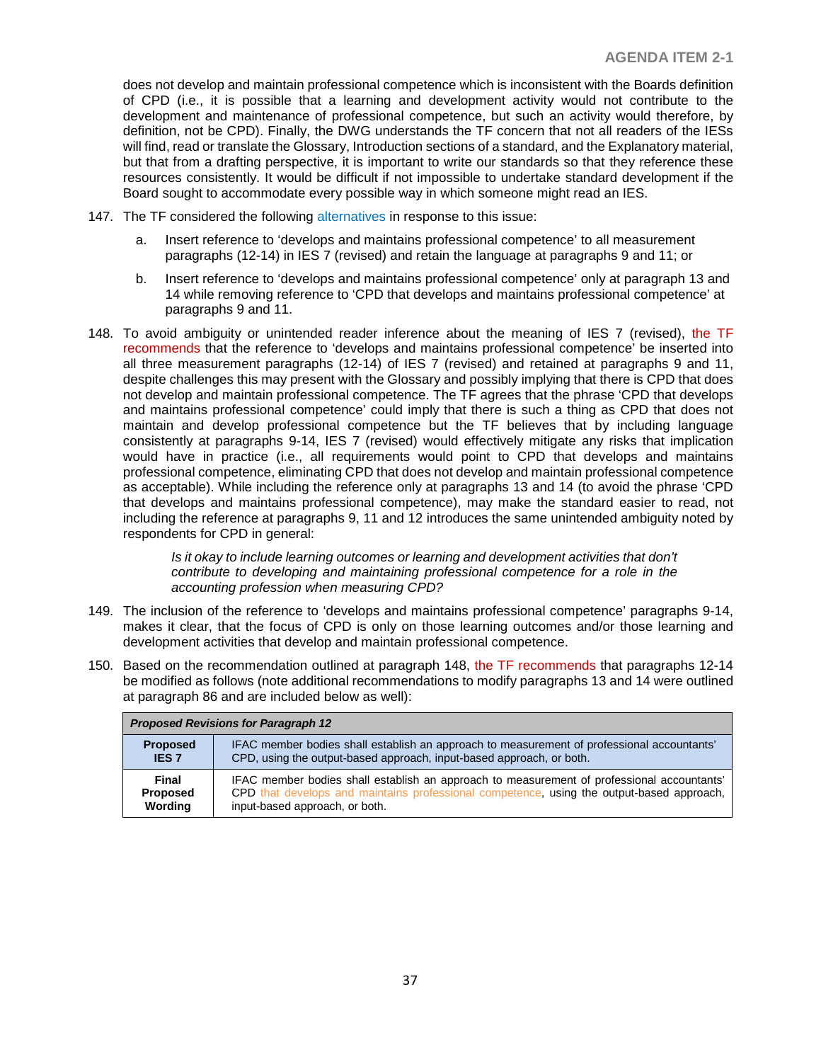does not develop and maintain professional competence which is inconsistent with the Boards definition of CPD (i.e., it is possible that a learning and development activity would not contribute to the development and maintenance of professional competence, but such an activity would therefore, by definition, not be CPD). Finally, the DWG understands the TF concern that not all readers of the IESs will find, read or translate the Glossary, Introduction sections of a standard, and the Explanatory material, but that from a drafting perspective, it is important to write our standards so that they reference these resources consistently. It would be difficult if not impossible to undertake standard development if the Board sought to accommodate every possible way in which someone might read an IES.

147. The TF considered the following alternatives in response to this issue:

   a. Insert reference to 'develops and maintains professional competence' to all measurement paragraphs (12-14) in IES 7 (revised) and retain the language at paragraphs 9 and 11; or

   b. Insert reference to 'develops and maintains professional competence' only at paragraph 13 and 14 while removing reference to 'CPD that develops and maintains professional competence' at paragraphs 9 and 11.

148. To avoid ambiguity or unintended reader inference about the meaning of IES 7 (revised), the TF recommends that the reference to 'develops and maintains professional competence' be inserted into all three measurement paragraphs (12-14) of IES 7 (revised) and retained at paragraphs 9 and 11, despite challenges this may present with the Glossary and possibly implying that there is CPD that does not develop and maintain professional competence. The TF agrees that the phrase 'CPD that develops and maintains professional competence' could imply that there is such a thing as CPD that does not maintain and develop professional competence but the TF believes that by including language consistently at paragraphs 9-14, IES 7 (revised) would effectively mitigate any risks that implication would have in practice (i.e., all requirements would point to CPD that develops and maintains professional competence, eliminating CPD that does not develop and maintain professional competence as acceptable). While including the reference only at paragraphs 13 and 14 (to avoid the phrase 'CPD that develops and maintains professional competence), may make the standard easier to read, not including the reference at paragraphs 9, 11 and 12 introduces the same unintended ambiguity noted by respondents for CPD in general:

   > *Is it okay to include learning outcomes or learning and development activities that don't contribute to developing and maintaining professional competence for a role in the accounting profession when measuring CPD?*

149. The inclusion of the reference to 'develops and maintains professional competence' paragraphs 9-14, makes it clear, that the focus of CPD is only on those learning outcomes and/or those learning and development activities that develop and maintain professional competence.

150. Based on the recommendation outlined at paragraph 148, the TF recommends that paragraphs 12-14 be modified as follows (note additional recommendations to modify paragraphs 13 and 14 were outlined at paragraph 86 and are included below as well):

| ***Proposed Revisions for Paragraph 12*** | |
|---|---|
| **Proposed IES 7** | IFAC member bodies shall establish an approach to measurement of professional accountants' CPD, using the output-based approach, input-based approach, or both. |
| **Final Proposed Wording** | IFAC member bodies shall establish an approach to measurement of professional accountants' CPD that develops and maintains professional competence, using the output-based approach, input-based approach, or both. |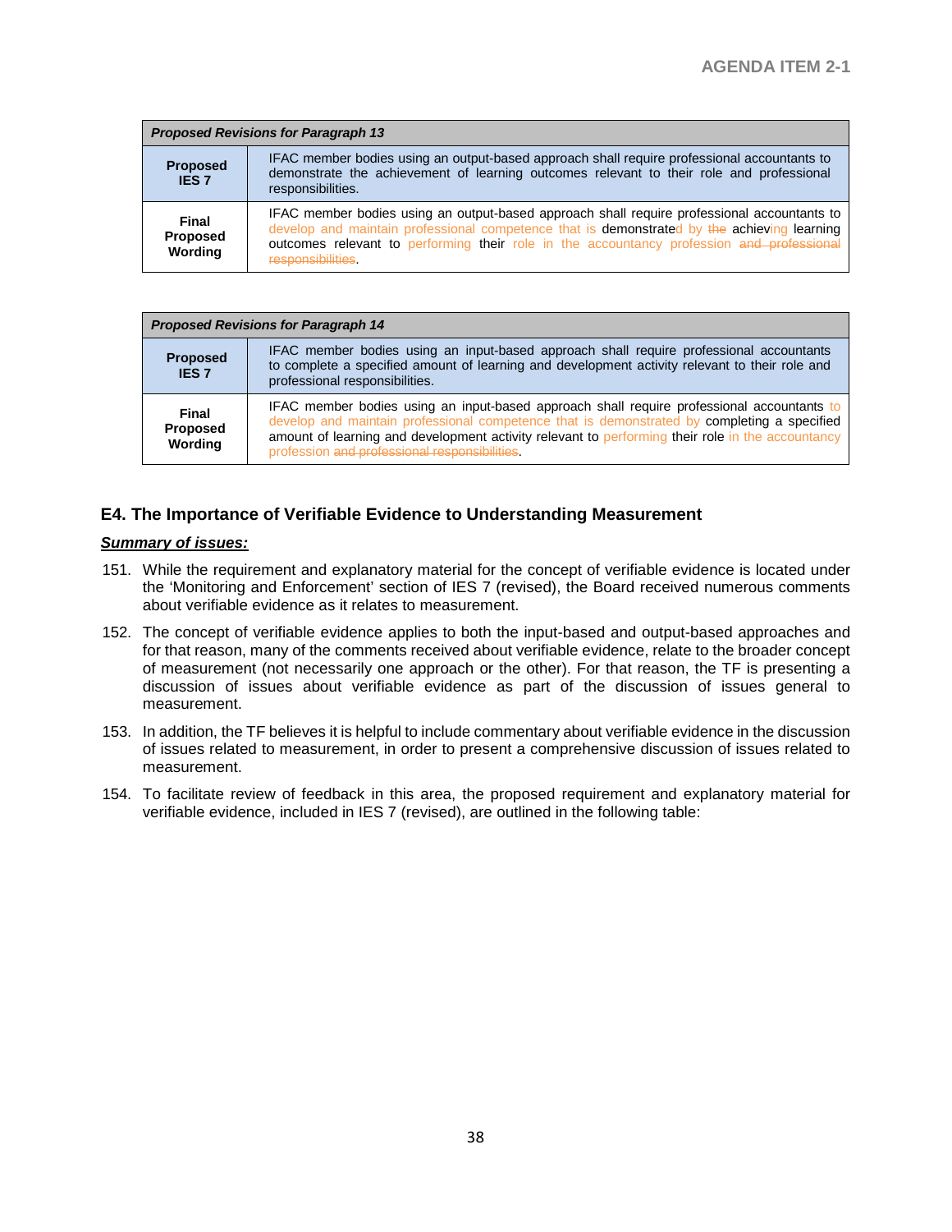| Proposed Revisions for Paragraph 13 | |
|---|---|
| **Proposed IES 7** | IFAC member bodies using an output-based approach shall require professional accountants to demonstrate the achievement of learning outcomes relevant to their role and professional responsibilities. |
| **Final Proposed Wording** | IFAC member bodies using an output-based approach shall require professional accountants to develop and maintain professional competence that is demonstrated by ~~the~~ achieving learning outcomes relevant to performing their role in the accountancy profession ~~and professional responsibilities~~. |

| Proposed Revisions for Paragraph 14 | |
|---|---|
| **Proposed IES 7** | IFAC member bodies using an input-based approach shall require professional accountants to complete a specified amount of learning and development activity relevant to their role and professional responsibilities. |
| **Final Proposed Wording** | IFAC member bodies using an input-based approach shall require professional accountants to develop and maintain professional competence that is demonstrated by completing a specified amount of learning and development activity relevant to performing their role in the accountancy profession ~~and professional responsibilities~~. |

## E4. The Importance of Verifiable Evidence to Understanding Measurement

***Summary of issues:***

151. While the requirement and explanatory material for the concept of verifiable evidence is located under the 'Monitoring and Enforcement' section of IES 7 (revised), the Board received numerous comments about verifiable evidence as it relates to measurement.

152. The concept of verifiable evidence applies to both the input-based and output-based approaches and for that reason, many of the comments received about verifiable evidence, relate to the broader concept of measurement (not necessarily one approach or the other). For that reason, the TF is presenting a discussion of issues about verifiable evidence as part of the discussion of issues general to measurement.

153. In addition, the TF believes it is helpful to include commentary about verifiable evidence in the discussion of issues related to measurement, in order to present a comprehensive discussion of issues related to measurement.

154. To facilitate review of feedback in this area, the proposed requirement and explanatory material for verifiable evidence, included in IES 7 (revised), are outlined in the following table: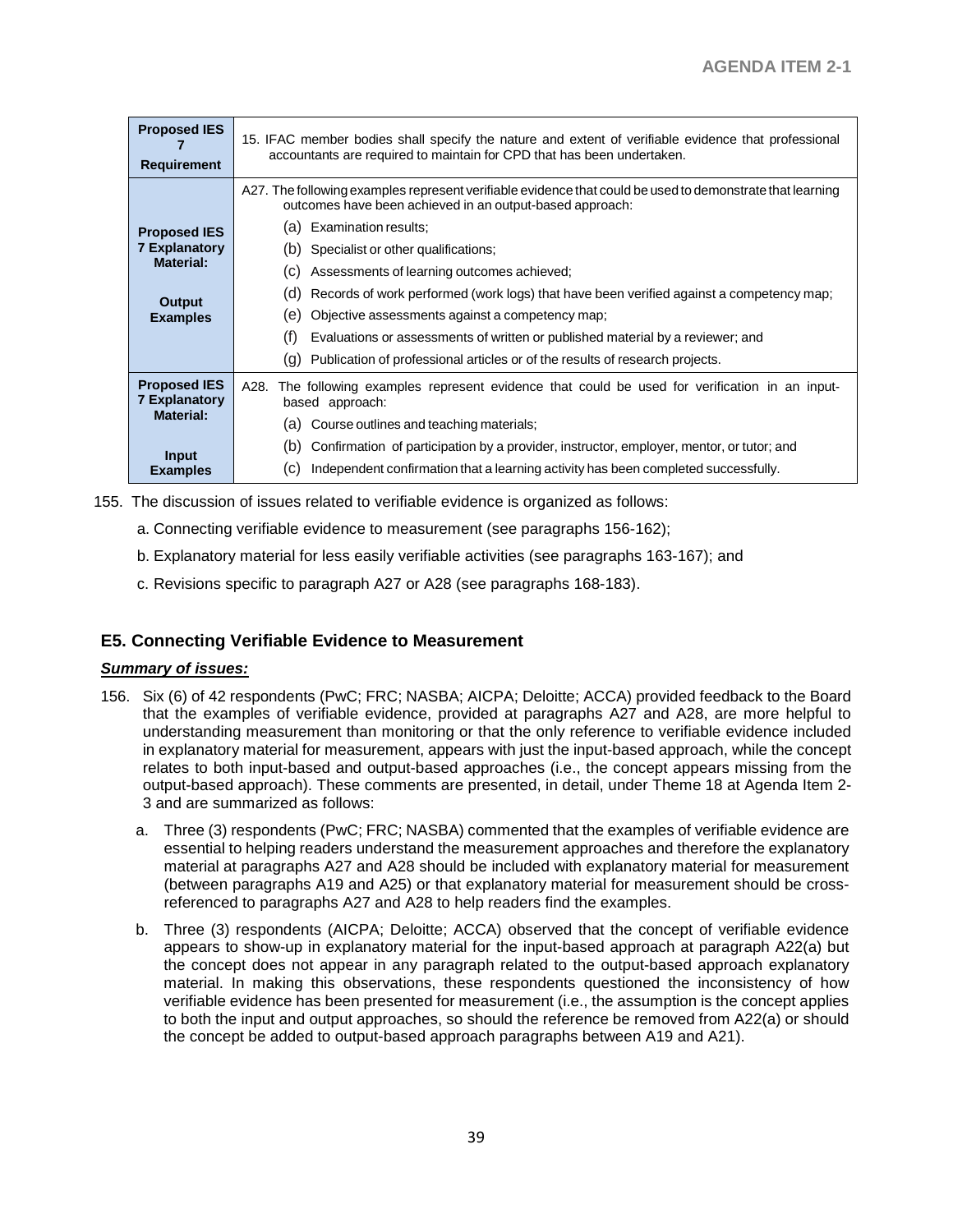| Proposed IES 7 Requirement | 15. IFAC member bodies shall specify the nature and extent of verifiable evidence that professional accountants are required to maintain for CPD that has been undertaken. |
|---|---|
| **Proposed IES 7 Explanatory Material:**<br><br>**Output Examples** | A27. The following examples represent verifiable evidence that could be used to demonstrate that learning outcomes have been achieved in an output-based approach:<br>(a) Examination results;<br>(b) Specialist or other qualifications;<br>(c) Assessments of learning outcomes achieved;<br>(d) Records of work performed (work logs) that have been verified against a competency map;<br>(e) Objective assessments against a competency map;<br>(f) Evaluations or assessments of written or published material by a reviewer; and<br>(g) Publication of professional articles or of the results of research projects. |
| **Proposed IES 7 Explanatory Material:**<br><br>**Input Examples** | A28. The following examples represent evidence that could be used for verification in an input-based approach:<br>(a) Course outlines and teaching materials;<br>(b) Confirmation of participation by a provider, instructor, employer, mentor, or tutor; and<br>(c) Independent confirmation that a learning activity has been completed successfully. |

155. The discussion of issues related to verifiable evidence is organized as follows:

   a. Connecting verifiable evidence to measurement (see paragraphs 156-162);

   b. Explanatory material for less easily verifiable activities (see paragraphs 163-167); and

   c. Revisions specific to paragraph A27 or A28 (see paragraphs 168-183).

## E5. Connecting Verifiable Evidence to Measurement

***Summary of issues:***

156. Six (6) of 42 respondents (PwC; FRC; NASBA; AICPA; Deloitte; ACCA) provided feedback to the Board that the examples of verifiable evidence, provided at paragraphs A27 and A28, are more helpful to understanding measurement than monitoring or that the only reference to verifiable evidence included in explanatory material for measurement, appears with just the input-based approach, while the concept relates to both input-based and output-based approaches (i.e., the concept appears missing from the output-based approach). These comments are presented, in detail, under Theme 18 at Agenda Item 2-3 and are summarized as follows:

   a. Three (3) respondents (PwC; FRC; NASBA) commented that the examples of verifiable evidence are essential to helping readers understand the measurement approaches and therefore the explanatory material at paragraphs A27 and A28 should be included with explanatory material for measurement (between paragraphs A19 and A25) or that explanatory material for measurement should be cross-referenced to paragraphs A27 and A28 to help readers find the examples.

   b. Three (3) respondents (AICPA; Deloitte; ACCA) observed that the concept of verifiable evidence appears to show-up in explanatory material for the input-based approach at paragraph A22(a) but the concept does not appear in any paragraph related to the output-based approach explanatory material. In making this observations, these respondents questioned the inconsistency of how verifiable evidence has been presented for measurement (i.e., the assumption is the concept applies to both the input and output approaches, so should the reference be removed from A22(a) or should the concept be added to output-based approach paragraphs between A19 and A21).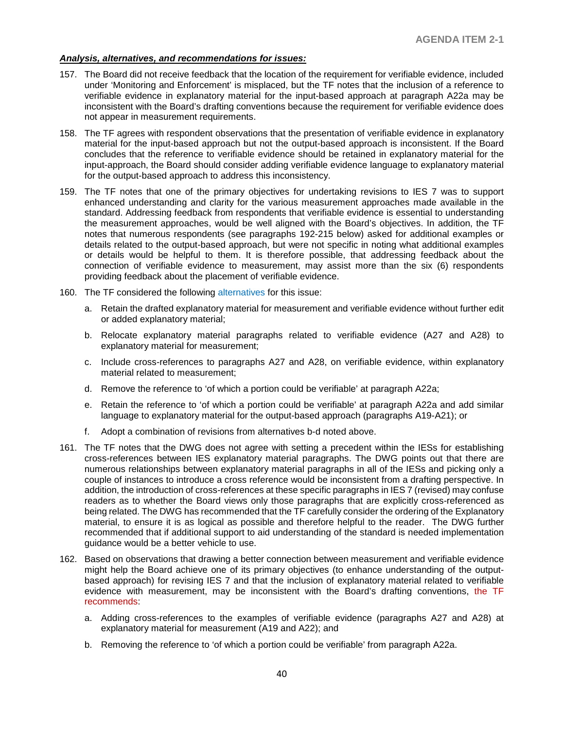***Analysis, alternatives, and recommendations for issues:***

157. The Board did not receive feedback that the location of the requirement for verifiable evidence, included under 'Monitoring and Enforcement' is misplaced, but the TF notes that the inclusion of a reference to verifiable evidence in explanatory material for the input-based approach at paragraph A22a may be inconsistent with the Board's drafting conventions because the requirement for verifiable evidence does not appear in measurement requirements.

158. The TF agrees with respondent observations that the presentation of verifiable evidence in explanatory material for the input-based approach but not the output-based approach is inconsistent. If the Board concludes that the reference to verifiable evidence should be retained in explanatory material for the input-approach, the Board should consider adding verifiable evidence language to explanatory material for the output-based approach to address this inconsistency.

159. The TF notes that one of the primary objectives for undertaking revisions to IES 7 was to support enhanced understanding and clarity for the various measurement approaches made available in the standard. Addressing feedback from respondents that verifiable evidence is essential to understanding the measurement approaches, would be well aligned with the Board's objectives. In addition, the TF notes that numerous respondents (see paragraphs 192-215 below) asked for additional examples or details related to the output-based approach, but were not specific in noting what additional examples or details would be helpful to them. It is therefore possible, that addressing feedback about the connection of verifiable evidence to measurement, may assist more than the six (6) respondents providing feedback about the placement of verifiable evidence.

160. The TF considered the following alternatives for this issue:

    a. Retain the drafted explanatory material for measurement and verifiable evidence without further edit or added explanatory material;

    b. Relocate explanatory material paragraphs related to verifiable evidence (A27 and A28) to explanatory material for measurement;

    c. Include cross-references to paragraphs A27 and A28, on verifiable evidence, within explanatory material related to measurement;

    d. Remove the reference to 'of which a portion could be verifiable' at paragraph A22a;

    e. Retain the reference to 'of which a portion could be verifiable' at paragraph A22a and add similar language to explanatory material for the output-based approach (paragraphs A19-A21); or

    f. Adopt a combination of revisions from alternatives b-d noted above.

161. The TF notes that the DWG does not agree with setting a precedent within the IESs for establishing cross-references between IES explanatory material paragraphs. The DWG points out that there are numerous relationships between explanatory material paragraphs in all of the IESs and picking only a couple of instances to introduce a cross reference would be inconsistent from a drafting perspective. In addition, the introduction of cross-references at these specific paragraphs in IES 7 (revised) may confuse readers as to whether the Board views only those paragraphs that are explicitly cross-referenced as being related. The DWG has recommended that the TF carefully consider the ordering of the Explanatory material, to ensure it is as logical as possible and therefore helpful to the reader. The DWG further recommended that if additional support to aid understanding of the standard is needed implementation guidance would be a better vehicle to use.

162. Based on observations that drawing a better connection between measurement and verifiable evidence might help the Board achieve one of its primary objectives (to enhance understanding of the output-based approach) for revising IES 7 and that the inclusion of explanatory material related to verifiable evidence with measurement, may be inconsistent with the Board's drafting conventions, the TF recommends:

    a. Adding cross-references to the examples of verifiable evidence (paragraphs A27 and A28) at explanatory material for measurement (A19 and A22); and

    b. Removing the reference to 'of which a portion could be verifiable' from paragraph A22a.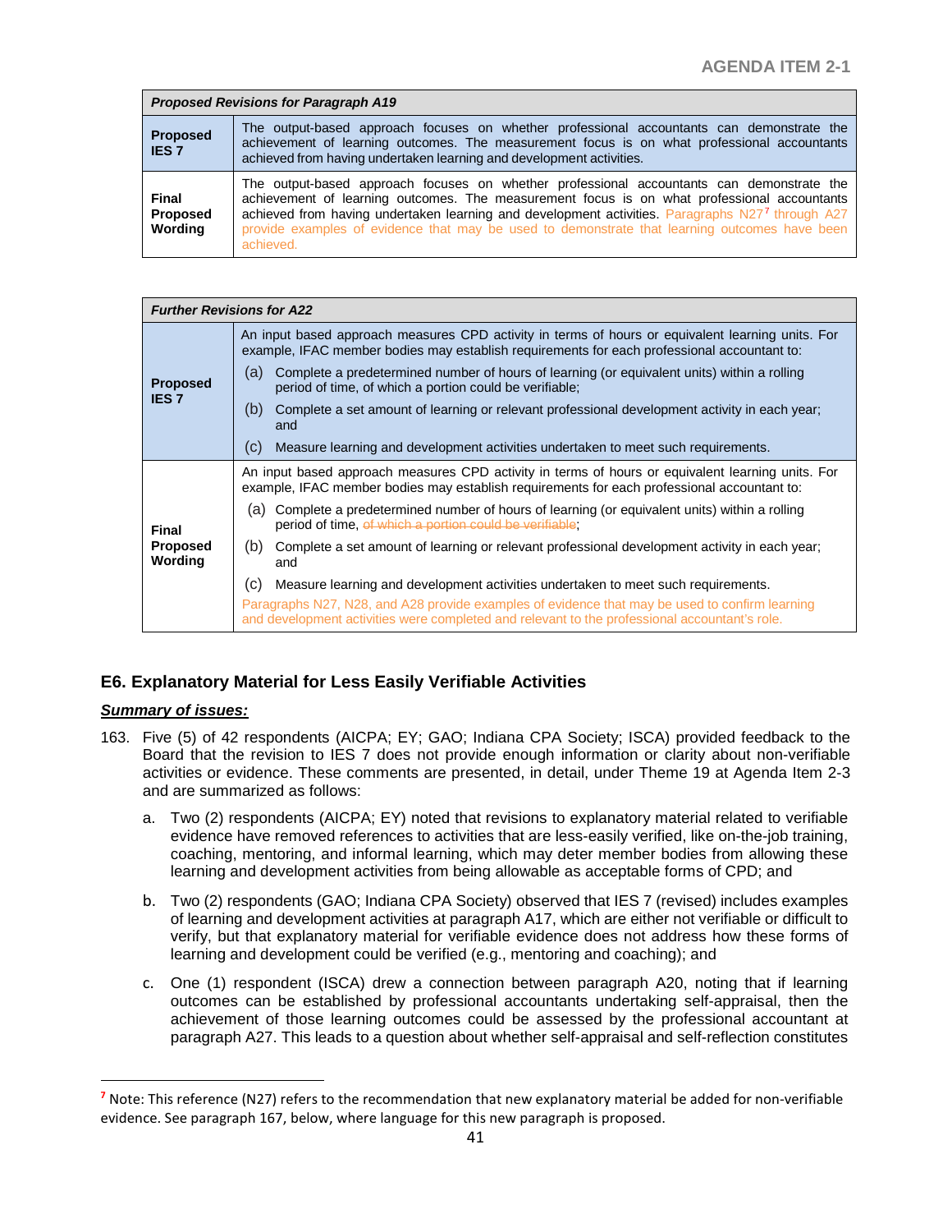| *Proposed Revisions for Paragraph A19* | |
|---|---|
| **Proposed IES 7** | The output-based approach focuses on whether professional accountants can demonstrate the achievement of learning outcomes. The measurement focus is on what professional accountants achieved from having undertaken learning and development activities. |
| **Final Proposed Wording** | The output-based approach focuses on whether professional accountants can demonstrate the achievement of learning outcomes. The measurement focus is on what professional accountants achieved from having undertaken learning and development activities. Paragraphs N27[7] through A27 provide examples of evidence that may be used to demonstrate that learning outcomes have been achieved. |

| *Further Revisions for A22* | |
|---|---|
| **Proposed IES 7** | An input based approach measures CPD activity in terms of hours or equivalent learning units. For example, IFAC member bodies may establish requirements for each professional accountant to:<br>(a) Complete a predetermined number of hours of learning (or equivalent units) within a rolling period of time, of which a portion could be verifiable;<br>(b) Complete a set amount of learning or relevant professional development activity in each year; and<br>(c) Measure learning and development activities undertaken to meet such requirements. |
| **Final Proposed Wording** | An input based approach measures CPD activity in terms of hours or equivalent learning units. For example, IFAC member bodies may establish requirements for each professional accountant to:<br>(a) Complete a predetermined number of hours of learning (or equivalent units) within a rolling period of time, ~~of which a portion could be verifiable~~;<br>(b) Complete a set amount of learning or relevant professional development activity in each year; and<br>(c) Measure learning and development activities undertaken to meet such requirements.<br>Paragraphs N27, N28, and A28 provide examples of evidence that may be used to confirm learning and development activities were completed and relevant to the professional accountant's role. |

## E6. Explanatory Material for Less Easily Verifiable Activities

***Summary of issues:***

163. Five (5) of 42 respondents (AICPA; EY; GAO; Indiana CPA Society; ISCA) provided feedback to the Board that the revision to IES 7 does not provide enough information or clarity about non-verifiable activities or evidence. These comments are presented, in detail, under Theme 19 at Agenda Item 2-3 and are summarized as follows:

   a. Two (2) respondents (AICPA; EY) noted that revisions to explanatory material related to verifiable evidence have removed references to activities that are less-easily verified, like on-the-job training, coaching, mentoring, and informal learning, which may deter member bodies from allowing these learning and development activities from being allowable as acceptable forms of CPD; and

   b. Two (2) respondents (GAO; Indiana CPA Society) observed that IES 7 (revised) includes examples of learning and development activities at paragraph A17, which are either not verifiable or difficult to verify, but that explanatory material for verifiable evidence does not address how these forms of learning and development could be verified (e.g., mentoring and coaching); and

   c. One (1) respondent (ISCA) drew a connection between paragraph A20, noting that if learning outcomes can be established by professional accountants undertaking self-appraisal, then the achievement of those learning outcomes could be assessed by the professional accountant at paragraph A27. This leads to a question about whether self-appraisal and self-reflection constitutes

[7] Note: This reference (N27) refers to the recommendation that new explanatory material be added for non-verifiable evidence. See paragraph 167, below, where language for this new paragraph is proposed.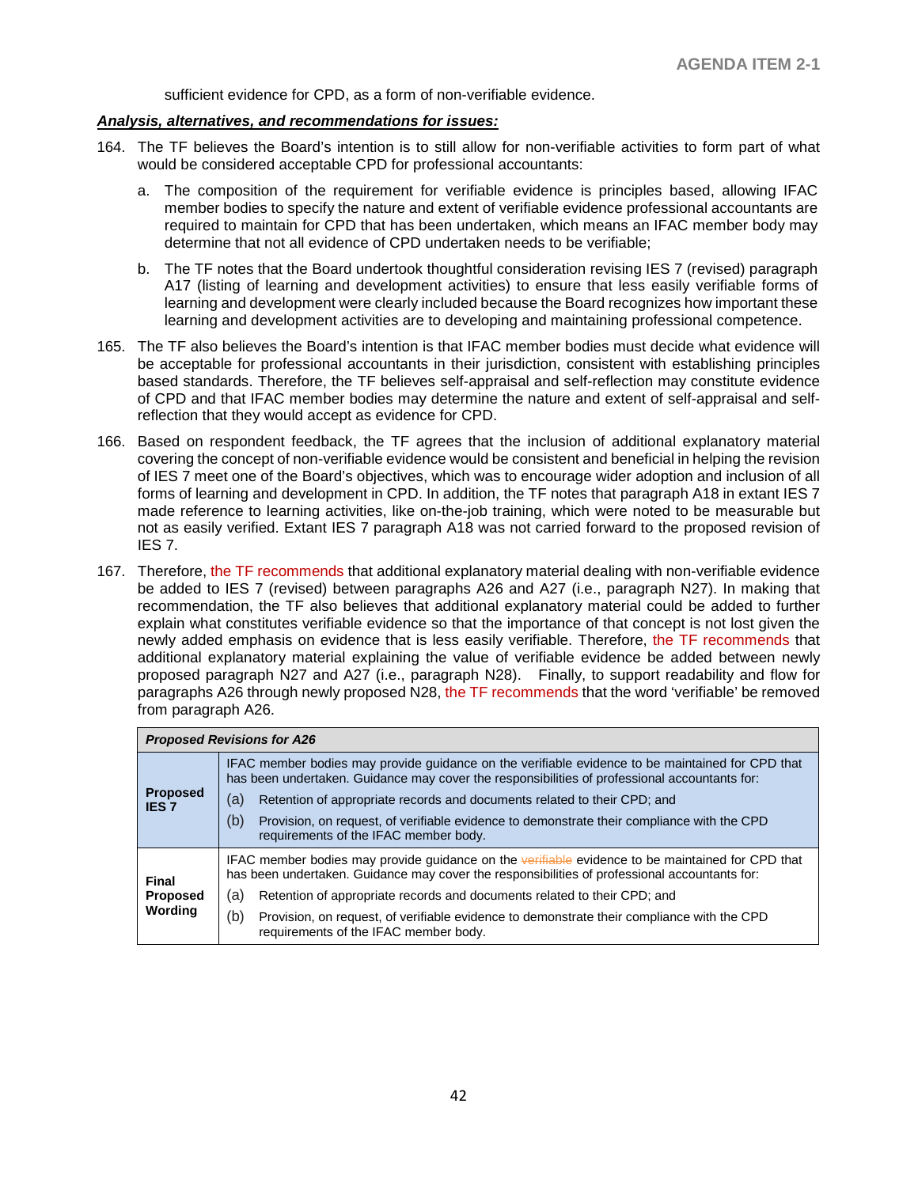sufficient evidence for CPD, as a form of non-verifiable evidence.

***Analysis, alternatives, and recommendations for issues:***

164. The TF believes the Board's intention is to still allow for non-verifiable activities to form part of what would be considered acceptable CPD for professional accountants:

    a. The composition of the requirement for verifiable evidence is principles based, allowing IFAC member bodies to specify the nature and extent of verifiable evidence professional accountants are required to maintain for CPD that has been undertaken, which means an IFAC member body may determine that not all evidence of CPD undertaken needs to be verifiable;

    b. The TF notes that the Board undertook thoughtful consideration revising IES 7 (revised) paragraph A17 (listing of learning and development activities) to ensure that less easily verifiable forms of learning and development were clearly included because the Board recognizes how important these learning and development activities are to developing and maintaining professional competence.

165. The TF also believes the Board's intention is that IFAC member bodies must decide what evidence will be acceptable for professional accountants in their jurisdiction, consistent with establishing principles based standards. Therefore, the TF believes self-appraisal and self-reflection may constitute evidence of CPD and that IFAC member bodies may determine the nature and extent of self-appraisal and self-reflection that they would accept as evidence for CPD.

166. Based on respondent feedback, the TF agrees that the inclusion of additional explanatory material covering the concept of non-verifiable evidence would be consistent and beneficial in helping the revision of IES 7 meet one of the Board's objectives, which was to encourage wider adoption and inclusion of all forms of learning and development in CPD. In addition, the TF notes that paragraph A18 in extant IES 7 made reference to learning activities, like on-the-job training, which were noted to be measurable but not as easily verified. Extant IES 7 paragraph A18 was not carried forward to the proposed revision of IES 7.

167. Therefore, the TF recommends that additional explanatory material dealing with non-verifiable evidence be added to IES 7 (revised) between paragraphs A26 and A27 (i.e., paragraph N27). In making that recommendation, the TF also believes that additional explanatory material could be added to further explain what constitutes verifiable evidence so that the importance of that concept is not lost given the newly added emphasis on evidence that is less easily verifiable. Therefore, the TF recommends that additional explanatory material explaining the value of verifiable evidence be added between newly proposed paragraph N27 and A27 (i.e., paragraph N28). Finally, to support readability and flow for paragraphs A26 through newly proposed N28, the TF recommends that the word 'verifiable' be removed from paragraph A26.

| ***Proposed Revisions for A26*** | |
|---|---|
| **Proposed IES 7** | IFAC member bodies may provide guidance on the verifiable evidence to be maintained for CPD that has been undertaken. Guidance may cover the responsibilities of professional accountants for:<br>(a) Retention of appropriate records and documents related to their CPD; and<br>(b) Provision, on request, of verifiable evidence to demonstrate their compliance with the CPD requirements of the IFAC member body. |
| **Final Proposed Wording** | IFAC member bodies may provide guidance on the ~~verifiable~~ evidence to be maintained for CPD that has been undertaken. Guidance may cover the responsibilities of professional accountants for:<br>(a) Retention of appropriate records and documents related to their CPD; and<br>(b) Provision, on request, of verifiable evidence to demonstrate their compliance with the CPD requirements of the IFAC member body. |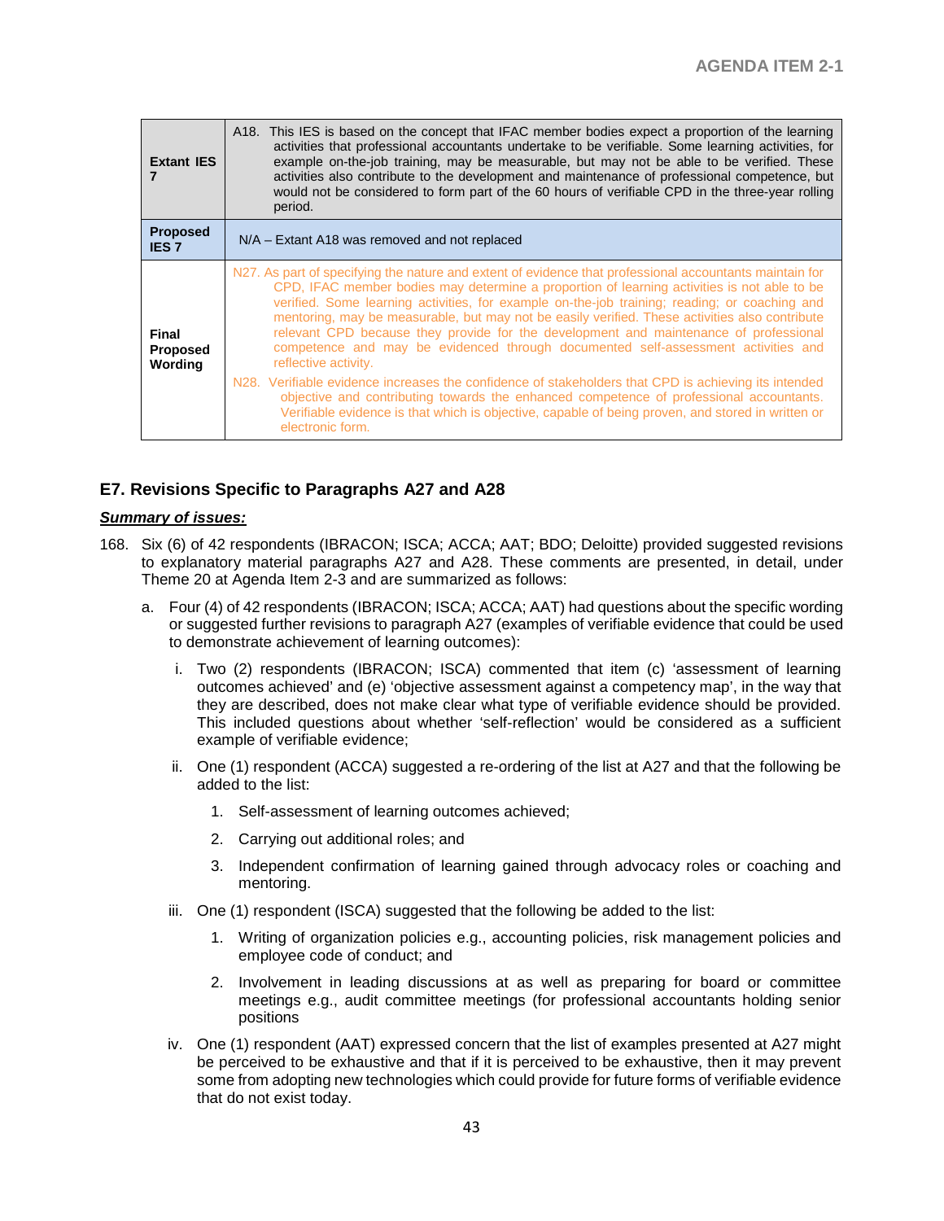| | |
|---|---|
| **Extant IES 7** | A18. This IES is based on the concept that IFAC member bodies expect a proportion of the learning activities that professional accountants undertake to be verifiable. Some learning activities, for example on-the-job training, may be measurable, but may not be able to be verified. These activities also contribute to the development and maintenance of professional competence, but would not be considered to form part of the 60 hours of verifiable CPD in the three-year rolling period. |
| **Proposed IES 7** | N/A – Extant A18 was removed and not replaced |
| **Final Proposed Wording** | N27. As part of specifying the nature and extent of evidence that professional accountants maintain for CPD, IFAC member bodies may determine a proportion of learning activities is not able to be verified. Some learning activities, for example on-the-job training; reading; or coaching and mentoring, may be measurable, but may not be easily verified. These activities also contribute relevant CPD because they provide for the development and maintenance of professional competence and may be evidenced through documented self-assessment activities and reflective activity.<br><br>N28. Verifiable evidence increases the confidence of stakeholders that CPD is achieving its intended objective and contributing towards the enhanced competence of professional accountants. Verifiable evidence is that which is objective, capable of being proven, and stored in written or electronic form. |

## E7. Revisions Specific to Paragraphs A27 and A28

***Summary of issues:***

168. Six (6) of 42 respondents (IBRACON; ISCA; ACCA; AAT; BDO; Deloitte) provided suggested revisions to explanatory material paragraphs A27 and A28. These comments are presented, in detail, under Theme 20 at Agenda Item 2-3 and are summarized as follows:

   a. Four (4) of 42 respondents (IBRACON; ISCA; ACCA; AAT) had questions about the specific wording or suggested further revisions to paragraph A27 (examples of verifiable evidence that could be used to demonstrate achievement of learning outcomes):

      i. Two (2) respondents (IBRACON; ISCA) commented that item (c) 'assessment of learning outcomes achieved' and (e) 'objective assessment against a competency map', in the way that they are described, does not make clear what type of verifiable evidence should be provided. This included questions about whether 'self-reflection' would be considered as a sufficient example of verifiable evidence;

      ii. One (1) respondent (ACCA) suggested a re-ordering of the list at A27 and that the following be added to the list:

         1. Self-assessment of learning outcomes achieved;

         2. Carrying out additional roles; and

         3. Independent confirmation of learning gained through advocacy roles or coaching and mentoring.

      iii. One (1) respondent (ISCA) suggested that the following be added to the list:

         1. Writing of organization policies e.g., accounting policies, risk management policies and employee code of conduct; and

         2. Involvement in leading discussions at as well as preparing for board or committee meetings e.g., audit committee meetings (for professional accountants holding senior positions

      iv. One (1) respondent (AAT) expressed concern that the list of examples presented at A27 might be perceived to be exhaustive and that if it is perceived to be exhaustive, then it may prevent some from adopting new technologies which could provide for future forms of verifiable evidence that do not exist today.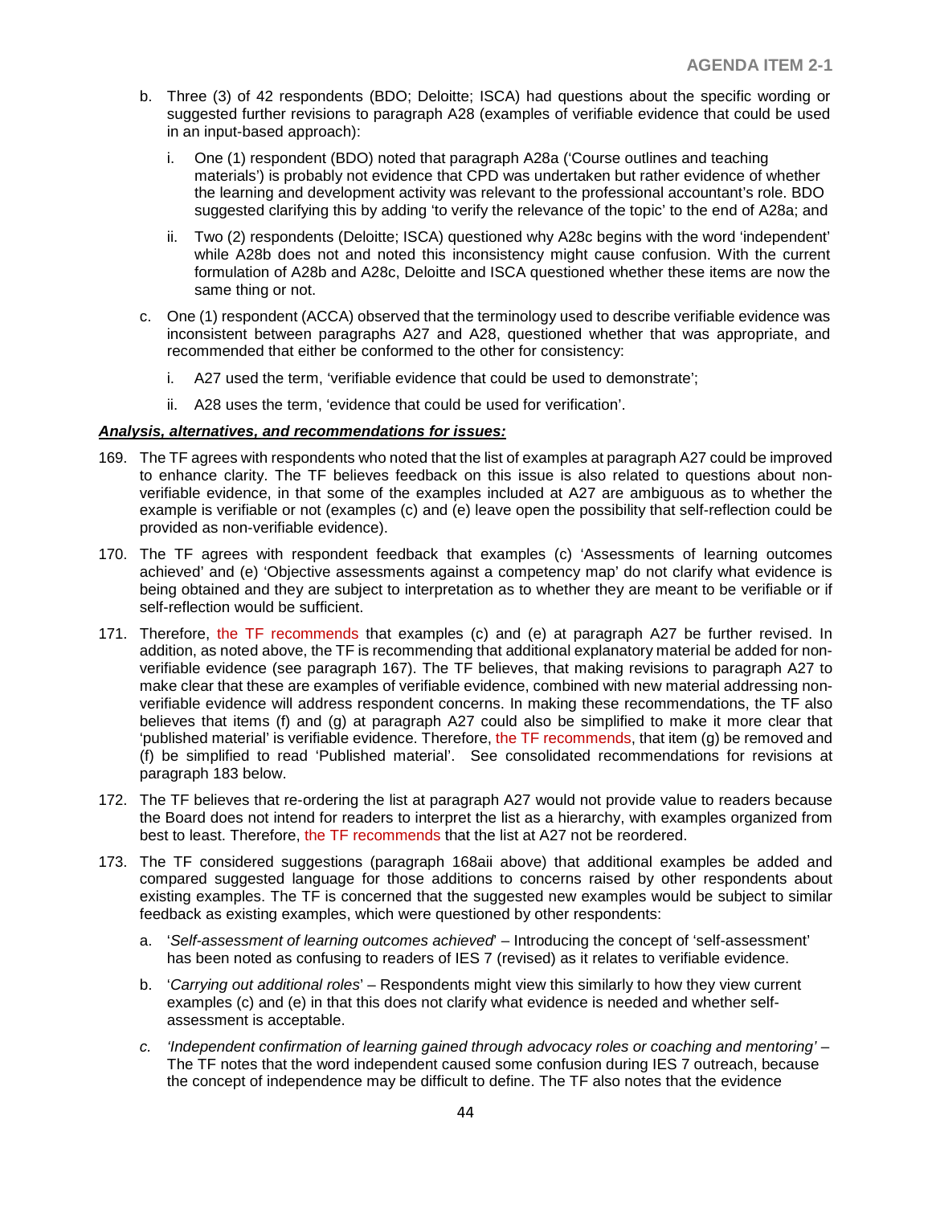b. Three (3) of 42 respondents (BDO; Deloitte; ISCA) had questions about the specific wording or suggested further revisions to paragraph A28 (examples of verifiable evidence that could be used in an input-based approach):

   i. One (1) respondent (BDO) noted that paragraph A28a ('Course outlines and teaching materials') is probably not evidence that CPD was undertaken but rather evidence of whether the learning and development activity was relevant to the professional accountant's role. BDO suggested clarifying this by adding 'to verify the relevance of the topic' to the end of A28a; and

   ii. Two (2) respondents (Deloitte; ISCA) questioned why A28c begins with the word 'independent' while A28b does not and noted this inconsistency might cause confusion. With the current formulation of A28b and A28c, Deloitte and ISCA questioned whether these items are now the same thing or not.

c. One (1) respondent (ACCA) observed that the terminology used to describe verifiable evidence was inconsistent between paragraphs A27 and A28, questioned whether that was appropriate, and recommended that either be conformed to the other for consistency:

   i. A27 used the term, 'verifiable evidence that could be used to demonstrate';

   ii. A28 uses the term, 'evidence that could be used for verification'.

***Analysis, alternatives, and recommendations for issues:***

169. The TF agrees with respondents who noted that the list of examples at paragraph A27 could be improved to enhance clarity. The TF believes feedback on this issue is also related to questions about non-verifiable evidence, in that some of the examples included at A27 are ambiguous as to whether the example is verifiable or not (examples (c) and (e) leave open the possibility that self-reflection could be provided as non-verifiable evidence).

170. The TF agrees with respondent feedback that examples (c) 'Assessments of learning outcomes achieved' and (e) 'Objective assessments against a competency map' do not clarify what evidence is being obtained and they are subject to interpretation as to whether they are meant to be verifiable or if self-reflection would be sufficient.

171. Therefore, the TF recommends that examples (c) and (e) at paragraph A27 be further revised. In addition, as noted above, the TF is recommending that additional explanatory material be added for non-verifiable evidence (see paragraph 167). The TF believes, that making revisions to paragraph A27 to make clear that these are examples of verifiable evidence, combined with new material addressing non-verifiable evidence will address respondent concerns. In making these recommendations, the TF also believes that items (f) and (g) at paragraph A27 could also be simplified to make it more clear that 'published material' is verifiable evidence. Therefore, the TF recommends, that item (g) be removed and (f) be simplified to read 'Published material'. See consolidated recommendations for revisions at paragraph 183 below.

172. The TF believes that re-ordering the list at paragraph A27 would not provide value to readers because the Board does not intend for readers to interpret the list as a hierarchy, with examples organized from best to least. Therefore, the TF recommends that the list at A27 not be reordered.

173. The TF considered suggestions (paragraph 168aii above) that additional examples be added and compared suggested language for those additions to concerns raised by other respondents about existing examples. The TF is concerned that the suggested new examples would be subject to similar feedback as existing examples, which were questioned by other respondents:

   a. '*Self-assessment of learning outcomes achieved*' – Introducing the concept of 'self-assessment' has been noted as confusing to readers of IES 7 (revised) as it relates to verifiable evidence.

   b. '*Carrying out additional roles*' – Respondents might view this similarly to how they view current examples (c) and (e) in that this does not clarify what evidence is needed and whether self-assessment is acceptable.

   c. *'Independent confirmation of learning gained through advocacy roles or coaching and mentoring'* – The TF notes that the word independent caused some confusion during IES 7 outreach, because the concept of independence may be difficult to define. The TF also notes that the evidence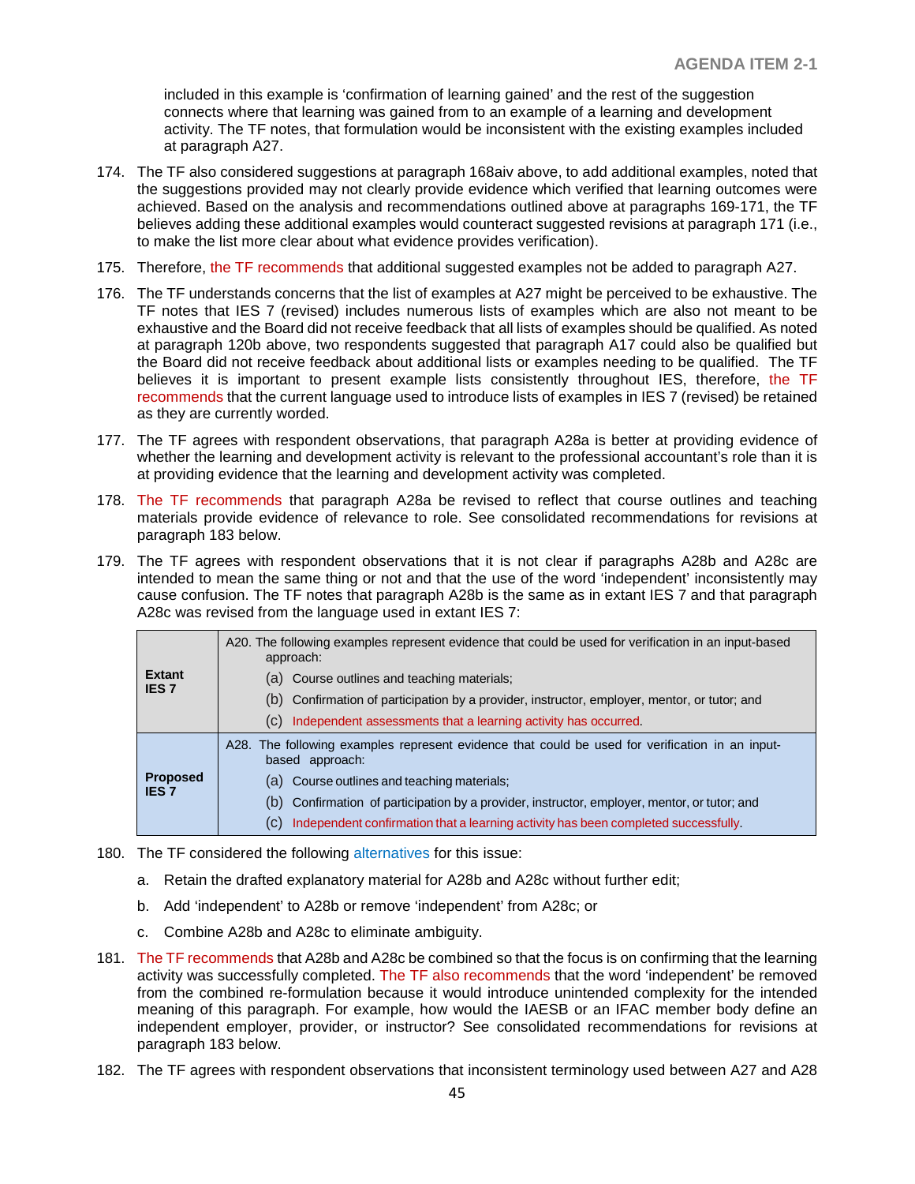included in this example is 'confirmation of learning gained' and the rest of the suggestion connects where that learning was gained from to an example of a learning and development activity. The TF notes, that formulation would be inconsistent with the existing examples included at paragraph A27.

174. The TF also considered suggestions at paragraph 168aiv above, to add additional examples, noted that the suggestions provided may not clearly provide evidence which verified that learning outcomes were achieved. Based on the analysis and recommendations outlined above at paragraphs 169-171, the TF believes adding these additional examples would counteract suggested revisions at paragraph 171 (i.e., to make the list more clear about what evidence provides verification).

175. Therefore, the TF recommends that additional suggested examples not be added to paragraph A27.

176. The TF understands concerns that the list of examples at A27 might be perceived to be exhaustive. The TF notes that IES 7 (revised) includes numerous lists of examples which are also not meant to be exhaustive and the Board did not receive feedback that all lists of examples should be qualified. As noted at paragraph 120b above, two respondents suggested that paragraph A17 could also be qualified but the Board did not receive feedback about additional lists or examples needing to be qualified. The TF believes it is important to present example lists consistently throughout IES, therefore, the TF recommends that the current language used to introduce lists of examples in IES 7 (revised) be retained as they are currently worded.

177. The TF agrees with respondent observations, that paragraph A28a is better at providing evidence of whether the learning and development activity is relevant to the professional accountant's role than it is at providing evidence that the learning and development activity was completed.

178. The TF recommends that paragraph A28a be revised to reflect that course outlines and teaching materials provide evidence of relevance to role. See consolidated recommendations for revisions at paragraph 183 below.

179. The TF agrees with respondent observations that it is not clear if paragraphs A28b and A28c are intended to mean the same thing or not and that the use of the word 'independent' inconsistently may cause confusion. The TF notes that paragraph A28b is the same as in extant IES 7 and that paragraph A28c was revised from the language used in extant IES 7:

| | |
|---|---|
| **Extant IES 7** | A20. The following examples represent evidence that could be used for verification in an input-based approach:<br>(a) Course outlines and teaching materials;<br>(b) Confirmation of participation by a provider, instructor, employer, mentor, or tutor; and<br>(c) Independent assessments that a learning activity has occurred. |
| **Proposed IES 7** | A28. The following examples represent evidence that could be used for verification in an input-based approach:<br>(a) Course outlines and teaching materials;<br>(b) Confirmation of participation by a provider, instructor, employer, mentor, or tutor; and<br>(c) Independent confirmation that a learning activity has been completed successfully. |

180. The TF considered the following alternatives for this issue:

    a. Retain the drafted explanatory material for A28b and A28c without further edit;

    b. Add 'independent' to A28b or remove 'independent' from A28c; or

    c. Combine A28b and A28c to eliminate ambiguity.

181. The TF recommends that A28b and A28c be combined so that the focus is on confirming that the learning activity was successfully completed. The TF also recommends that the word 'independent' be removed from the combined re-formulation because it would introduce unintended complexity for the intended meaning of this paragraph. For example, how would the IAESB or an IFAC member body define an independent employer, provider, or instructor? See consolidated recommendations for revisions at paragraph 183 below.

182. The TF agrees with respondent observations that inconsistent terminology used between A27 and A28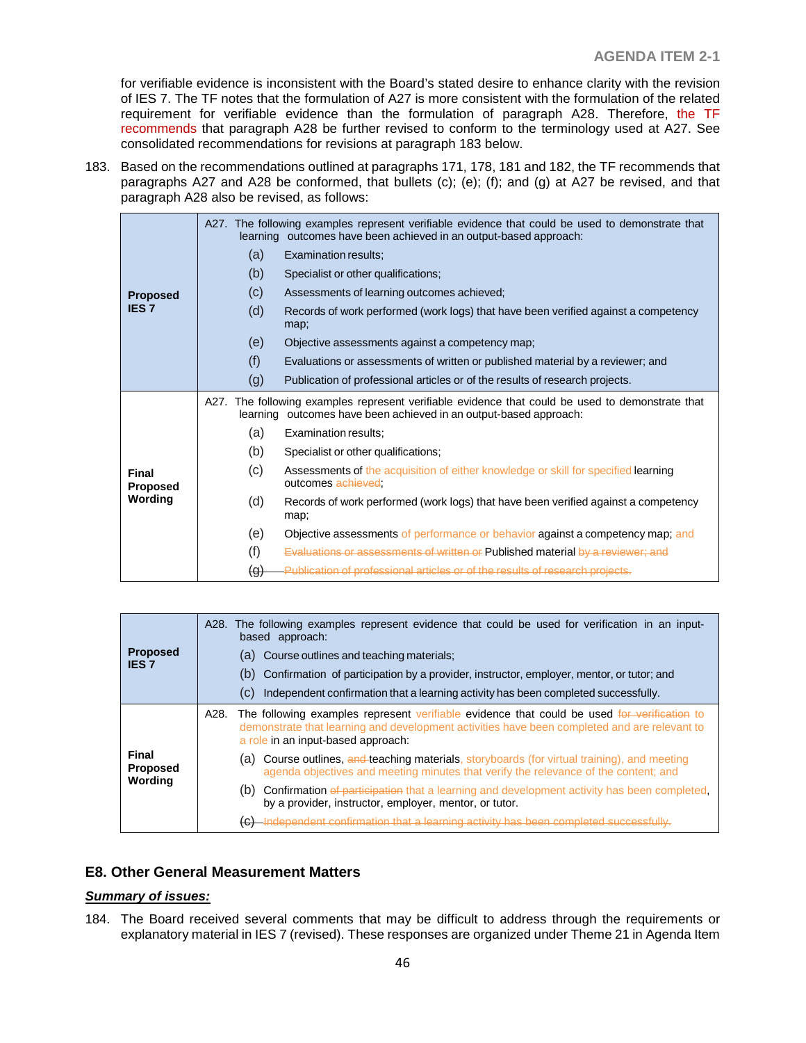for verifiable evidence is inconsistent with the Board's stated desire to enhance clarity with the revision of IES 7. The TF notes that the formulation of A27 is more consistent with the formulation of the related requirement for verifiable evidence than the formulation of paragraph A28. Therefore, the TF recommends that paragraph A28 be further revised to conform to the terminology used at A27. See consolidated recommendations for revisions at paragraph 183 below.

183. Based on the recommendations outlined at paragraphs 171, 178, 181 and 182, the TF recommends that paragraphs A27 and A28 be conformed, that bullets (c); (e); (f); and (g) at A27 be revised, and that paragraph A28 also be revised, as follows:

| | |
|---|---|
| **Proposed IES 7** | A27. The following examples represent verifiable evidence that could be used to demonstrate that learning outcomes have been achieved in an output-based approach:<br>(a) Examination results;<br>(b) Specialist or other qualifications;<br>(c) Assessments of learning outcomes achieved;<br>(d) Records of work performed (work logs) that have been verified against a competency map;<br>(e) Objective assessments against a competency map;<br>(f) Evaluations or assessments of written or published material by a reviewer; and<br>(g) Publication of professional articles or of the results of research projects. |
| **Final Proposed Wording** | A27. The following examples represent verifiable evidence that could be used to demonstrate that learning outcomes have been achieved in an output-based approach:<br>(a) Examination results;<br>(b) Specialist or other qualifications;<br>(c) Assessments of the acquisition of either knowledge or skill for specified learning outcomes ~~achieved~~;<br>(d) Records of work performed (work logs) that have been verified against a competency map;<br>(e) Objective assessments of performance or behavior against a competency map; and<br>(f) ~~Evaluations or assessments of written or~~ Published material ~~by a reviewer; and~~<br>~~(g) Publication of professional articles or of the results of research projects.~~ |

| | |
|---|---|
| **Proposed IES 7** | A28. The following examples represent evidence that could be used for verification in an input-based approach:<br>(a) Course outlines and teaching materials;<br>(b) Confirmation of participation by a provider, instructor, employer, mentor, or tutor; and<br>(c) Independent confirmation that a learning activity has been completed successfully. |
| **Final Proposed Wording** | A28. The following examples represent verifiable evidence that could be used ~~for verification~~ to demonstrate that learning and development activities have been completed and are relevant to a role in an input-based approach:<br>(a) Course outlines, ~~and~~ teaching materials, storyboards (for virtual training), and meeting agenda objectives and meeting minutes that verify the relevance of the content; and<br>(b) Confirmation ~~of participation~~ that a learning and development activity has been completed, by a provider, instructor, employer, mentor, or tutor.<br>~~(c) Independent confirmation that a learning activity has been completed successfully.~~ |

## E8. Other General Measurement Matters

***Summary of issues:***

184. The Board received several comments that may be difficult to address through the requirements or explanatory material in IES 7 (revised). These responses are organized under Theme 21 in Agenda Item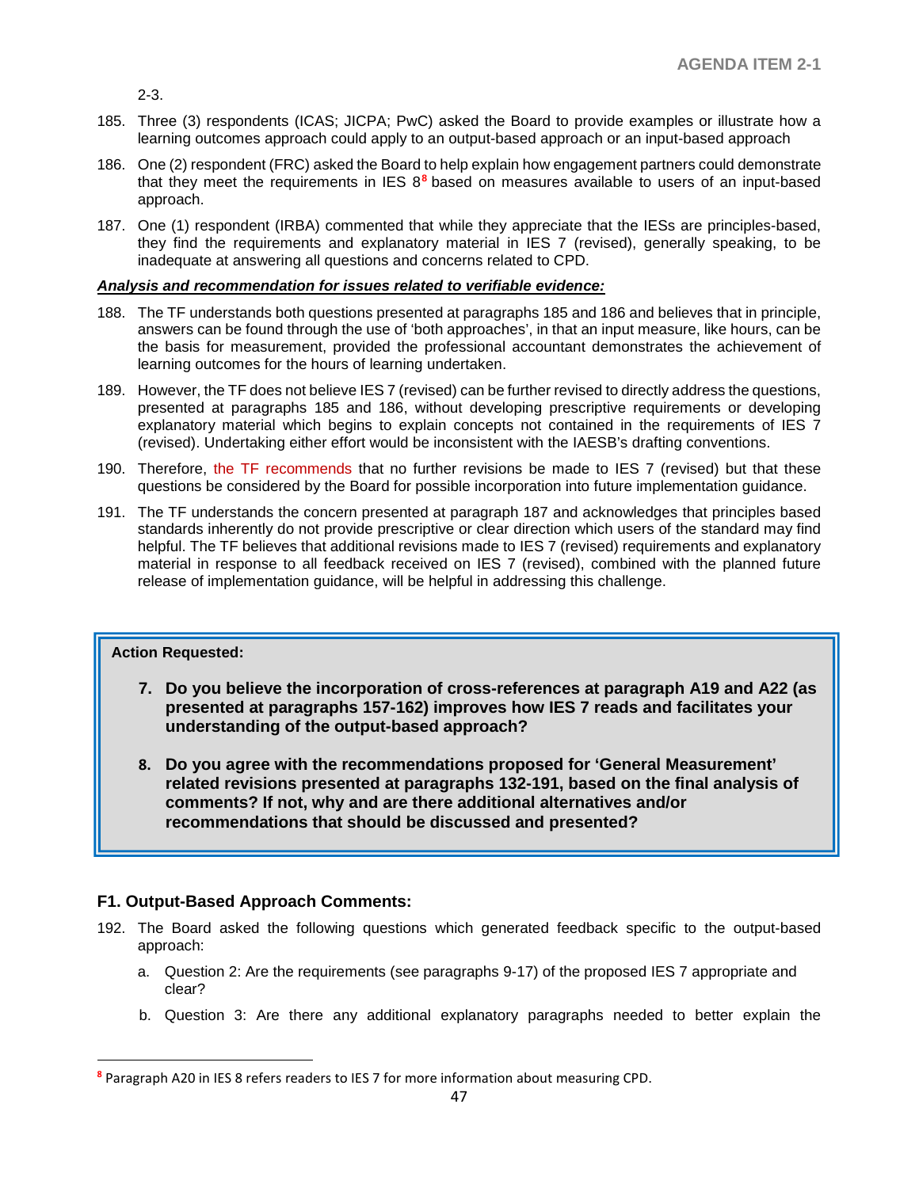2-3.

185. Three (3) respondents (ICAS; JICPA; PwC) asked the Board to provide examples or illustrate how a learning outcomes approach could apply to an output-based approach or an input-based approach

186. One (2) respondent (FRC) asked the Board to help explain how engagement partners could demonstrate that they meet the requirements in IES 8[8] based on measures available to users of an input-based approach.

187. One (1) respondent (IRBA) commented that while they appreciate that the IESs are principles-based, they find the requirements and explanatory material in IES 7 (revised), generally speaking, to be inadequate at answering all questions and concerns related to CPD.

***Analysis and recommendation for issues related to verifiable evidence:***

188. The TF understands both questions presented at paragraphs 185 and 186 and believes that in principle, answers can be found through the use of 'both approaches', in that an input measure, like hours, can be the basis for measurement, provided the professional accountant demonstrates the achievement of learning outcomes for the hours of learning undertaken.

189. However, the TF does not believe IES 7 (revised) can be further revised to directly address the questions, presented at paragraphs 185 and 186, without developing prescriptive requirements or developing explanatory material which begins to explain concepts not contained in the requirements of IES 7 (revised). Undertaking either effort would be inconsistent with the IAESB's drafting conventions.

190. Therefore, the TF recommends that no further revisions be made to IES 7 (revised) but that these questions be considered by the Board for possible incorporation into future implementation guidance.

191. The TF understands the concern presented at paragraph 187 and acknowledges that principles based standards inherently do not provide prescriptive or clear direction which users of the standard may find helpful. The TF believes that additional revisions made to IES 7 (revised) requirements and explanatory material in response to all feedback received on IES 7 (revised), combined with the planned future release of implementation guidance, will be helpful in addressing this challenge.

**Action Requested:**

7. **Do you believe the incorporation of cross-references at paragraph A19 and A22 (as presented at paragraphs 157-162) improves how IES 7 reads and facilitates your understanding of the output-based approach?**

8. **Do you agree with the recommendations proposed for 'General Measurement' related revisions presented at paragraphs 132-191, based on the final analysis of comments? If not, why and are there additional alternatives and/or recommendations that should be discussed and presented?**

### F1. Output-Based Approach Comments:

192. The Board asked the following questions which generated feedback specific to the output-based approach:

   a. Question 2: Are the requirements (see paragraphs 9-17) of the proposed IES 7 appropriate and clear?

   b. Question 3: Are there any additional explanatory paragraphs needed to better explain the

[8] Paragraph A20 in IES 8 refers readers to IES 7 for more information about measuring CPD.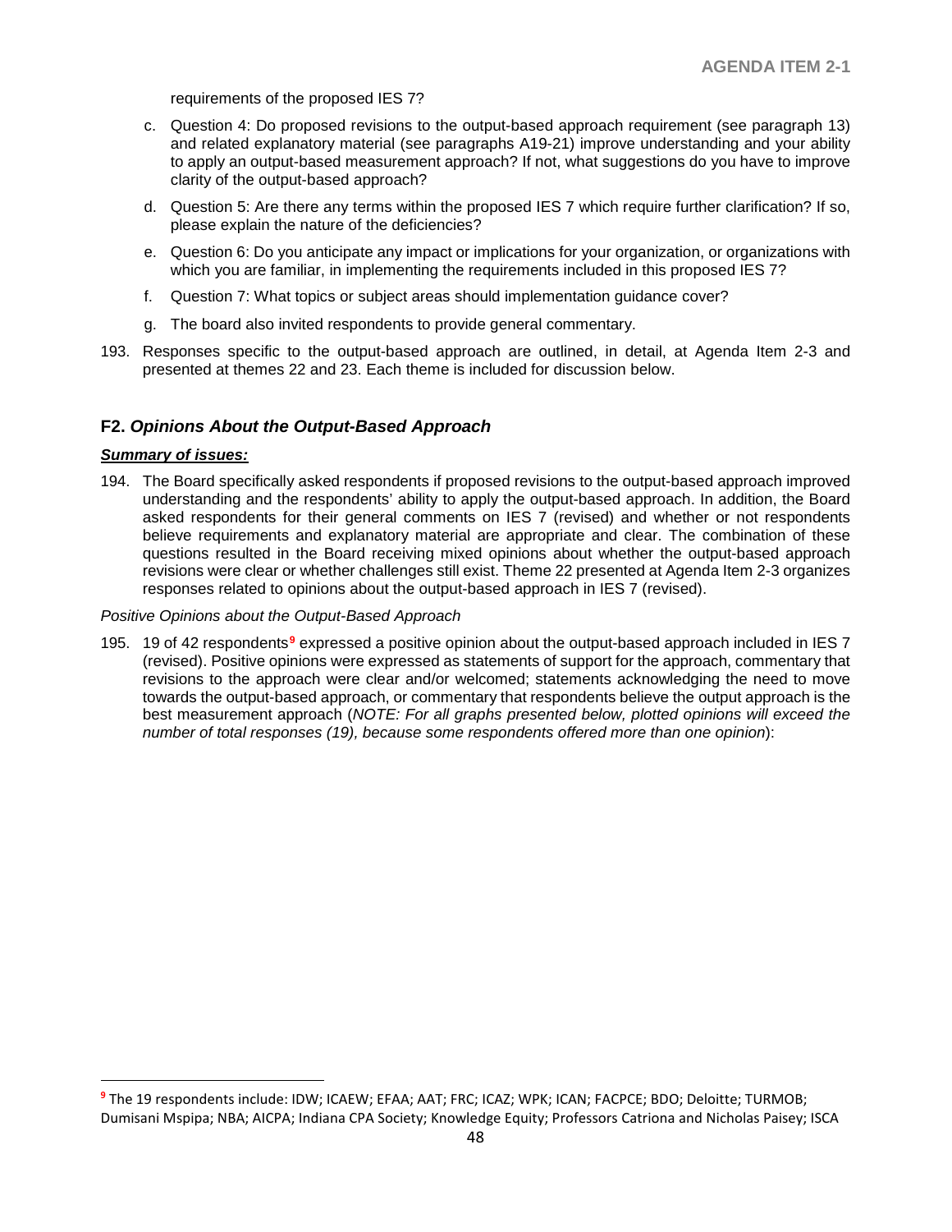requirements of the proposed IES 7?

c. Question 4: Do proposed revisions to the output-based approach requirement (see paragraph 13) and related explanatory material (see paragraphs A19-21) improve understanding and your ability to apply an output-based measurement approach? If not, what suggestions do you have to improve clarity of the output-based approach?

d. Question 5: Are there any terms within the proposed IES 7 which require further clarification? If so, please explain the nature of the deficiencies?

e. Question 6: Do you anticipate any impact or implications for your organization, or organizations with which you are familiar, in implementing the requirements included in this proposed IES 7?

f. Question 7: What topics or subject areas should implementation guidance cover?

g. The board also invited respondents to provide general commentary.

193. Responses specific to the output-based approach are outlined, in detail, at Agenda Item 2-3 and presented at themes 22 and 23. Each theme is included for discussion below.

## F2. *Opinions About the Output-Based Approach*

***Summary of issues:***

194. The Board specifically asked respondents if proposed revisions to the output-based approach improved understanding and the respondents' ability to apply the output-based approach. In addition, the Board asked respondents for their general comments on IES 7 (revised) and whether or not respondents believe requirements and explanatory material are appropriate and clear. The combination of these questions resulted in the Board receiving mixed opinions about whether the output-based approach revisions were clear or whether challenges still exist. Theme 22 presented at Agenda Item 2-3 organizes responses related to opinions about the output-based approach in IES 7 (revised).

*Positive Opinions about the Output-Based Approach*

195. 19 of 42 respondents[9] expressed a positive opinion about the output-based approach included in IES 7 (revised). Positive opinions were expressed as statements of support for the approach, commentary that revisions to the approach were clear and/or welcomed; statements acknowledging the need to move towards the output-based approach, or commentary that respondents believe the output approach is the best measurement approach (*NOTE: For all graphs presented below, plotted opinions will exceed the number of total responses (19), because some respondents offered more than one opinion*):

[9] The 19 respondents include: IDW; ICAEW; EFAA; AAT; FRC; ICAZ; WPK; ICAN; FACPCE; BDO; Deloitte; TURMOB; Dumisani Mspipa; NBA; AICPA; Indiana CPA Society; Knowledge Equity; Professors Catriona and Nicholas Paisey; ISCA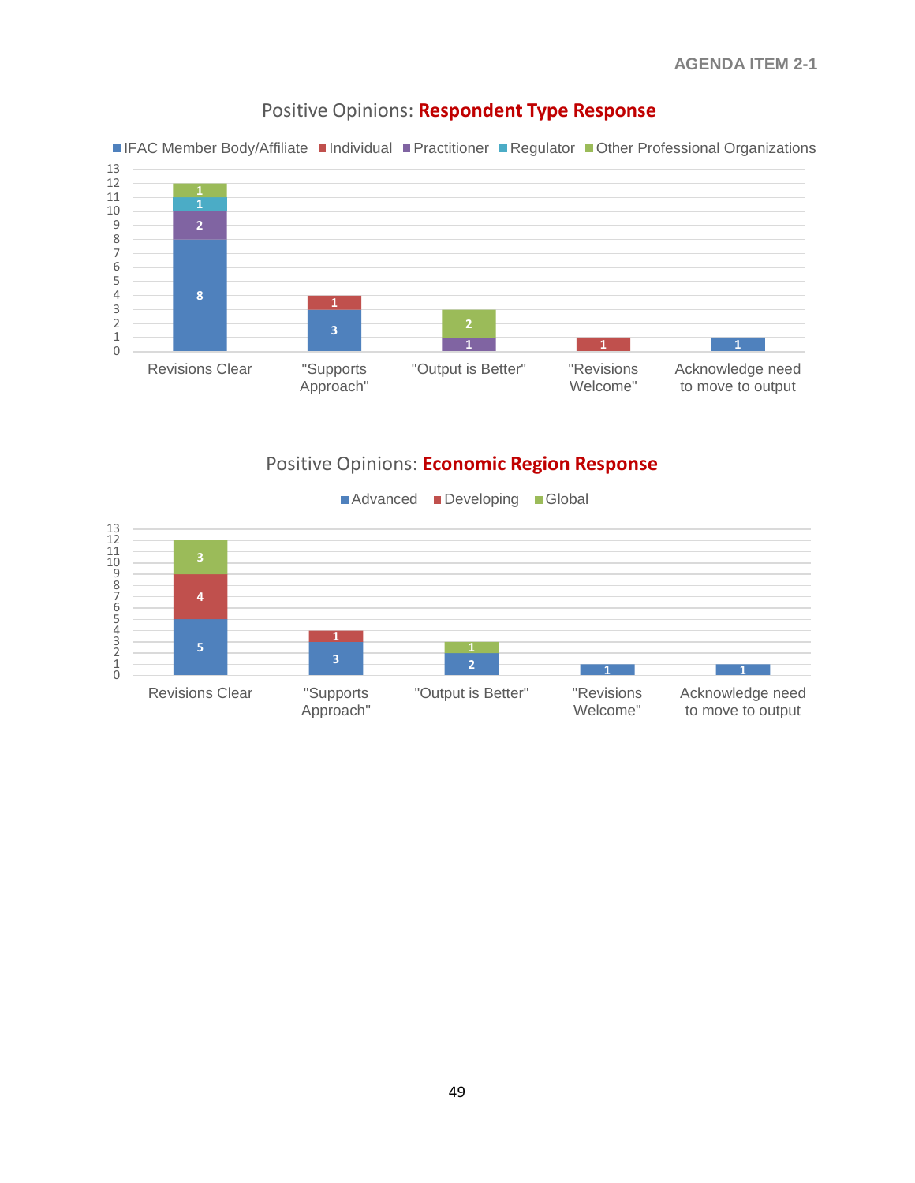## Positive Opinions: **Respondent Type Response**

| | IFAC Member Body/Affiliate | Individual | Practitioner | Regulator | Other Professional Organizations |
|---|---|---|---|---|---|
| Revisions Clear | 8 | | 2 | 1 | 1 |
| "Supports Approach" | 3 | 1 | | | |
| "Output is Better" | | | 1 | | 2 |
| "Revisions Welcome" | | 1 | | | |
| Acknowledge need to move to output | 1 | | | | |

## Positive Opinions: **Economic Region Response**

| | Advanced | Developing | Global |
|---|---|---|---|
| Revisions Clear | 5 | 4 | 3 |
| "Supports Approach" | 3 | 1 | |
| "Output is Better" | 2 | | 1 |
| "Revisions Welcome" | 1 | | |
| Acknowledge need to move to output | 1 | | |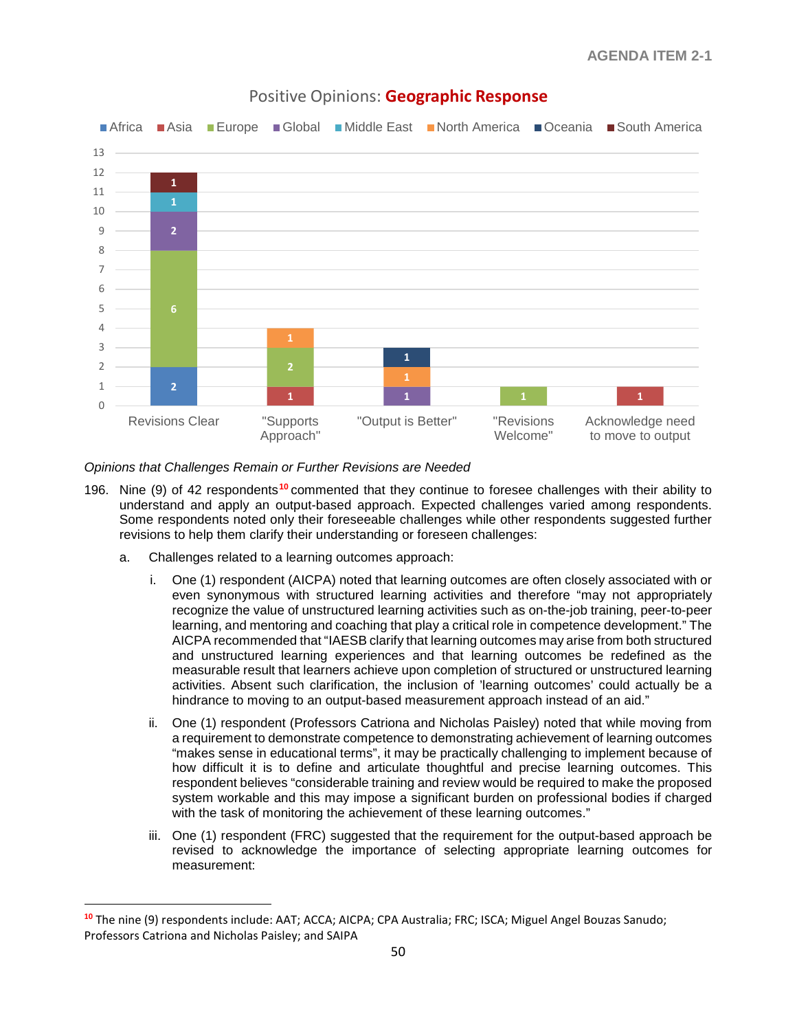Positive Opinions: **Geographic Response**

| | Africa | Asia | Europe | Global | Middle East | North America | Oceania | South America |
|---|---|---|---|---|---|---|---|---|
| Revisions Clear | 2 | | 6 | 2 | 1 | | | 1 |
| "Supports Approach" | | 1 | 2 | | | 1 | | |
| "Output is Better" | | | | 1 | | 1 | 1 | |
| "Revisions Welcome" | | | 1 | | | | | |
| Acknowledge need to move to output | | 1 | | | | | | |

*Opinions that Challenges Remain or Further Revisions are Needed*

196. Nine (9) of 42 respondents[10] commented that they continue to foresee challenges with their ability to understand and apply an output-based approach. Expected challenges varied among respondents. Some respondents noted only their foreseeable challenges while other respondents suggested further revisions to help them clarify their understanding or foreseen challenges:

    a. Challenges related to a learning outcomes approach:

        i. One (1) respondent (AICPA) noted that learning outcomes are often closely associated with or even synonymous with structured learning activities and therefore "may not appropriately recognize the value of unstructured learning activities such as on-the-job training, peer-to-peer learning, and mentoring and coaching that play a critical role in competence development." The AICPA recommended that "IAESB clarify that learning outcomes may arise from both structured and unstructured learning experiences and that learning outcomes be redefined as the measurable result that learners achieve upon completion of structured or unstructured learning activities. Absent such clarification, the inclusion of 'learning outcomes' could actually be a hindrance to moving to an output-based measurement approach instead of an aid."

        ii. One (1) respondent (Professors Catriona and Nicholas Paisley) noted that while moving from a requirement to demonstrate competence to demonstrating achievement of learning outcomes "makes sense in educational terms", it may be practically challenging to implement because of how difficult it is to define and articulate thoughtful and precise learning outcomes. This respondent believes "considerable training and review would be required to make the proposed system workable and this may impose a significant burden on professional bodies if charged with the task of monitoring the achievement of these learning outcomes."

        iii. One (1) respondent (FRC) suggested that the requirement for the output-based approach be revised to acknowledge the importance of selecting appropriate learning outcomes for measurement:

[10] The nine (9) respondents include: AAT; ACCA; AICPA; CPA Australia; FRC; ISCA; Miguel Angel Bouzas Sanudo; Professors Catriona and Nicholas Paisley; and SAIPA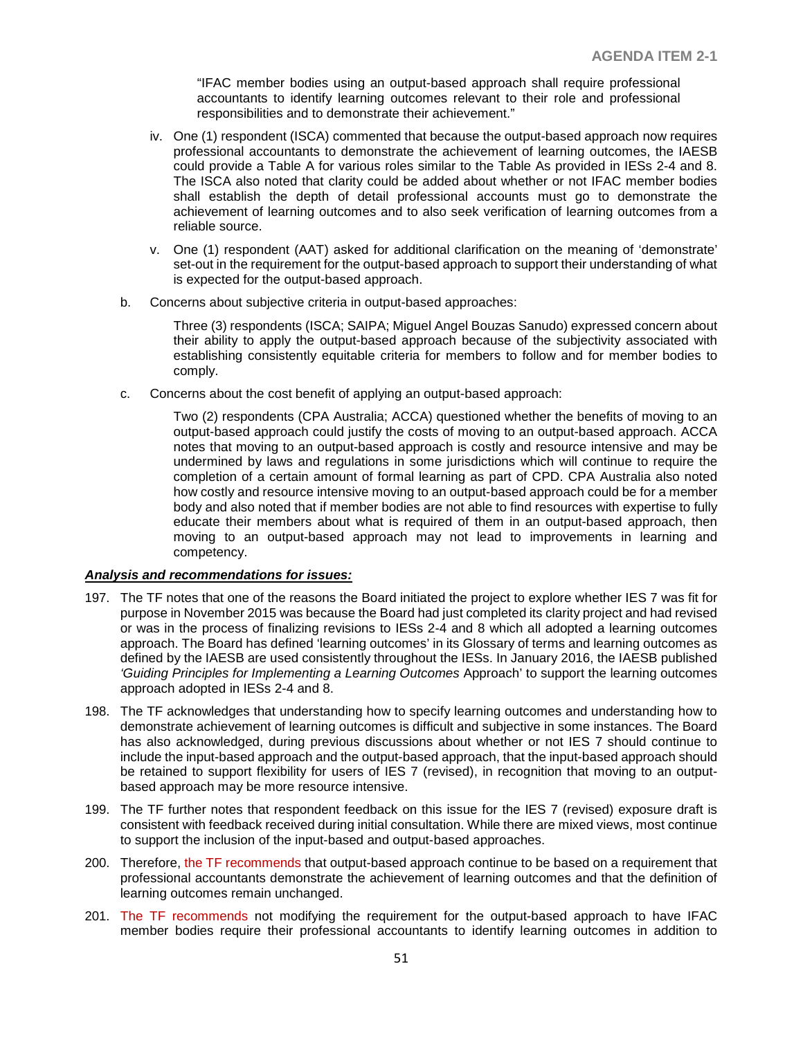"IFAC member bodies using an output-based approach shall require professional accountants to identify learning outcomes relevant to their role and professional responsibilities and to demonstrate their achievement."

iv. One (1) respondent (ISCA) commented that because the output-based approach now requires professional accountants to demonstrate the achievement of learning outcomes, the IAESB could provide a Table A for various roles similar to the Table As provided in IESs 2-4 and 8. The ISCA also noted that clarity could be added about whether or not IFAC member bodies shall establish the depth of detail professional accounts must go to demonstrate the achievement of learning outcomes and to also seek verification of learning outcomes from a reliable source.

v. One (1) respondent (AAT) asked for additional clarification on the meaning of 'demonstrate' set-out in the requirement for the output-based approach to support their understanding of what is expected for the output-based approach.

b. Concerns about subjective criteria in output-based approaches:

Three (3) respondents (ISCA; SAIPA; Miguel Angel Bouzas Sanudo) expressed concern about their ability to apply the output-based approach because of the subjectivity associated with establishing consistently equitable criteria for members to follow and for member bodies to comply.

c. Concerns about the cost benefit of applying an output-based approach:

Two (2) respondents (CPA Australia; ACCA) questioned whether the benefits of moving to an output-based approach could justify the costs of moving to an output-based approach. ACCA notes that moving to an output-based approach is costly and resource intensive and may be undermined by laws and regulations in some jurisdictions which will continue to require the completion of a certain amount of formal learning as part of CPD. CPA Australia also noted how costly and resource intensive moving to an output-based approach could be for a member body and also noted that if member bodies are not able to find resources with expertise to fully educate their members about what is required of them in an output-based approach, then moving to an output-based approach may not lead to improvements in learning and competency.

***Analysis and recommendations for issues:***

197. The TF notes that one of the reasons the Board initiated the project to explore whether IES 7 was fit for purpose in November 2015 was because the Board had just completed its clarity project and had revised or was in the process of finalizing revisions to IESs 2-4 and 8 which all adopted a learning outcomes approach. The Board has defined 'learning outcomes' in its Glossary of terms and learning outcomes as defined by the IAESB are used consistently throughout the IESs. In January 2016, the IAESB published *'Guiding Principles for Implementing a Learning Outcomes* Approach' to support the learning outcomes approach adopted in IESs 2-4 and 8.

198. The TF acknowledges that understanding how to specify learning outcomes and understanding how to demonstrate achievement of learning outcomes is difficult and subjective in some instances. The Board has also acknowledged, during previous discussions about whether or not IES 7 should continue to include the input-based approach and the output-based approach, that the input-based approach should be retained to support flexibility for users of IES 7 (revised), in recognition that moving to an output-based approach may be more resource intensive.

199. The TF further notes that respondent feedback on this issue for the IES 7 (revised) exposure draft is consistent with feedback received during initial consultation. While there are mixed views, most continue to support the inclusion of the input-based and output-based approaches.

200. Therefore, the TF recommends that output-based approach continue to be based on a requirement that professional accountants demonstrate the achievement of learning outcomes and that the definition of learning outcomes remain unchanged.

201. The TF recommends not modifying the requirement for the output-based approach to have IFAC member bodies require their professional accountants to identify learning outcomes in addition to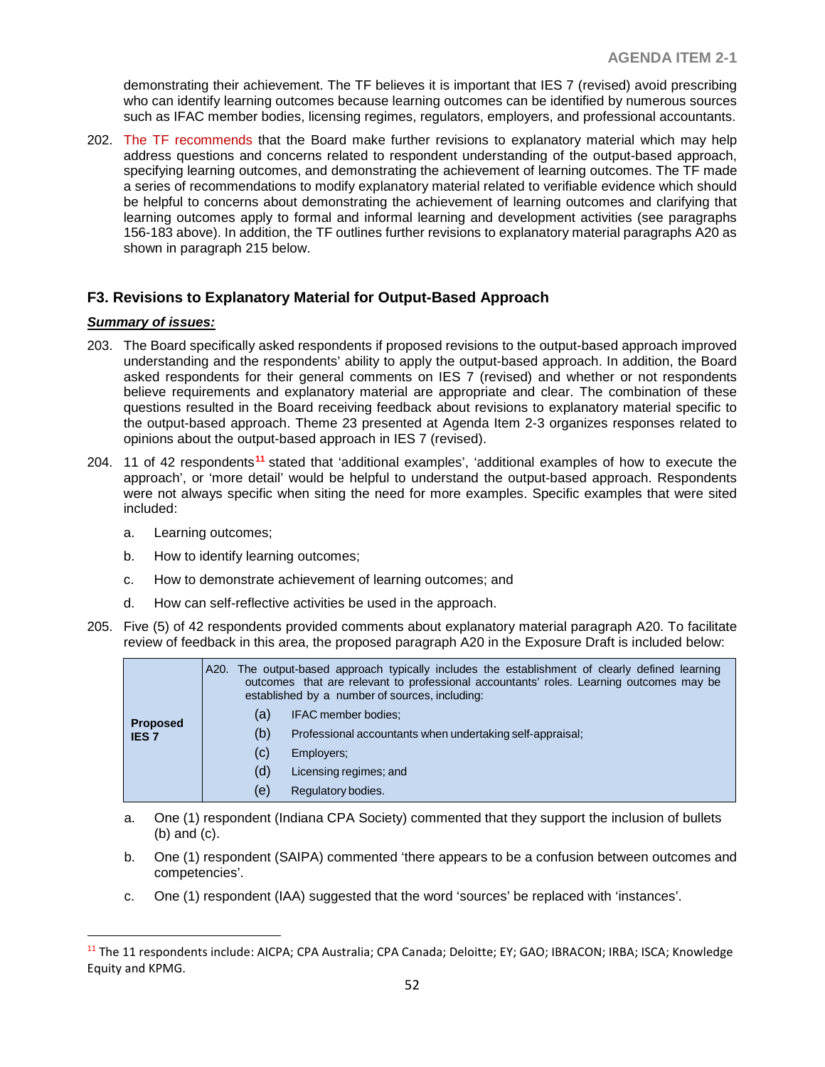demonstrating their achievement. The TF believes it is important that IES 7 (revised) avoid prescribing who can identify learning outcomes because learning outcomes can be identified by numerous sources such as IFAC member bodies, licensing regimes, regulators, employers, and professional accountants.

202. The TF recommends that the Board make further revisions to explanatory material which may help address questions and concerns related to respondent understanding of the output-based approach, specifying learning outcomes, and demonstrating the achievement of learning outcomes. The TF made a series of recommendations to modify explanatory material related to verifiable evidence which should be helpful to concerns about demonstrating the achievement of learning outcomes and clarifying that learning outcomes apply to formal and informal learning and development activities (see paragraphs 156-183 above). In addition, the TF outlines further revisions to explanatory material paragraphs A20 as shown in paragraph 215 below.

### F3. Revisions to Explanatory Material for Output-Based Approach

***Summary of issues:***

203. The Board specifically asked respondents if proposed revisions to the output-based approach improved understanding and the respondents' ability to apply the output-based approach. In addition, the Board asked respondents for their general comments on IES 7 (revised) and whether or not respondents believe requirements and explanatory material are appropriate and clear. The combination of these questions resulted in the Board receiving feedback about revisions to explanatory material specific to the output-based approach. Theme 23 presented at Agenda Item 2-3 organizes responses related to opinions about the output-based approach in IES 7 (revised).

204. 11 of 42 respondents[11] stated that 'additional examples', 'additional examples of how to execute the approach', or 'more detail' would be helpful to understand the output-based approach. Respondents were not always specific when siting the need for more examples. Specific examples that were sited included:

   a. Learning outcomes;

   b. How to identify learning outcomes;

   c. How to demonstrate achievement of learning outcomes; and

   d. How can self-reflective activities be used in the approach.

205. Five (5) of 42 respondents provided comments about explanatory material paragraph A20. To facilitate review of feedback in this area, the proposed paragraph A20 in the Exposure Draft is included below:

| | |
|---|---|
| **Proposed IES 7** | A20. The output-based approach typically includes the establishment of clearly defined learning outcomes that are relevant to professional accountants' roles. Learning outcomes may be established by a number of sources, including:<br>(a) IFAC member bodies;<br>(b) Professional accountants when undertaking self-appraisal;<br>(c) Employers;<br>(d) Licensing regimes; and<br>(e) Regulatory bodies. |

   a. One (1) respondent (Indiana CPA Society) commented that they support the inclusion of bullets (b) and (c).

   b. One (1) respondent (SAIPA) commented 'there appears to be a confusion between outcomes and competencies'.

   c. One (1) respondent (IAA) suggested that the word 'sources' be replaced with 'instances'.

---

[11] The 11 respondents include: AICPA; CPA Australia; CPA Canada; Deloitte; EY; GAO; IBRACON; IRBA; ISCA; Knowledge Equity and KPMG.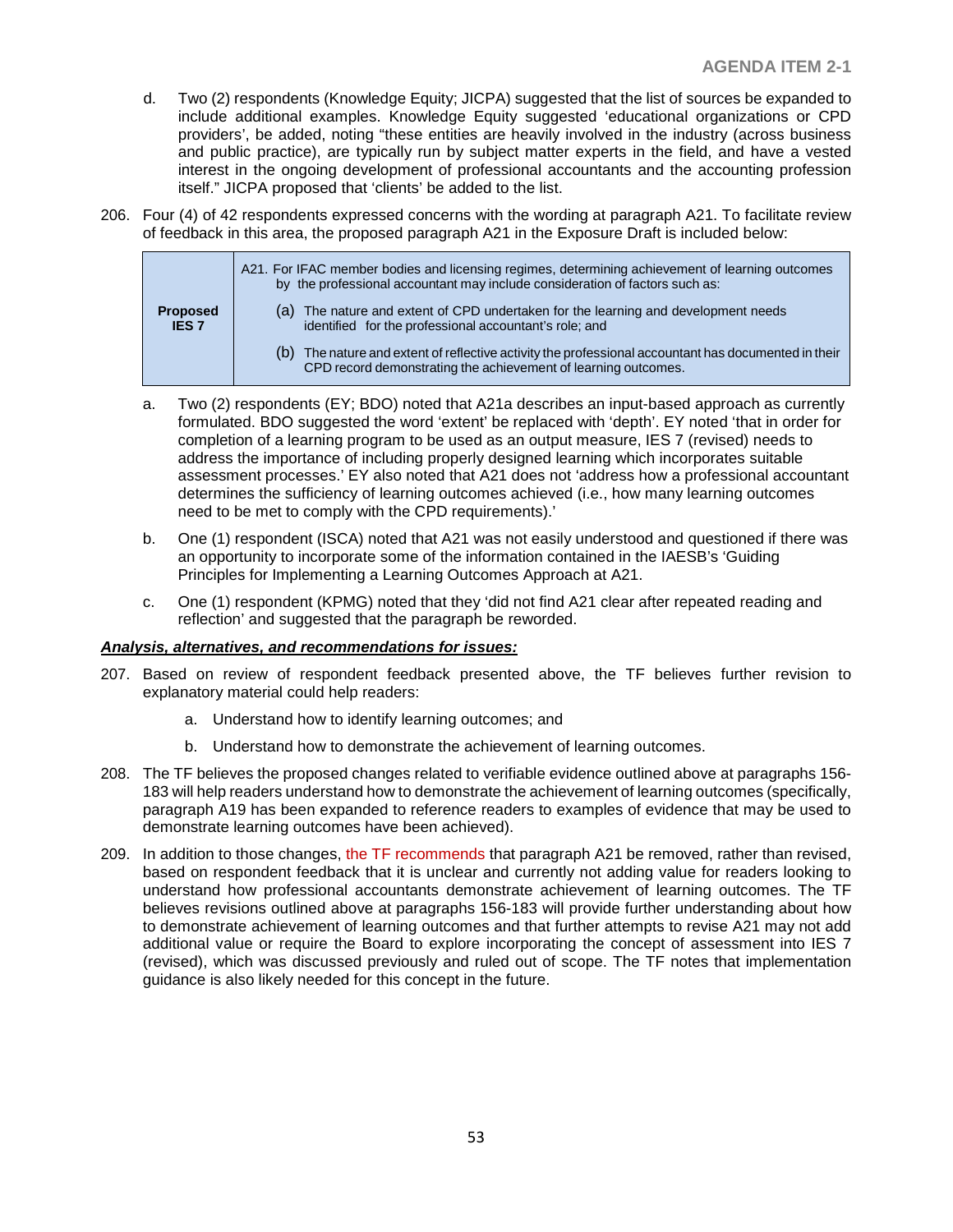d. Two (2) respondents (Knowledge Equity; JICPA) suggested that the list of sources be expanded to include additional examples. Knowledge Equity suggested 'educational organizations or CPD providers', be added, noting "these entities are heavily involved in the industry (across business and public practice), are typically run by subject matter experts in the field, and have a vested interest in the ongoing development of professional accountants and the accounting profession itself." JICPA proposed that 'clients' be added to the list.

206. Four (4) of 42 respondents expressed concerns with the wording at paragraph A21. To facilitate review of feedback in this area, the proposed paragraph A21 in the Exposure Draft is included below:

| | |
|---|---|
| **Proposed IES 7** | A21. For IFAC member bodies and licensing regimes, determining achievement of learning outcomes by the professional accountant may include consideration of factors such as:<br>(a) The nature and extent of CPD undertaken for the learning and development needs identified for the professional accountant's role; and<br>(b) The nature and extent of reflective activity the professional accountant has documented in their CPD record demonstrating the achievement of learning outcomes. |

a. Two (2) respondents (EY; BDO) noted that A21a describes an input-based approach as currently formulated. BDO suggested the word 'extent' be replaced with 'depth'. EY noted 'that in order for completion of a learning program to be used as an output measure, IES 7 (revised) needs to address the importance of including properly designed learning which incorporates suitable assessment processes.' EY also noted that A21 does not 'address how a professional accountant determines the sufficiency of learning outcomes achieved (i.e., how many learning outcomes need to be met to comply with the CPD requirements).'

b. One (1) respondent (ISCA) noted that A21 was not easily understood and questioned if there was an opportunity to incorporate some of the information contained in the IAESB's 'Guiding Principles for Implementing a Learning Outcomes Approach at A21.

c. One (1) respondent (KPMG) noted that they 'did not find A21 clear after repeated reading and reflection' and suggested that the paragraph be reworded.

***Analysis, alternatives, and recommendations for issues:***

207. Based on review of respondent feedback presented above, the TF believes further revision to explanatory material could help readers:

   a. Understand how to identify learning outcomes; and

   b. Understand how to demonstrate the achievement of learning outcomes.

208. The TF believes the proposed changes related to verifiable evidence outlined above at paragraphs 156-183 will help readers understand how to demonstrate the achievement of learning outcomes (specifically, paragraph A19 has been expanded to reference readers to examples of evidence that may be used to demonstrate learning outcomes have been achieved).

209. In addition to those changes, the TF recommends that paragraph A21 be removed, rather than revised, based on respondent feedback that it is unclear and currently not adding value for readers looking to understand how professional accountants demonstrate achievement of learning outcomes. The TF believes revisions outlined above at paragraphs 156-183 will provide further understanding about how to demonstrate achievement of learning outcomes and that further attempts to revise A21 may not add additional value or require the Board to explore incorporating the concept of assessment into IES 7 (revised), which was discussed previously and ruled out of scope. The TF notes that implementation guidance is also likely needed for this concept in the future.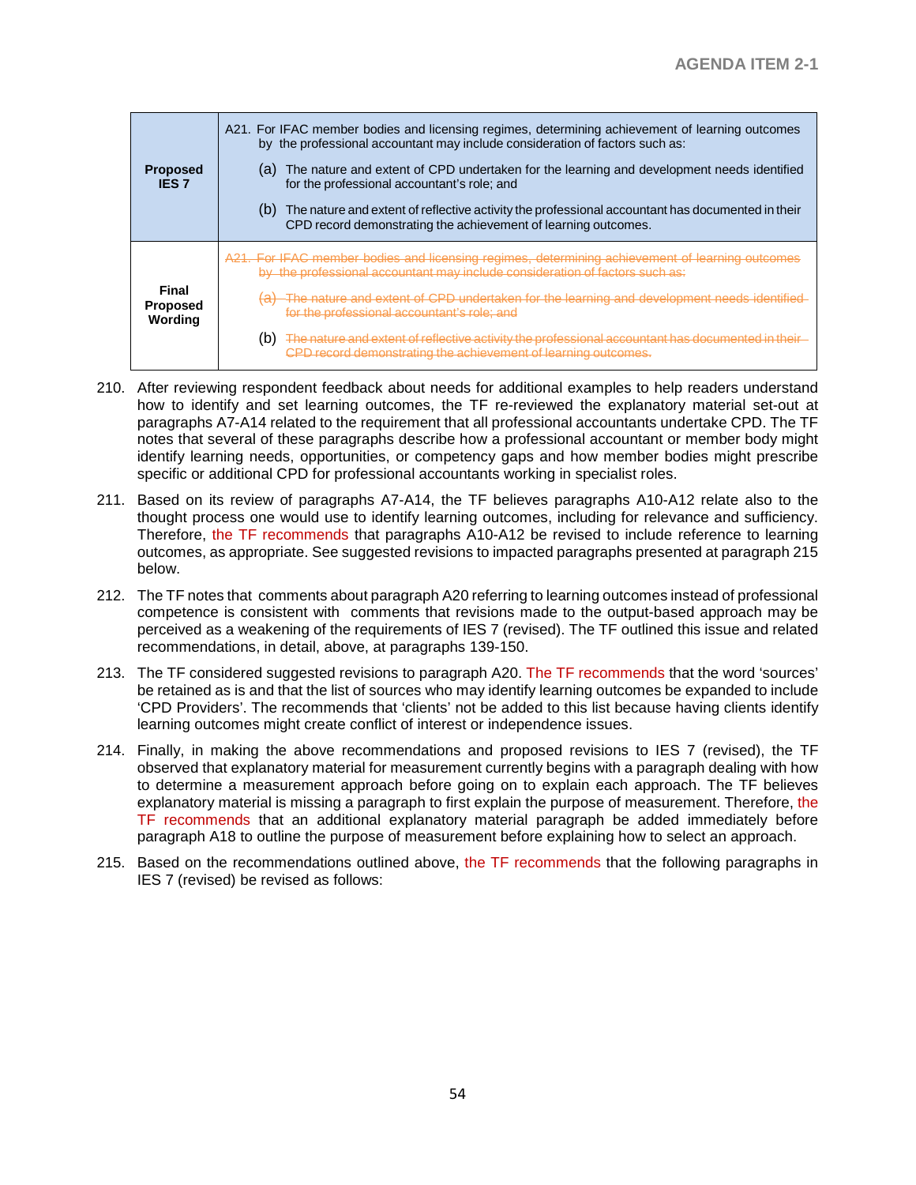| | |
|---|---|
| **Proposed IES 7** | A21. For IFAC member bodies and licensing regimes, determining achievement of learning outcomes by the professional accountant may include consideration of factors such as:<br>(a) The nature and extent of CPD undertaken for the learning and development needs identified for the professional accountant's role; and<br>(b) The nature and extent of reflective activity the professional accountant has documented in their CPD record demonstrating the achievement of learning outcomes. |
| **Final Proposed Wording** | ~~A21. For IFAC member bodies and licensing regimes, determining achievement of learning outcomes by the professional accountant may include consideration of factors such as:~~<br>~~(a) The nature and extent of CPD undertaken for the learning and development needs identified for the professional accountant's role; and~~<br>(b) ~~The nature and extent of reflective activity the professional accountant has documented in their CPD record demonstrating the achievement of learning outcomes.~~ |

210. After reviewing respondent feedback about needs for additional examples to help readers understand how to identify and set learning outcomes, the TF re-reviewed the explanatory material set-out at paragraphs A7-A14 related to the requirement that all professional accountants undertake CPD. The TF notes that several of these paragraphs describe how a professional accountant or member body might identify learning needs, opportunities, or competency gaps and how member bodies might prescribe specific or additional CPD for professional accountants working in specialist roles.

211. Based on its review of paragraphs A7-A14, the TF believes paragraphs A10-A12 relate also to the thought process one would use to identify learning outcomes, including for relevance and sufficiency. Therefore, the TF recommends that paragraphs A10-A12 be revised to include reference to learning outcomes, as appropriate. See suggested revisions to impacted paragraphs presented at paragraph 215 below.

212. The TF notes that comments about paragraph A20 referring to learning outcomes instead of professional competence is consistent with comments that revisions made to the output-based approach may be perceived as a weakening of the requirements of IES 7 (revised). The TF outlined this issue and related recommendations, in detail, above, at paragraphs 139-150.

213. The TF considered suggested revisions to paragraph A20. The TF recommends that the word 'sources' be retained as is and that the list of sources who may identify learning outcomes be expanded to include 'CPD Providers'. The recommends that 'clients' not be added to this list because having clients identify learning outcomes might create conflict of interest or independence issues.

214. Finally, in making the above recommendations and proposed revisions to IES 7 (revised), the TF observed that explanatory material for measurement currently begins with a paragraph dealing with how to determine a measurement approach before going on to explain each approach. The TF believes explanatory material is missing a paragraph to first explain the purpose of measurement. Therefore, the TF recommends that an additional explanatory material paragraph be added immediately before paragraph A18 to outline the purpose of measurement before explaining how to select an approach.

215. Based on the recommendations outlined above, the TF recommends that the following paragraphs in IES 7 (revised) be revised as follows: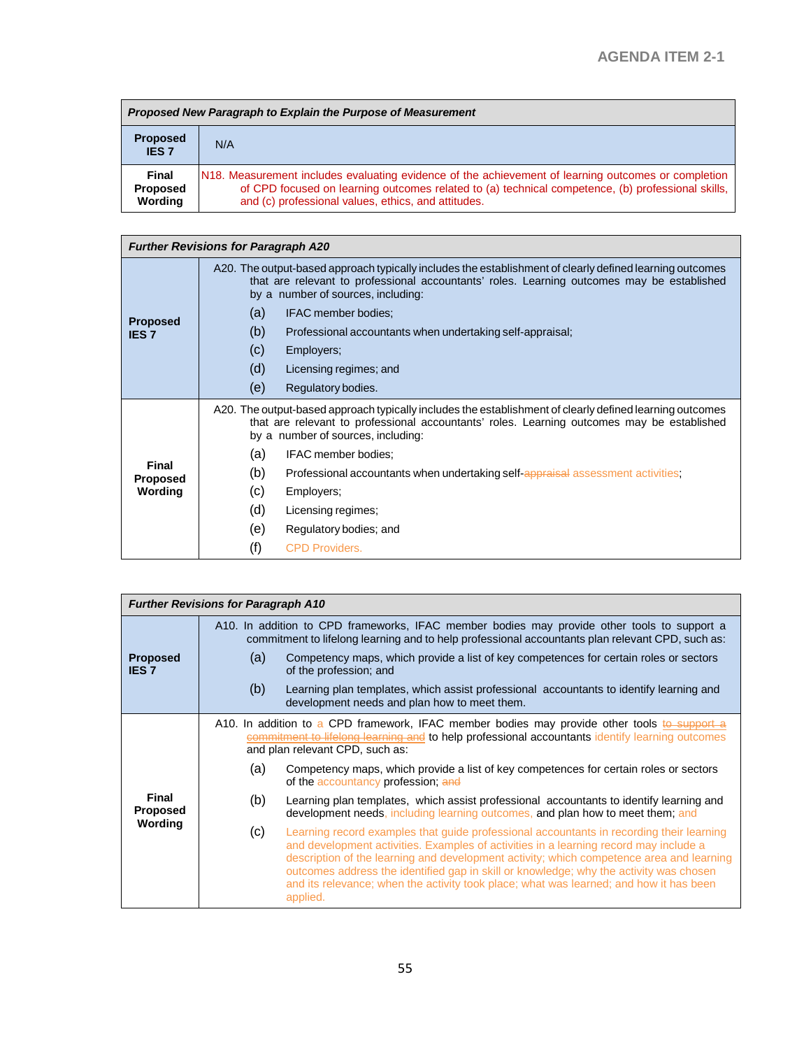| *Proposed New Paragraph to Explain the Purpose of Measurement* | |
|---|---|
| **Proposed IES 7** | N/A |
| **Final Proposed Wording** | N18. Measurement includes evaluating evidence of the achievement of learning outcomes or completion of CPD focused on learning outcomes related to (a) technical competence, (b) professional skills, and (c) professional values, ethics, and attitudes. |

| *Further Revisions for Paragraph A20* | |
|---|---|
| **Proposed IES 7** | A20. The output-based approach typically includes the establishment of clearly defined learning outcomes that are relevant to professional accountants' roles. Learning outcomes may be established by a number of sources, including: (a) IFAC member bodies; (b) Professional accountants when undertaking self-appraisal; (c) Employers; (d) Licensing regimes; and (e) Regulatory bodies. |
| **Final Proposed Wording** | A20. The output-based approach typically includes the establishment of clearly defined learning outcomes that are relevant to professional accountants' roles. Learning outcomes may be established by a number of sources, including: (a) IFAC member bodies; (b) Professional accountants when undertaking self-~~appraisal~~ assessment activities; (c) Employers; (d) Licensing regimes; (e) Regulatory bodies; and (f) CPD Providers. |

| *Further Revisions for Paragraph A10* | |
|---|---|
| **Proposed IES 7** | A10. In addition to CPD frameworks, IFAC member bodies may provide other tools to support a commitment to lifelong learning and to help professional accountants plan relevant CPD, such as: (a) Competency maps, which provide a list of key competences for certain roles or sectors of the profession; and (b) Learning plan templates, which assist professional accountants to identify learning and development needs and plan how to meet them. |
| **Final Proposed Wording** | A10. In addition to a CPD framework, IFAC member bodies may provide other tools ~~to support a commitment to lifelong learning and~~ to help professional accountants identify learning outcomes and plan relevant CPD, such as: (a) Competency maps, which provide a list of key competences for certain roles or sectors of the accountancy profession; ~~and~~ (b) Learning plan templates, which assist professional accountants to identify learning and development needs, including learning outcomes, and plan how to meet them; and (c) Learning record examples that guide professional accountants in recording their learning and development activities. Examples of activities in a learning record may include a description of the learning and development activity; which competence area and learning outcomes address the identified gap in skill or knowledge; why the activity was chosen and its relevance; when the activity took place; what was learned; and how it has been applied. |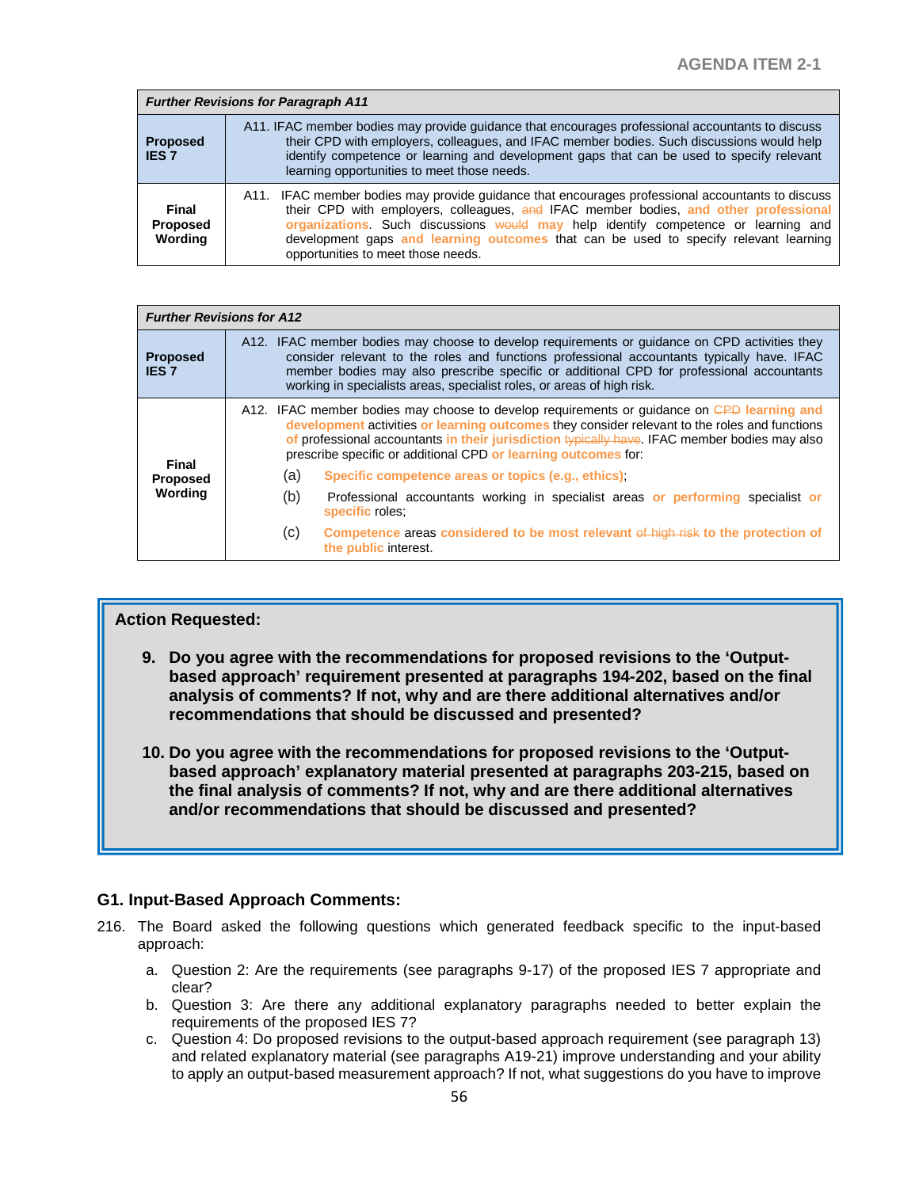| Further Revisions for Paragraph A11 | |
|---|---|
| **Proposed IES 7** | A11. IFAC member bodies may provide guidance that encourages professional accountants to discuss their CPD with employers, colleagues, and IFAC member bodies. Such discussions would help identify competence or learning and development gaps that can be used to specify relevant learning opportunities to meet those needs. |
| **Final Proposed Wording** | A11. IFAC member bodies may provide guidance that encourages professional accountants to discuss their CPD with employers, colleagues, ~~and~~ IFAC member bodies, **and other professional organizations**. Such discussions ~~would~~ **may** help identify competence or learning and development gaps **and learning outcomes** that can be used to specify relevant learning opportunities to meet those needs. |

| Further Revisions for A12 | |
|---|---|
| **Proposed IES 7** | A12. IFAC member bodies may choose to develop requirements or guidance on CPD activities they consider relevant to the roles and functions professional accountants typically have. IFAC member bodies may also prescribe specific or additional CPD for professional accountants working in specialists areas, specialist roles, or areas of high risk. |
| **Final Proposed Wording** | A12. IFAC member bodies may choose to develop requirements or guidance on ~~CPD~~ **learning and development** activities **or learning outcomes** they consider relevant to the roles and functions **of** professional accountants **in their jurisdiction** ~~typically have~~. IFAC member bodies may also prescribe specific or additional CPD **or learning outcomes** for:<br>(a) **Specific competence areas or topics (e.g., ethics)**;<br>(b) Professional accountants working in specialist areas **or performing** specialist **or specific** roles;<br>(c) **Competence** areas **considered to be most relevant** ~~of high risk~~ **to the protection of the public** interest. |

**Action Requested:**

9. **Do you agree with the recommendations for proposed revisions to the 'Output-based approach' requirement presented at paragraphs 194-202, based on the final analysis of comments? If not, why and are there additional alternatives and/or recommendations that should be discussed and presented?**

10. **Do you agree with the recommendations for proposed revisions to the 'Output-based approach' explanatory material presented at paragraphs 203-215, based on the final analysis of comments? If not, why and are there additional alternatives and/or recommendations that should be discussed and presented?**

### G1. Input-Based Approach Comments:

216. The Board asked the following questions which generated feedback specific to the input-based approach:

   a. Question 2: Are the requirements (see paragraphs 9-17) of the proposed IES 7 appropriate and clear?
   b. Question 3: Are there any additional explanatory paragraphs needed to better explain the requirements of the proposed IES 7?
   c. Question 4: Do proposed revisions to the output-based approach requirement (see paragraph 13) and related explanatory material (see paragraphs A19-21) improve understanding and your ability to apply an output-based measurement approach? If not, what suggestions do you have to improve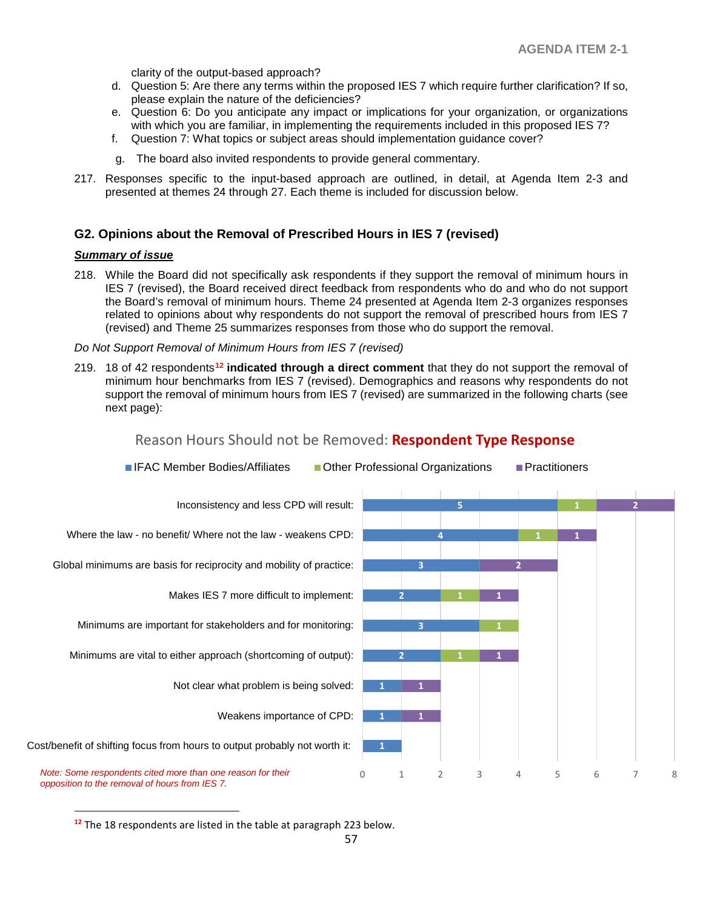clarity of the output-based approach?

d. Question 5: Are there any terms within the proposed IES 7 which require further clarification? If so, please explain the nature of the deficiencies?
e. Question 6: Do you anticipate any impact or implications for your organization, or organizations with which you are familiar, in implementing the requirements included in this proposed IES 7?
f. Question 7: What topics or subject areas should implementation guidance cover?
g. The board also invited respondents to provide general commentary.

217. Responses specific to the input-based approach are outlined, in detail, at Agenda Item 2-3 and presented at themes 24 through 27. Each theme is included for discussion below.

### G2. Opinions about the Removal of Prescribed Hours in IES 7 (revised)

***Summary of issue***

218. While the Board did not specifically ask respondents if they support the removal of minimum hours in IES 7 (revised), the Board received direct feedback from respondents who do and who do not support the Board's removal of minimum hours. Theme 24 presented at Agenda Item 2-3 organizes responses related to opinions about why respondents do not support the removal of prescribed hours from IES 7 (revised) and Theme 25 summarizes responses from those who do support the removal.

*Do Not Support Removal of Minimum Hours from IES 7 (revised)*

219. 18 of 42 respondents[12] **indicated through a direct comment** that they do not support the removal of minimum hour benchmarks from IES 7 (revised). Demographics and reasons why respondents do not support the removal of minimum hours from IES 7 (revised) are summarized in the following charts (see next page):

Reason Hours Should not be Removed: **Respondent Type Response**

| Reason | IFAC Member Bodies/Affiliates | Other Professional Organizations | Practitioners |
|---|---|---|---|
| Inconsistency and less CPD will result: | 5 | 1 | 2 |
| Where the law - no benefit/ Where not the law - weakens CPD: | 4 | 1 | 1 |
| Global minimums are basis for reciprocity and mobility of practice: | 3 | | 2 |
| Makes IES 7 more difficult to implement: | 2 | 1 | 1 |
| Minimums are important for stakeholders and for monitoring: | 3 | 1 | |
| Minimums are vital to either approach (shortcoming of output): | 2 | 1 | 1 |
| Not clear what problem is being solved: | 1 | | 1 |
| Weakens importance of CPD: | 1 | | 1 |
| Cost/benefit of shifting focus from hours to output probably not worth it: | 1 | | |

*Note: Some respondents cited more than one reason for their opposition to the removal of hours from IES 7.*

[12] The 18 respondents are listed in the table at paragraph 223 below.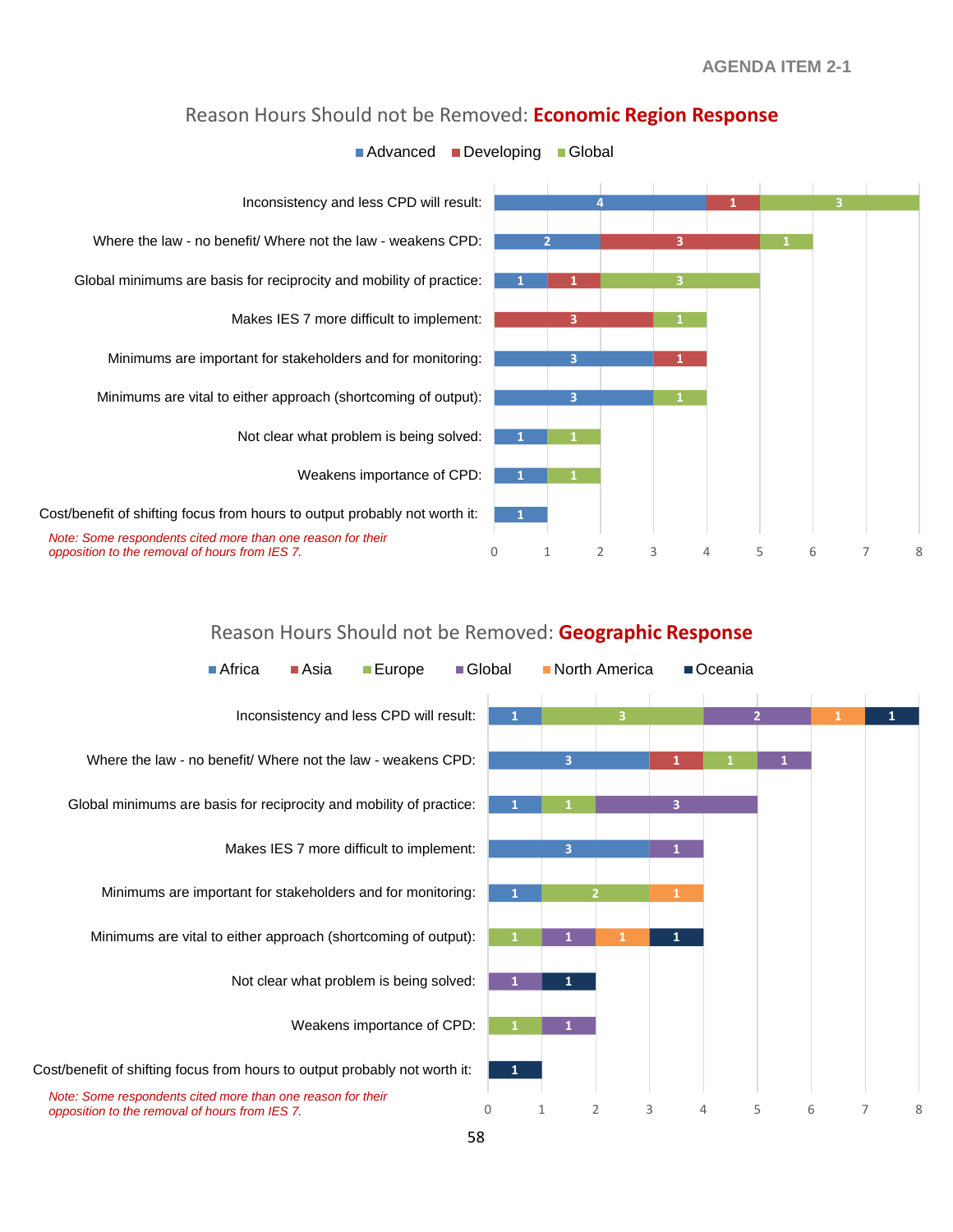## Reason Hours Should not be Removed: **Economic Region Response**

| Reason | Advanced | Developing | Global |
|---|---|---|---|
| Inconsistency and less CPD will result: | 4 | 1 | 3 |
| Where the law - no benefit/ Where not the law - weakens CPD: | 2 | 3 | 1 |
| Global minimums are basis for reciprocity and mobility of practice: | 1 | 1 | 3 |
| Makes IES 7 more difficult to implement: | | 3 | 1 |
| Minimums are important for stakeholders and for monitoring: | 3 | 1 | |
| Minimums are vital to either approach (shortcoming of output): | 3 | | 1 |
| Not clear what problem is being solved: | 1 | | 1 |
| Weakens importance of CPD: | 1 | | 1 |
| Cost/benefit of shifting focus from hours to output probably not worth it: | 1 | | |

*Note: Some respondents cited more than one reason for their opposition to the removal of hours from IES 7.*

## Reason Hours Should not be Removed: **Geographic Response**

| Reason | Africa | Asia | Europe | Global | North America | Oceania |
|---|---|---|---|---|---|---|
| Inconsistency and less CPD will result: | 1 | | 3 | 2 | 1 | 1 |
| Where the law - no benefit/ Where not the law - weakens CPD: | 3 | 1 | 1 | 1 | | |
| Global minimums are basis for reciprocity and mobility of practice: | 1 | | 1 | 3 | | |
| Makes IES 7 more difficult to implement: | 3 | | | 1 | | |
| Minimums are important for stakeholders and for monitoring: | 1 | | 2 | | 1 | |
| Minimums are vital to either approach (shortcoming of output): | | | 1 | 1 | 1 | 1 |
| Not clear what problem is being solved: | | | | 1 | | 1 |
| Weakens importance of CPD: | | | 1 | 1 | | |
| Cost/benefit of shifting focus from hours to output probably not worth it: | | | | | | 1 |

*Note: Some respondents cited more than one reason for their opposition to the removal of hours from IES 7.*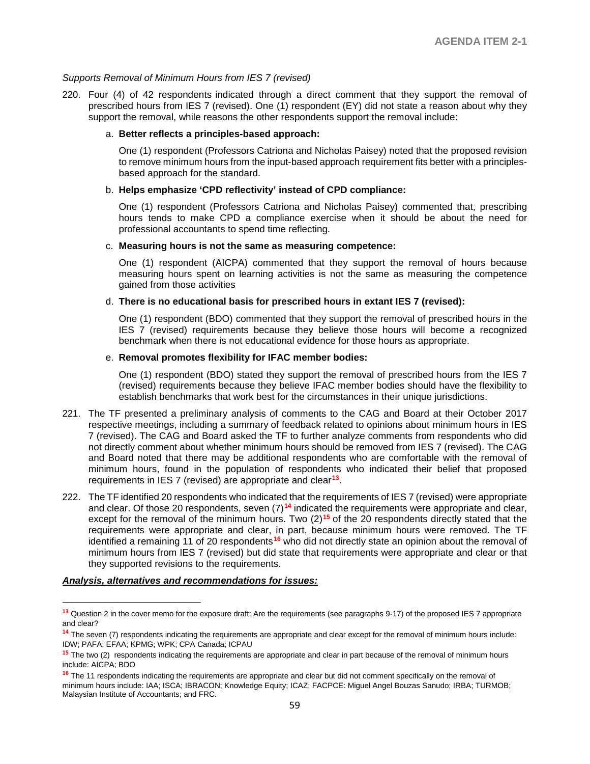*Supports Removal of Minimum Hours from IES 7 (revised)*

220. Four (4) of 42 respondents indicated through a direct comment that they support the removal of prescribed hours from IES 7 (revised). One (1) respondent (EY) did not state a reason about why they support the removal, while reasons the other respondents support the removal include:

   a. **Better reflects a principles-based approach:**

      One (1) respondent (Professors Catriona and Nicholas Paisey) noted that the proposed revision to remove minimum hours from the input-based approach requirement fits better with a principles-based approach for the standard.

   b. **Helps emphasize 'CPD reflectivity' instead of CPD compliance:**

      One (1) respondent (Professors Catriona and Nicholas Paisey) commented that, prescribing hours tends to make CPD a compliance exercise when it should be about the need for professional accountants to spend time reflecting.

   c. **Measuring hours is not the same as measuring competence:**

      One (1) respondent (AICPA) commented that they support the removal of hours because measuring hours spent on learning activities is not the same as measuring the competence gained from those activities

   d. **There is no educational basis for prescribed hours in extant IES 7 (revised):**

      One (1) respondent (BDO) commented that they support the removal of prescribed hours in the IES 7 (revised) requirements because they believe those hours will become a recognized benchmark when there is not educational evidence for those hours as appropriate.

   e. **Removal promotes flexibility for IFAC member bodies:**

      One (1) respondent (BDO) stated they support the removal of prescribed hours from the IES 7 (revised) requirements because they believe IFAC member bodies should have the flexibility to establish benchmarks that work best for the circumstances in their unique jurisdictions.

221. The TF presented a preliminary analysis of comments to the CAG and Board at their October 2017 respective meetings, including a summary of feedback related to opinions about minimum hours in IES 7 (revised). The CAG and Board asked the TF to further analyze comments from respondents who did not directly comment about whether minimum hours should be removed from IES 7 (revised). The CAG and Board noted that there may be additional respondents who are comfortable with the removal of minimum hours, found in the population of respondents who indicated their belief that proposed requirements in IES 7 (revised) are appropriate and clear[13].

222. The TF identified 20 respondents who indicated that the requirements of IES 7 (revised) were appropriate and clear. Of those 20 respondents, seven (7)[14] indicated the requirements were appropriate and clear, except for the removal of the minimum hours. Two (2)[15] of the 20 respondents directly stated that the requirements were appropriate and clear, in part, because minimum hours were removed. The TF identified a remaining 11 of 20 respondents[16] who did not directly state an opinion about the removal of minimum hours from IES 7 (revised) but did state that requirements were appropriate and clear or that they supported revisions to the requirements.

***Analysis, alternatives and recommendations for issues:***

---

[13] Question 2 in the cover memo for the exposure draft: Are the requirements (see paragraphs 9-17) of the proposed IES 7 appropriate and clear?

[14] The seven (7) respondents indicating the requirements are appropriate and clear except for the removal of minimum hours include: IDW; PAFA; EFAA; KPMG; WPK; CPA Canada; ICPAU

[15] The two (2) respondents indicating the requirements are appropriate and clear in part because of the removal of minimum hours include: AICPA; BDO

[16] The 11 respondents indicating the requirements are appropriate and clear but did not comment specifically on the removal of minimum hours include: IAA; ISCA; IBRACON; Knowledge Equity; ICAZ; FACPCE: Miguel Angel Bouzas Sanudo; IRBA; TURMOB; Malaysian Institute of Accountants; and FRC.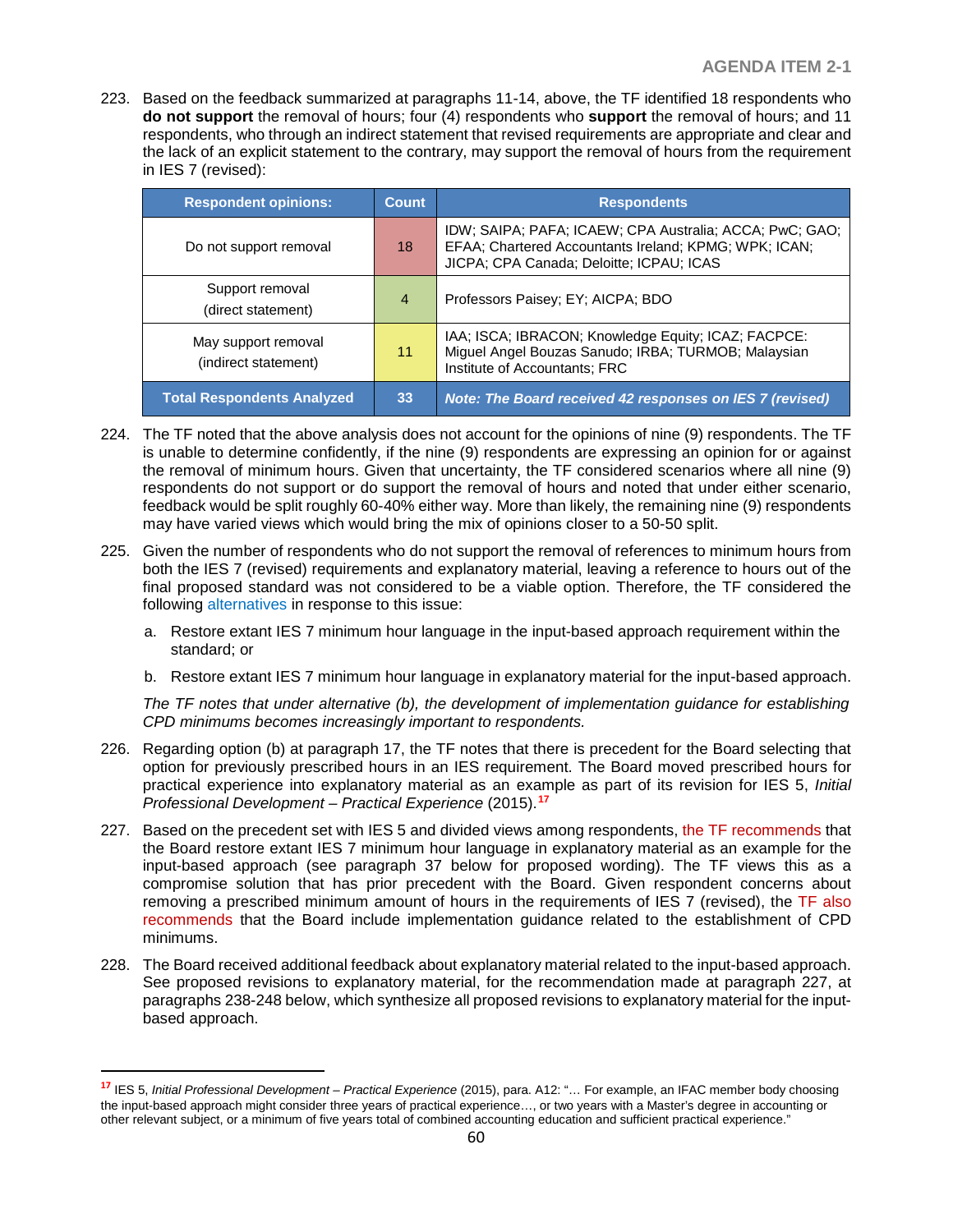223. Based on the feedback summarized at paragraphs 11-14, above, the TF identified 18 respondents who **do not support** the removal of hours; four (4) respondents who **support** the removal of hours; and 11 respondents, who through an indirect statement that revised requirements are appropriate and clear and the lack of an explicit statement to the contrary, may support the removal of hours from the requirement in IES 7 (revised):

| Respondent opinions: | Count | Respondents |
|---|---|---|
| Do not support removal | 18 | IDW; SAIPA; PAFA; ICAEW; CPA Australia; ACCA; PwC; GAO; EFAA; Chartered Accountants Ireland; KPMG; WPK; ICAN; JICPA; CPA Canada; Deloitte; ICPAU; ICAS |
| Support removal (direct statement) | 4 | Professors Paisey; EY; AICPA; BDO |
| May support removal (indirect statement) | 11 | IAA; ISCA; IBRACON; Knowledge Equity; ICAZ; FACPCE: Miguel Angel Bouzas Sanudo; IRBA; TURMOB; Malaysian Institute of Accountants; FRC |
| **Total Respondents Analyzed** | **33** | ***Note: The Board received 42 responses on IES 7 (revised)*** |

224. The TF noted that the above analysis does not account for the opinions of nine (9) respondents. The TF is unable to determine confidently, if the nine (9) respondents are expressing an opinion for or against the removal of minimum hours. Given that uncertainty, the TF considered scenarios where all nine (9) respondents do not support or do support the removal of hours and noted that under either scenario, feedback would be split roughly 60-40% either way. More than likely, the remaining nine (9) respondents may have varied views which would bring the mix of opinions closer to a 50-50 split.

225. Given the number of respondents who do not support the removal of references to minimum hours from both the IES 7 (revised) requirements and explanatory material, leaving a reference to hours out of the final proposed standard was not considered to be a viable option. Therefore, the TF considered the following alternatives in response to this issue:

   a. Restore extant IES 7 minimum hour language in the input-based approach requirement within the standard; or

   b. Restore extant IES 7 minimum hour language in explanatory material for the input-based approach.

   *The TF notes that under alternative (b), the development of implementation guidance for establishing CPD minimums becomes increasingly important to respondents.*

226. Regarding option (b) at paragraph 17, the TF notes that there is precedent for the Board selecting that option for previously prescribed hours in an IES requirement. The Board moved prescribed hours for practical experience into explanatory material as an example as part of its revision for IES 5, *Initial Professional Development – Practical Experience* (2015).[17]

227. Based on the precedent set with IES 5 and divided views among respondents, the TF recommends that the Board restore extant IES 7 minimum hour language in explanatory material as an example for the input-based approach (see paragraph 37 below for proposed wording). The TF views this as a compromise solution that has prior precedent with the Board. Given respondent concerns about removing a prescribed minimum amount of hours in the requirements of IES 7 (revised), the TF also recommends that the Board include implementation guidance related to the establishment of CPD minimums.

228. The Board received additional feedback about explanatory material related to the input-based approach. See proposed revisions to explanatory material, for the recommendation made at paragraph 227, at paragraphs 238-248 below, which synthesize all proposed revisions to explanatory material for the input-based approach.

---

[17] IES 5, *Initial Professional Development – Practical Experience* (2015), para. A12: "… For example, an IFAC member body choosing the input-based approach might consider three years of practical experience…, or two years with a Master's degree in accounting or other relevant subject, or a minimum of five years total of combined accounting education and sufficient practical experience."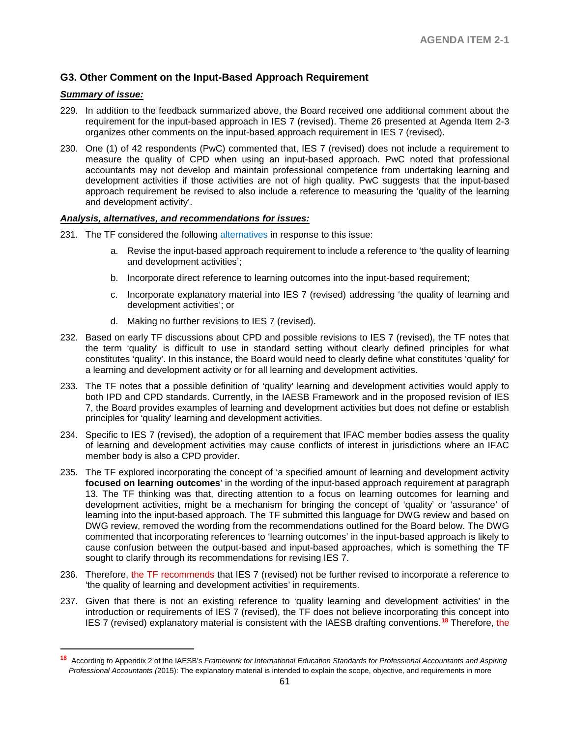### G3. Other Comment on the Input-Based Approach Requirement

***Summary of issue:***

229. In addition to the feedback summarized above, the Board received one additional comment about the requirement for the input-based approach in IES 7 (revised). Theme 26 presented at Agenda Item 2-3 organizes other comments on the input-based approach requirement in IES 7 (revised).

230. One (1) of 42 respondents (PwC) commented that, IES 7 (revised) does not include a requirement to measure the quality of CPD when using an input-based approach. PwC noted that professional accountants may not develop and maintain professional competence from undertaking learning and development activities if those activities are not of high quality. PwC suggests that the input-based approach requirement be revised to also include a reference to measuring the 'quality of the learning and development activity'.

***Analysis, alternatives, and recommendations for issues:***

231. The TF considered the following alternatives in response to this issue:

    a. Revise the input-based approach requirement to include a reference to 'the quality of learning and development activities';

    b. Incorporate direct reference to learning outcomes into the input-based requirement;

    c. Incorporate explanatory material into IES 7 (revised) addressing 'the quality of learning and development activities'; or

    d. Making no further revisions to IES 7 (revised).

232. Based on early TF discussions about CPD and possible revisions to IES 7 (revised), the TF notes that the term 'quality' is difficult to use in standard setting without clearly defined principles for what constitutes 'quality'. In this instance, the Board would need to clearly define what constitutes 'quality' for a learning and development activity or for all learning and development activities.

233. The TF notes that a possible definition of 'quality' learning and development activities would apply to both IPD and CPD standards. Currently, in the IAESB Framework and in the proposed revision of IES 7, the Board provides examples of learning and development activities but does not define or establish principles for 'quality' learning and development activities.

234. Specific to IES 7 (revised), the adoption of a requirement that IFAC member bodies assess the quality of learning and development activities may cause conflicts of interest in jurisdictions where an IFAC member body is also a CPD provider.

235. The TF explored incorporating the concept of 'a specified amount of learning and development activity **focused on learning outcomes**' in the wording of the input-based approach requirement at paragraph 13. The TF thinking was that, directing attention to a focus on learning outcomes for learning and development activities, might be a mechanism for bringing the concept of 'quality' or 'assurance' of learning into the input-based approach. The TF submitted this language for DWG review and based on DWG review, removed the wording from the recommendations outlined for the Board below. The DWG commented that incorporating references to 'learning outcomes' in the input-based approach is likely to cause confusion between the output-based and input-based approaches, which is something the TF sought to clarify through its recommendations for revising IES 7.

236. Therefore, the TF recommends that IES 7 (revised) not be further revised to incorporate a reference to 'the quality of learning and development activities' in requirements.

237. Given that there is not an existing reference to 'quality learning and development activities' in the introduction or requirements of IES 7 (revised), the TF does not believe incorporating this concept into IES 7 (revised) explanatory material is consistent with the IAESB drafting conventions.[18] Therefore, the

---

[18] According to Appendix 2 of the IAESB's *Framework for International Education Standards for Professional Accountants and Aspiring Professional Accountants (*2015): The explanatory material is intended to explain the scope, objective, and requirements in more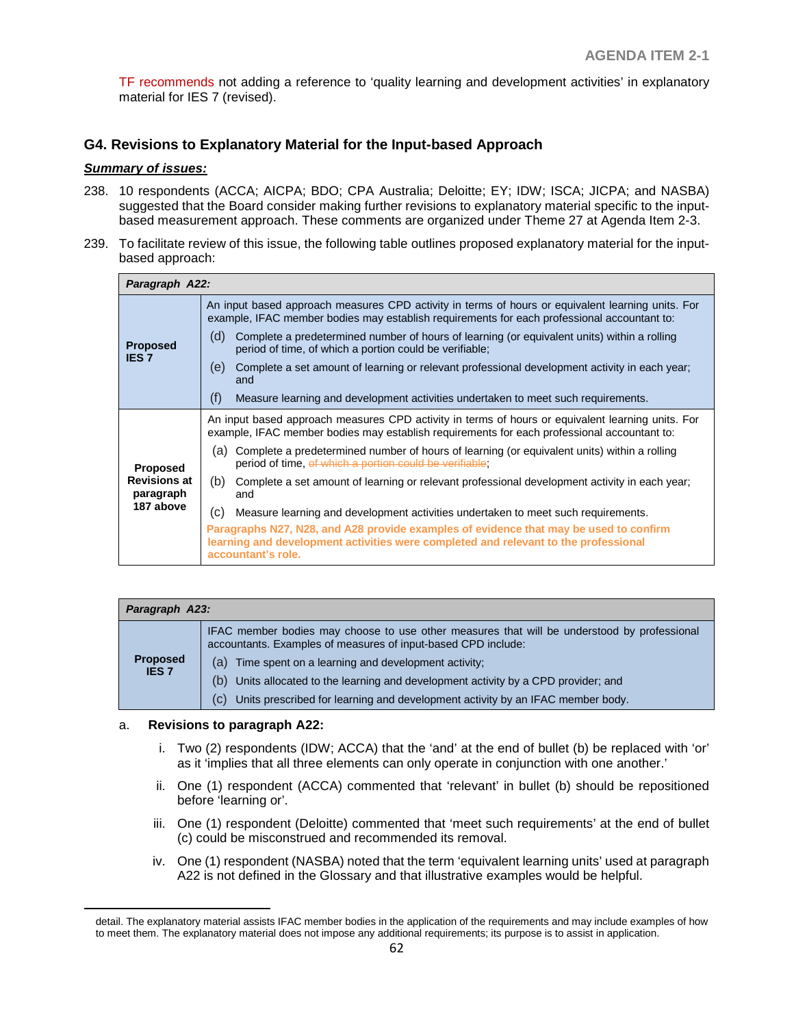TF recommends not adding a reference to 'quality learning and development activities' in explanatory material for IES 7 (revised).

### G4. Revisions to Explanatory Material for the Input-based Approach

***Summary of issues:***

238. 10 respondents (ACCA; AICPA; BDO; CPA Australia; Deloitte; EY; IDW; ISCA; JICPA; and NASBA) suggested that the Board consider making further revisions to explanatory material specific to the input-based measurement approach. These comments are organized under Theme 27 at Agenda Item 2-3.

239. To facilitate review of this issue, the following table outlines proposed explanatory material for the input-based approach:

| *Paragraph A22:* | |
|---|---|
| **Proposed IES 7** | An input based approach measures CPD activity in terms of hours or equivalent learning units. For example, IFAC member bodies may establish requirements for each professional accountant to:<br>(d) Complete a predetermined number of hours of learning (or equivalent units) within a rolling period of time, of which a portion could be verifiable;<br>(e) Complete a set amount of learning or relevant professional development activity in each year; and<br>(f) Measure learning and development activities undertaken to meet such requirements. |
| **Proposed Revisions at paragraph 187 above** | An input based approach measures CPD activity in terms of hours or equivalent learning units. For example, IFAC member bodies may establish requirements for each professional accountant to:<br>(a) Complete a predetermined number of hours of learning (or equivalent units) within a rolling period of time, ~~of which a portion could be verifiable~~;<br>(b) Complete a set amount of learning or relevant professional development activity in each year; and<br>(c) Measure learning and development activities undertaken to meet such requirements.<br>**Paragraphs N27, N28, and A28 provide examples of evidence that may be used to confirm learning and development activities were completed and relevant to the professional accountant's role.** |

| *Paragraph A23:* | |
|---|---|
| **Proposed IES 7** | IFAC member bodies may choose to use other measures that will be understood by professional accountants. Examples of measures of input-based CPD include:<br>(a) Time spent on a learning and development activity;<br>(b) Units allocated to the learning and development activity by a CPD provider; and<br>(c) Units prescribed for learning and development activity by an IFAC member body. |

a. **Revisions to paragraph A22:**

   i. Two (2) respondents (IDW; ACCA) that the 'and' at the end of bullet (b) be replaced with 'or' as it 'implies that all three elements can only operate in conjunction with one another.'

   ii. One (1) respondent (ACCA) commented that 'relevant' in bullet (b) should be repositioned before 'learning or'.

   iii. One (1) respondent (Deloitte) commented that 'meet such requirements' at the end of bullet (c) could be misconstrued and recommended its removal.

   iv. One (1) respondent (NASBA) noted that the term 'equivalent learning units' used at paragraph A22 is not defined in the Glossary and that illustrative examples would be helpful.

detail. The explanatory material assists IFAC member bodies in the application of the requirements and may include examples of how to meet them. The explanatory material does not impose any additional requirements; its purpose is to assist in application.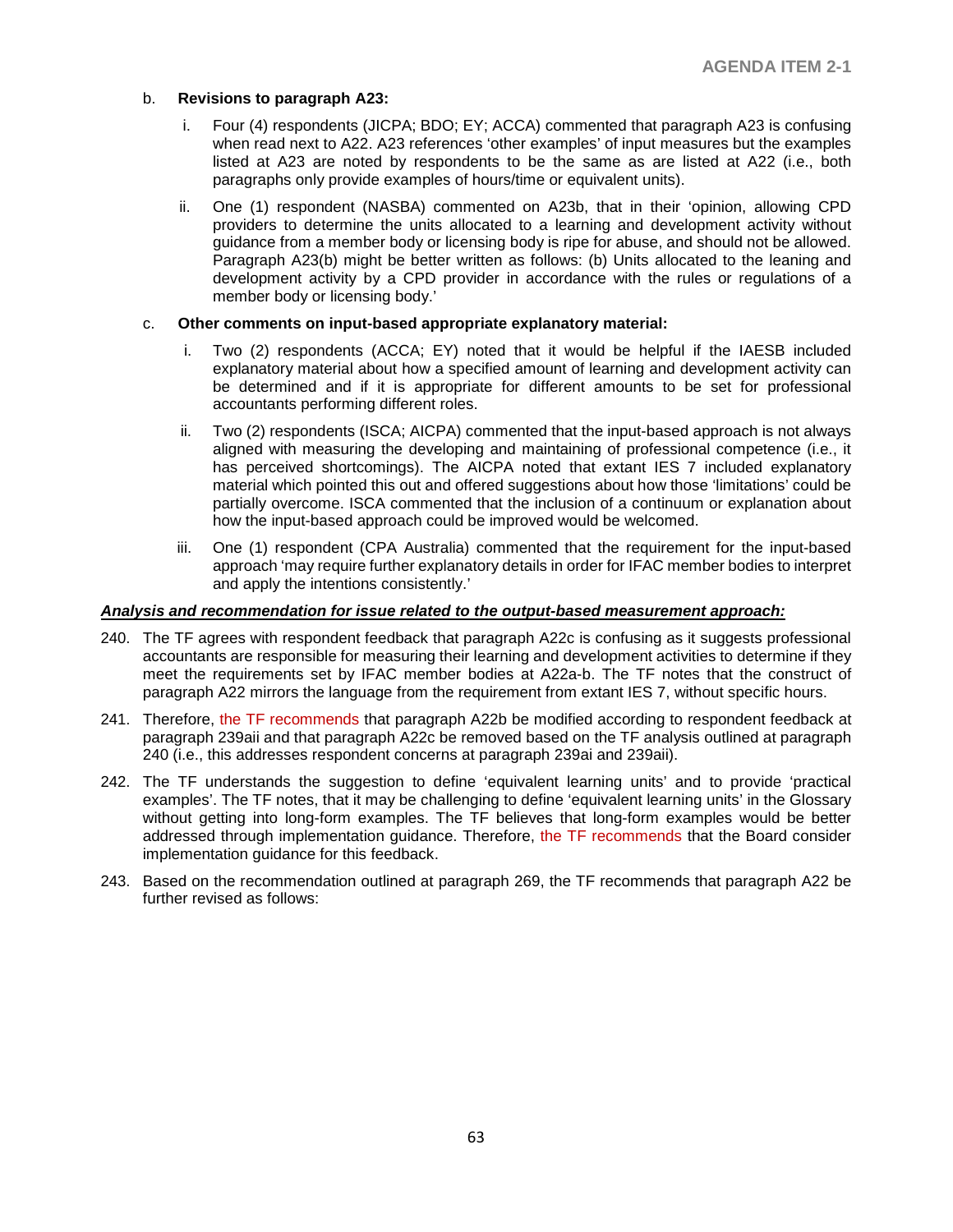b. **Revisions to paragraph A23:**

   i. Four (4) respondents (JICPA; BDO; EY; ACCA) commented that paragraph A23 is confusing when read next to A22. A23 references 'other examples' of input measures but the examples listed at A23 are noted by respondents to be the same as are listed at A22 (i.e., both paragraphs only provide examples of hours/time or equivalent units).

   ii. One (1) respondent (NASBA) commented on A23b, that in their 'opinion, allowing CPD providers to determine the units allocated to a learning and development activity without guidance from a member body or licensing body is ripe for abuse, and should not be allowed. Paragraph A23(b) might be better written as follows: (b) Units allocated to the leaning and development activity by a CPD provider in accordance with the rules or regulations of a member body or licensing body.'

c. **Other comments on input-based appropriate explanatory material:**

   i. Two (2) respondents (ACCA; EY) noted that it would be helpful if the IAESB included explanatory material about how a specified amount of learning and development activity can be determined and if it is appropriate for different amounts to be set for professional accountants performing different roles.

   ii. Two (2) respondents (ISCA; AICPA) commented that the input-based approach is not always aligned with measuring the developing and maintaining of professional competence (i.e., it has perceived shortcomings). The AICPA noted that extant IES 7 included explanatory material which pointed this out and offered suggestions about how those 'limitations' could be partially overcome. ISCA commented that the inclusion of a continuum or explanation about how the input-based approach could be improved would be welcomed.

   iii. One (1) respondent (CPA Australia) commented that the requirement for the input-based approach 'may require further explanatory details in order for IFAC member bodies to interpret and apply the intentions consistently.'

***Analysis and recommendation for issue related to the output-based measurement approach:***

240. The TF agrees with respondent feedback that paragraph A22c is confusing as it suggests professional accountants are responsible for measuring their learning and development activities to determine if they meet the requirements set by IFAC member bodies at A22a-b. The TF notes that the construct of paragraph A22 mirrors the language from the requirement from extant IES 7, without specific hours.

241. Therefore, the TF recommends that paragraph A22b be modified according to respondent feedback at paragraph 239aii and that paragraph A22c be removed based on the TF analysis outlined at paragraph 240 (i.e., this addresses respondent concerns at paragraph 239ai and 239aii).

242. The TF understands the suggestion to define 'equivalent learning units' and to provide 'practical examples'. The TF notes, that it may be challenging to define 'equivalent learning units' in the Glossary without getting into long-form examples. The TF believes that long-form examples would be better addressed through implementation guidance. Therefore, the TF recommends that the Board consider implementation guidance for this feedback.

243. Based on the recommendation outlined at paragraph 269, the TF recommends that paragraph A22 be further revised as follows: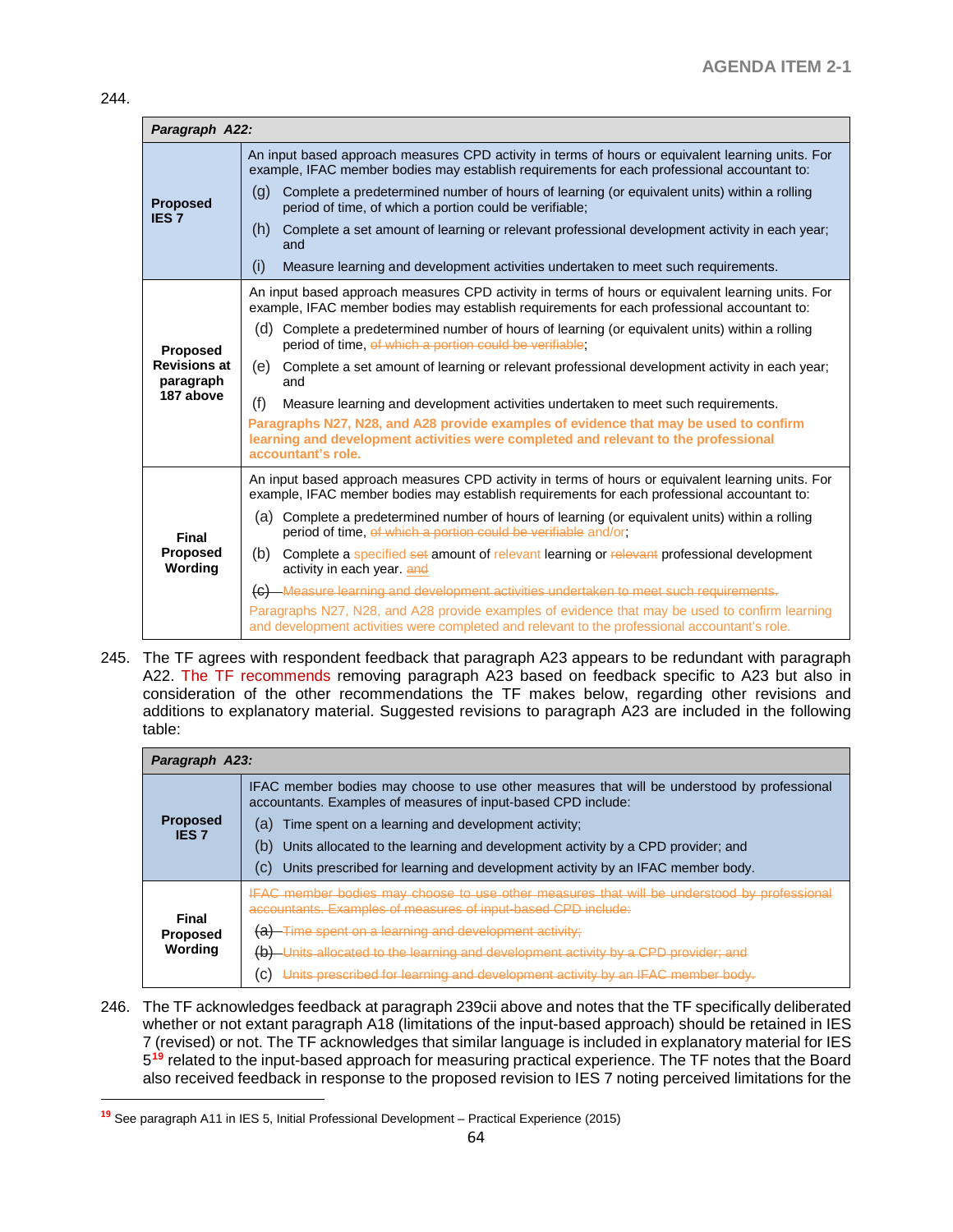244.

| Paragraph A22: | |
|---|---|
| **Proposed IES 7** | An input based approach measures CPD activity in terms of hours or equivalent learning units. For example, IFAC member bodies may establish requirements for each professional accountant to:<br>(g) Complete a predetermined number of hours of learning (or equivalent units) within a rolling period of time, of which a portion could be verifiable;<br>(h) Complete a set amount of learning or relevant professional development activity in each year; and<br>(i) Measure learning and development activities undertaken to meet such requirements. |
| **Proposed Revisions at paragraph 187 above** | An input based approach measures CPD activity in terms of hours or equivalent learning units. For example, IFAC member bodies may establish requirements for each professional accountant to:<br>(d) Complete a predetermined number of hours of learning (or equivalent units) within a rolling period of time, ~~of which a portion could be verifiable~~;<br>(e) Complete a set amount of learning or relevant professional development activity in each year; and<br>(f) Measure learning and development activities undertaken to meet such requirements.<br>**Paragraphs N27, N28, and A28 provide examples of evidence that may be used to confirm learning and development activities were completed and relevant to the professional accountant's role.** |
| **Final Proposed Wording** | An input based approach measures CPD activity in terms of hours or equivalent learning units. For example, IFAC member bodies may establish requirements for each professional accountant to:<br>(a) Complete a predetermined number of hours of learning (or equivalent units) within a rolling period of time, ~~of which a portion could be verifiable~~ and/or;<br>(b) Complete a specified ~~set~~ amount of relevant learning or ~~relevant~~ professional development activity in each year. ~~and~~<br>~~(c) Measure learning and development activities undertaken to meet such requirements.~~<br>Paragraphs N27, N28, and A28 provide examples of evidence that may be used to confirm learning and development activities were completed and relevant to the professional accountant's role. |

245. The TF agrees with respondent feedback that paragraph A23 appears to be redundant with paragraph A22. The TF recommends removing paragraph A23 based on feedback specific to A23 but also in consideration of the other recommendations the TF makes below, regarding other revisions and additions to explanatory material. Suggested revisions to paragraph A23 are included in the following table:

| Paragraph A23: | |
|---|---|
| **Proposed IES 7** | IFAC member bodies may choose to use other measures that will be understood by professional accountants. Examples of measures of input-based CPD include:<br>(a) Time spent on a learning and development activity;<br>(b) Units allocated to the learning and development activity by a CPD provider; and<br>(c) Units prescribed for learning and development activity by an IFAC member body. |
| **Final Proposed Wording** | ~~IFAC member bodies may choose to use other measures that will be understood by professional accountants. Examples of measures of input-based CPD include:~~<br>~~(a) Time spent on a learning and development activity;~~<br>~~(b) Units allocated to the learning and development activity by a CPD provider; and~~<br>~~(c) Units prescribed for learning and development activity by an IFAC member body.~~ |

246. The TF acknowledges feedback at paragraph 239cii above and notes that the TF specifically deliberated whether or not extant paragraph A18 (limitations of the input-based approach) should be retained in IES 7 (revised) or not. The TF acknowledges that similar language is included in explanatory material for IES 5[19] related to the input-based approach for measuring practical experience. The TF notes that the Board also received feedback in response to the proposed revision to IES 7 noting perceived limitations for the

[19] See paragraph A11 in IES 5, Initial Professional Development – Practical Experience (2015)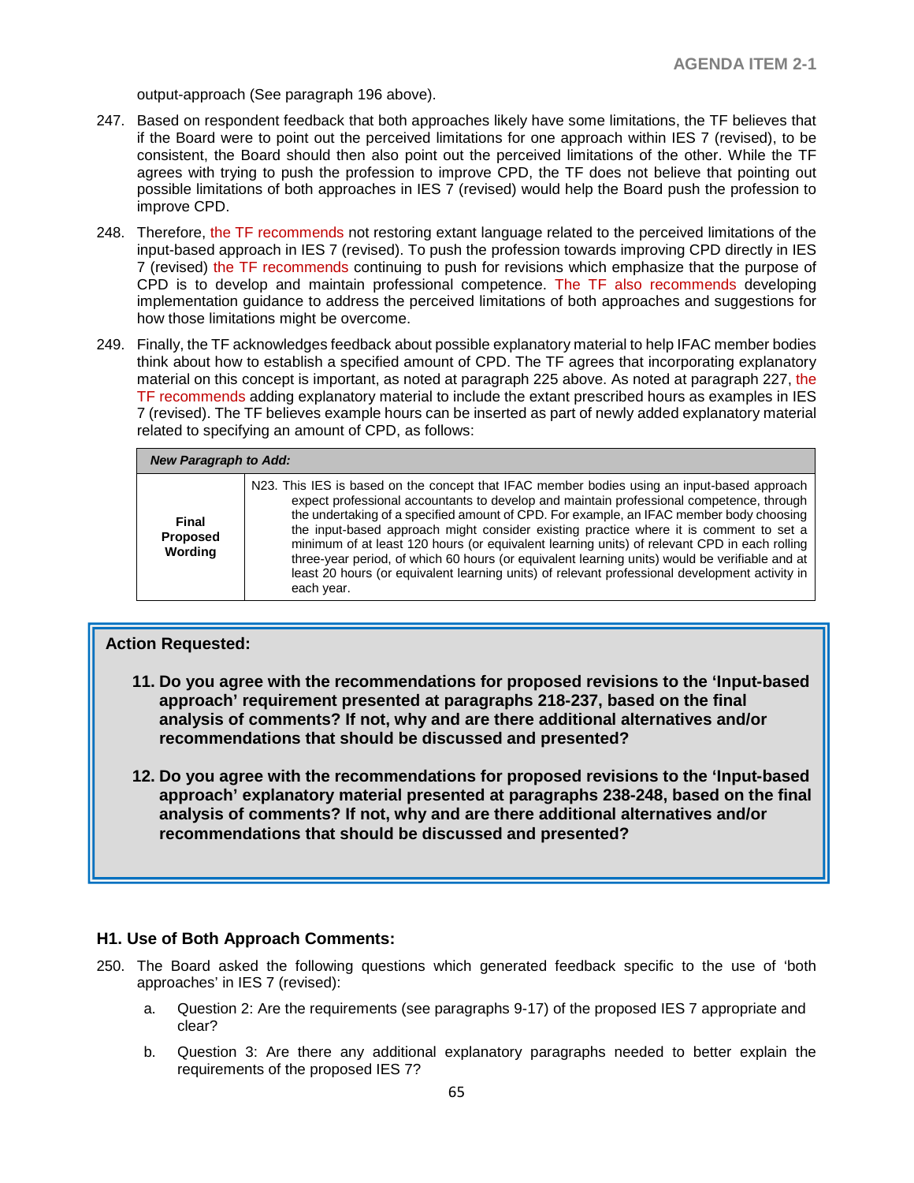output-approach (See paragraph 196 above).

247. Based on respondent feedback that both approaches likely have some limitations, the TF believes that if the Board were to point out the perceived limitations for one approach within IES 7 (revised), to be consistent, the Board should then also point out the perceived limitations of the other. While the TF agrees with trying to push the profession to improve CPD, the TF does not believe that pointing out possible limitations of both approaches in IES 7 (revised) would help the Board push the profession to improve CPD.

248. Therefore, the TF recommends not restoring extant language related to the perceived limitations of the input-based approach in IES 7 (revised). To push the profession towards improving CPD directly in IES 7 (revised) the TF recommends continuing to push for revisions which emphasize that the purpose of CPD is to develop and maintain professional competence. The TF also recommends developing implementation guidance to address the perceived limitations of both approaches and suggestions for how those limitations might be overcome.

249. Finally, the TF acknowledges feedback about possible explanatory material to help IFAC member bodies think about how to establish a specified amount of CPD. The TF agrees that incorporating explanatory material on this concept is important, as noted at paragraph 225 above. As noted at paragraph 227, the TF recommends adding explanatory material to include the extant prescribed hours as examples in IES 7 (revised). The TF believes example hours can be inserted as part of newly added explanatory material related to specifying an amount of CPD, as follows:

| ***New Paragraph to Add:*** | |
|---|---|
| **Final Proposed Wording** | N23. This IES is based on the concept that IFAC member bodies using an input-based approach expect professional accountants to develop and maintain professional competence, through the undertaking of a specified amount of CPD. For example, an IFAC member body choosing the input-based approach might consider existing practice where it is comment to set a minimum of at least 120 hours (or equivalent learning units) of relevant CPD in each rolling three-year period, of which 60 hours (or equivalent learning units) would be verifiable and at least 20 hours (or equivalent learning units) of relevant professional development activity in each year. |

**Action Requested:**

**11. Do you agree with the recommendations for proposed revisions to the 'Input-based approach' requirement presented at paragraphs 218-237, based on the final analysis of comments? If not, why and are there additional alternatives and/or recommendations that should be discussed and presented?**

**12. Do you agree with the recommendations for proposed revisions to the 'Input-based approach' explanatory material presented at paragraphs 238-248, based on the final analysis of comments? If not, why and are there additional alternatives and/or recommendations that should be discussed and presented?**

### H1. Use of Both Approach Comments:

250. The Board asked the following questions which generated feedback specific to the use of 'both approaches' in IES 7 (revised):

   a. Question 2: Are the requirements (see paragraphs 9-17) of the proposed IES 7 appropriate and clear?

   b. Question 3: Are there any additional explanatory paragraphs needed to better explain the requirements of the proposed IES 7?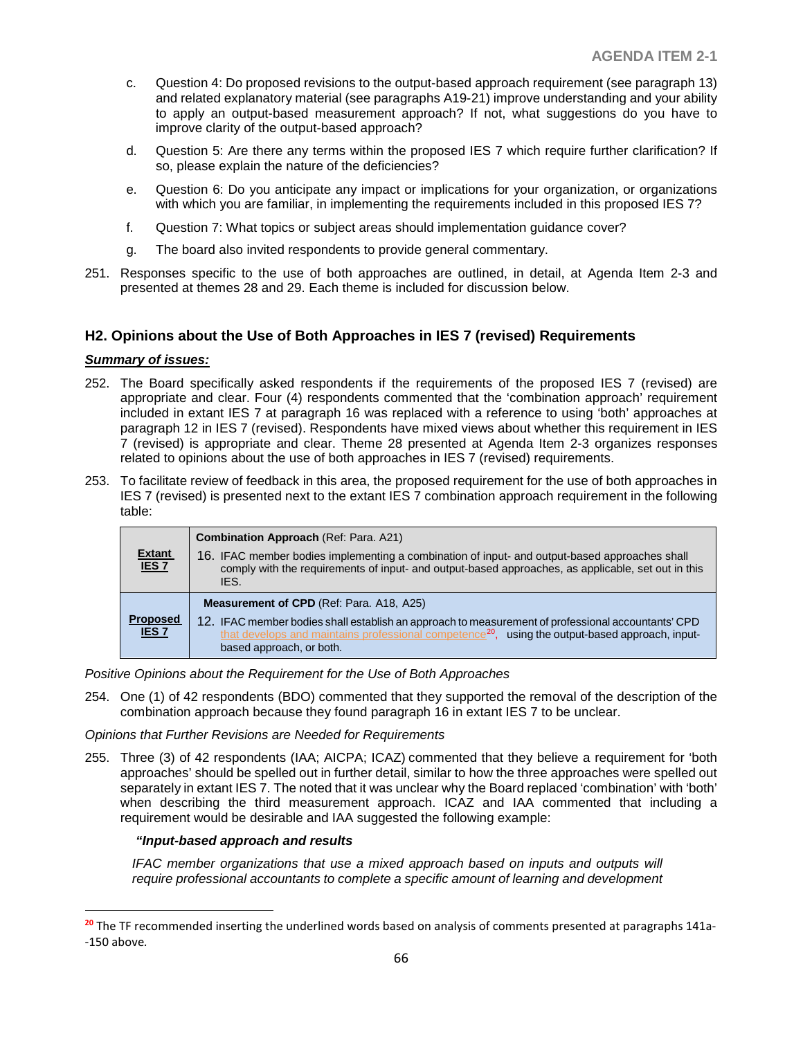c. Question 4: Do proposed revisions to the output-based approach requirement (see paragraph 13) and related explanatory material (see paragraphs A19-21) improve understanding and your ability to apply an output-based measurement approach? If not, what suggestions do you have to improve clarity of the output-based approach?

d. Question 5: Are there any terms within the proposed IES 7 which require further clarification? If so, please explain the nature of the deficiencies?

e. Question 6: Do you anticipate any impact or implications for your organization, or organizations with which you are familiar, in implementing the requirements included in this proposed IES 7?

f. Question 7: What topics or subject areas should implementation guidance cover?

g. The board also invited respondents to provide general commentary.

251. Responses specific to the use of both approaches are outlined, in detail, at Agenda Item 2-3 and presented at themes 28 and 29. Each theme is included for discussion below.

## H2. Opinions about the Use of Both Approaches in IES 7 (revised) Requirements

***Summary of issues:***

252. The Board specifically asked respondents if the requirements of the proposed IES 7 (revised) are appropriate and clear. Four (4) respondents commented that the 'combination approach' requirement included in extant IES 7 at paragraph 16 was replaced with a reference to using 'both' approaches at paragraph 12 in IES 7 (revised). Respondents have mixed views about whether this requirement in IES 7 (revised) is appropriate and clear. Theme 28 presented at Agenda Item 2-3 organizes responses related to opinions about the use of both approaches in IES 7 (revised) requirements.

253. To facilitate review of feedback in this area, the proposed requirement for the use of both approaches in IES 7 (revised) is presented next to the extant IES 7 combination approach requirement in the following table:

| | |
|---|---|
| **Extant IES 7** | **Combination Approach** (Ref: Para. A21)<br>16. IFAC member bodies implementing a combination of input- and output-based approaches shall comply with the requirements of input- and output-based approaches, as applicable, set out in this IES. |
| **Proposed IES 7** | **Measurement of CPD** (Ref: Para. A18, A25)<br>12. IFAC member bodies shall establish an approach to measurement of professional accountants' CPD that develops and maintains professional competence[20], using the output-based approach, input-based approach, or both. |

*Positive Opinions about the Requirement for the Use of Both Approaches*

254. One (1) of 42 respondents (BDO) commented that they supported the removal of the description of the combination approach because they found paragraph 16 in extant IES 7 to be unclear.

*Opinions that Further Revisions are Needed for Requirements*

255. Three (3) of 42 respondents (IAA; AICPA; ICAZ) commented that they believe a requirement for 'both approaches' should be spelled out in further detail, similar to how the three approaches were spelled out separately in extant IES 7. The noted that it was unclear why the Board replaced 'combination' with 'both' when describing the third measurement approach. ICAZ and IAA commented that including a requirement would be desirable and IAA suggested the following example:

***"Input-based approach and results***

*IFAC member organizations that use a mixed approach based on inputs and outputs will require professional accountants to complete a specific amount of learning and development*

---

[20] The TF recommended inserting the underlined words based on analysis of comments presented at paragraphs 141a--150 above.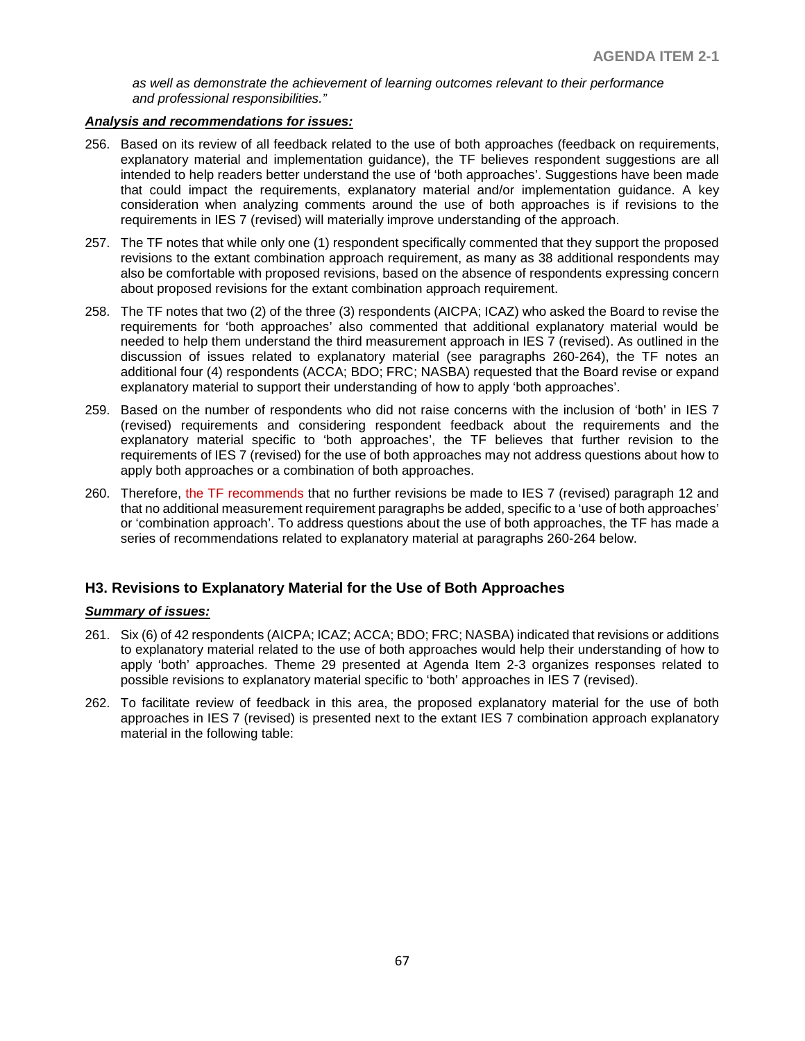*as well as demonstrate the achievement of learning outcomes relevant to their performance and professional responsibilities."*

***Analysis and recommendations for issues:***

256. Based on its review of all feedback related to the use of both approaches (feedback on requirements, explanatory material and implementation guidance), the TF believes respondent suggestions are all intended to help readers better understand the use of 'both approaches'. Suggestions have been made that could impact the requirements, explanatory material and/or implementation guidance. A key consideration when analyzing comments around the use of both approaches is if revisions to the requirements in IES 7 (revised) will materially improve understanding of the approach.

257. The TF notes that while only one (1) respondent specifically commented that they support the proposed revisions to the extant combination approach requirement, as many as 38 additional respondents may also be comfortable with proposed revisions, based on the absence of respondents expressing concern about proposed revisions for the extant combination approach requirement.

258. The TF notes that two (2) of the three (3) respondents (AICPA; ICAZ) who asked the Board to revise the requirements for 'both approaches' also commented that additional explanatory material would be needed to help them understand the third measurement approach in IES 7 (revised). As outlined in the discussion of issues related to explanatory material (see paragraphs 260-264), the TF notes an additional four (4) respondents (ACCA; BDO; FRC; NASBA) requested that the Board revise or expand explanatory material to support their understanding of how to apply 'both approaches'.

259. Based on the number of respondents who did not raise concerns with the inclusion of 'both' in IES 7 (revised) requirements and considering respondent feedback about the requirements and the explanatory material specific to 'both approaches', the TF believes that further revision to the requirements of IES 7 (revised) for the use of both approaches may not address questions about how to apply both approaches or a combination of both approaches.

260. Therefore, the TF recommends that no further revisions be made to IES 7 (revised) paragraph 12 and that no additional measurement requirement paragraphs be added, specific to a 'use of both approaches' or 'combination approach'. To address questions about the use of both approaches, the TF has made a series of recommendations related to explanatory material at paragraphs 260-264 below.

### H3. Revisions to Explanatory Material for the Use of Both Approaches

***Summary of issues:***

261. Six (6) of 42 respondents (AICPA; ICAZ; ACCA; BDO; FRC; NASBA) indicated that revisions or additions to explanatory material related to the use of both approaches would help their understanding of how to apply 'both' approaches. Theme 29 presented at Agenda Item 2-3 organizes responses related to possible revisions to explanatory material specific to 'both' approaches in IES 7 (revised).

262. To facilitate review of feedback in this area, the proposed explanatory material for the use of both approaches in IES 7 (revised) is presented next to the extant IES 7 combination approach explanatory material in the following table: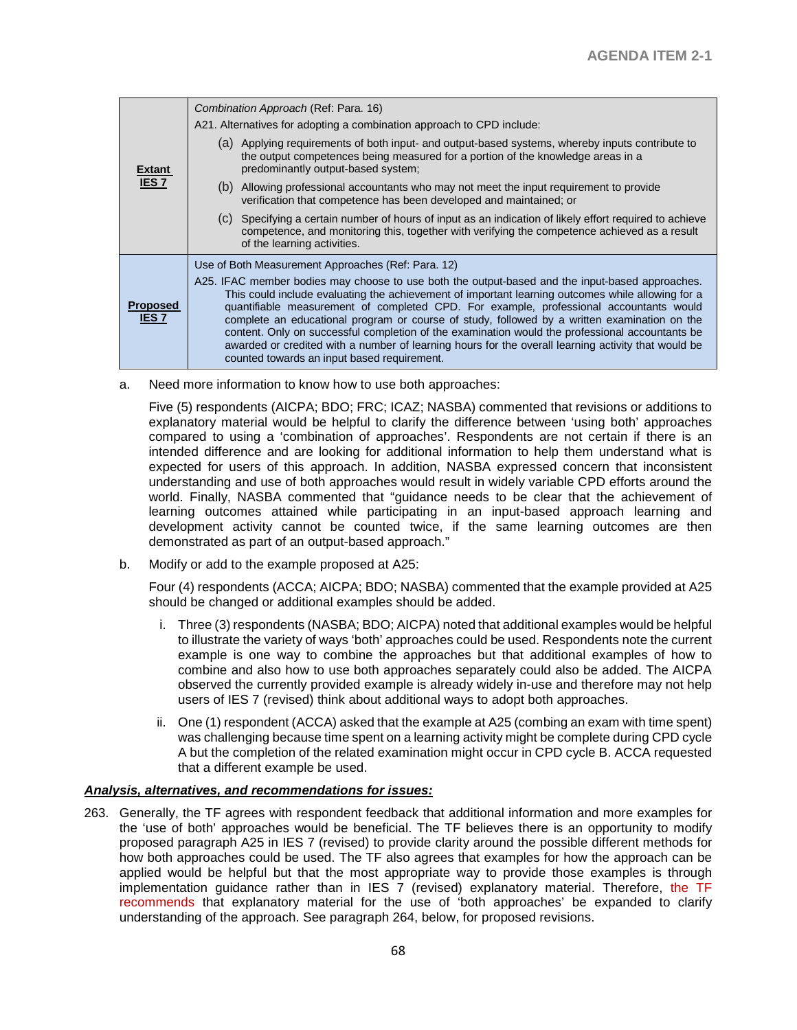| | |
|---|---|
| **Extant IES 7** | *Combination Approach* (Ref: Para. 16)<br>A21. Alternatives for adopting a combination approach to CPD include:<br>(a) Applying requirements of both input- and output-based systems, whereby inputs contribute to the output competences being measured for a portion of the knowledge areas in a predominantly output-based system;<br>(b) Allowing professional accountants who may not meet the input requirement to provide verification that competence has been developed and maintained; or<br>(c) Specifying a certain number of hours of input as an indication of likely effort required to achieve competence, and monitoring this, together with verifying the competence achieved as a result of the learning activities. |
| **Proposed IES 7** | Use of Both Measurement Approaches (Ref: Para. 12)<br>A25. IFAC member bodies may choose to use both the output-based and the input-based approaches. This could include evaluating the achievement of important learning outcomes while allowing for a quantifiable measurement of completed CPD. For example, professional accountants would complete an educational program or course of study, followed by a written examination on the content. Only on successful completion of the examination would the professional accountants be awarded or credited with a number of learning hours for the overall learning activity that would be counted towards an input based requirement. |

a. Need more information to know how to use both approaches:

Five (5) respondents (AICPA; BDO; FRC; ICAZ; NASBA) commented that revisions or additions to explanatory material would be helpful to clarify the difference between 'using both' approaches compared to using a 'combination of approaches'. Respondents are not certain if there is an intended difference and are looking for additional information to help them understand what is expected for users of this approach. In addition, NASBA expressed concern that inconsistent understanding and use of both approaches would result in widely variable CPD efforts around the world. Finally, NASBA commented that "guidance needs to be clear that the achievement of learning outcomes attained while participating in an input-based approach learning and development activity cannot be counted twice, if the same learning outcomes are then demonstrated as part of an output-based approach."

b. Modify or add to the example proposed at A25:

Four (4) respondents (ACCA; AICPA; BDO; NASBA) commented that the example provided at A25 should be changed or additional examples should be added.

i. Three (3) respondents (NASBA; BDO; AICPA) noted that additional examples would be helpful to illustrate the variety of ways 'both' approaches could be used. Respondents note the current example is one way to combine the approaches but that additional examples of how to combine and also how to use both approaches separately could also be added. The AICPA observed the currently provided example is already widely in-use and therefore may not help users of IES 7 (revised) think about additional ways to adopt both approaches.

ii. One (1) respondent (ACCA) asked that the example at A25 (combing an exam with time spent) was challenging because time spent on a learning activity might be complete during CPD cycle A but the completion of the related examination might occur in CPD cycle B. ACCA requested that a different example be used.

***Analysis, alternatives, and recommendations for issues:***

263. Generally, the TF agrees with respondent feedback that additional information and more examples for the 'use of both' approaches would be beneficial. The TF believes there is an opportunity to modify proposed paragraph A25 in IES 7 (revised) to provide clarity around the possible different methods for how both approaches could be used. The TF also agrees that examples for how the approach can be applied would be helpful but that the most appropriate way to provide those examples is through implementation guidance rather than in IES 7 (revised) explanatory material. Therefore, the TF recommends that explanatory material for the use of 'both approaches' be expanded to clarify understanding of the approach. See paragraph 264, below, for proposed revisions.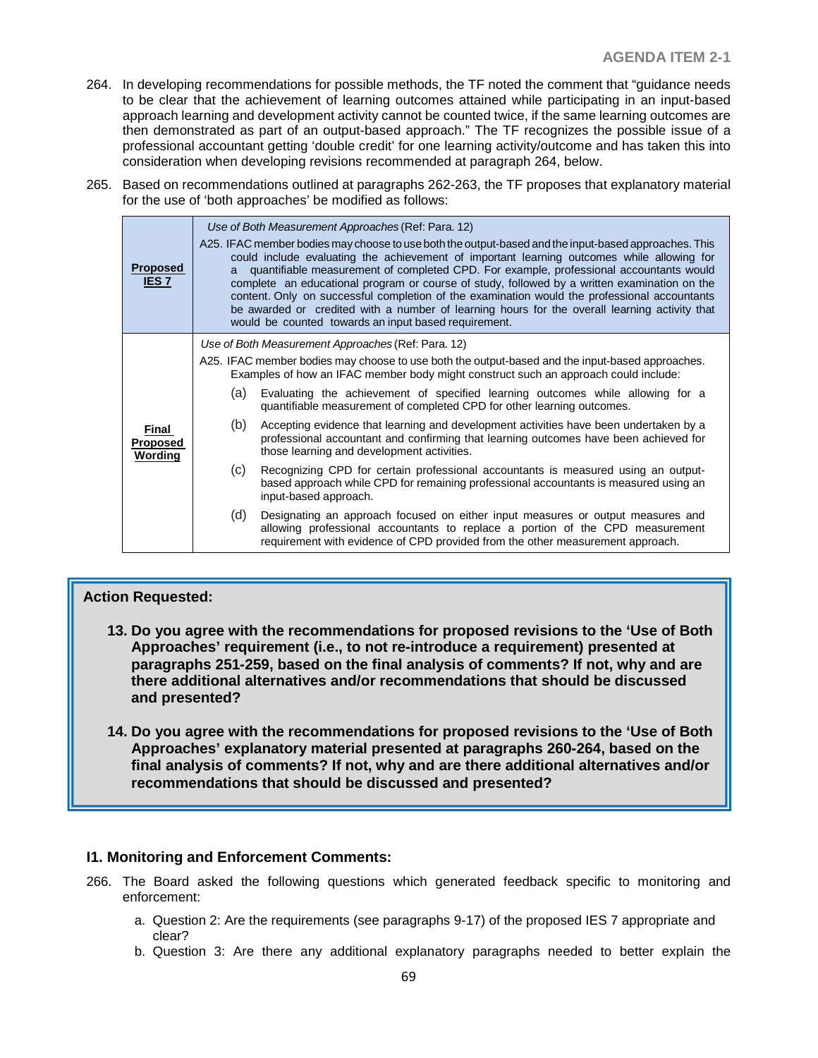264. In developing recommendations for possible methods, the TF noted the comment that "guidance needs to be clear that the achievement of learning outcomes attained while participating in an input-based approach learning and development activity cannot be counted twice, if the same learning outcomes are then demonstrated as part of an output-based approach." The TF recognizes the possible issue of a professional accountant getting 'double credit' for one learning activity/outcome and has taken this into consideration when developing revisions recommended at paragraph 264, below.

265. Based on recommendations outlined at paragraphs 262-263, the TF proposes that explanatory material for the use of 'both approaches' be modified as follows:

| | |
|---|---|
| **Proposed IES 7** | *Use of Both Measurement Approaches* (Ref: Para. 12)<br>A25. IFAC member bodies may choose to use both the output-based and the input-based approaches. This could include evaluating the achievement of important learning outcomes while allowing for a quantifiable measurement of completed CPD. For example, professional accountants would complete an educational program or course of study, followed by a written examination on the content. Only on successful completion of the examination would the professional accountants be awarded or credited with a number of learning hours for the overall learning activity that would be counted towards an input based requirement. |
| **Final Proposed Wording** | *Use of Both Measurement Approaches* (Ref: Para. 12)<br>A25. IFAC member bodies may choose to use both the output-based and the input-based approaches. Examples of how an IFAC member body might construct such an approach could include:<br>(a) Evaluating the achievement of specified learning outcomes while allowing for a quantifiable measurement of completed CPD for other learning outcomes.<br>(b) Accepting evidence that learning and development activities have been undertaken by a professional accountant and confirming that learning outcomes have been achieved for those learning and development activities.<br>(c) Recognizing CPD for certain professional accountants is measured using an output-based approach while CPD for remaining professional accountants is measured using an input-based approach.<br>(d) Designating an approach focused on either input measures or output measures and allowing professional accountants to replace a portion of the CPD measurement requirement with evidence of CPD provided from the other measurement approach. |

**Action Requested:**

13. **Do you agree with the recommendations for proposed revisions to the 'Use of Both Approaches' requirement (i.e., to not re-introduce a requirement) presented at paragraphs 251-259, based on the final analysis of comments? If not, why and are there additional alternatives and/or recommendations that should be discussed and presented?**

14. **Do you agree with the recommendations for proposed revisions to the 'Use of Both Approaches' explanatory material presented at paragraphs 260-264, based on the final analysis of comments? If not, why and are there additional alternatives and/or recommendations that should be discussed and presented?**

### I1. Monitoring and Enforcement Comments:

266. The Board asked the following questions which generated feedback specific to monitoring and enforcement:

   a. Question 2: Are the requirements (see paragraphs 9-17) of the proposed IES 7 appropriate and clear?
   b. Question 3: Are there any additional explanatory paragraphs needed to better explain the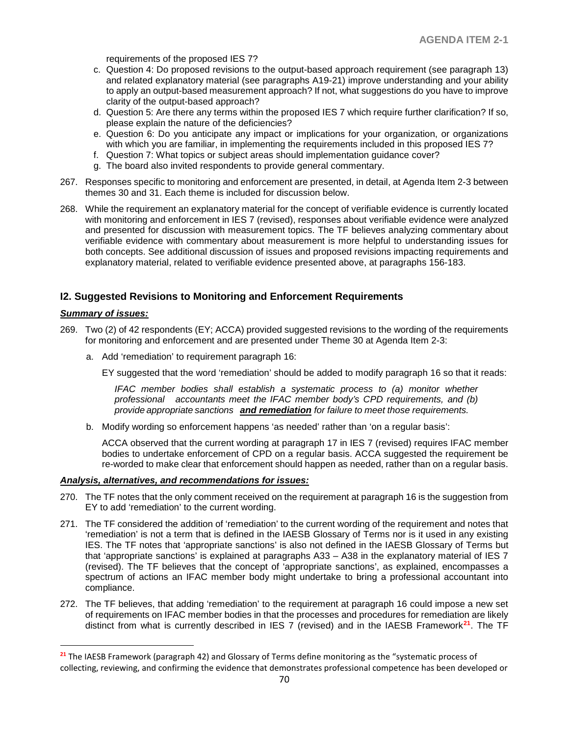requirements of the proposed IES 7?

c. Question 4: Do proposed revisions to the output-based approach requirement (see paragraph 13) and related explanatory material (see paragraphs A19-21) improve understanding and your ability to apply an output-based measurement approach? If not, what suggestions do you have to improve clarity of the output-based approach?
d. Question 5: Are there any terms within the proposed IES 7 which require further clarification? If so, please explain the nature of the deficiencies?
e. Question 6: Do you anticipate any impact or implications for your organization, or organizations with which you are familiar, in implementing the requirements included in this proposed IES 7?
f. Question 7: What topics or subject areas should implementation guidance cover?
g. The board also invited respondents to provide general commentary.

267. Responses specific to monitoring and enforcement are presented, in detail, at Agenda Item 2-3 between themes 30 and 31. Each theme is included for discussion below.

268. While the requirement an explanatory material for the concept of verifiable evidence is currently located with monitoring and enforcement in IES 7 (revised), responses about verifiable evidence were analyzed and presented for discussion with measurement topics. The TF believes analyzing commentary about verifiable evidence with commentary about measurement is more helpful to understanding issues for both concepts. See additional discussion of issues and proposed revisions impacting requirements and explanatory material, related to verifiable evidence presented above, at paragraphs 156-183.

## I2. Suggested Revisions to Monitoring and Enforcement Requirements

***Summary of issues:***

269. Two (2) of 42 respondents (EY; ACCA) provided suggested revisions to the wording of the requirements for monitoring and enforcement and are presented under Theme 30 at Agenda Item 2-3:

a. Add 'remediation' to requirement paragraph 16:

EY suggested that the word 'remediation' should be added to modify paragraph 16 so that it reads:

*IFAC member bodies shall establish a systematic process to (a) monitor whether professional accountants meet the IFAC member body's CPD requirements, and (b) provide appropriate sanctions* ***and remediation*** *for failure to meet those requirements.*

b. Modify wording so enforcement happens 'as needed' rather than 'on a regular basis':

ACCA observed that the current wording at paragraph 17 in IES 7 (revised) requires IFAC member bodies to undertake enforcement of CPD on a regular basis. ACCA suggested the requirement be re-worded to make clear that enforcement should happen as needed, rather than on a regular basis.

***Analysis, alternatives, and recommendations for issues:***

270. The TF notes that the only comment received on the requirement at paragraph 16 is the suggestion from EY to add 'remediation' to the current wording.

271. The TF considered the addition of 'remediation' to the current wording of the requirement and notes that 'remediation' is not a term that is defined in the IAESB Glossary of Terms nor is it used in any existing IES. The TF notes that 'appropriate sanctions' is also not defined in the IAESB Glossary of Terms but that 'appropriate sanctions' is explained at paragraphs A33 – A38 in the explanatory material of IES 7 (revised). The TF believes that the concept of 'appropriate sanctions', as explained, encompasses a spectrum of actions an IFAC member body might undertake to bring a professional accountant into compliance.

272. The TF believes, that adding 'remediation' to the requirement at paragraph 16 could impose a new set of requirements on IFAC member bodies in that the processes and procedures for remediation are likely distinct from what is currently described in IES 7 (revised) and in the IAESB Framework[21]. The TF

[21] The IAESB Framework (paragraph 42) and Glossary of Terms define monitoring as the "systematic process of collecting, reviewing, and confirming the evidence that demonstrates professional competence has been developed or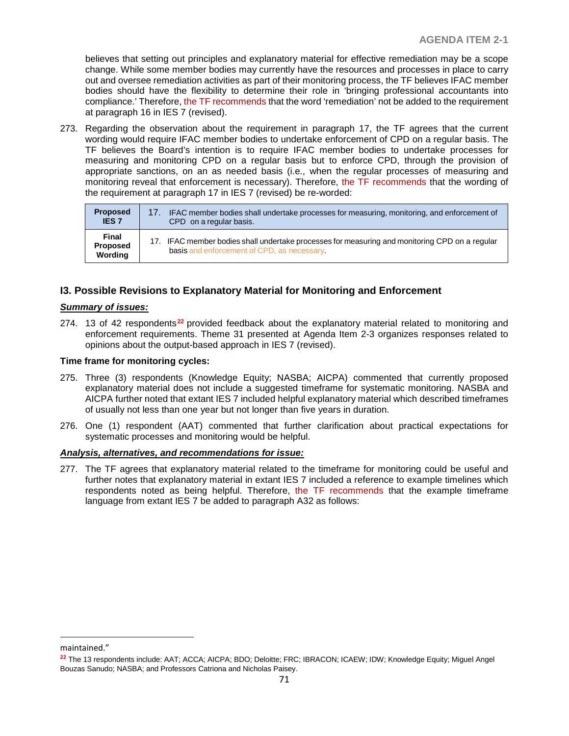believes that setting out principles and explanatory material for effective remediation may be a scope change. While some member bodies may currently have the resources and processes in place to carry out and oversee remediation activities as part of their monitoring process, the TF believes IFAC member bodies should have the flexibility to determine their role in 'bringing professional accountants into compliance.' Therefore, the TF recommends that the word 'remediation' not be added to the requirement at paragraph 16 in IES 7 (revised).

273. Regarding the observation about the requirement in paragraph 17, the TF agrees that the current wording would require IFAC member bodies to undertake enforcement of CPD on a regular basis. The TF believes the Board's intention is to require IFAC member bodies to undertake processes for measuring and monitoring CPD on a regular basis but to enforce CPD, through the provision of appropriate sanctions, on an as needed basis (i.e., when the regular processes of measuring and monitoring reveal that enforcement is necessary). Therefore, the TF recommends that the wording of the requirement at paragraph 17 in IES 7 (revised) be re-worded:

| | |
|---|---|
| **Proposed IES 7** | 17. IFAC member bodies shall undertake processes for measuring, monitoring, and enforcement of CPD on a regular basis. |
| **Final Proposed Wording** | 17. IFAC member bodies shall undertake processes for measuring and monitoring CPD on a regular basis and enforcement of CPD, as necessary. |

## I3. Possible Revisions to Explanatory Material for Monitoring and Enforcement

***Summary of issues:***

274. 13 of 42 respondents[22] provided feedback about the explanatory material related to monitoring and enforcement requirements. Theme 31 presented at Agenda Item 2-3 organizes responses related to opinions about the output-based approach in IES 7 (revised).

**Time frame for monitoring cycles:**

275. Three (3) respondents (Knowledge Equity; NASBA; AICPA) commented that currently proposed explanatory material does not include a suggested timeframe for systematic monitoring. NASBA and AICPA further noted that extant IES 7 included helpful explanatory material which described timeframes of usually not less than one year but not longer than five years in duration.

276. One (1) respondent (AAT) commented that further clarification about practical expectations for systematic processes and monitoring would be helpful.

***Analysis, alternatives, and recommendations for issue:***

277. The TF agrees that explanatory material related to the timeframe for monitoring could be useful and further notes that explanatory material in extant IES 7 included a reference to example timelines which respondents noted as being helpful. Therefore, the TF recommends that the example timeframe language from extant IES 7 be added to paragraph A32 as follows:

---

maintained."

[22] The 13 respondents include: AAT; ACCA; AICPA; BDO; Deloitte; FRC; IBRACON; ICAEW; IDW; Knowledge Equity; Miguel Angel Bouzas Sanudo; NASBA; and Professors Catriona and Nicholas Paisey.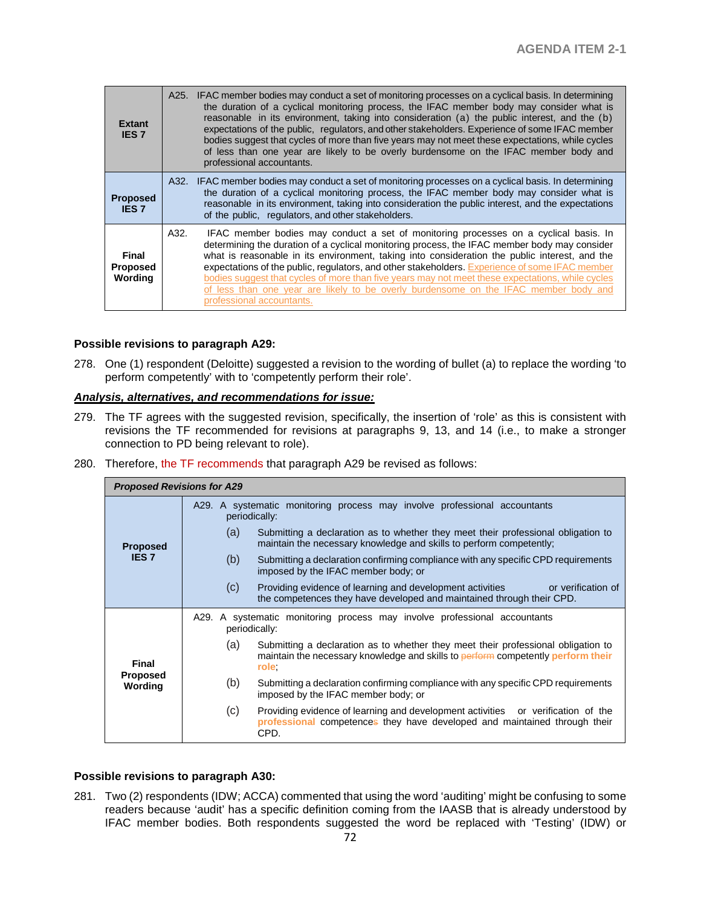| | |
|---|---|
| **Extant IES 7** | A25. IFAC member bodies may conduct a set of monitoring processes on a cyclical basis. In determining the duration of a cyclical monitoring process, the IFAC member body may consider what is reasonable in its environment, taking into consideration (a) the public interest, and the (b) expectations of the public, regulators, and other stakeholders. Experience of some IFAC member bodies suggest that cycles of more than five years may not meet these expectations, while cycles of less than one year are likely to be overly burdensome on the IFAC member body and professional accountants. |
| **Proposed IES 7** | A32. IFAC member bodies may conduct a set of monitoring processes on a cyclical basis. In determining the duration of a cyclical monitoring process, the IFAC member body may consider what is reasonable in its environment, taking into consideration the public interest, and the expectations of the public, regulators, and other stakeholders. |
| **Final Proposed Wording** | A32. IFAC member bodies may conduct a set of monitoring processes on a cyclical basis. In determining the duration of a cyclical monitoring process, the IFAC member body may consider what is reasonable in its environment, taking into consideration the public interest, and the expectations of the public, regulators, and other stakeholders. Experience of some IFAC member bodies suggest that cycles of more than five years may not meet these expectations, while cycles of less than one year are likely to be overly burdensome on the IFAC member body and professional accountants. |

**Possible revisions to paragraph A29:**

278. One (1) respondent (Deloitte) suggested a revision to the wording of bullet (a) to replace the wording 'to perform competently' with to 'competently perform their role'.

***Analysis, alternatives, and recommendations for issue:***

279. The TF agrees with the suggested revision, specifically, the insertion of 'role' as this is consistent with revisions the TF recommended for revisions at paragraphs 9, 13, and 14 (i.e., to make a stronger connection to PD being relevant to role).

280. Therefore, the TF recommends that paragraph A29 be revised as follows:

| ***Proposed Revisions for A29*** | |
|---|---|
| **Proposed IES 7** | A29. A systematic monitoring process may involve professional accountants periodically:<br>(a) Submitting a declaration as to whether they meet their professional obligation to maintain the necessary knowledge and skills to perform competently;<br>(b) Submitting a declaration confirming compliance with any specific CPD requirements imposed by the IFAC member body; or<br>(c) Providing evidence of learning and development activities or verification of the competences they have developed and maintained through their CPD. |
| **Final Proposed Wording** | A29. A systematic monitoring process may involve professional accountants periodically:<br>(a) Submitting a declaration as to whether they meet their professional obligation to maintain the necessary knowledge and skills to ~~perform~~ competently **perform their role**;<br>(b) Submitting a declaration confirming compliance with any specific CPD requirements imposed by the IFAC member body; or<br>(c) Providing evidence of learning and development activities or verification of the **professional** competence~~s~~ they have developed and maintained through their CPD. |

**Possible revisions to paragraph A30:**

281. Two (2) respondents (IDW; ACCA) commented that using the word 'auditing' might be confusing to some readers because 'audit' has a specific definition coming from the IAASB that is already understood by IFAC member bodies. Both respondents suggested the word be replaced with 'Testing' (IDW) or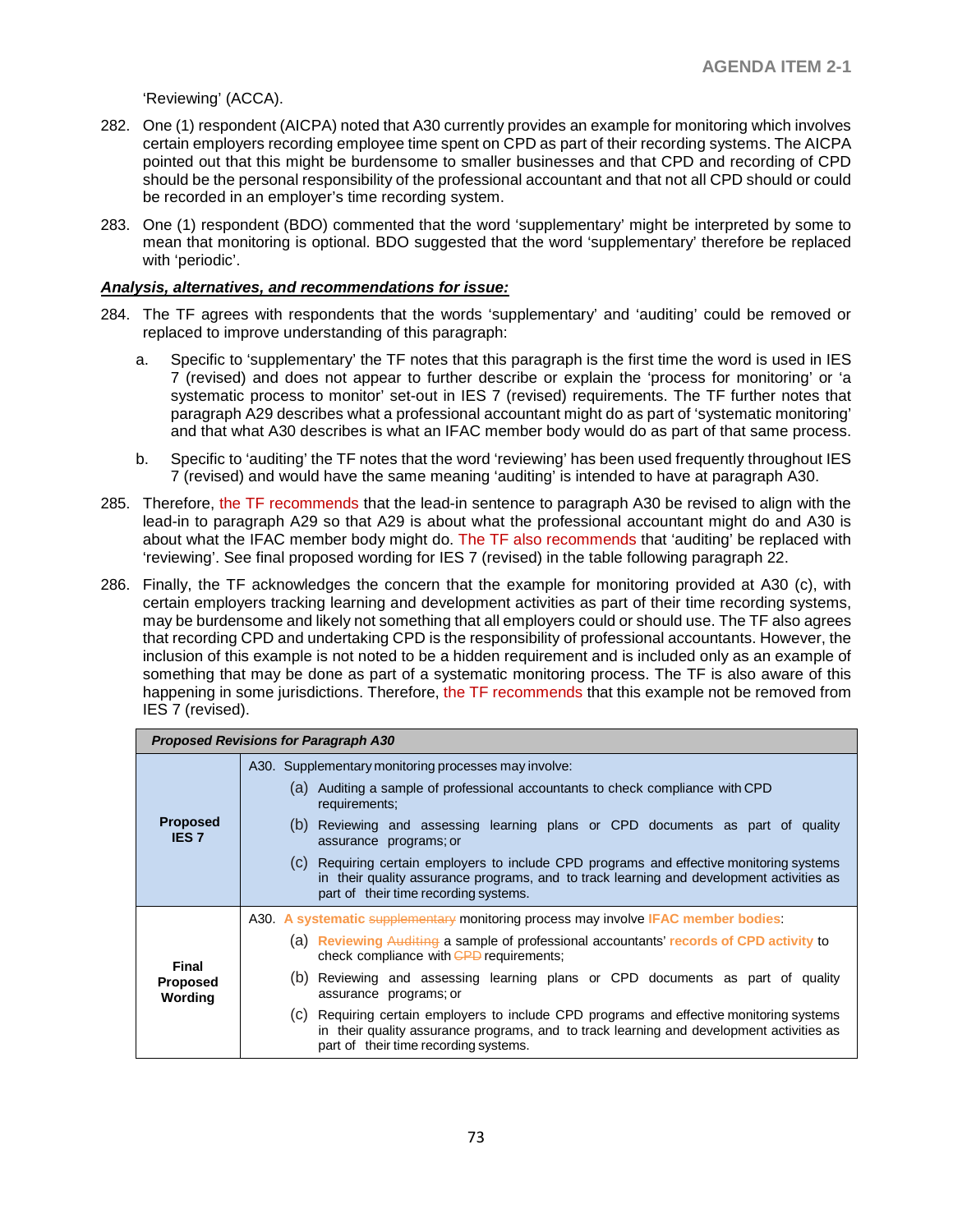'Reviewing' (ACCA).

282. One (1) respondent (AICPA) noted that A30 currently provides an example for monitoring which involves certain employers recording employee time spent on CPD as part of their recording systems. The AICPA pointed out that this might be burdensome to smaller businesses and that CPD and recording of CPD should be the personal responsibility of the professional accountant and that not all CPD should or could be recorded in an employer's time recording system.

283. One (1) respondent (BDO) commented that the word 'supplementary' might be interpreted by some to mean that monitoring is optional. BDO suggested that the word 'supplementary' therefore be replaced with 'periodic'.

***Analysis, alternatives, and recommendations for issue:***

284. The TF agrees with respondents that the words 'supplementary' and 'auditing' could be removed or replaced to improve understanding of this paragraph:

   a. Specific to 'supplementary' the TF notes that this paragraph is the first time the word is used in IES 7 (revised) and does not appear to further describe or explain the 'process for monitoring' or 'a systematic process to monitor' set-out in IES 7 (revised) requirements. The TF further notes that paragraph A29 describes what a professional accountant might do as part of 'systematic monitoring' and that what A30 describes is what an IFAC member body would do as part of that same process.

   b. Specific to 'auditing' the TF notes that the word 'reviewing' has been used frequently throughout IES 7 (revised) and would have the same meaning 'auditing' is intended to have at paragraph A30.

285. Therefore, the TF recommends that the lead-in sentence to paragraph A30 be revised to align with the lead-in to paragraph A29 so that A29 is about what the professional accountant might do and A30 is about what the IFAC member body might do. The TF also recommends that 'auditing' be replaced with 'reviewing'. See final proposed wording for IES 7 (revised) in the table following paragraph 22.

286. Finally, the TF acknowledges the concern that the example for monitoring provided at A30 (c), with certain employers tracking learning and development activities as part of their time recording systems, may be burdensome and likely not something that all employers could or should use. The TF also agrees that recording CPD and undertaking CPD is the responsibility of professional accountants. However, the inclusion of this example is not noted to be a hidden requirement and is included only as an example of something that may be done as part of a systematic monitoring process. The TF is also aware of this happening in some jurisdictions. Therefore, the TF recommends that this example not be removed from IES 7 (revised).

| ***Proposed Revisions for Paragraph A30*** | |
|---|---|
| **Proposed IES 7** | A30. Supplementary monitoring processes may involve:<br>(a) Auditing a sample of professional accountants to check compliance with CPD requirements;<br>(b) Reviewing and assessing learning plans or CPD documents as part of quality assurance programs; or<br>(c) Requiring certain employers to include CPD programs and effective monitoring systems in their quality assurance programs, and to track learning and development activities as part of their time recording systems. |
| **Final Proposed Wording** | A30. **A systematic** ~~supplementary~~ monitoring process may involve **IFAC member bodies**:<br>(a) **Reviewing** ~~Auditing~~ a sample of professional accountants' **records of CPD activity** to check compliance with ~~CPD~~ requirements;<br>(b) Reviewing and assessing learning plans or CPD documents as part of quality assurance programs; or<br>(c) Requiring certain employers to include CPD programs and effective monitoring systems in their quality assurance programs, and to track learning and development activities as part of their time recording systems. |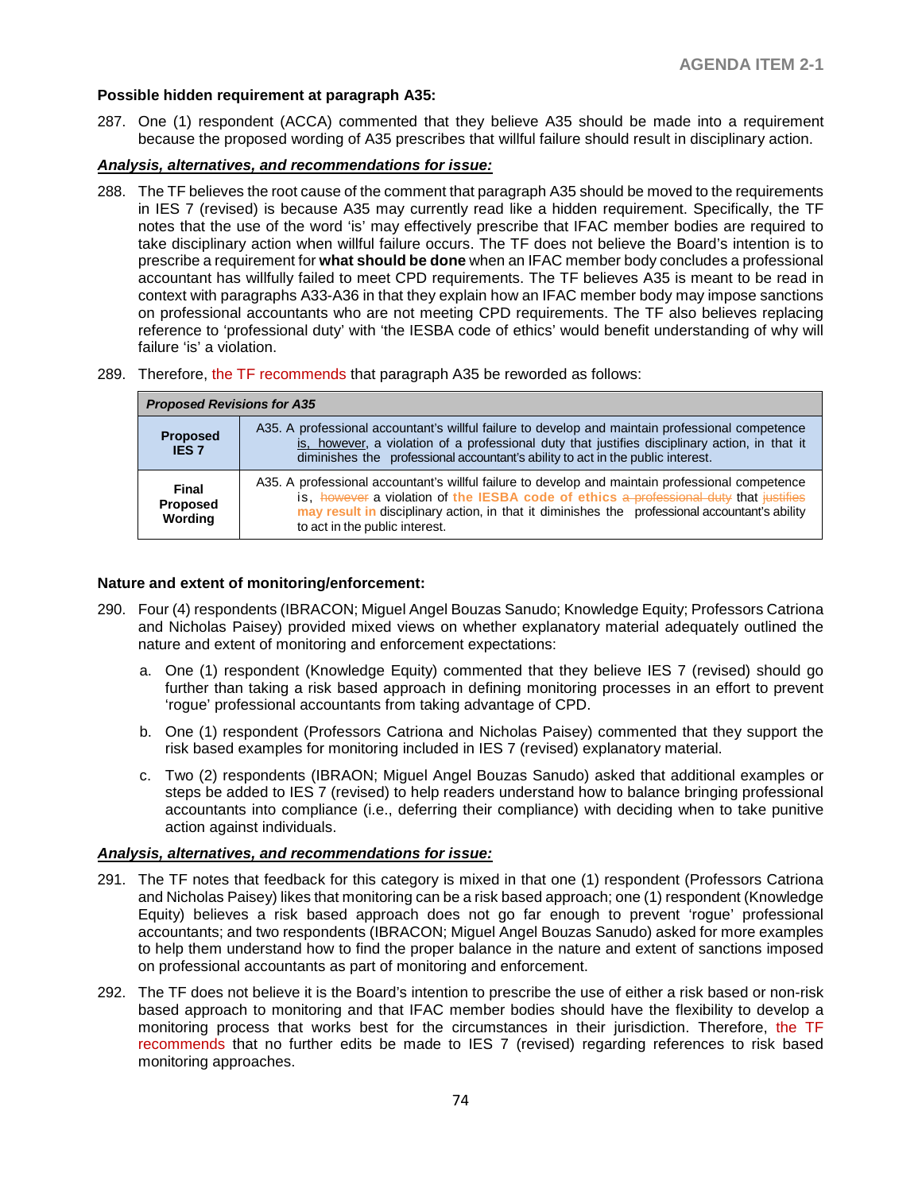**Possible hidden requirement at paragraph A35:**

287. One (1) respondent (ACCA) commented that they believe A35 should be made into a requirement because the proposed wording of A35 prescribes that willful failure should result in disciplinary action.

***Analysis, alternatives, and recommendations for issue:***

288. The TF believes the root cause of the comment that paragraph A35 should be moved to the requirements in IES 7 (revised) is because A35 may currently read like a hidden requirement. Specifically, the TF notes that the use of the word 'is' may effectively prescribe that IFAC member bodies are required to take disciplinary action when willful failure occurs. The TF does not believe the Board's intention is to prescribe a requirement for **what should be done** when an IFAC member body concludes a professional accountant has willfully failed to meet CPD requirements. The TF believes A35 is meant to be read in context with paragraphs A33-A36 in that they explain how an IFAC member body may impose sanctions on professional accountants who are not meeting CPD requirements. The TF also believes replacing reference to 'professional duty' with 'the IESBA code of ethics' would benefit understanding of why will failure 'is' a violation.

289. Therefore, the TF recommends that paragraph A35 be reworded as follows:

| Proposed Revisions for A35 | |
|---|---|
| **Proposed IES 7** | A35. A professional accountant's willful failure to develop and maintain professional competence is, however, a violation of a professional duty that justifies disciplinary action, in that it diminishes the professional accountant's ability to act in the public interest. |
| **Final Proposed Wording** | A35. A professional accountant's willful failure to develop and maintain professional competence is, ~~however~~ a violation of **the IESBA code of ethics** ~~a professional duty~~ that ~~justifies~~ **may result in** disciplinary action, in that it diminishes the professional accountant's ability to act in the public interest. |

**Nature and extent of monitoring/enforcement:**

290. Four (4) respondents (IBRACON; Miguel Angel Bouzas Sanudo; Knowledge Equity; Professors Catriona and Nicholas Paisey) provided mixed views on whether explanatory material adequately outlined the nature and extent of monitoring and enforcement expectations:

    a. One (1) respondent (Knowledge Equity) commented that they believe IES 7 (revised) should go further than taking a risk based approach in defining monitoring processes in an effort to prevent 'rogue' professional accountants from taking advantage of CPD.

    b. One (1) respondent (Professors Catriona and Nicholas Paisey) commented that they support the risk based examples for monitoring included in IES 7 (revised) explanatory material.

    c. Two (2) respondents (IBRAON; Miguel Angel Bouzas Sanudo) asked that additional examples or steps be added to IES 7 (revised) to help readers understand how to balance bringing professional accountants into compliance (i.e., deferring their compliance) with deciding when to take punitive action against individuals.

***Analysis, alternatives, and recommendations for issue:***

291. The TF notes that feedback for this category is mixed in that one (1) respondent (Professors Catriona and Nicholas Paisey) likes that monitoring can be a risk based approach; one (1) respondent (Knowledge Equity) believes a risk based approach does not go far enough to prevent 'rogue' professional accountants; and two respondents (IBRACON; Miguel Angel Bouzas Sanudo) asked for more examples to help them understand how to find the proper balance in the nature and extent of sanctions imposed on professional accountants as part of monitoring and enforcement.

292. The TF does not believe it is the Board's intention to prescribe the use of either a risk based or non-risk based approach to monitoring and that IFAC member bodies should have the flexibility to develop a monitoring process that works best for the circumstances in their jurisdiction. Therefore, the TF recommends that no further edits be made to IES 7 (revised) regarding references to risk based monitoring approaches.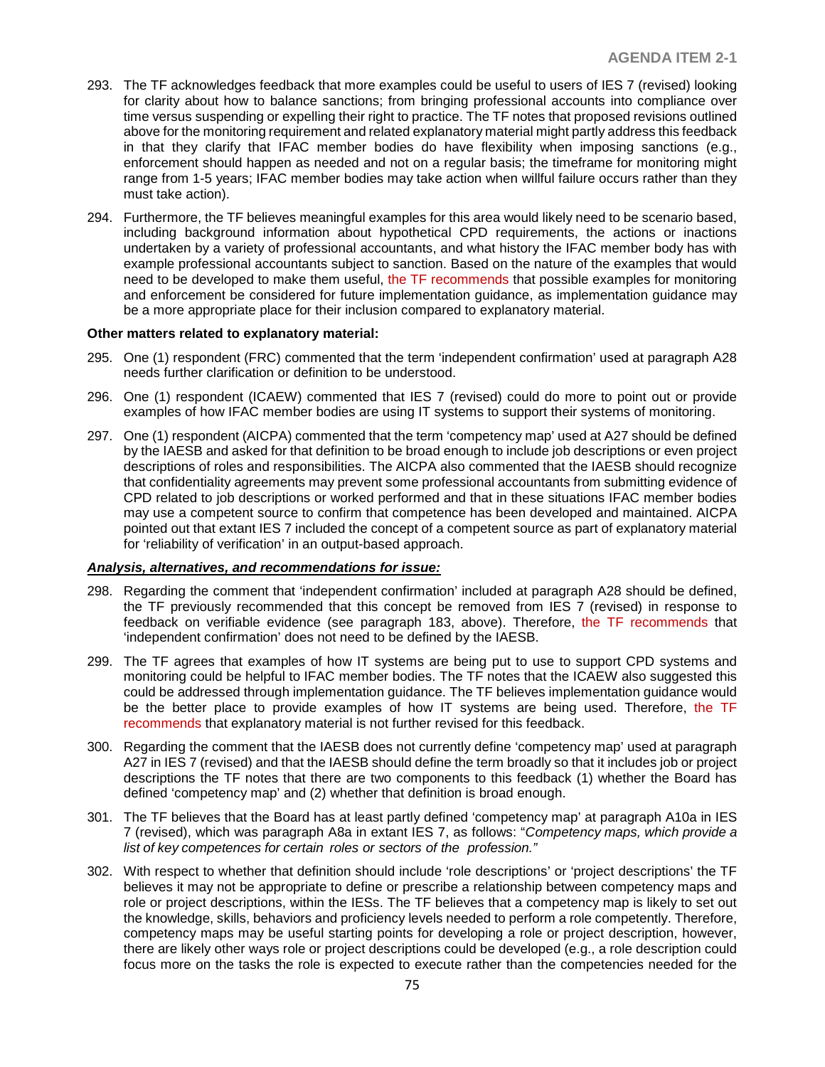293. The TF acknowledges feedback that more examples could be useful to users of IES 7 (revised) looking for clarity about how to balance sanctions; from bringing professional accounts into compliance over time versus suspending or expelling their right to practice. The TF notes that proposed revisions outlined above for the monitoring requirement and related explanatory material might partly address this feedback in that they clarify that IFAC member bodies do have flexibility when imposing sanctions (e.g., enforcement should happen as needed and not on a regular basis; the timeframe for monitoring might range from 1-5 years; IFAC member bodies may take action when willful failure occurs rather than they must take action).

294. Furthermore, the TF believes meaningful examples for this area would likely need to be scenario based, including background information about hypothetical CPD requirements, the actions or inactions undertaken by a variety of professional accountants, and what history the IFAC member body has with example professional accountants subject to sanction. Based on the nature of the examples that would need to be developed to make them useful, the TF recommends that possible examples for monitoring and enforcement be considered for future implementation guidance, as implementation guidance may be a more appropriate place for their inclusion compared to explanatory material.

**Other matters related to explanatory material:**

295. One (1) respondent (FRC) commented that the term 'independent confirmation' used at paragraph A28 needs further clarification or definition to be understood.

296. One (1) respondent (ICAEW) commented that IES 7 (revised) could do more to point out or provide examples of how IFAC member bodies are using IT systems to support their systems of monitoring.

297. One (1) respondent (AICPA) commented that the term 'competency map' used at A27 should be defined by the IAESB and asked for that definition to be broad enough to include job descriptions or even project descriptions of roles and responsibilities. The AICPA also commented that the IAESB should recognize that confidentiality agreements may prevent some professional accountants from submitting evidence of CPD related to job descriptions or worked performed and that in these situations IFAC member bodies may use a competent source to confirm that competence has been developed and maintained. AICPA pointed out that extant IES 7 included the concept of a competent source as part of explanatory material for 'reliability of verification' in an output-based approach.

***Analysis, alternatives, and recommendations for issue:***

298. Regarding the comment that 'independent confirmation' included at paragraph A28 should be defined, the TF previously recommended that this concept be removed from IES 7 (revised) in response to feedback on verifiable evidence (see paragraph 183, above). Therefore, the TF recommends that 'independent confirmation' does not need to be defined by the IAESB.

299. The TF agrees that examples of how IT systems are being put to use to support CPD systems and monitoring could be helpful to IFAC member bodies. The TF notes that the ICAEW also suggested this could be addressed through implementation guidance. The TF believes implementation guidance would be the better place to provide examples of how IT systems are being used. Therefore, the TF recommends that explanatory material is not further revised for this feedback.

300. Regarding the comment that the IAESB does not currently define 'competency map' used at paragraph A27 in IES 7 (revised) and that the IAESB should define the term broadly so that it includes job or project descriptions the TF notes that there are two components to this feedback (1) whether the Board has defined 'competency map' and (2) whether that definition is broad enough.

301. The TF believes that the Board has at least partly defined 'competency map' at paragraph A10a in IES 7 (revised), which was paragraph A8a in extant IES 7, as follows: "*Competency maps, which provide a list of key competences for certain roles or sectors of the profession."*

302. With respect to whether that definition should include 'role descriptions' or 'project descriptions' the TF believes it may not be appropriate to define or prescribe a relationship between competency maps and role or project descriptions, within the IESs. The TF believes that a competency map is likely to set out the knowledge, skills, behaviors and proficiency levels needed to perform a role competently. Therefore, competency maps may be useful starting points for developing a role or project description, however, there are likely other ways role or project descriptions could be developed (e.g., a role description could focus more on the tasks the role is expected to execute rather than the competencies needed for the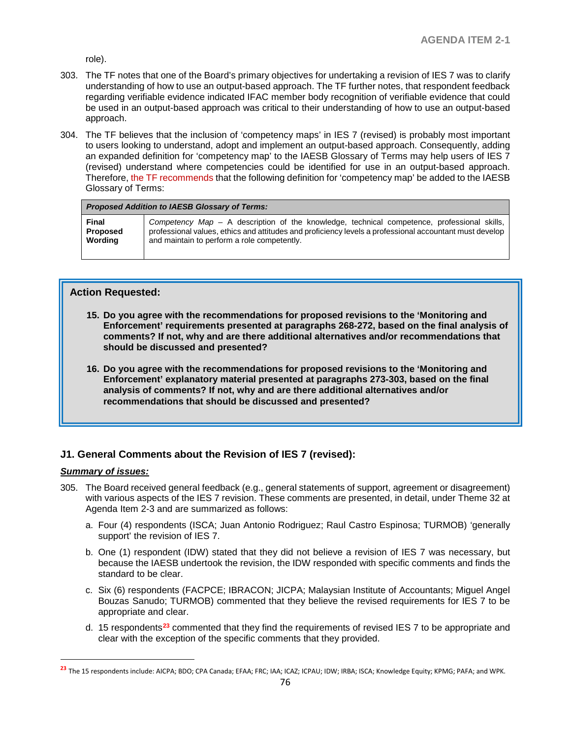role).

303. The TF notes that one of the Board's primary objectives for undertaking a revision of IES 7 was to clarify understanding of how to use an output-based approach. The TF further notes, that respondent feedback regarding verifiable evidence indicated IFAC member body recognition of verifiable evidence that could be used in an output-based approach was critical to their understanding of how to use an output-based approach.

304. The TF believes that the inclusion of 'competency maps' in IES 7 (revised) is probably most important to users looking to understand, adopt and implement an output-based approach. Consequently, adding an expanded definition for 'competency map' to the IAESB Glossary of Terms may help users of IES 7 (revised) understand where competencies could be identified for use in an output-based approach. Therefore, the TF recommends that the following definition for 'competency map' be added to the IAESB Glossary of Terms:

| ***Proposed Addition to IAESB Glossary of Terms:*** | |
|---|---|
| **Final Proposed Wording** | *Competency Map* – A description of the knowledge, technical competence, professional skills, professional values, ethics and attitudes and proficiency levels a professional accountant must develop and maintain to perform a role competently. |

**Action Requested:**

15. **Do you agree with the recommendations for proposed revisions to the 'Monitoring and Enforcement' requirements presented at paragraphs 268-272, based on the final analysis of comments? If not, why and are there additional alternatives and/or recommendations that should be discussed and presented?**

16. **Do you agree with the recommendations for proposed revisions to the 'Monitoring and Enforcement' explanatory material presented at paragraphs 273-303, based on the final analysis of comments? If not, why and are there additional alternatives and/or recommendations that should be discussed and presented?**

### J1. General Comments about the Revision of IES 7 (revised):

***Summary of issues:***

305. The Board received general feedback (e.g., general statements of support, agreement or disagreement) with various aspects of the IES 7 revision. These comments are presented, in detail, under Theme 32 at Agenda Item 2-3 and are summarized as follows:

   a. Four (4) respondents (ISCA; Juan Antonio Rodriguez; Raul Castro Espinosa; TURMOB) 'generally support' the revision of IES 7.

   b. One (1) respondent (IDW) stated that they did not believe a revision of IES 7 was necessary, but because the IAESB undertook the revision, the IDW responded with specific comments and finds the standard to be clear.

   c. Six (6) respondents (FACPCE; IBRACON; JICPA; Malaysian Institute of Accountants; Miguel Angel Bouzas Sanudo; TURMOB) commented that they believe the revised requirements for IES 7 to be appropriate and clear.

   d. 15 respondents[23] commented that they find the requirements of revised IES 7 to be appropriate and clear with the exception of the specific comments that they provided.

[23] The 15 respondents include: AICPA; BDO; CPA Canada; EFAA; FRC; IAA; ICAZ; ICPAU; IDW; IRBA; ISCA; Knowledge Equity; KPMG; PAFA; and WPK.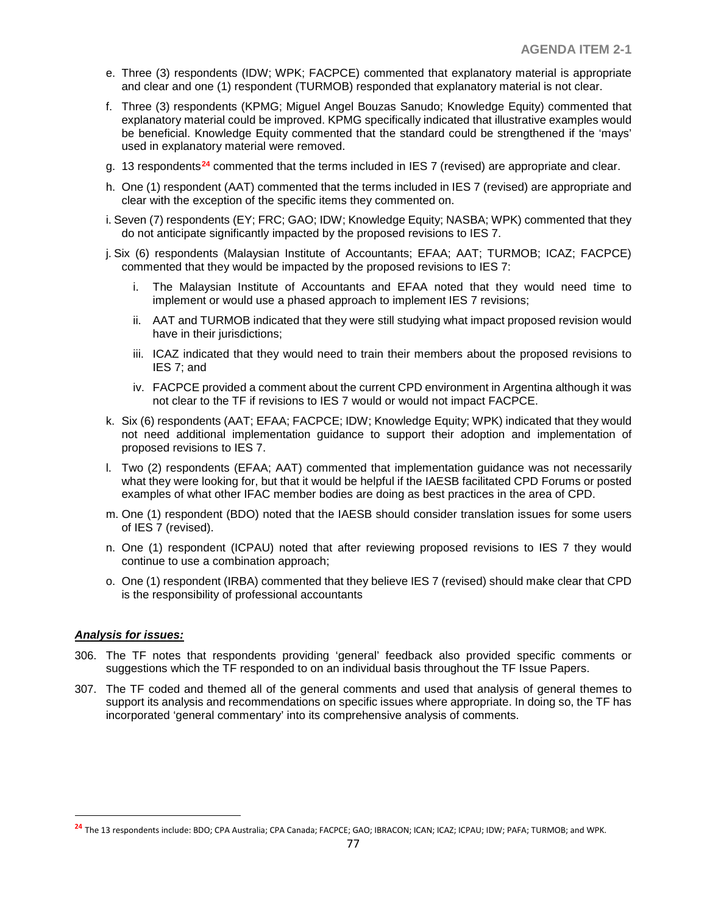e. Three (3) respondents (IDW; WPK; FACPCE) commented that explanatory material is appropriate and clear and one (1) respondent (TURMOB) responded that explanatory material is not clear.

f. Three (3) respondents (KPMG; Miguel Angel Bouzas Sanudo; Knowledge Equity) commented that explanatory material could be improved. KPMG specifically indicated that illustrative examples would be beneficial. Knowledge Equity commented that the standard could be strengthened if the 'mays' used in explanatory material were removed.

g. 13 respondents[24] commented that the terms included in IES 7 (revised) are appropriate and clear.

h. One (1) respondent (AAT) commented that the terms included in IES 7 (revised) are appropriate and clear with the exception of the specific items they commented on.

i. Seven (7) respondents (EY; FRC; GAO; IDW; Knowledge Equity; NASBA; WPK) commented that they do not anticipate significantly impacted by the proposed revisions to IES 7.

j. Six (6) respondents (Malaysian Institute of Accountants; EFAA; AAT; TURMOB; ICAZ; FACPCE) commented that they would be impacted by the proposed revisions to IES 7:

   i. The Malaysian Institute of Accountants and EFAA noted that they would need time to implement or would use a phased approach to implement IES 7 revisions;

   ii. AAT and TURMOB indicated that they were still studying what impact proposed revision would have in their jurisdictions;

   iii. ICAZ indicated that they would need to train their members about the proposed revisions to IES 7; and

   iv. FACPCE provided a comment about the current CPD environment in Argentina although it was not clear to the TF if revisions to IES 7 would or would not impact FACPCE.

k. Six (6) respondents (AAT; EFAA; FACPCE; IDW; Knowledge Equity; WPK) indicated that they would not need additional implementation guidance to support their adoption and implementation of proposed revisions to IES 7.

l. Two (2) respondents (EFAA; AAT) commented that implementation guidance was not necessarily what they were looking for, but that it would be helpful if the IAESB facilitated CPD Forums or posted examples of what other IFAC member bodies are doing as best practices in the area of CPD.

m. One (1) respondent (BDO) noted that the IAESB should consider translation issues for some users of IES 7 (revised).

n. One (1) respondent (ICPAU) noted that after reviewing proposed revisions to IES 7 they would continue to use a combination approach;

o. One (1) respondent (IRBA) commented that they believe IES 7 (revised) should make clear that CPD is the responsibility of professional accountants

***Analysis for issues:***

306. The TF notes that respondents providing 'general' feedback also provided specific comments or suggestions which the TF responded to on an individual basis throughout the TF Issue Papers.

307. The TF coded and themed all of the general comments and used that analysis of general themes to support its analysis and recommendations on specific issues where appropriate. In doing so, the TF has incorporated 'general commentary' into its comprehensive analysis of comments.

---

[24] The 13 respondents include: BDO; CPA Australia; CPA Canada; FACPCE; GAO; IBRACON; ICAN; ICAZ; ICPAU; IDW; PAFA; TURMOB; and WPK.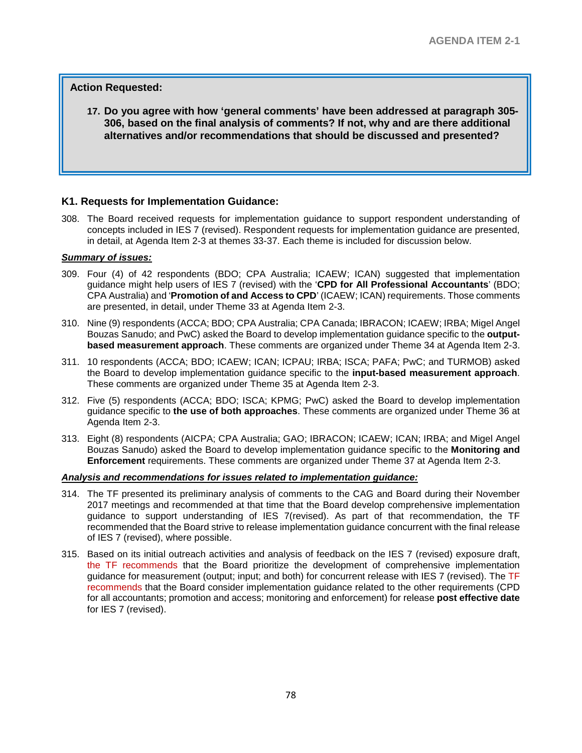**Action Requested:**

17. **Do you agree with how 'general comments' have been addressed at paragraph 305-306, based on the final analysis of comments? If not, why and are there additional alternatives and/or recommendations that should be discussed and presented?**

### K1. Requests for Implementation Guidance:

308. The Board received requests for implementation guidance to support respondent understanding of concepts included in IES 7 (revised). Respondent requests for implementation guidance are presented, in detail, at Agenda Item 2-3 at themes 33-37. Each theme is included for discussion below.

***Summary of issues:***

309. Four (4) of 42 respondents (BDO; CPA Australia; ICAEW; ICAN) suggested that implementation guidance might help users of IES 7 (revised) with the '**CPD for All Professional Accountants**' (BDO; CPA Australia) and '**Promotion of and Access to CPD**' (ICAEW; ICAN) requirements. Those comments are presented, in detail, under Theme 33 at Agenda Item 2-3.

310. Nine (9) respondents (ACCA; BDO; CPA Australia; CPA Canada; IBRACON; ICAEW; IRBA; Migel Angel Bouzas Sanudo; and PwC) asked the Board to develop implementation guidance specific to the **output-based measurement approach**. These comments are organized under Theme 34 at Agenda Item 2-3.

311. 10 respondents (ACCA; BDO; ICAEW; ICAN; ICPAU; IRBA; ISCA; PAFA; PwC; and TURMOB) asked the Board to develop implementation guidance specific to the **input-based measurement approach**. These comments are organized under Theme 35 at Agenda Item 2-3.

312. Five (5) respondents (ACCA; BDO; ISCA; KPMG; PwC) asked the Board to develop implementation guidance specific to **the use of both approaches**. These comments are organized under Theme 36 at Agenda Item 2-3.

313. Eight (8) respondents (AICPA; CPA Australia; GAO; IBRACON; ICAEW; ICAN; IRBA; and Migel Angel Bouzas Sanudo) asked the Board to develop implementation guidance specific to the **Monitoring and Enforcement** requirements. These comments are organized under Theme 37 at Agenda Item 2-3.

***Analysis and recommendations for issues related to implementation guidance:***

314. The TF presented its preliminary analysis of comments to the CAG and Board during their November 2017 meetings and recommended at that time that the Board develop comprehensive implementation guidance to support understanding of IES 7(revised). As part of that recommendation, the TF recommended that the Board strive to release implementation guidance concurrent with the final release of IES 7 (revised), where possible.

315. Based on its initial outreach activities and analysis of feedback on the IES 7 (revised) exposure draft, the TF recommends that the Board prioritize the development of comprehensive implementation guidance for measurement (output; input; and both) for concurrent release with IES 7 (revised). The TF recommends that the Board consider implementation guidance related to the other requirements (CPD for all accountants; promotion and access; monitoring and enforcement) for release **post effective date** for IES 7 (revised).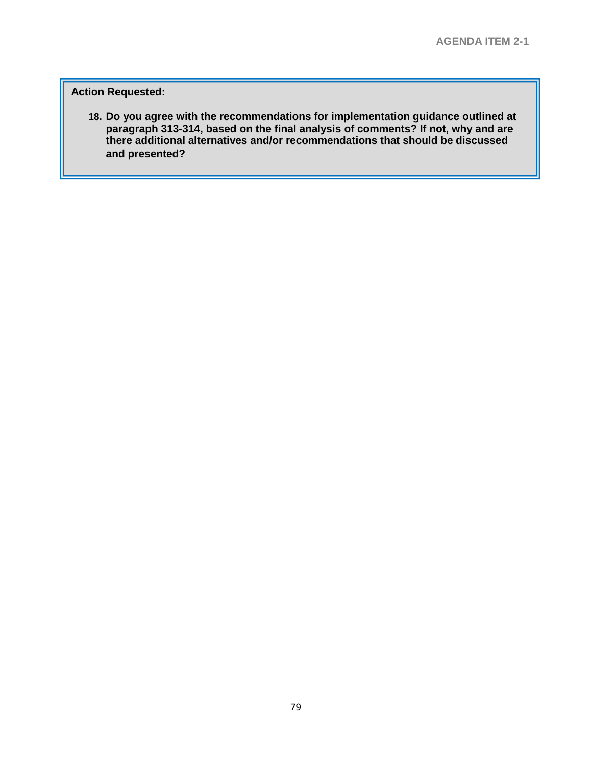**Action Requested:**

18. **Do you agree with the recommendations for implementation guidance outlined at paragraph 313-314, based on the final analysis of comments? If not, why and are there additional alternatives and/or recommendations that should be discussed and presented?**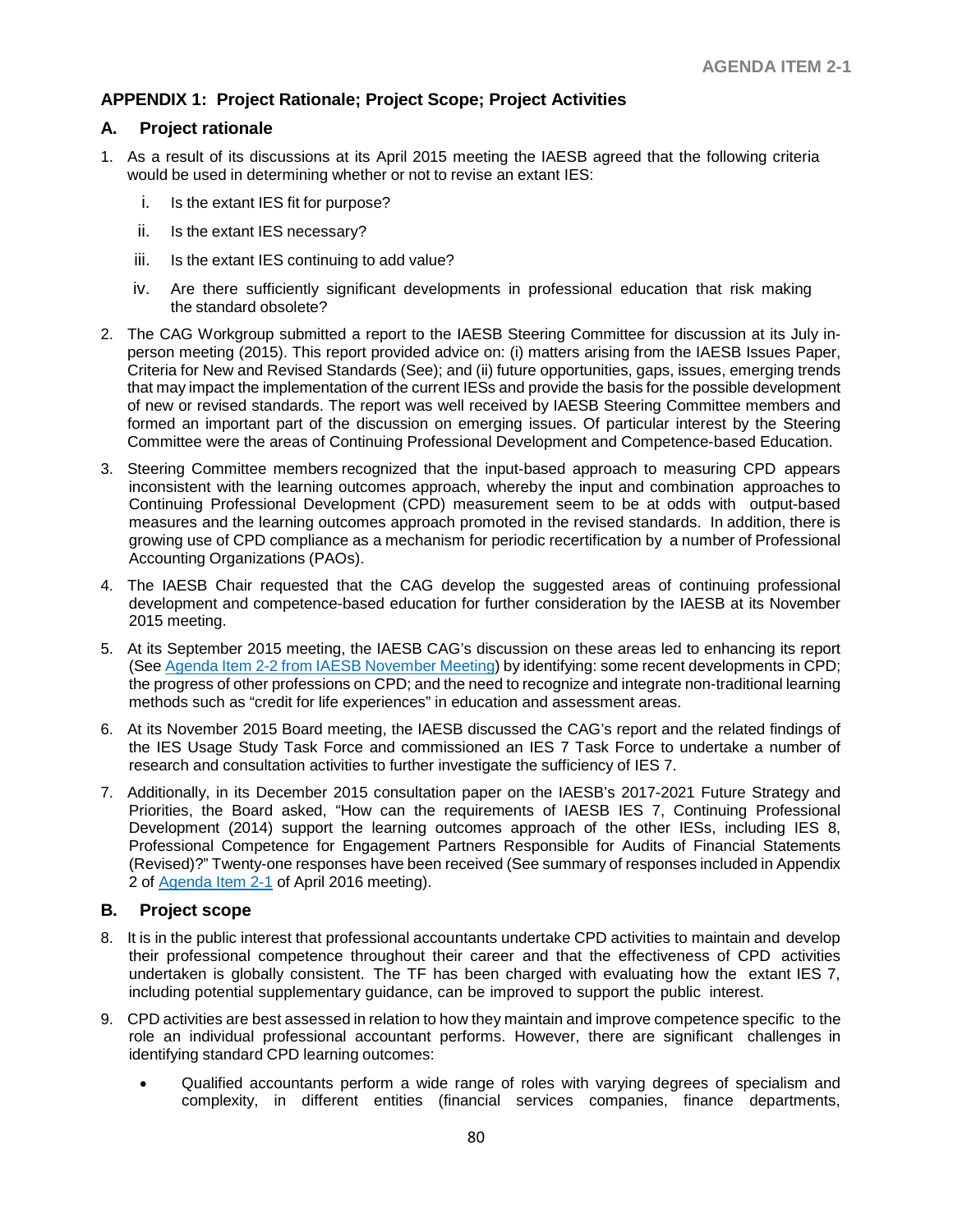## APPENDIX 1: Project Rationale; Project Scope; Project Activities

### A. Project rationale

1. As a result of its discussions at its April 2015 meeting the IAESB agreed that the following criteria would be used in determining whether or not to revise an extant IES:
   1. Is the extant IES fit for purpose?
   2. Is the extant IES necessary?
   3. Is the extant IES continuing to add value?
   4. Are there sufficiently significant developments in professional education that risk making the standard obsolete?
2. The CAG Workgroup submitted a report to the IAESB Steering Committee for discussion at its July in-person meeting (2015). This report provided advice on: (i) matters arising from the IAESB Issues Paper, Criteria for New and Revised Standards (See); and (ii) future opportunities, gaps, issues, emerging trends that may impact the implementation of the current IESs and provide the basis for the possible development of new or revised standards. The report was well received by IAESB Steering Committee members and formed an important part of the discussion on emerging issues. Of particular interest by the Steering Committee were the areas of Continuing Professional Development and Competence-based Education.
3. Steering Committee members recognized that the input-based approach to measuring CPD appears inconsistent with the learning outcomes approach, whereby the input and combination approaches to Continuing Professional Development (CPD) measurement seem to be at odds with output-based measures and the learning outcomes approach promoted in the revised standards. In addition, there is growing use of CPD compliance as a mechanism for periodic recertification by a number of Professional Accounting Organizations (PAOs).
4. The IAESB Chair requested that the CAG develop the suggested areas of continuing professional development and competence-based education for further consideration by the IAESB at its November 2015 meeting.
5. At its September 2015 meeting, the IAESB CAG's discussion on these areas led to enhancing its report (See Agenda Item 2-2 from IAESB November Meeting) by identifying: some recent developments in CPD; the progress of other professions on CPD; and the need to recognize and integrate non-traditional learning methods such as "credit for life experiences" in education and assessment areas.
6. At its November 2015 Board meeting, the IAESB discussed the CAG's report and the related findings of the IES Usage Study Task Force and commissioned an IES 7 Task Force to undertake a number of research and consultation activities to further investigate the sufficiency of IES 7.
7. Additionally, in its December 2015 consultation paper on the IAESB's 2017-2021 Future Strategy and Priorities, the Board asked, "How can the requirements of IAESB IES 7, Continuing Professional Development (2014) support the learning outcomes approach of the other IESs, including IES 8, Professional Competence for Engagement Partners Responsible for Audits of Financial Statements (Revised)?" Twenty-one responses have been received (See summary of responses included in Appendix 2 of Agenda Item 2-1 of April 2016 meeting).

### B. Project scope

8. It is in the public interest that professional accountants undertake CPD activities to maintain and develop their professional competence throughout their career and that the effectiveness of CPD activities undertaken is globally consistent. The TF has been charged with evaluating how the extant IES 7, including potential supplementary guidance, can be improved to support the public interest.
9. CPD activities are best assessed in relation to how they maintain and improve competence specific to the role an individual professional accountant performs. However, there are significant challenges in identifying standard CPD learning outcomes:
   - Qualified accountants perform a wide range of roles with varying degrees of specialism and complexity, in different entities (financial services companies, finance departments,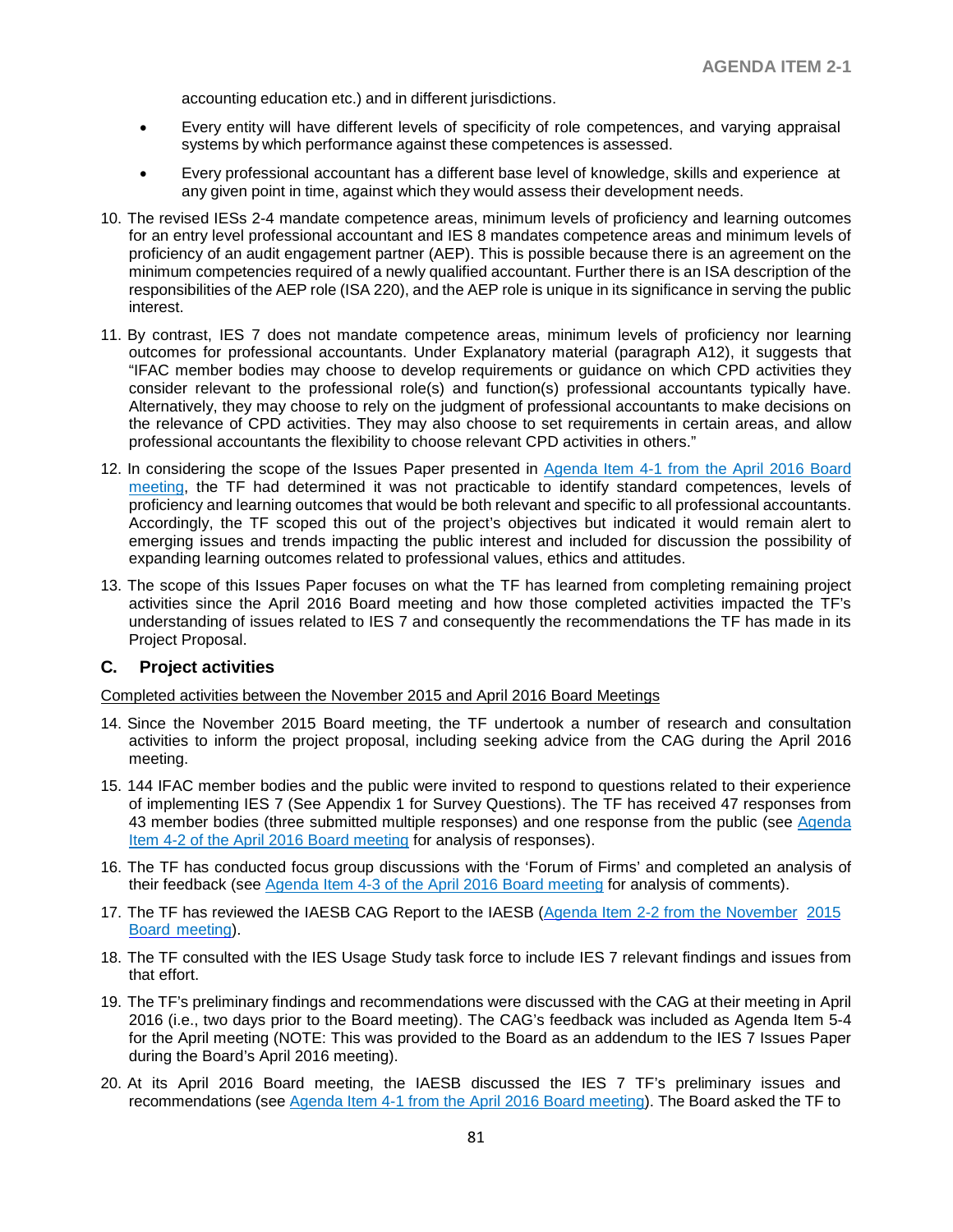accounting education etc.) and in different jurisdictions.

- Every entity will have different levels of specificity of role competences, and varying appraisal systems by which performance against these competences is assessed.
- Every professional accountant has a different base level of knowledge, skills and experience at any given point in time, against which they would assess their development needs.

10. The revised IESs 2-4 mandate competence areas, minimum levels of proficiency and learning outcomes for an entry level professional accountant and IES 8 mandates competence areas and minimum levels of proficiency of an audit engagement partner (AEP). This is possible because there is an agreement on the minimum competencies required of a newly qualified accountant. Further there is an ISA description of the responsibilities of the AEP role (ISA 220), and the AEP role is unique in its significance in serving the public interest.

11. By contrast, IES 7 does not mandate competence areas, minimum levels of proficiency nor learning outcomes for professional accountants. Under Explanatory material (paragraph A12), it suggests that "IFAC member bodies may choose to develop requirements or guidance on which CPD activities they consider relevant to the professional role(s) and function(s) professional accountants typically have. Alternatively, they may choose to rely on the judgment of professional accountants to make decisions on the relevance of CPD activities. They may also choose to set requirements in certain areas, and allow professional accountants the flexibility to choose relevant CPD activities in others."

12. In considering the scope of the Issues Paper presented in Agenda Item 4-1 from the April 2016 Board meeting, the TF had determined it was not practicable to identify standard competences, levels of proficiency and learning outcomes that would be both relevant and specific to all professional accountants. Accordingly, the TF scoped this out of the project's objectives but indicated it would remain alert to emerging issues and trends impacting the public interest and included for discussion the possibility of expanding learning outcomes related to professional values, ethics and attitudes.

13. The scope of this Issues Paper focuses on what the TF has learned from completing remaining project activities since the April 2016 Board meeting and how those completed activities impacted the TF's understanding of issues related to IES 7 and consequently the recommendations the TF has made in its Project Proposal.

## C. Project activities

<u>Completed activities between the November 2015 and April 2016 Board Meetings</u>

14. Since the November 2015 Board meeting, the TF undertook a number of research and consultation activities to inform the project proposal, including seeking advice from the CAG during the April 2016 meeting.

15. 144 IFAC member bodies and the public were invited to respond to questions related to their experience of implementing IES 7 (See Appendix 1 for Survey Questions). The TF has received 47 responses from 43 member bodies (three submitted multiple responses) and one response from the public (see Agenda Item 4-2 of the April 2016 Board meeting for analysis of responses).

16. The TF has conducted focus group discussions with the 'Forum of Firms' and completed an analysis of their feedback (see Agenda Item 4-3 of the April 2016 Board meeting for analysis of comments).

17. The TF has reviewed the IAESB CAG Report to the IAESB (Agenda Item 2-2 from the November 2015 Board meeting).

18. The TF consulted with the IES Usage Study task force to include IES 7 relevant findings and issues from that effort.

19. The TF's preliminary findings and recommendations were discussed with the CAG at their meeting in April 2016 (i.e., two days prior to the Board meeting). The CAG's feedback was included as Agenda Item 5-4 for the April meeting (NOTE: This was provided to the Board as an addendum to the IES 7 Issues Paper during the Board's April 2016 meeting).

20. At its April 2016 Board meeting, the IAESB discussed the IES 7 TF's preliminary issues and recommendations (see Agenda Item 4-1 from the April 2016 Board meeting). The Board asked the TF to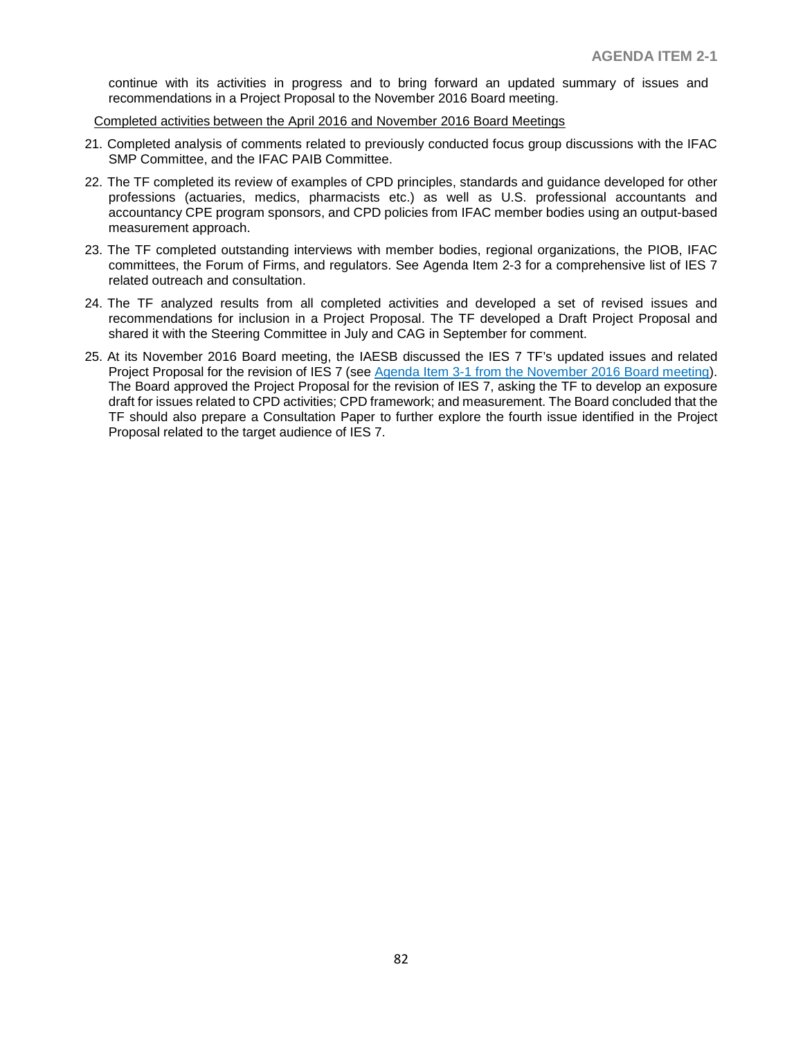continue with its activities in progress and to bring forward an updated summary of issues and recommendations in a Project Proposal to the November 2016 Board meeting.

<u>Completed activities between the April 2016 and November 2016 Board Meetings</u>

21. Completed analysis of comments related to previously conducted focus group discussions with the IFAC SMP Committee, and the IFAC PAIB Committee.

22. The TF completed its review of examples of CPD principles, standards and guidance developed for other professions (actuaries, medics, pharmacists etc.) as well as U.S. professional accountants and accountancy CPE program sponsors, and CPD policies from IFAC member bodies using an output-based measurement approach.

23. The TF completed outstanding interviews with member bodies, regional organizations, the PIOB, IFAC committees, the Forum of Firms, and regulators. See Agenda Item 2-3 for a comprehensive list of IES 7 related outreach and consultation.

24. The TF analyzed results from all completed activities and developed a set of revised issues and recommendations for inclusion in a Project Proposal. The TF developed a Draft Project Proposal and shared it with the Steering Committee in July and CAG in September for comment.

25. At its November 2016 Board meeting, the IAESB discussed the IES 7 TF's updated issues and related Project Proposal for the revision of IES 7 (see Agenda Item 3-1 from the November 2016 Board meeting). The Board approved the Project Proposal for the revision of IES 7, asking the TF to develop an exposure draft for issues related to CPD activities; CPD framework; and measurement. The Board concluded that the TF should also prepare a Consultation Paper to further explore the fourth issue identified in the Project Proposal related to the target audience of IES 7.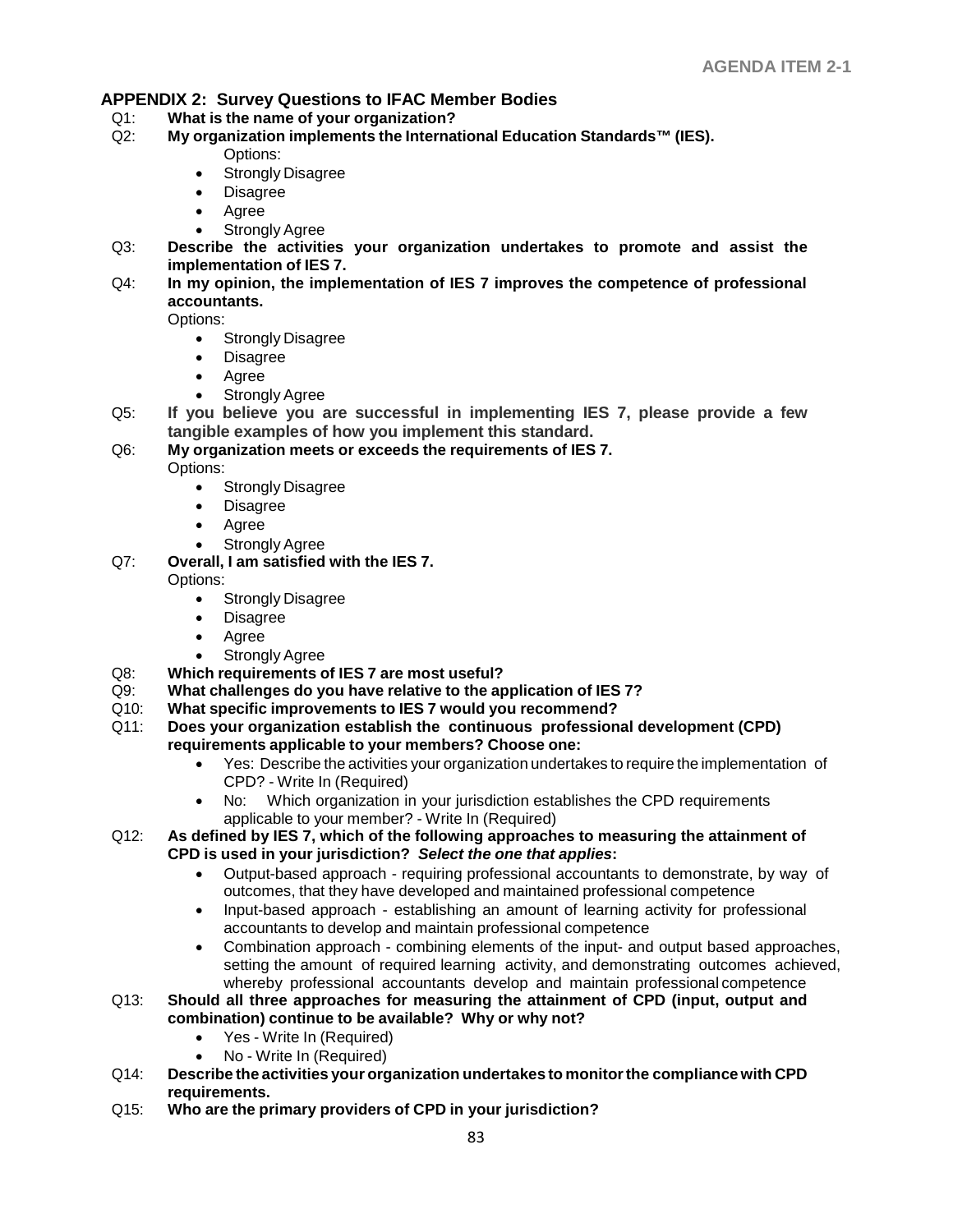## APPENDIX 2: Survey Questions to IFAC Member Bodies

Q1: **What is the name of your organization?**

Q2: **My organization implements the International Education Standards™ (IES).**

Options:

- Strongly Disagree
- Disagree
- Agree
- Strongly Agree

Q3: **Describe the activities your organization undertakes to promote and assist the implementation of IES 7.**

Q4: **In my opinion, the implementation of IES 7 improves the competence of professional accountants.**

Options:

- Strongly Disagree
- Disagree
- Agree
- Strongly Agree

Q5: **If you believe you are successful in implementing IES 7, please provide a few tangible examples of how you implement this standard.**

Q6: **My organization meets or exceeds the requirements of IES 7.**

Options:

- Strongly Disagree
- Disagree
- Agree
- Strongly Agree

Q7: **Overall, I am satisfied with the IES 7.**

Options:

- Strongly Disagree
- Disagree
- Agree
- Strongly Agree

Q8: **Which requirements of IES 7 are most useful?**

Q9: **What challenges do you have relative to the application of IES 7?**

Q10: **What specific improvements to IES 7 would you recommend?**

Q11: **Does your organization establish the continuous professional development (CPD) requirements applicable to your members? Choose one:**

- Yes: Describe the activities your organization undertakes to require the implementation of CPD? - Write In (Required)
- No: Which organization in your jurisdiction establishes the CPD requirements applicable to your member? - Write In (Required)

Q12: **As defined by IES 7, which of the following approaches to measuring the attainment of CPD is used in your jurisdiction? *Select the one that applies*:**

- Output-based approach - requiring professional accountants to demonstrate, by way of outcomes, that they have developed and maintained professional competence
- Input-based approach - establishing an amount of learning activity for professional accountants to develop and maintain professional competence
- Combination approach - combining elements of the input- and output based approaches, setting the amount of required learning activity, and demonstrating outcomes achieved, whereby professional accountants develop and maintain professional competence

Q13: **Should all three approaches for measuring the attainment of CPD (input, output and combination) continue to be available? Why or why not?**

- Yes - Write In (Required)
- No - Write In (Required)

Q14: **Describe the activities your organization undertakes to monitor the compliance with CPD requirements.**

Q15: **Who are the primary providers of CPD in your jurisdiction?**